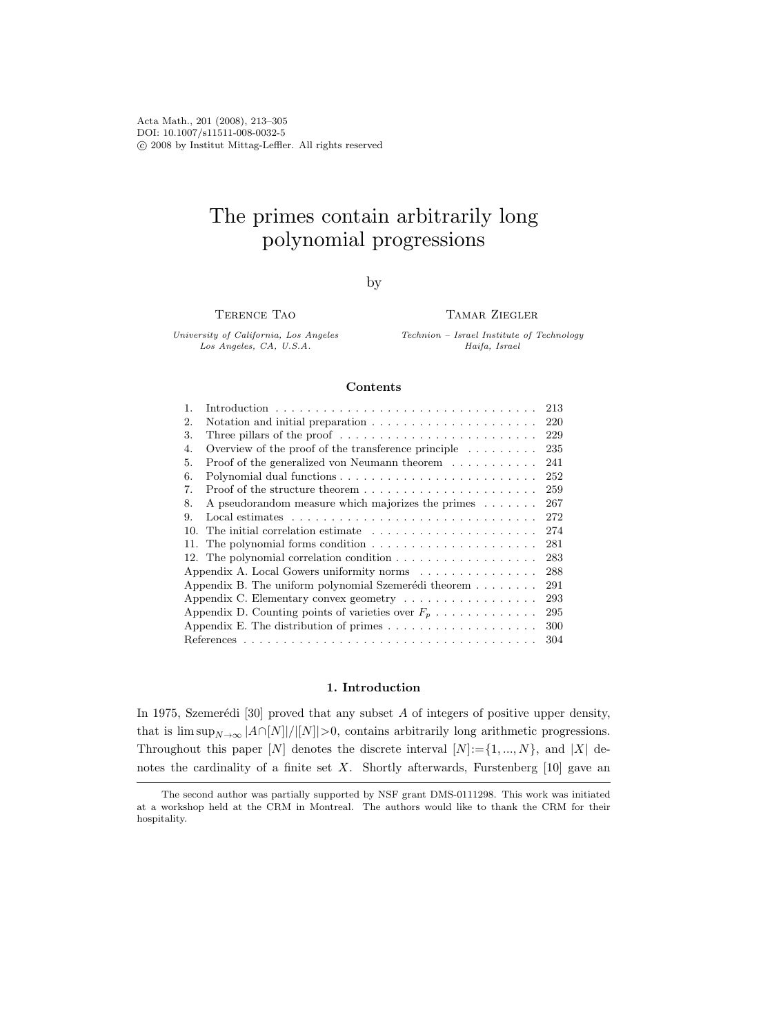# The primes contain arbitrarily long polynomial progressions

by

Terence Tao
*University of California, Los Angeles*
*Los Angeles, CA, U.S.A.*

Tamar Ziegler
*Technion – Israel Institute of Technology*
*Haifa, Israel*

### Contents

| | | |
|---|---|---|
| 1. | Introduction | 213 |
| 2. | Notation and initial preparation | 220 |
| 3. | Three pillars of the proof | 229 |
| 4. | Overview of the proof of the transference principle | 235 |
| 5. | Proof of the generalized von Neumann theorem | 241 |
| 6. | Polynomial dual functions | 252 |
| 7. | Proof of the structure theorem | 259 |
| 8. | A pseudorandom measure which majorizes the primes | 267 |
| 9. | Local estimates | 272 |
| 10. | The initial correlation estimate | 274 |
| 11. | The polynomial forms condition | 281 |
| 12. | The polynomial correlation condition | 283 |
| | Appendix A. Local Gowers uniformity norms | 288 |
| | Appendix B. The uniform polynomial Szemerédi theorem | 291 |
| | Appendix C. Elementary convex geometry | 293 |
| | Appendix D. Counting points of varieties over $F_p$ | 295 |
| | Appendix E. The distribution of primes | 300 |
| | References | 304 |

## 1. Introduction

In 1975, Szemerédi [30] proved that any subset $A$ of integers of positive upper density, that is $\limsup_{N\to\infty} |A\cap[N]|/|[N]|>0$, contains arbitrarily long arithmetic progressions. Throughout this paper $[N]$ denotes the discrete interval $[N]:=\{1,...,N\}$, and $|X|$ denotes the cardinality of a finite set $X$. Shortly afterwards, Furstenberg [10] gave an

---

The second author was partially supported by NSF grant DMS-0111298. This work was initiated at a workshop held at the CRM in Montreal. The authors would like to thank the CRM for their hospitality.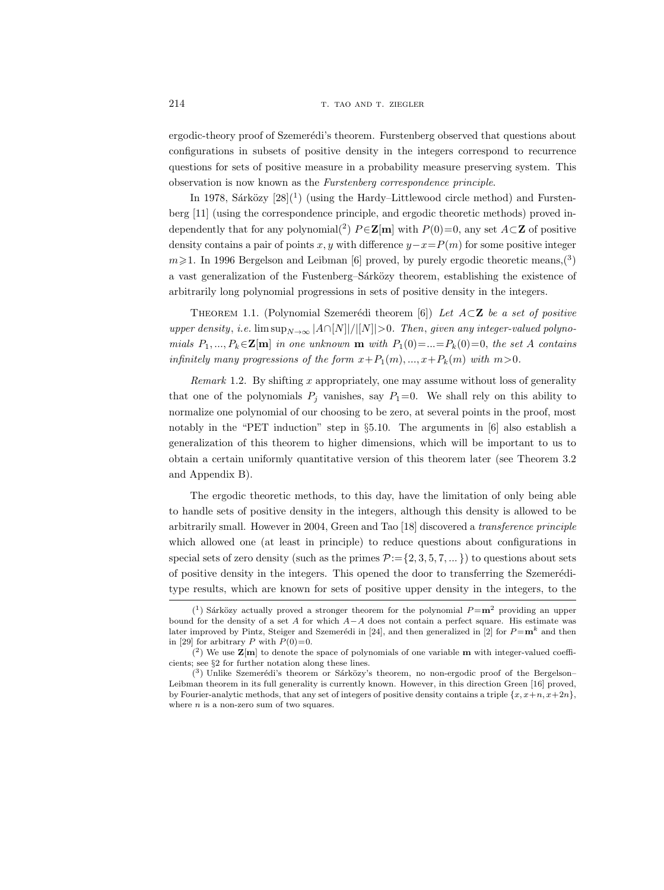ergodic-theory proof of Szemerédi's theorem. Furstenberg observed that questions about configurations in subsets of positive density in the integers correspond to recurrence questions for sets of positive measure in a probability measure preserving system. This observation is now known as the *Furstenberg correspondence principle*.

In 1978, Sárközy [28](1) (using the Hardy–Littlewood circle method) and Furstenberg [11] (using the correspondence principle, and ergodic theoretic methods) proved independently that for any polynomial(2) $P \in \mathbf{Z}[\mathbf{m}]$ with $P(0)=0$, any set $A \subset \mathbf{Z}$ of positive density contains a pair of points $x, y$ with difference $y-x=P(m)$ for some positive integer $m \geqslant 1$. In 1996 Bergelson and Leibman [6] proved, by purely ergodic theoretic means,(3) a vast generalization of the Fustenberg–Sárközy theorem, establishing the existence of arbitrarily long polynomial progressions in sets of positive density in the integers.

Theorem 1.1. (Polynomial Szemerédi theorem [6]) *Let $A \subset \mathbf{Z}$ be a set of positive upper density, i.e.* $\limsup_{N \to \infty} |A \cap [N]|/|[N]| > 0$. *Then, given any integer-valued polynomials $P_1, ..., P_k \in \mathbf{Z}[\mathbf{m}]$ in one unknown $\mathbf{m}$ with $P_1(0) = ... = P_k(0) = 0$, the set $A$ contains infinitely many progressions of the form $x + P_1(m), ..., x + P_k(m)$ with $m > 0$.*

*Remark* 1.2. By shifting $x$ appropriately, one may assume without loss of generality that one of the polynomials $P_j$ vanishes, say $P_1 = 0$. We shall rely on this ability to normalize one polynomial of our choosing to be zero, at several points in the proof, most notably in the "PET induction" step in §5.10. The arguments in [6] also establish a generalization of this theorem to higher dimensions, which will be important to us to obtain a certain uniformly quantitative version of this theorem later (see Theorem 3.2 and Appendix B).

The ergodic theoretic methods, to this day, have the limitation of only being able to handle sets of positive density in the integers, although this density is allowed to be arbitrarily small. However in 2004, Green and Tao [18] discovered a *transference principle* which allowed one (at least in principle) to reduce questions about configurations in special sets of zero density (such as the primes $\mathcal{P} := \{2, 3, 5, 7, ...\}$) to questions about sets of positive density in the integers. This opened the door to transferring the Szemerédi-type results, which are known for sets of positive upper density in the integers, to the

(1) Sárközy actually proved a stronger theorem for the polynomial $P = \mathbf{m}^2$ providing an upper bound for the density of a set $A$ for which $A - A$ does not contain a perfect square. His estimate was later improved by Pintz, Steiger and Szemerédi in [24], and then generalized in [2] for $P = \mathbf{m}^k$ and then in [29] for arbitrary $P$ with $P(0) = 0$.

(2) We use $\mathbf{Z}[\mathbf{m}]$ to denote the space of polynomials of one variable $\mathbf{m}$ with integer-valued coefficients; see §2 for further notation along these lines.

(3) Unlike Szemerédi's theorem or Sárközy's theorem, no non-ergodic proof of the Bergelson–Leibman theorem in its full generality is currently known. However, in this direction Green [16] proved, by Fourier-analytic methods, that any set of integers of positive density contains a triple $\{x, x+n, x+2n\}$, where $n$ is a non-zero sum of two squares.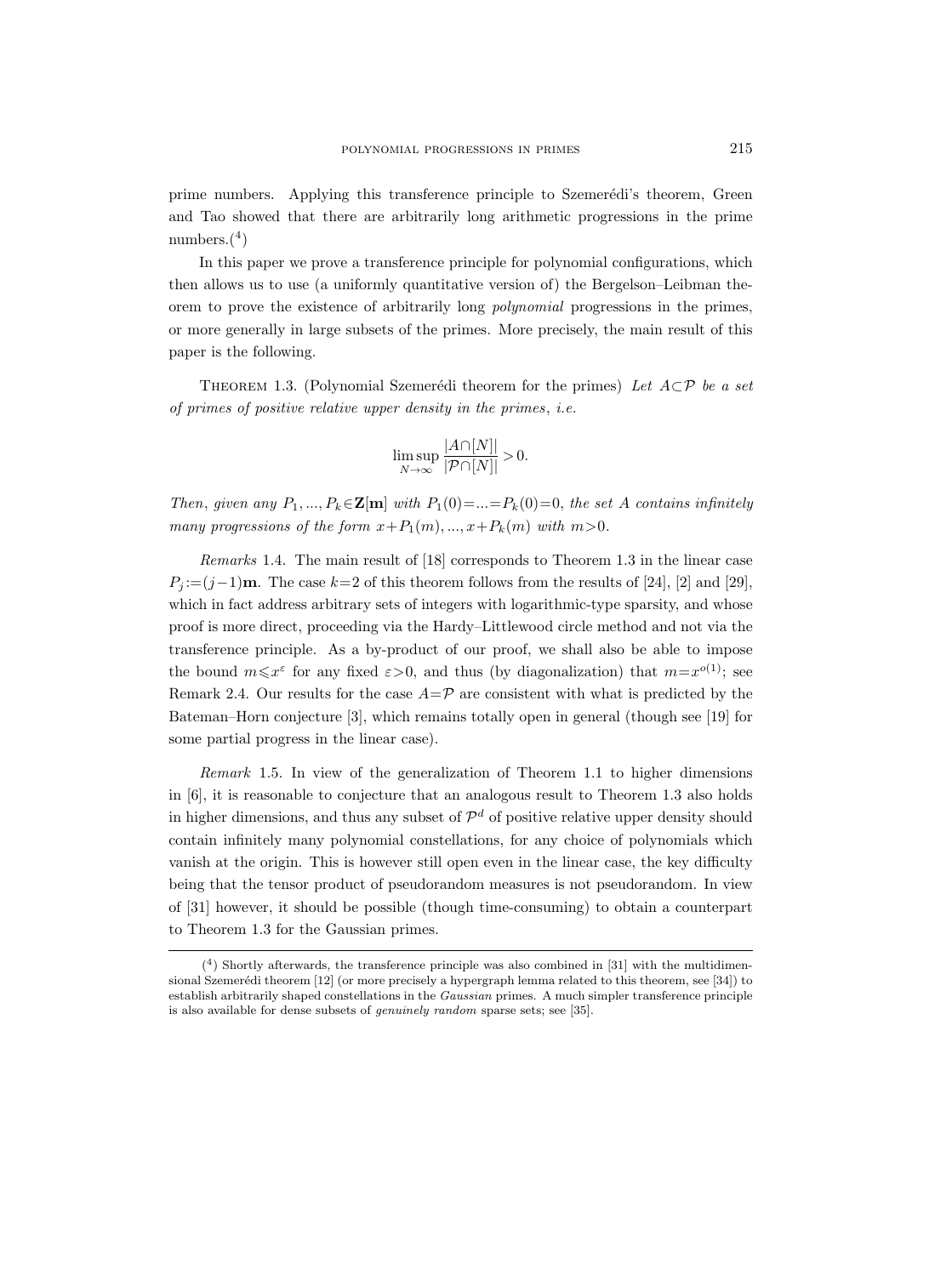prime numbers. Applying this transference principle to Szemerédi's theorem, Green and Tao showed that there are arbitrarily long arithmetic progressions in the prime numbers.([4])

In this paper we prove a transference principle for polynomial configurations, which then allows us to use (a uniformly quantitative version of) the Bergelson–Leibman theorem to prove the existence of arbitrarily long *polynomial* progressions in the primes, or more generally in large subsets of the primes. More precisely, the main result of this paper is the following.

Theorem 1.3. (Polynomial Szemerédi theorem for the primes) *Let $A \subset \mathcal{P}$ be a set of primes of positive relative upper density in the primes, i.e.*

$$\limsup_{N\to\infty} \frac{|A\cap[N]|}{|\mathcal{P}\cap[N]|} > 0.$$

*Then, given any $P_1, ..., P_k \in \mathbf{Z}[\mathbf{m}]$ with $P_1(0) = ... = P_k(0) = 0$, the set $A$ contains infinitely many progressions of the form $x+P_1(m), ..., x+P_k(m)$ with $m>0$.*

*Remarks* 1.4. The main result of [18] corresponds to Theorem 1.3 in the linear case $P_j := (j-1)\mathbf{m}$. The case $k=2$ of this theorem follows from the results of [24], [2] and [29], which in fact address arbitrary sets of integers with logarithmic-type sparsity, and whose proof is more direct, proceeding via the Hardy–Littlewood circle method and not via the transference principle. As a by-product of our proof, we shall also be able to impose the bound $m \leqslant x^{\varepsilon}$ for any fixed $\varepsilon > 0$, and thus (by diagonalization) that $m = x^{o(1)}$; see Remark 2.4. Our results for the case $A = \mathcal{P}$ are consistent with what is predicted by the Bateman–Horn conjecture [3], which remains totally open in general (though see [19] for some partial progress in the linear case).

*Remark* 1.5. In view of the generalization of Theorem 1.1 to higher dimensions in [6], it is reasonable to conjecture that an analogous result to Theorem 1.3 also holds in higher dimensions, and thus any subset of $\mathcal{P}^d$ of positive relative upper density should contain infinitely many polynomial constellations, for any choice of polynomials which vanish at the origin. This is however still open even in the linear case, the key difficulty being that the tensor product of pseudorandom measures is not pseudorandom. In view of [31] however, it should be possible (though time-consuming) to obtain a counterpart to Theorem 1.3 for the Gaussian primes.

([4]) Shortly afterwards, the transference principle was also combined in [31] with the multidimensional Szemerédi theorem [12] (or more precisely a hypergraph lemma related to this theorem, see [34]) to establish arbitrarily shaped constellations in the *Gaussian* primes. A much simpler transference principle is also available for dense subsets of *genuinely random* sparse sets; see [35].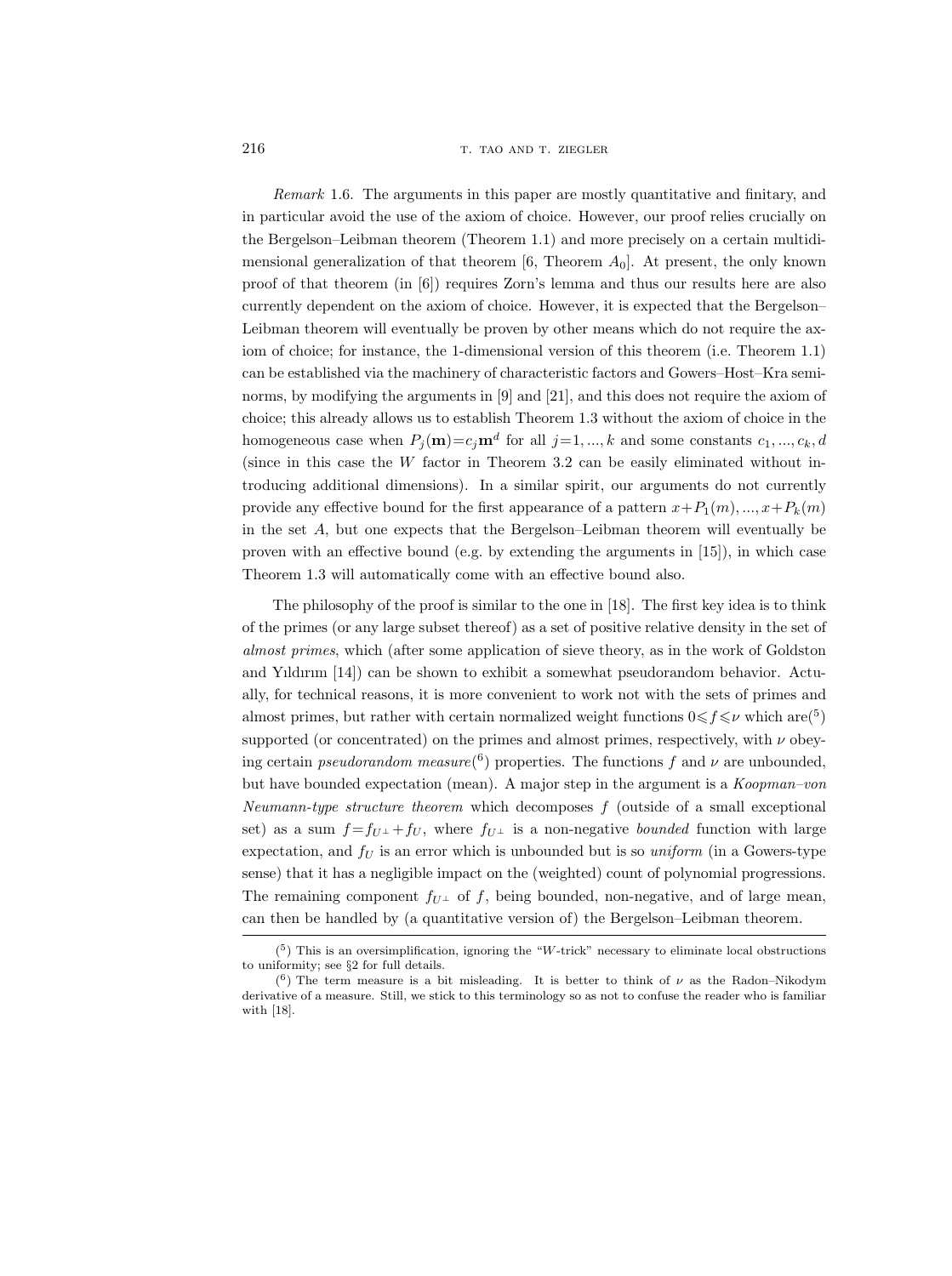*Remark* 1.6. The arguments in this paper are mostly quantitative and finitary, and in particular avoid the use of the axiom of choice. However, our proof relies crucially on the Bergelson–Leibman theorem (Theorem 1.1) and more precisely on a certain multidimensional generalization of that theorem [6, Theorem $A_0$]. At present, the only known proof of that theorem (in [6]) requires Zorn's lemma and thus our results here are also currently dependent on the axiom of choice. However, it is expected that the Bergelson–Leibman theorem will eventually be proven by other means which do not require the axiom of choice; for instance, the 1-dimensional version of this theorem (i.e. Theorem 1.1) can be established via the machinery of characteristic factors and Gowers–Host–Kra seminorms, by modifying the arguments in [9] and [21], and this does not require the axiom of choice; this already allows us to establish Theorem 1.3 without the axiom of choice in the homogeneous case when $P_j(\mathbf{m}) = c_j \mathbf{m}^d$ for all $j = 1, ..., k$ and some constants $c_1, ..., c_k, d$ (since in this case the $W$ factor in Theorem 3.2 can be easily eliminated without introducing additional dimensions). In a similar spirit, our arguments do not currently provide any effective bound for the first appearance of a pattern $x+P_1(m), ..., x+P_k(m)$ in the set $A$, but one expects that the Bergelson–Leibman theorem will eventually be proven with an effective bound (e.g. by extending the arguments in [15]), in which case Theorem 1.3 will automatically come with an effective bound also.

The philosophy of the proof is similar to the one in [18]. The first key idea is to think of the primes (or any large subset thereof) as a set of positive relative density in the set of *almost primes*, which (after some application of sieve theory, as in the work of Goldston and Yıldırım [14]) can be shown to exhibit a somewhat pseudorandom behavior. Actually, for technical reasons, it is more convenient to work not with the sets of primes and almost primes, but rather with certain normalized weight functions $0 \leqslant f \leqslant \nu$ which are(5) supported (or concentrated) on the primes and almost primes, respectively, with $\nu$ obeying certain *pseudorandom measure*(6) properties. The functions $f$ and $\nu$ are unbounded, but have bounded expectation (mean). A major step in the argument is a *Koopman–von Neumann-type structure theorem* which decomposes $f$ (outside of a small exceptional set) as a sum $f = f_{U^\perp} + f_U$, where $f_{U^\perp}$ is a non-negative *bounded* function with large expectation, and $f_U$ is an error which is unbounded but is so *uniform* (in a Gowers-type sense) that it has a negligible impact on the (weighted) count of polynomial progressions. The remaining component $f_{U^\perp}$ of $f$, being bounded, non-negative, and of large mean, can then be handled by (a quantitative version of) the Bergelson–Leibman theorem.

---

(5) This is an oversimplification, ignoring the "$W$-trick" necessary to eliminate local obstructions to uniformity; see §2 for full details.

(6) The term measure is a bit misleading. It is better to think of $\nu$ as the Radon–Nikodym derivative of a measure. Still, we stick to this terminology so as not to confuse the reader who is familiar with [18].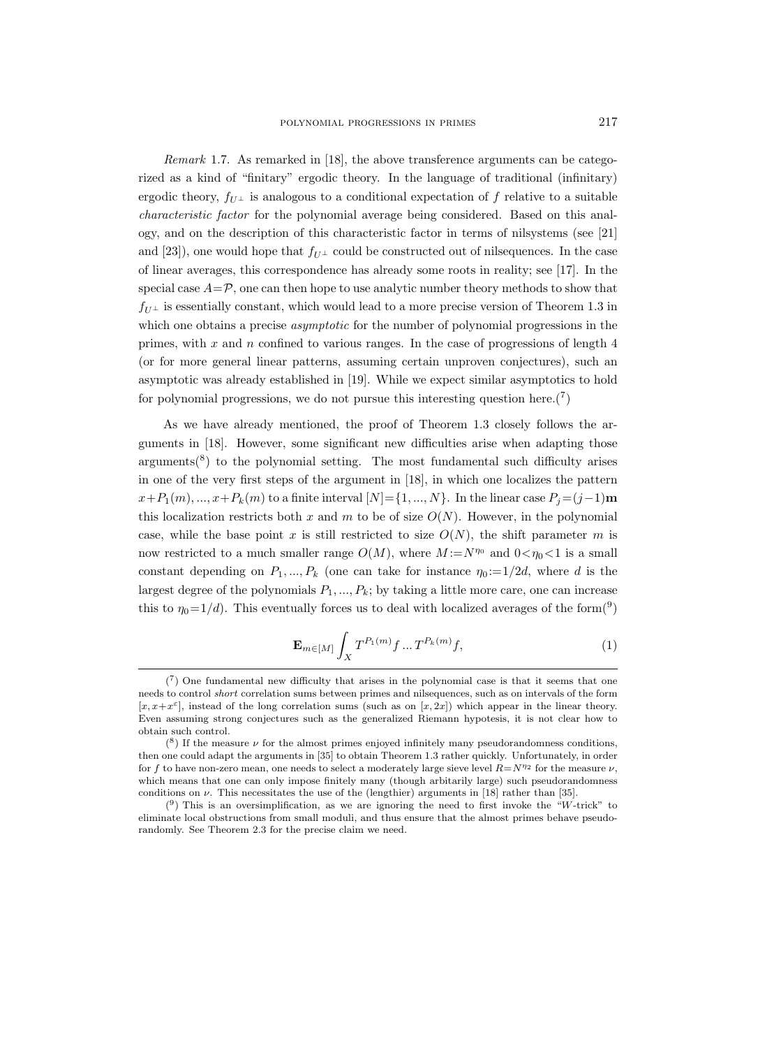*Remark* 1.7. As remarked in [18], the above transference arguments can be categorized as a kind of "finitary" ergodic theory. In the language of traditional (infinitary) ergodic theory, $f_{U^\perp}$ is analogous to a conditional expectation of $f$ relative to a suitable *characteristic factor* for the polynomial average being considered. Based on this analogy, and on the description of this characteristic factor in terms of nilsystems (see [21] and [23]), one would hope that $f_{U^\perp}$ could be constructed out of nilsequences. In the case of linear averages, this correspondence has already some roots in reality; see [17]. In the special case $A=\mathcal{P}$, one can then hope to use analytic number theory methods to show that $f_{U^\perp}$ is essentially constant, which would lead to a more precise version of Theorem 1.3 in which one obtains a precise *asymptotic* for the number of polynomial progressions in the primes, with $x$ and $n$ confined to various ranges. In the case of progressions of length 4 (or for more general linear patterns, assuming certain unproven conjectures), such an asymptotic was already established in [19]. While we expect similar asymptotics to hold for polynomial progressions, we do not pursue this interesting question here.(7)

As we have already mentioned, the proof of Theorem 1.3 closely follows the arguments in [18]. However, some significant new difficulties arise when adapting those arguments(8) to the polynomial setting. The most fundamental such difficulty arises in one of the very first steps of the argument in [18], in which one localizes the pattern $x+P_1(m), ..., x+P_k(m)$ to a finite interval $[N]=\{1, ..., N\}$. In the linear case $P_j=(j-1)\mathbf{m}$ this localization restricts both $x$ and $m$ to be of size $O(N)$. However, in the polynomial case, while the base point $x$ is still restricted to size $O(N)$, the shift parameter $m$ is now restricted to a much smaller range $O(M)$, where $M:=N^{\eta_0}$ and $0<\eta_0<1$ is a small constant depending on $P_1, ..., P_k$ (one can take for instance $\eta_0:=1/2d$, where $d$ is the largest degree of the polynomials $P_1, ..., P_k$; by taking a little more care, one can increase this to $\eta_0=1/d$). This eventually forces us to deal with localized averages of the form(9)

$$\mathbf{E}_{m\in[M]}\int_X T^{P_1(m)}f \dots T^{P_k(m)}f, \tag{1}$$

(7) One fundamental new difficulty that arises in the polynomial case is that it seems that one needs to control *short* correlation sums between primes and nilsequences, such as on intervals of the form $[x, x+x^\varepsilon]$, instead of the long correlation sums (such as on $[x, 2x]$) which appear in the linear theory. Even assuming strong conjectures such as the generalized Riemann hypotesis, it is not clear how to obtain such control.

(8) If the measure $\nu$ for the almost primes enjoyed infinitely many pseudorandomness conditions, then one could adapt the arguments in [35] to obtain Theorem 1.3 rather quickly. Unfortunately, in order for $f$ to have non-zero mean, one needs to select a moderately large sieve level $R=N^{\eta_2}$ for the measure $\nu$, which means that one can only impose finitely many (though arbitarily large) such pseudorandomness conditions on $\nu$. This necessitates the use of the (lengthier) arguments in [18] rather than [35].

(9) This is an oversimplification, as we are ignoring the need to first invoke the "$W$-trick" to eliminate local obstructions from small moduli, and thus ensure that the almost primes behave pseudorandomly. See Theorem 2.3 for the precise claim we need.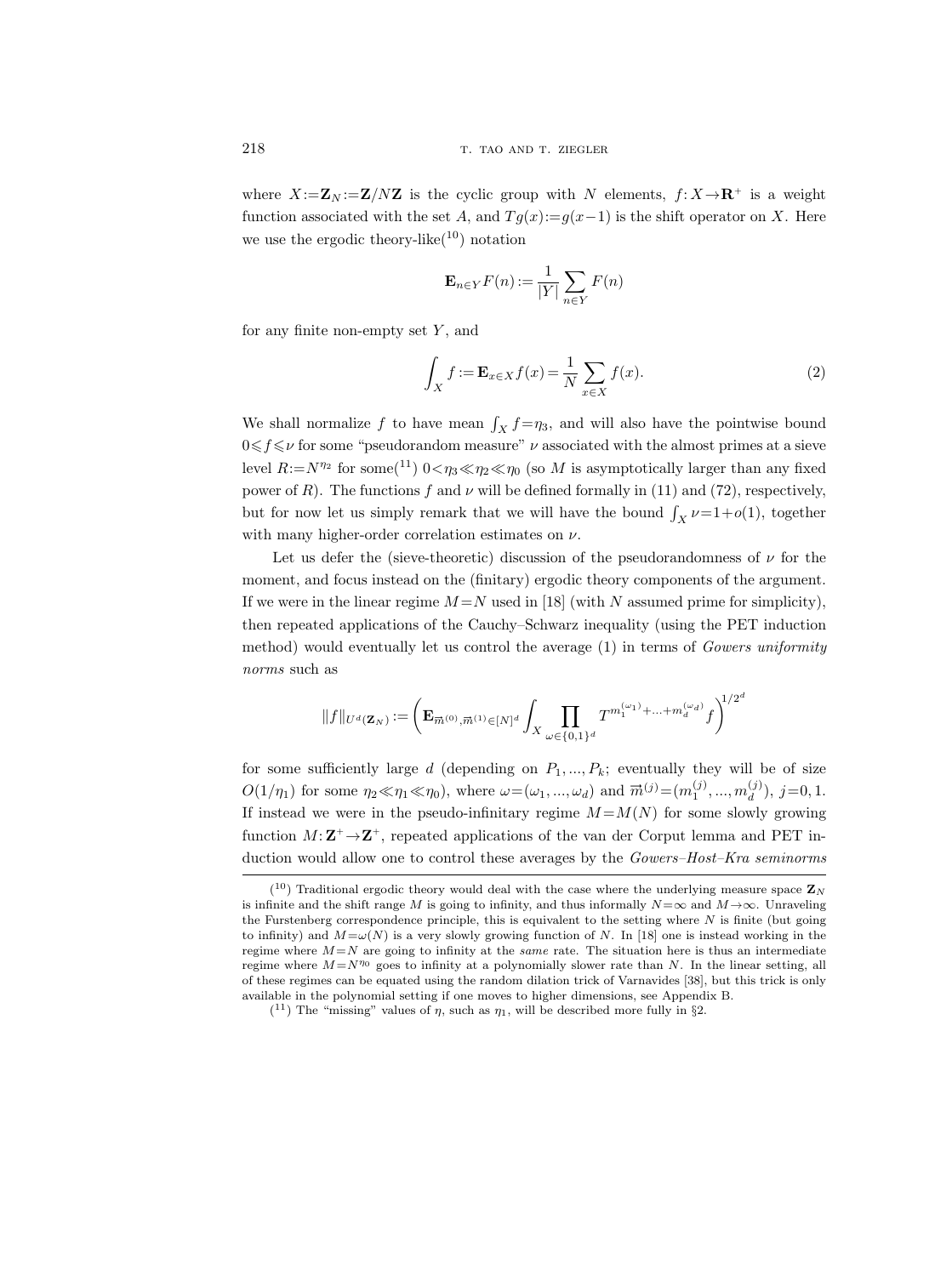where $X := \mathbf{Z}_N := \mathbf{Z}/N\mathbf{Z}$ is the cyclic group with $N$ elements, $f: X \to \mathbf{R}^+$ is a weight function associated with the set $A$, and $Tg(x) := g(x-1)$ is the shift operator on $X$. Here we use the ergodic theory-like([10]) notation

$$\mathbf{E}_{n \in Y} F(n) := \frac{1}{|Y|} \sum_{n \in Y} F(n)$$

for any finite non-empty set $Y$, and

$$\int_X f := \mathbf{E}_{x \in X} f(x) = \frac{1}{N} \sum_{x \in X} f(x). \tag{2}$$

We shall normalize $f$ to have mean $\int_X f = \eta_3$, and will also have the pointwise bound $0 \leqslant f \leqslant \nu$ for some "pseudorandom measure" $\nu$ associated with the almost primes at a sieve level $R := N^{\eta_2}$ for some([11]) $0 < \eta_3 \ll \eta_2 \ll \eta_0$ (so $M$ is asymptotically larger than any fixed power of $R$). The functions $f$ and $\nu$ will be defined formally in (11) and (72), respectively, but for now let us simply remark that we will have the bound $\int_X \nu = 1 + o(1)$, together with many higher-order correlation estimates on $\nu$.

Let us defer the (sieve-theoretic) discussion of the pseudorandomness of $\nu$ for the moment, and focus instead on the (finitary) ergodic theory components of the argument. If we were in the linear regime $M = N$ used in [18] (with $N$ assumed prime for simplicity), then repeated applications of the Cauchy–Schwarz inequality (using the PET induction method) would eventually let us control the average (1) in terms of *Gowers uniformity norms* such as

$$\|f\|_{U^d(\mathbf{Z}_N)} := \left( \mathbf{E}_{\vec{m}^{(0)}, \vec{m}^{(1)} \in [N]^d} \int_X \prod_{\omega \in \{0,1\}^d} T^{m_1^{(\omega_1)} + \ldots + m_d^{(\omega_d)}} f \right)^{1/2^d}$$

for some sufficiently large $d$ (depending on $P_1, ..., P_k$; eventually they will be of size $O(1/\eta_1)$ for some $\eta_2 \ll \eta_1 \ll \eta_0$), where $\omega = (\omega_1, ..., \omega_d)$ and $\vec{m}^{(j)} = (m_1^{(j)}, ..., m_d^{(j)})$, $j = 0, 1$. If instead we were in the pseudo-infinitary regime $M = M(N)$ for some slowly growing function $M: \mathbf{Z}^+ \to \mathbf{Z}^+$, repeated applications of the van der Corput lemma and PET induction would allow one to control these averages by the *Gowers–Host–Kra seminorms*

---

([10]) Traditional ergodic theory would deal with the case where the underlying measure space $\mathbf{Z}_N$ is infinite and the shift range $M$ is going to infinity, and thus informally $N = \infty$ and $M \to \infty$. Unraveling the Furstenberg correspondence principle, this is equivalent to the setting where $N$ is finite (but going to infinity) and $M = \omega(N)$ is a very slowly growing function of $N$. In [18] one is instead working in the regime where $M = N$ are going to infinity at the *same* rate. The situation here is thus an intermediate regime where $M = N^{\eta_0}$ goes to infinity at a polynomially slower rate than $N$. In the linear setting, all of these regimes can be equated using the random dilation trick of Varnavides [38], but this trick is only available in the polynomial setting if one moves to higher dimensions, see Appendix B.

([11]) The "missing" values of $\eta$, such as $\eta_1$, will be described more fully in §2.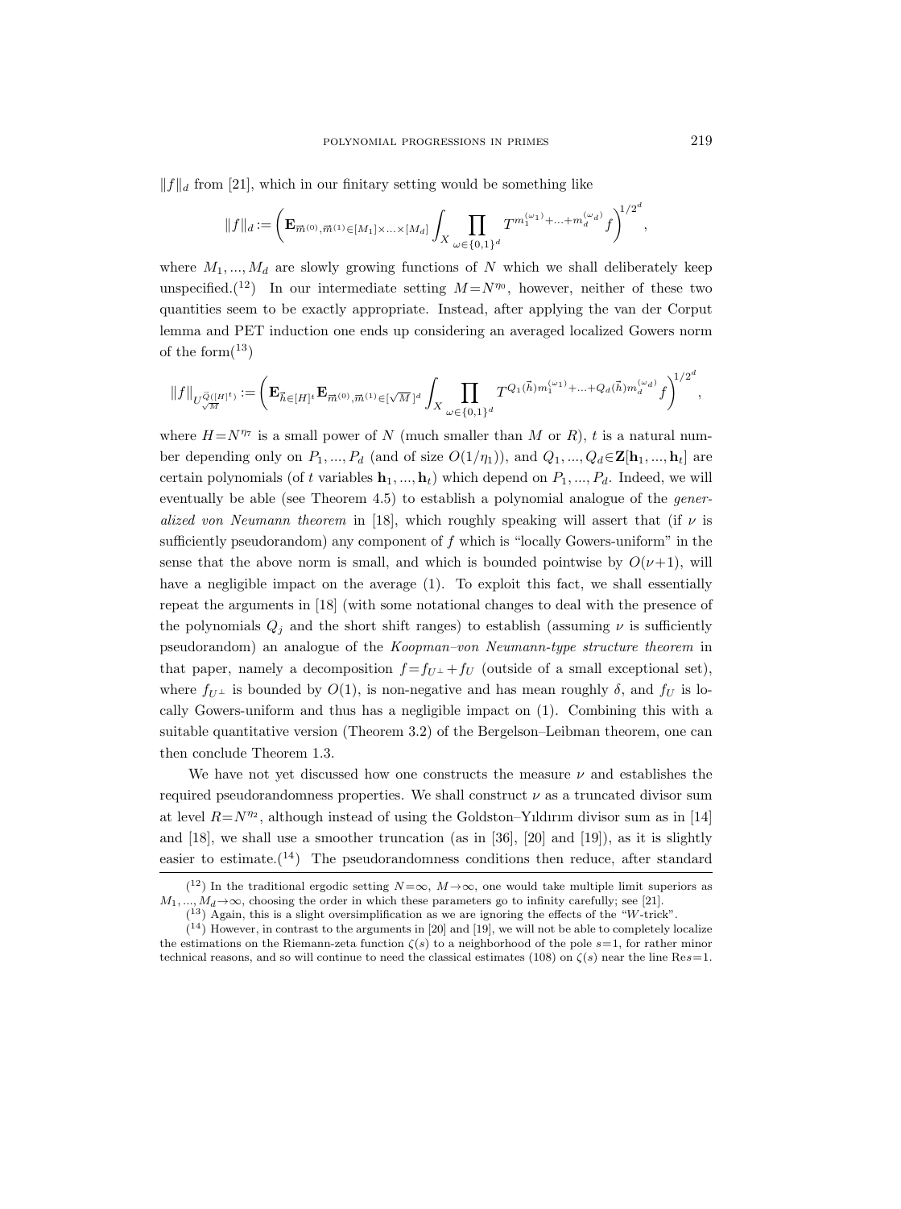$\|f\|_d$ from [21], which in our finitary setting would be something like

$$\|f\|_d := \left( \mathbf{E}_{\vec{m}^{(0)},\vec{m}^{(1)} \in [M_1]\times\ldots\times[M_d]} \int_X \prod_{\omega\in\{0,1\}^d} T^{m_1^{(\omega_1)}+\ldots+m_d^{(\omega_d)}} f \right)^{1/2^d},$$

where $M_1, ..., M_d$ are slowly growing functions of $N$ which we shall deliberately keep unspecified.([12]) In our intermediate setting $M = N^{\eta_0}$, however, neither of these two quantities seem to be exactly appropriate. Instead, after applying the van der Corput lemma and PET induction one ends up considering an averaged localized Gowers norm of the form([13])

$$\|f\|_{U^{\vec{Q}([H]^t)}_{\sqrt{M}}} := \left( \mathbf{E}_{\vec{h}\in[H]^t} \mathbf{E}_{\vec{m}^{(0)},\vec{m}^{(1)} \in [\sqrt{M}]^d} \int_X \prod_{\omega\in\{0,1\}^d} T^{Q_1(\vec{h})m_1^{(\omega_1)}+\ldots+Q_d(\vec{h})m_d^{(\omega_d)}} f \right)^{1/2^d},$$

where $H = N^{\eta_7}$ is a small power of $N$ (much smaller than $M$ or $R$), $t$ is a natural number depending only on $P_1, ..., P_d$ (and of size $O(1/\eta_1)$), and $Q_1, ..., Q_d \in \mathbf{Z}[\mathbf{h}_1, ..., \mathbf{h}_t]$ are certain polynomials (of $t$ variables $\mathbf{h}_1, ..., \mathbf{h}_t$) which depend on $P_1, ..., P_d$. Indeed, we will eventually be able (see Theorem 4.5) to establish a polynomial analogue of the *generalized von Neumann theorem* in [18], which roughly speaking will assert that (if $\nu$ is sufficiently pseudorandom) any component of $f$ which is "locally Gowers-uniform" in the sense that the above norm is small, and which is bounded pointwise by $O(\nu+1)$, will have a negligible impact on the average (1). To exploit this fact, we shall essentially repeat the arguments in [18] (with some notational changes to deal with the presence of the polynomials $Q_j$ and the short shift ranges) to establish (assuming $\nu$ is sufficiently pseudorandom) an analogue of the *Koopman–von Neumann-type structure theorem* in that paper, namely a decomposition $f = f_{U^\perp} + f_U$ (outside of a small exceptional set), where $f_{U^\perp}$ is bounded by $O(1)$, is non-negative and has mean roughly $\delta$, and $f_U$ is locally Gowers-uniform and thus has a negligible impact on (1). Combining this with a suitable quantitative version (Theorem 3.2) of the Bergelson–Leibman theorem, one can then conclude Theorem 1.3.

We have not yet discussed how one constructs the measure $\nu$ and establishes the required pseudorandomness properties. We shall construct $\nu$ as a truncated divisor sum at level $R = N^{\eta_2}$, although instead of using the Goldston–Yıldırım divisor sum as in [14] and [18], we shall use a smoother truncation (as in [36], [20] and [19]), as it is slightly easier to estimate.([14]) The pseudorandomness conditions then reduce, after standard

([12]) In the traditional ergodic setting $N = \infty$, $M \to \infty$, one would take multiple limit superiors as $M_1, ..., M_d \to \infty$, choosing the order in which these parameters go to infinity carefully; see [21].

([13]) Again, this is a slight oversimplification as we are ignoring the effects of the "$W$-trick".

([14]) However, in contrast to the arguments in [20] and [19], we will not be able to completely localize the estimations on the Riemann-zeta function $\zeta(s)$ to a neighborhood of the pole $s=1$, for rather minor technical reasons, and so will continue to need the classical estimates (108) on $\zeta(s)$ near the line $\operatorname{Re} s = 1$.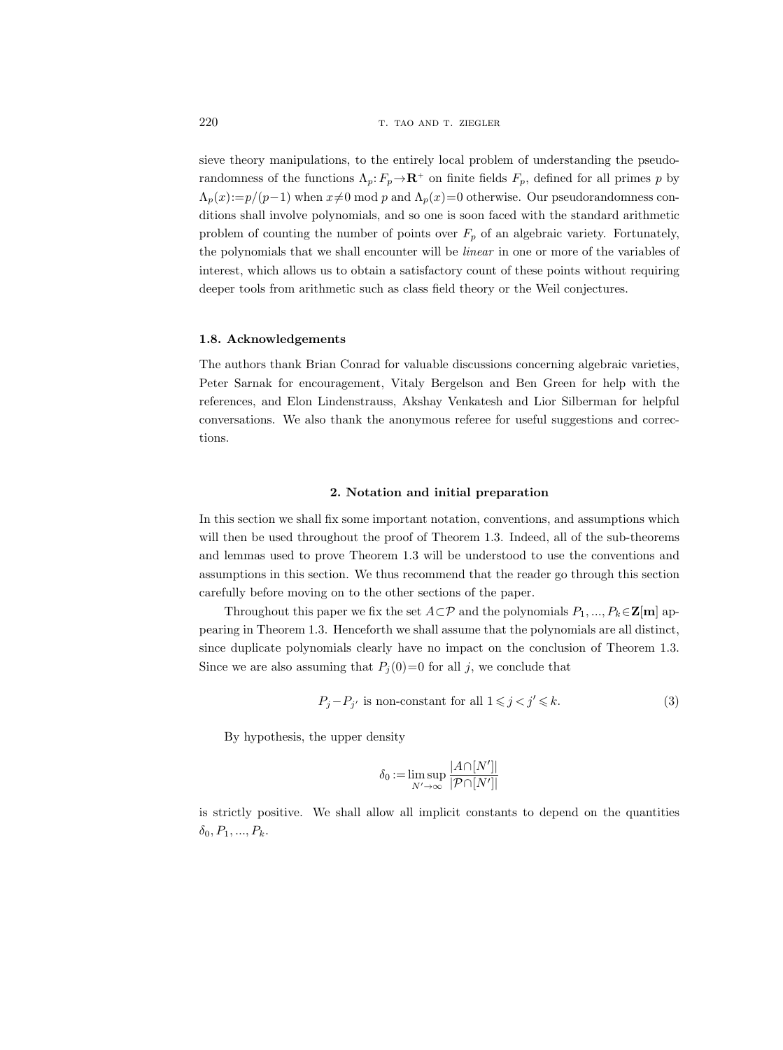sieve theory manipulations, to the entirely local problem of understanding the pseudorandomness of the functions $\Lambda_p: F_p \to \mathbf{R}^+$ on finite fields $F_p$, defined for all primes $p$ by $\Lambda_p(x) := p/(p-1)$ when $x \neq 0 \bmod p$ and $\Lambda_p(x)=0$ otherwise. Our pseudorandomness conditions shall involve polynomials, and so one is soon faced with the standard arithmetic problem of counting the number of points over $F_p$ of an algebraic variety. Fortunately, the polynomials that we shall encounter will be *linear* in one or more of the variables of interest, which allows us to obtain a satisfactory count of these points without requiring deeper tools from arithmetic such as class field theory or the Weil conjectures.

### 1.8. Acknowledgements

The authors thank Brian Conrad for valuable discussions concerning algebraic varieties, Peter Sarnak for encouragement, Vitaly Bergelson and Ben Green for help with the references, and Elon Lindenstrauss, Akshay Venkatesh and Lior Silberman for helpful conversations. We also thank the anonymous referee for useful suggestions and corrections.

## 2. Notation and initial preparation

In this section we shall fix some important notation, conventions, and assumptions which will then be used throughout the proof of Theorem 1.3. Indeed, all of the sub-theorems and lemmas used to prove Theorem 1.3 will be understood to use the conventions and assumptions in this section. We thus recommend that the reader go through this section carefully before moving on to the other sections of the paper.

Throughout this paper we fix the set $A \subset \mathcal{P}$ and the polynomials $P_1, ..., P_k \in \mathbf{Z}[\mathbf{m}]$ appearing in Theorem 1.3. Henceforth we shall assume that the polynomials are all distinct, since duplicate polynomials clearly have no impact on the conclusion of Theorem 1.3. Since we are also assuming that $P_j(0)=0$ for all $j$, we conclude that

$$P_j - P_{j'} \text{ is non-constant for all } 1 \leqslant j < j' \leqslant k. \tag{3}$$

By hypothesis, the upper density

$$\delta_0 := \limsup_{N' \to \infty} \frac{|A \cap [N']|}{|\mathcal{P} \cap [N']|}$$

is strictly positive. We shall allow all implicit constants to depend on the quantities $\delta_0, P_1, ..., P_k$.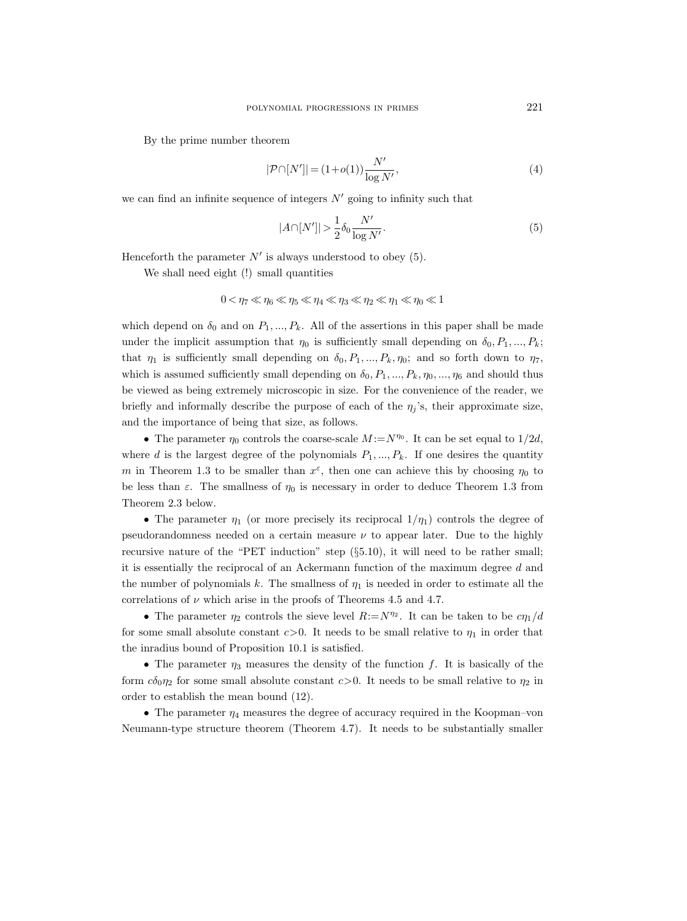By the prime number theorem

$$|\mathcal{P}\cap[N']| = (1+o(1))\frac{N'}{\log N'}, \tag{4}$$

we can find an infinite sequence of integers $N'$ going to infinity such that

$$|A\cap[N']| > \frac{1}{2}\delta_0\frac{N'}{\log N'}. \tag{5}$$

Henceforth the parameter $N'$ is always understood to obey (5).

We shall need eight (!) small quantities

$$0 < \eta_7 \ll \eta_6 \ll \eta_5 \ll \eta_4 \ll \eta_3 \ll \eta_2 \ll \eta_1 \ll \eta_0 \ll 1$$

which depend on $\delta_0$ and on $P_1, ..., P_k$. All of the assertions in this paper shall be made under the implicit assumption that $\eta_0$ is sufficiently small depending on $\delta_0, P_1, ..., P_k$; that $\eta_1$ is sufficiently small depending on $\delta_0, P_1, ..., P_k, \eta_0$; and so forth down to $\eta_7$, which is assumed sufficiently small depending on $\delta_0, P_1, ..., P_k, \eta_0, ..., \eta_6$ and should thus be viewed as being extremely microscopic in size. For the convenience of the reader, we briefly and informally describe the purpose of each of the $\eta_j$'s, their approximate size, and the importance of being that size, as follows.

- The parameter $\eta_0$ controls the coarse-scale $M := N^{\eta_0}$. It can be set equal to $1/2d$, where $d$ is the largest degree of the polynomials $P_1, ..., P_k$. If one desires the quantity $m$ in Theorem 1.3 to be smaller than $x^\varepsilon$, then one can achieve this by choosing $\eta_0$ to be less than $\varepsilon$. The smallness of $\eta_0$ is necessary in order to deduce Theorem 1.3 from Theorem 2.3 below.

- The parameter $\eta_1$ (or more precisely its reciprocal $1/\eta_1$) controls the degree of pseudorandomness needed on a certain measure $\nu$ to appear later. Due to the highly recursive nature of the "PET induction" step (§5.10), it will need to be rather small; it is essentially the reciprocal of an Ackermann function of the maximum degree $d$ and the number of polynomials $k$. The smallness of $\eta_1$ is needed in order to estimate all the correlations of $\nu$ which arise in the proofs of Theorems 4.5 and 4.7.

- The parameter $\eta_2$ controls the sieve level $R := N^{\eta_2}$. It can be taken to be $c\eta_1/d$ for some small absolute constant $c > 0$. It needs to be small relative to $\eta_1$ in order that the inradius bound of Proposition 10.1 is satisfied.

- The parameter $\eta_3$ measures the density of the function $f$. It is basically of the form $c\delta_0\eta_2$ for some small absolute constant $c > 0$. It needs to be small relative to $\eta_2$ in order to establish the mean bound (12).

- The parameter $\eta_4$ measures the degree of accuracy required in the Koopman–von Neumann-type structure theorem (Theorem 4.7). It needs to be substantially smaller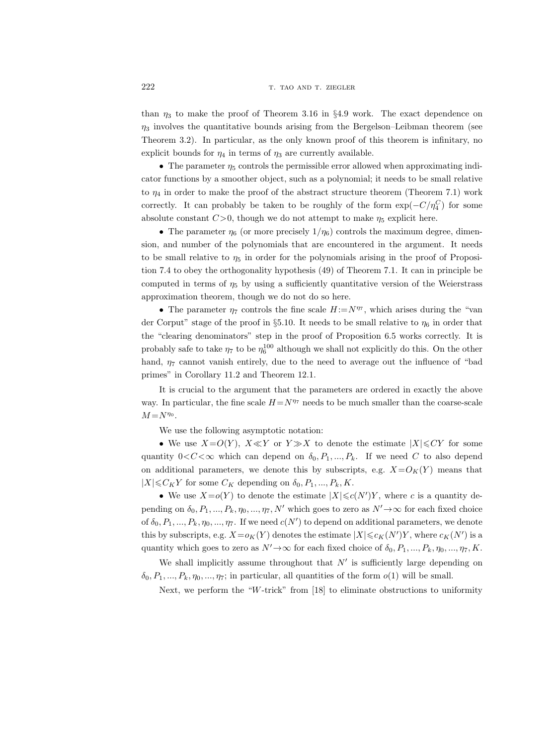than $\eta_3$ to make the proof of Theorem 3.16 in §4.9 work. The exact dependence on $\eta_3$ involves the quantitative bounds arising from the Bergelson–Leibman theorem (see Theorem 3.2). In particular, as the only known proof of this theorem is infinitary, no explicit bounds for $\eta_4$ in terms of $\eta_3$ are currently available.

- The parameter $\eta_5$ controls the permissible error allowed when approximating indicator functions by a smoother object, such as a polynomial; it needs to be small relative to $\eta_4$ in order to make the proof of the abstract structure theorem (Theorem 7.1) work correctly. It can probably be taken to be roughly of the form $\exp(-C/\eta_4^C)$ for some absolute constant $C>0$, though we do not attempt to make $\eta_5$ explicit here.

- The parameter $\eta_6$ (or more precisely $1/\eta_6$) controls the maximum degree, dimension, and number of the polynomials that are encountered in the argument. It needs to be small relative to $\eta_5$ in order for the polynomials arising in the proof of Proposition 7.4 to obey the orthogonality hypothesis (49) of Theorem 7.1. It can in principle be computed in terms of $\eta_5$ by using a sufficiently quantitative version of the Weierstrass approximation theorem, though we do not do so here.

- The parameter $\eta_7$ controls the fine scale $H:=N^{\eta_7}$, which arises during the "van der Corput" stage of the proof in §5.10. It needs to be small relative to $\eta_6$ in order that the "clearing denominators" step in the proof of Proposition 6.5 works correctly. It is probably safe to take $\eta_7$ to be $\eta_6^{100}$ although we shall not explicitly do this. On the other hand, $\eta_7$ cannot vanish entirely, due to the need to average out the influence of "bad primes" in Corollary 11.2 and Theorem 12.1.

It is crucial to the argument that the parameters are ordered in exactly the above way. In particular, the fine scale $H=N^{\eta_7}$ needs to be much smaller than the coarse-scale $M=N^{\eta_0}$.

We use the following asymptotic notation:

- We use $X=O(Y)$, $X\ll Y$ or $Y\gg X$ to denote the estimate $|X|\leqslant CY$ for some quantity $0<C<\infty$ which can depend on $\delta_0, P_1, ..., P_k$. If we need $C$ to also depend on additional parameters, we denote this by subscripts, e.g. $X=O_K(Y)$ means that $|X|\leqslant C_K Y$ for some $C_K$ depending on $\delta_0, P_1, ..., P_k, K$.

- We use $X=o(Y)$ to denote the estimate $|X|\leqslant c(N')Y$, where $c$ is a quantity depending on $\delta_0, P_1, ..., P_k, \eta_0, ..., \eta_7, N'$ which goes to zero as $N'\to\infty$ for each fixed choice of $\delta_0, P_1, ..., P_k, \eta_0, ..., \eta_7$. If we need $c(N')$ to depend on additional parameters, we denote this by subscripts, e.g. $X=o_K(Y)$ denotes the estimate $|X|\leqslant c_K(N')Y$, where $c_K(N')$ is a quantity which goes to zero as $N'\to\infty$ for each fixed choice of $\delta_0, P_1, ..., P_k, \eta_0, ..., \eta_7, K$.

We shall implicitly assume throughout that $N'$ is sufficiently large depending on $\delta_0, P_1, ..., P_k, \eta_0, ..., \eta_7$; in particular, all quantities of the form $o(1)$ will be small.

Next, we perform the "$W$-trick" from [18] to eliminate obstructions to uniformity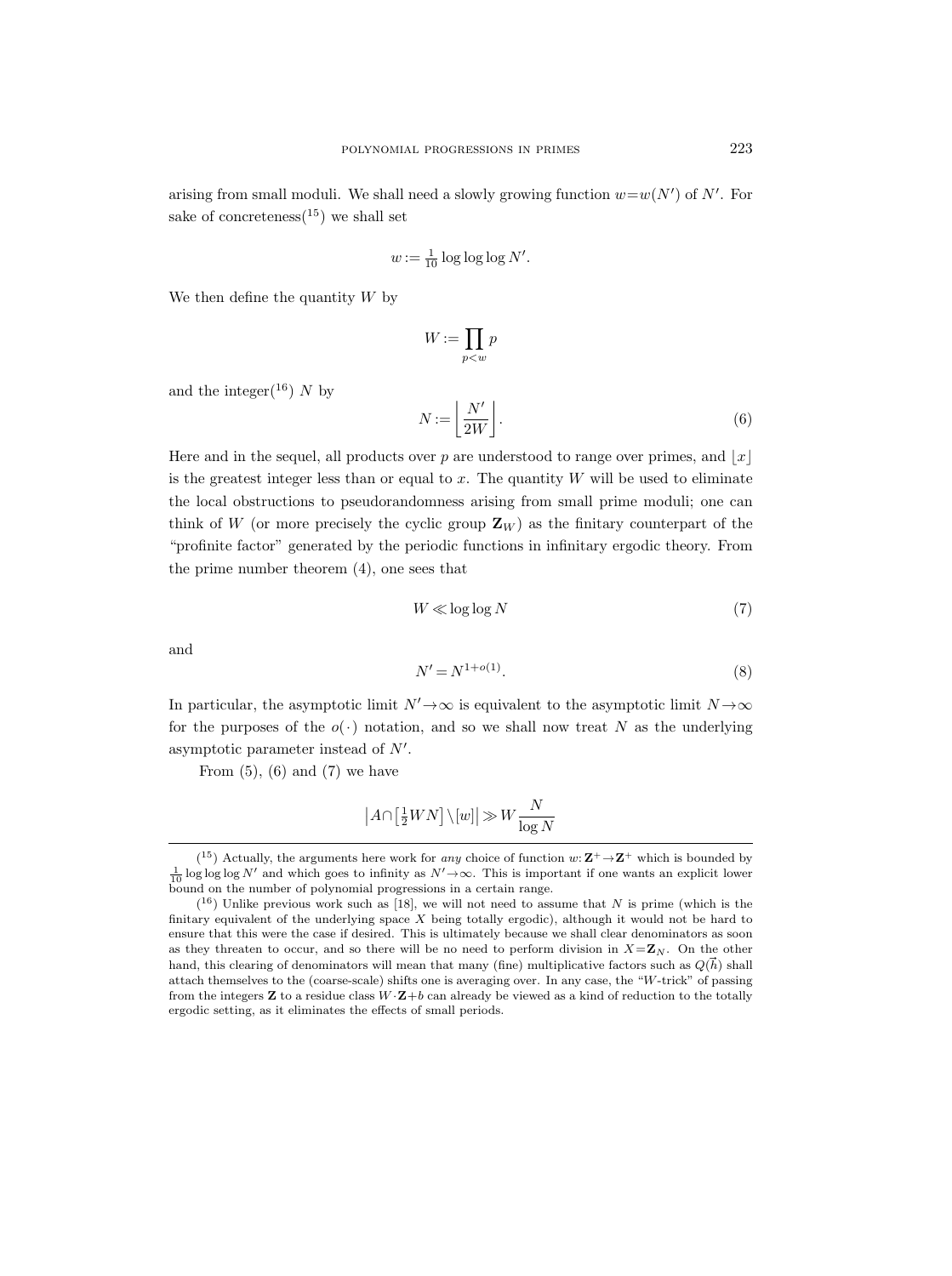arising from small moduli. We shall need a slowly growing function $w=w(N')$ of $N'$. For sake of concreteness([15]) we shall set

$$w := \tfrac{1}{10}\log\log\log N'.$$

We then define the quantity $W$ by

$$W := \prod_{p<w} p$$

and the integer([16]) $N$ by

$$N := \left\lfloor \frac{N'}{2W} \right\rfloor. \tag{6}$$

Here and in the sequel, all products over $p$ are understood to range over primes, and $\lfloor x \rfloor$ is the greatest integer less than or equal to $x$. The quantity $W$ will be used to eliminate the local obstructions to pseudorandomness arising from small prime moduli; one can think of $W$ (or more precisely the cyclic group $\mathbf{Z}_W$) as the finitary counterpart of the "profinite factor" generated by the periodic functions in infinitary ergodic theory. From the prime number theorem (4), one sees that

$$W \ll \log\log N \tag{7}$$

and

$$N' = N^{1+o(1)}. \tag{8}$$

In particular, the asymptotic limit $N' \to \infty$ is equivalent to the asymptotic limit $N \to \infty$ for the purposes of the $o(\cdot)$ notation, and so we shall now treat $N$ as the underlying asymptotic parameter instead of $N'$.

From (5), (6) and (7) we have

$$\left|A \cap \left[\tfrac{1}{2}WN\right] \setminus [w]\right| \gg W\frac{N}{\log N}$$

---

([15]) Actually, the arguments here work for *any* choice of function $w: \mathbf{Z}^+ \to \mathbf{Z}^+$ which is bounded by $\frac{1}{10}\log\log\log N'$ and which goes to infinity as $N' \to \infty$. This is important if one wants an explicit lower bound on the number of polynomial progressions in a certain range.

([16]) Unlike previous work such as [18], we will not need to assume that $N$ is prime (which is the finitary equivalent of the underlying space $X$ being totally ergodic), although it would not be hard to ensure that this were the case if desired. This is ultimately because we shall clear denominators as soon as they threaten to occur, and so there will be no need to perform division in $X = \mathbf{Z}_N$. On the other hand, this clearing of denominators will mean that many (fine) multiplicative factors such as $Q(\vec{h})$ shall attach themselves to the (coarse-scale) shifts one is averaging over. In any case, the "$W$-trick" of passing from the integers $\mathbf{Z}$ to a residue class $W \cdot \mathbf{Z} + b$ can already be viewed as a kind of reduction to the totally ergodic setting, as it eliminates the effects of small periods.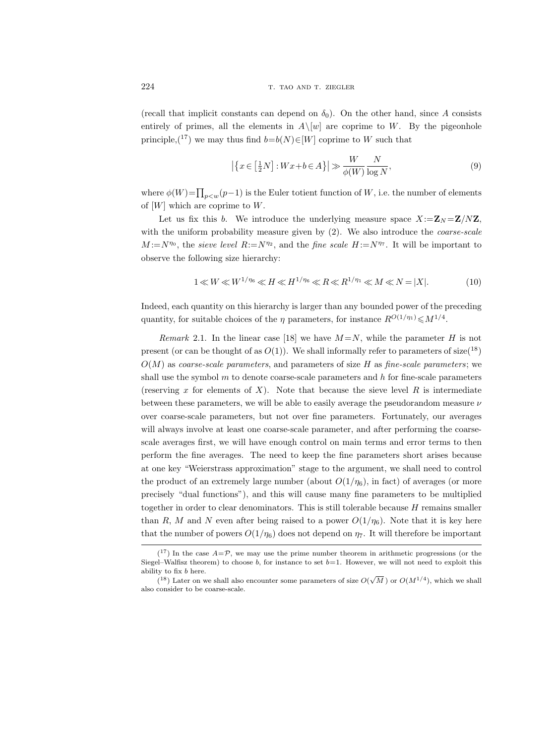(recall that implicit constants can depend on $\delta_0$). On the other hand, since $A$ consists entirely of primes, all the elements in $A\backslash[w]$ are coprime to $W$. By the pigeonhole principle,([17]) we may thus find $b=b(N)\in[W]$ coprime to $W$ such that

$$\left|\left\{x\in\left[\tfrac{1}{2}N\right]:Wx+b\in A\right\}\right|\gg\frac{W}{\phi(W)}\frac{N}{\log N},\tag{9}$$

where $\phi(W)=\prod_{p<w}(p-1)$ is the Euler totient function of $W$, i.e. the number of elements of $[W]$ which are coprime to $W$.

Let us fix this $b$. We introduce the underlying measure space $X:=\mathbf{Z}_N=\mathbf{Z}/N\mathbf{Z}$, with the uniform probability measure given by (2). We also introduce the *coarse-scale* $M:=N^{\eta_0}$, the *sieve level* $R:=N^{\eta_2}$, and the *fine scale* $H:=N^{\eta_7}$. It will be important to observe the following size hierarchy:

$$1\ll W\ll W^{1/\eta_6}\ll H\ll H^{1/\eta_6}\ll R\ll R^{1/\eta_1}\ll M\ll N=|X|.\tag{10}$$

Indeed, each quantity on this hierarchy is larger than any bounded power of the preceding quantity, for suitable choices of the $\eta$ parameters, for instance $R^{O(1/\eta_1)}\leqslant M^{1/4}$.

*Remark* 2.1. In the linear case [18] we have $M=N$, while the parameter $H$ is not present (or can be thought of as $O(1)$). We shall informally refer to parameters of size([18]) $O(M)$ as *coarse-scale parameters*, and parameters of size $H$ as *fine-scale parameters*; we shall use the symbol $m$ to denote coarse-scale parameters and $h$ for fine-scale parameters (reserving $x$ for elements of $X$). Note that because the sieve level $R$ is intermediate between these parameters, we will be able to easily average the pseudorandom measure $\nu$ over coarse-scale parameters, but not over fine parameters. Fortunately, our averages will always involve at least one coarse-scale parameter, and after performing the coarse-scale averages first, we will have enough control on main terms and error terms to then perform the fine averages. The need to keep the fine parameters short arises because at one key "Weierstrass approximation" stage to the argument, we shall need to control the product of an extremely large number (about $O(1/\eta_6)$, in fact) of averages (or more precisely "dual functions"), and this will cause many fine parameters to be multiplied together in order to clear denominators. This is still tolerable because $H$ remains smaller than $R$, $M$ and $N$ even after being raised to a power $O(1/\eta_6)$. Note that it is key here that the number of powers $O(1/\eta_6)$ does not depend on $\eta_7$. It will therefore be important

---

([17]) In the case $A=\mathcal{P}$, we may use the prime number theorem in arithmetic progressions (or the Siegel–Walfisz theorem) to choose $b$, for instance to set $b=1$. However, we will not need to exploit this ability to fix $b$ here.

([18]) Later on we shall also encounter some parameters of size $O(\sqrt{M})$ or $O(M^{1/4})$, which we shall also consider to be coarse-scale.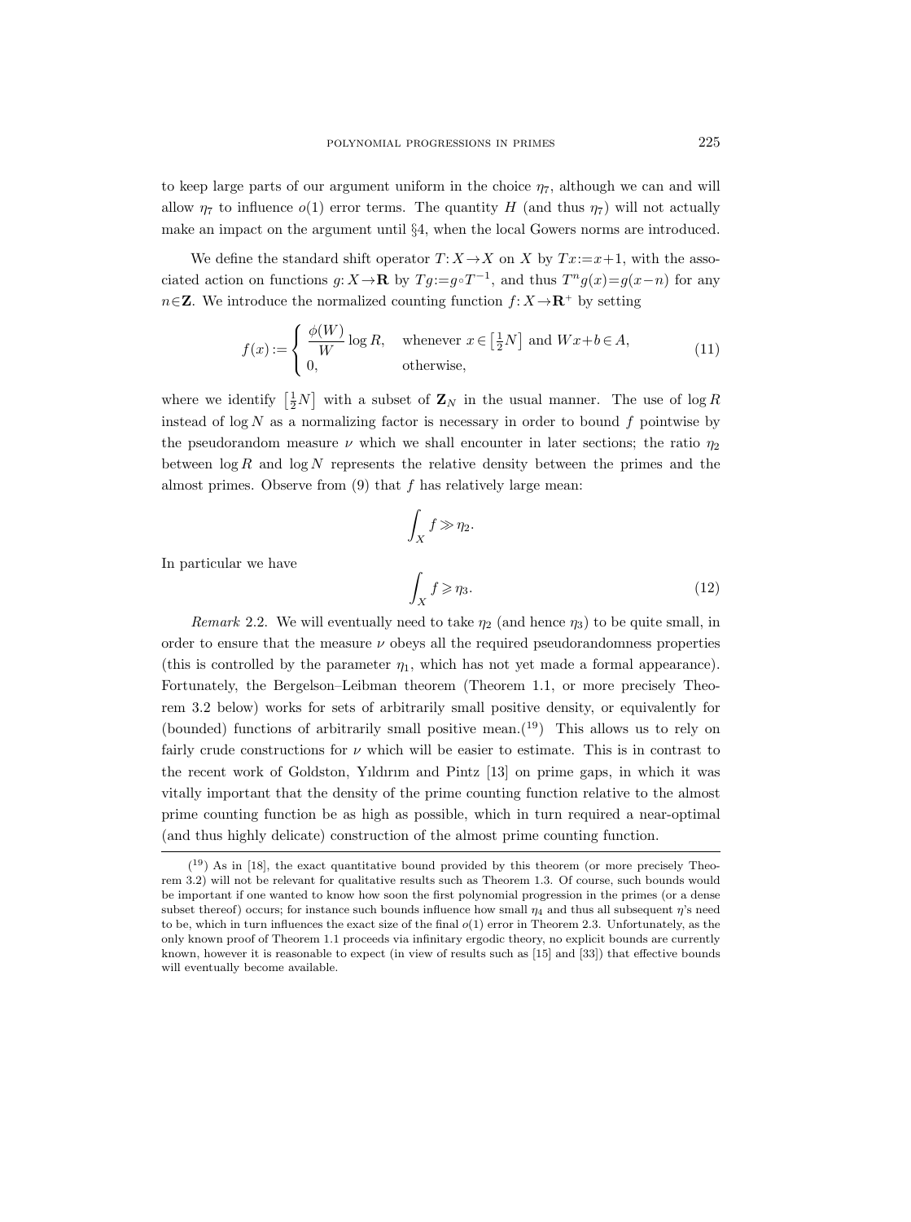to keep large parts of our argument uniform in the choice $\eta_7$, although we can and will allow $\eta_7$ to influence $o(1)$ error terms. The quantity $H$ (and thus $\eta_7$) will not actually make an impact on the argument until §4, when the local Gowers norms are introduced.

We define the standard shift operator $T: X \to X$ on $X$ by $Tx := x+1$, with the associated action on functions $g: X \to \mathbf{R}$ by $Tg := g \circ T^{-1}$, and thus $T^n g(x) = g(x-n)$ for any $n \in \mathbf{Z}$. We introduce the normalized counting function $f: X \to \mathbf{R}^+$ by setting

$$f(x) := \begin{cases} \dfrac{\phi(W)}{W} \log R, & \text{whenever } x \in \left[\tfrac{1}{2}N\right] \text{ and } Wx+b \in A, \\ 0, & \text{otherwise}, \end{cases} \tag{11}$$

where we identify $\left[\tfrac{1}{2}N\right]$ with a subset of $\mathbf{Z}_N$ in the usual manner. The use of $\log R$ instead of $\log N$ as a normalizing factor is necessary in order to bound $f$ pointwise by the pseudorandom measure $\nu$ which we shall encounter in later sections; the ratio $\eta_2$ between $\log R$ and $\log N$ represents the relative density between the primes and the almost primes. Observe from (9) that $f$ has relatively large mean:

$$\int_X f \gg \eta_2.$$

In particular we have

$$\int_X f \geqslant \eta_3. \tag{12}$$

*Remark* 2.2. We will eventually need to take $\eta_2$ (and hence $\eta_3$) to be quite small, in order to ensure that the measure $\nu$ obeys all the required pseudorandomness properties (this is controlled by the parameter $\eta_1$, which has not yet made a formal appearance). Fortunately, the Bergelson–Leibman theorem (Theorem 1.1, or more precisely Theorem 3.2 below) works for sets of arbitrarily small positive density, or equivalently for (bounded) functions of arbitrarily small positive mean.(19) This allows us to rely on fairly crude constructions for $\nu$ which will be easier to estimate. This is in contrast to the recent work of Goldston, Yıldırım and Pintz [13] on prime gaps, in which it was vitally important that the density of the prime counting function relative to the almost prime counting function be as high as possible, which in turn required a near-optimal (and thus highly delicate) construction of the almost prime counting function.

(19) As in [18], the exact quantitative bound provided by this theorem (or more precisely Theorem 3.2) will not be relevant for qualitative results such as Theorem 1.3. Of course, such bounds would be important if one wanted to know how soon the first polynomial progression in the primes (or a dense subset thereof) occurs; for instance such bounds influence how small $\eta_4$ and thus all subsequent $\eta$'s need to be, which in turn influences the exact size of the final $o(1)$ error in Theorem 2.3. Unfortunately, as the only known proof of Theorem 1.1 proceeds via infinitary ergodic theory, no explicit bounds are currently known, however it is reasonable to expect (in view of results such as [15] and [33]) that effective bounds will eventually become available.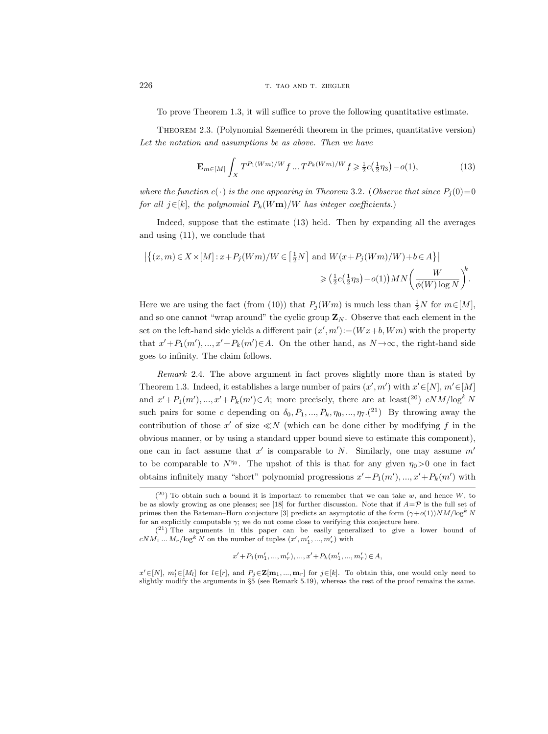To prove Theorem 1.3, it will suffice to prove the following quantitative estimate.

Theorem 2.3. (Polynomial Szemerédi theorem in the primes, quantitative version) *Let the notation and assumptions be as above. Then we have*

$$\mathbf{E}_{m\in[M]}\int_X T^{P_1(Wm)/W}f\ldots T^{P_k(Wm)/W}f\geqslant \tfrac{1}{2}c\big(\tfrac{1}{2}\eta_3\big)-o(1), \tag{13}$$

*where the function $c(\cdot)$ is the one appearing in Theorem* 3.2. (*Observe that since $P_j(0)=0$ for all $j\in[k]$, the polynomial $P_k(W\mathbf{m})/W$ has integer coefficients.*)

Indeed, suppose that the estimate (13) held. Then by expanding all the averages and using (11), we conclude that

$$\big|\big\{(x,m)\in X\times[M]: x+P_j(Wm)/W\in\big[\tfrac{1}{2}N\big] \text{ and } W(x+P_j(Wm)/W)+b\in A\big\}\big| \geqslant \big(\tfrac{1}{2}c\big(\tfrac{1}{2}\eta_3\big)-o(1)\big)MN\bigg(\frac{W}{\phi(W)\log N}\bigg)^k.$$

Here we are using the fact (from (10)) that $P_j(Wm)$ is much less than $\frac{1}{2}N$ for $m\in[M]$, and so one cannot "wrap around" the cyclic group $\mathbf{Z}_N$. Observe that each element in the set on the left-hand side yields a different pair $(x',m'):=(Wx+b,Wm)$ with the property that $x'+P_1(m'),...,x'+P_k(m')\in A$. On the other hand, as $N\to\infty$, the right-hand side goes to infinity. The claim follows.

*Remark* 2.4. The above argument in fact proves slightly more than is stated by Theorem 1.3. Indeed, it establishes a large number of pairs $(x',m')$ with $x'\in[N]$, $m'\in[M]$ and $x'+P_1(m'),...,x'+P_k(m')\in A$; more precisely, there are at least[20] $cNM/\log^k N$ such pairs for some $c$ depending on $\delta_0,P_1,...,P_k,\eta_0,...,\eta_7$.[21] By throwing away the contribution of those $x'$ of size $\ll N$ (which can be done either by modifying $f$ in the obvious manner, or by using a standard upper bound sieve to estimate this component), one can in fact assume that $x'$ is comparable to $N$. Similarly, one may assume $m'$ to be comparable to $N^{\eta_0}$. The upshot of this is that for any given $\eta_0>0$ one in fact obtains infinitely many "short" polynomial progressions $x'+P_1(m'),...,x'+P_k(m')$ with

---

[20] To obtain such a bound it is important to remember that we can take $w$, and hence $W$, to be as slowly growing as one pleases; see [18] for further discussion. Note that if $A=\mathcal{P}$ is the full set of primes then the Bateman–Horn conjecture [3] predicts an asymptotic of the form $(\gamma+o(1))NM/\log^k N$ for an explicitly computable $\gamma$; we do not come close to verifying this conjecture here.

[21] The arguments in this paper can be easily generalized to give a lower bound of $cNM_1\ldots M_r/\log^k N$ on the number of tuples $(x',m_1',...,m_r')$ with

$$x'+P_1(m_1',...,m_r'),...,x'+P_k(m_1',...,m_r')\in A,$$

$x'\in[N]$, $m_l'\in[M_l]$ for $l\in[r]$, and $P_j\in\mathbf{Z}[\mathbf{m}_1,...,\mathbf{m}_r]$ for $j\in[k]$. To obtain this, one would only need to slightly modify the arguments in §5 (see Remark 5.19), whereas the rest of the proof remains the same.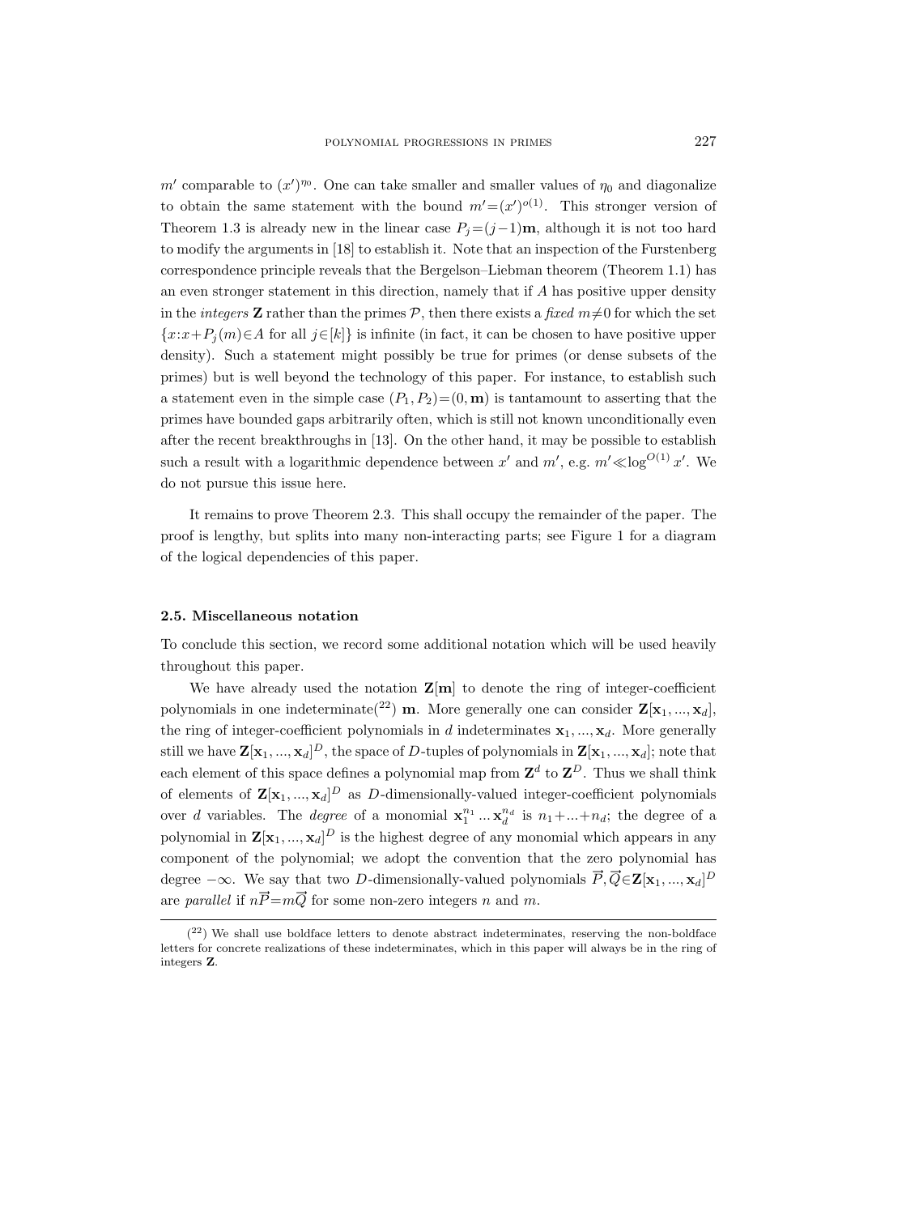$m'$ comparable to $(x')^{\eta_0}$. One can take smaller and smaller values of $\eta_0$ and diagonalize to obtain the same statement with the bound $m'=(x')^{o(1)}$. This stronger version of Theorem 1.3 is already new in the linear case $P_j=(j-1)\mathbf{m}$, although it is not too hard to modify the arguments in [18] to establish it. Note that an inspection of the Furstenberg correspondence principle reveals that the Bergelson–Liebman theorem (Theorem 1.1) has an even stronger statement in this direction, namely that if $A$ has positive upper density in the *integers* $\mathbf{Z}$ rather than the primes $\mathcal{P}$, then there exists a *fixed* $m\neq 0$ for which the set $\{x: x+P_j(m)\in A \text{ for all } j\in[k]\}$ is infinite (in fact, it can be chosen to have positive upper density). Such a statement might possibly be true for primes (or dense subsets of the primes) but is well beyond the technology of this paper. For instance, to establish such a statement even in the simple case $(P_1,P_2)=(0,\mathbf{m})$ is tantamount to asserting that the primes have bounded gaps arbitrarily often, which is still not known unconditionally even after the recent breakthroughs in [13]. On the other hand, it may be possible to establish such a result with a logarithmic dependence between $x'$ and $m'$, e.g. $m'\ll \log^{O(1)} x'$. We do not pursue this issue here.

It remains to prove Theorem 2.3. This shall occupy the remainder of the paper. The proof is lengthy, but splits into many non-interacting parts; see Figure 1 for a diagram of the logical dependencies of this paper.

### 2.5. Miscellaneous notation

To conclude this section, we record some additional notation which will be used heavily throughout this paper.

We have already used the notation $\mathbf{Z}[\mathbf{m}]$ to denote the ring of integer-coefficient polynomials in one indeterminate([22]) $\mathbf{m}$. More generally one can consider $\mathbf{Z}[\mathbf{x}_1,...,\mathbf{x}_d]$, the ring of integer-coefficient polynomials in $d$ indeterminates $\mathbf{x}_1,...,\mathbf{x}_d$. More generally still we have $\mathbf{Z}[\mathbf{x}_1,...,\mathbf{x}_d]^D$, the space of $D$-tuples of polynomials in $\mathbf{Z}[\mathbf{x}_1,...,\mathbf{x}_d]$; note that each element of this space defines a polynomial map from $\mathbf{Z}^d$ to $\mathbf{Z}^D$. Thus we shall think of elements of $\mathbf{Z}[\mathbf{x}_1,...,\mathbf{x}_d]^D$ as $D$-dimensionally-valued integer-coefficient polynomials over $d$ variables. The *degree* of a monomial $\mathbf{x}_1^{n_1}...\mathbf{x}_d^{n_d}$ is $n_1+...+n_d$; the degree of a polynomial in $\mathbf{Z}[\mathbf{x}_1,...,\mathbf{x}_d]^D$ is the highest degree of any monomial which appears in any component of the polynomial; we adopt the convention that the zero polynomial has degree $-\infty$. We say that two $D$-dimensionally-valued polynomials $\vec{P},\vec{Q}\in\mathbf{Z}[\mathbf{x}_1,...,\mathbf{x}_d]^D$ are *parallel* if $n\vec{P}=m\vec{Q}$ for some non-zero integers $n$ and $m$.

([22]) We shall use boldface letters to denote abstract indeterminates, reserving the non-boldface letters for concrete realizations of these indeterminates, which in this paper will always be in the ring of integers $\mathbf{Z}$.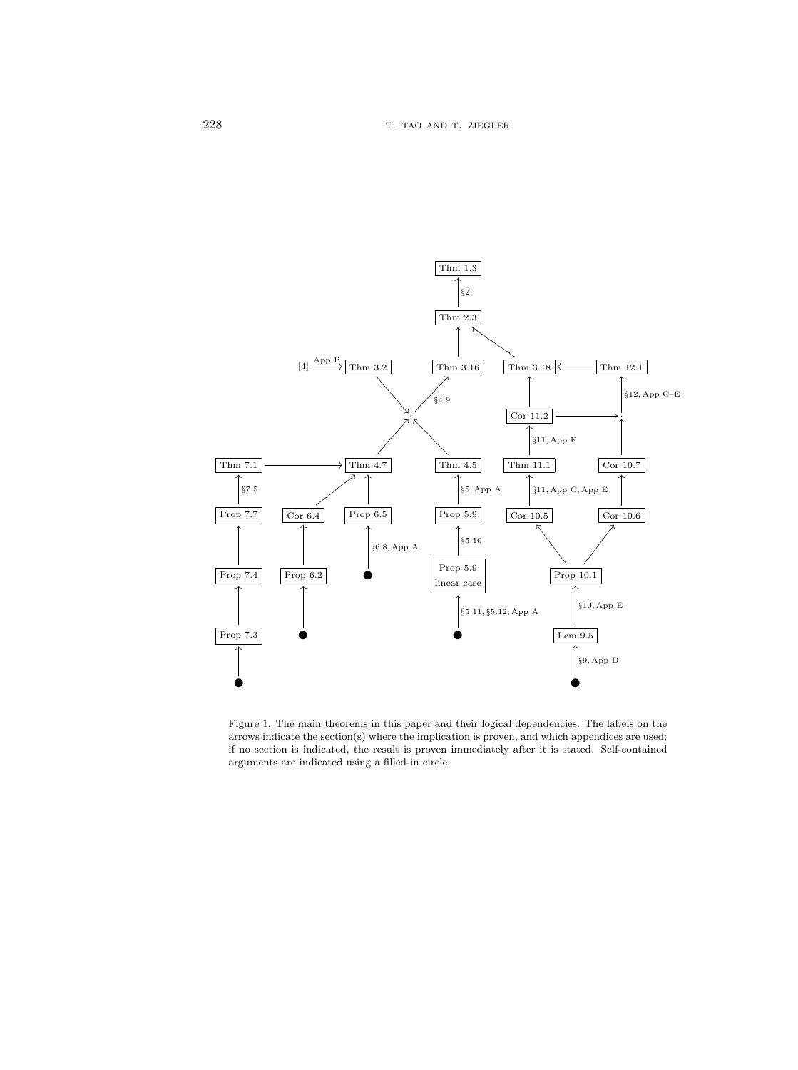Figure 1. The main theorems in this paper and their logical dependencies. The labels on the arrows indicate the section(s) where the implication is proven, and which appendices are used; if no section is indicated, the result is proven immediately after it is stated. Self-contained arguments are indicated using a filled-in circle.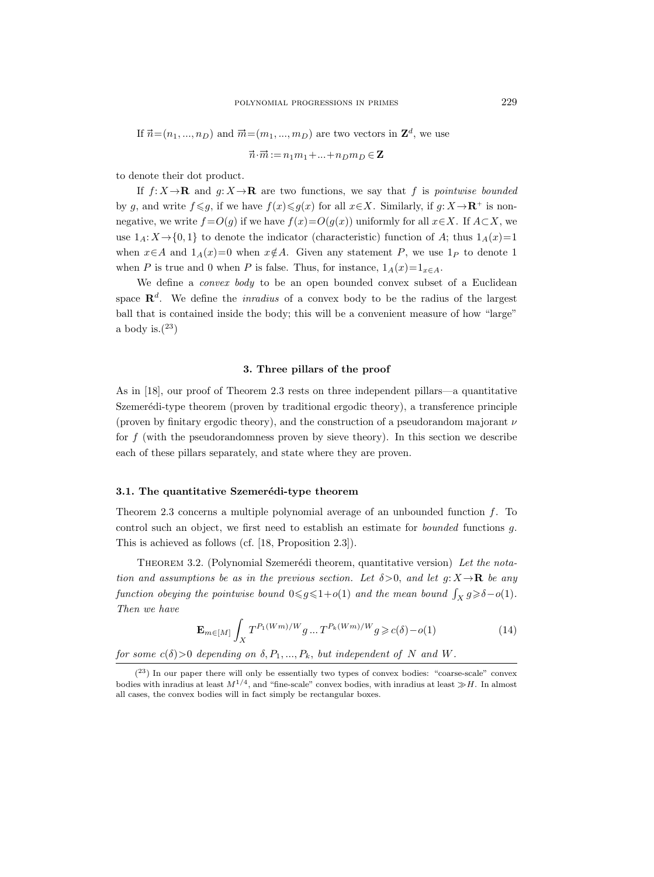If $\vec{n}=(n_1,...,n_D)$ and $\vec{m}=(m_1,...,m_D)$ are two vectors in $\mathbf{Z}^d$, we use

$$\vec{n}\cdot\vec{m} := n_1m_1+...+n_Dm_D \in \mathbf{Z}$$

to denote their dot product.

If $f: X \to \mathbf{R}$ and $g: X \to \mathbf{R}$ are two functions, we say that $f$ is *pointwise bounded* by $g$, and write $f \leqslant g$, if we have $f(x) \leqslant g(x)$ for all $x \in X$. Similarly, if $g: X \to \mathbf{R}^+$ is non-negative, we write $f=O(g)$ if we have $f(x)=O(g(x))$ uniformly for all $x \in X$. If $A \subset X$, we use $1_A: X \to \{0,1\}$ to denote the indicator (characteristic) function of $A$; thus $1_A(x)=1$ when $x \in A$ and $1_A(x)=0$ when $x \notin A$. Given any statement $P$, we use $1_P$ to denote 1 when $P$ is true and 0 when $P$ is false. Thus, for instance, $1_A(x)=1_{x\in A}$.

We define a *convex body* to be an open bounded convex subset of a Euclidean space $\mathbf{R}^d$. We define the *inradius* of a convex body to be the radius of the largest ball that is contained inside the body; this will be a convenient measure of how "large" a body is.([23])

## 3. Three pillars of the proof

As in [18], our proof of Theorem 2.3 rests on three independent pillars—a quantitative Szemerédi-type theorem (proven by traditional ergodic theory), a transference principle (proven by finitary ergodic theory), and the construction of a pseudorandom majorant $\nu$ for $f$ (with the pseudorandomness proven by sieve theory). In this section we describe each of these pillars separately, and state where they are proven.

### 3.1. The quantitative Szemerédi-type theorem

Theorem 2.3 concerns a multiple polynomial average of an unbounded function $f$. To control such an object, we first need to establish an estimate for *bounded* functions $g$. This is achieved as follows (cf. [18, Proposition 2.3]).

Theorem 3.2. (Polynomial Szemerédi theorem, quantitative version) *Let the notation and assumptions be as in the previous section. Let $\delta>0$, and let $g: X \to \mathbf{R}$ be any function obeying the pointwise bound $0 \leqslant g \leqslant 1+o(1)$ and the mean bound $\int_X g \geqslant \delta - o(1)$. Then we have*

$$\mathbf{E}_{m\in[M]} \int_X T^{P_1(Wm)/W} g \ldots T^{P_k(Wm)/W} g \geqslant c(\delta) - o(1) \tag{14}$$

*for some $c(\delta)>0$ depending on $\delta, P_1, ..., P_k$, but independent of $N$ and $W$.*

([23]) In our paper there will only be essentially two types of convex bodies: "coarse-scale" convex bodies with inradius at least $M^{1/4}$, and "fine-scale" convex bodies, with inradius at least $\gg H$. In almost all cases, the convex bodies will in fact simply be rectangular boxes.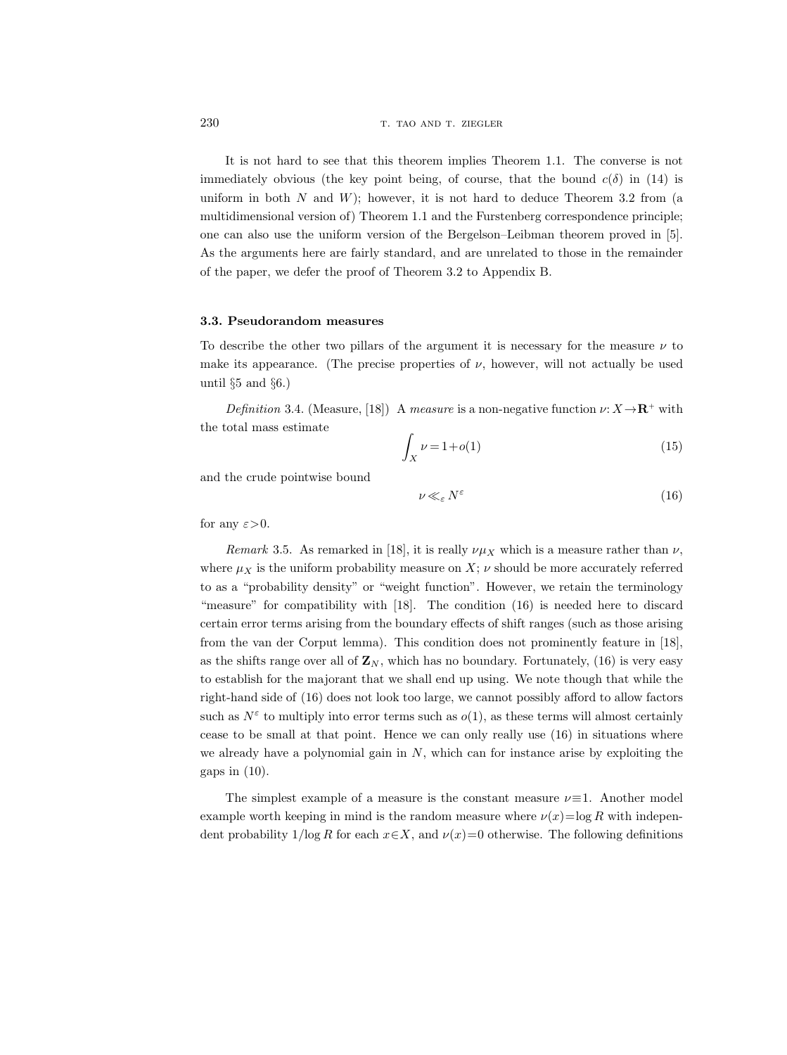It is not hard to see that this theorem implies Theorem 1.1. The converse is not immediately obvious (the key point being, of course, that the bound $c(\delta)$ in (14) is uniform in both $N$ and $W$); however, it is not hard to deduce Theorem 3.2 from (a multidimensional version of) Theorem 1.1 and the Furstenberg correspondence principle; one can also use the uniform version of the Bergelson–Leibman theorem proved in [5]. As the arguments here are fairly standard, and are unrelated to those in the remainder of the paper, we defer the proof of Theorem 3.2 to Appendix B.

### 3.3. Pseudorandom measures

To describe the other two pillars of the argument it is necessary for the measure $\nu$ to make its appearance. (The precise properties of $\nu$, however, will not actually be used until §5 and §6.)

*Definition* 3.4. (Measure, [18]) A *measure* is a non-negative function $\nu: X \to \mathbf{R}^+$ with the total mass estimate

$$\int_X \nu = 1 + o(1) \tag{15}$$

and the crude pointwise bound

$$\nu \ll_\varepsilon N^\varepsilon \tag{16}$$

for any $\varepsilon > 0$.

*Remark* 3.5. As remarked in [18], it is really $\nu\mu_X$ which is a measure rather than $\nu$, where $\mu_X$ is the uniform probability measure on $X$; $\nu$ should be more accurately referred to as a "probability density" or "weight function". However, we retain the terminology "measure" for compatibility with [18]. The condition (16) is needed here to discard certain error terms arising from the boundary effects of shift ranges (such as those arising from the van der Corput lemma). This condition does not prominently feature in [18], as the shifts range over all of $\mathbf{Z}_N$, which has no boundary. Fortunately, (16) is very easy to establish for the majorant that we shall end up using. We note though that while the right-hand side of (16) does not look too large, we cannot possibly afford to allow factors such as $N^\varepsilon$ to multiply into error terms such as $o(1)$, as these terms will almost certainly cease to be small at that point. Hence we can only really use (16) in situations where we already have a polynomial gain in $N$, which can for instance arise by exploiting the gaps in (10).

The simplest example of a measure is the constant measure $\nu \equiv 1$. Another model example worth keeping in mind is the random measure where $\nu(x) = \log R$ with independent probability $1/\log R$ for each $x \in X$, and $\nu(x) = 0$ otherwise. The following definitions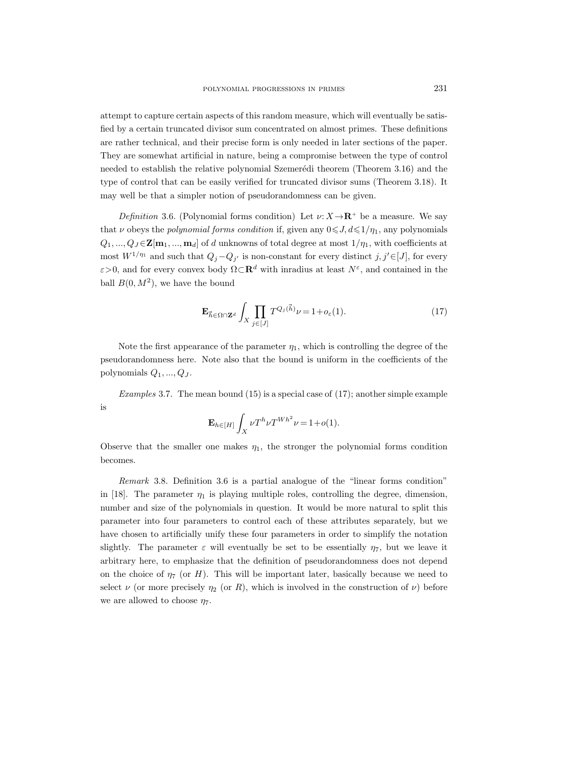attempt to capture certain aspects of this random measure, which will eventually be satisfied by a certain truncated divisor sum concentrated on almost primes. These definitions are rather technical, and their precise form is only needed in later sections of the paper. They are somewhat artificial in nature, being a compromise between the type of control needed to establish the relative polynomial Szemerédi theorem (Theorem 3.16) and the type of control that can be easily verified for truncated divisor sums (Theorem 3.18). It may well be that a simpler notion of pseudorandomness can be given.

*Definition* 3.6. (Polynomial forms condition) Let $\nu: X \to \mathbf{R}^+$ be a measure. We say that $\nu$ obeys the *polynomial forms condition* if, given any $0 \leqslant J, d \leqslant 1/\eta_1$, any polynomials $Q_1, ..., Q_J \in \mathbf{Z}[\mathbf{m}_1, ..., \mathbf{m}_d]$ of $d$ unknowns of total degree at most $1/\eta_1$, with coefficients at most $W^{1/\eta_1}$ and such that $Q_j - Q_{j'}$ is non-constant for every distinct $j, j' \in [J]$, for every $\varepsilon > 0$, and for every convex body $\Omega \subset \mathbf{R}^d$ with inradius at least $N^\varepsilon$, and contained in the ball $B(0, M^2)$, we have the bound

$$\mathbf{E}_{\vec{h} \in \Omega \cap \mathbf{Z}^d} \int_X \prod_{j \in [J]} T^{Q_j(\vec{h})} \nu = 1 + o_\varepsilon(1). \tag{17}$$

Note the first appearance of the parameter $\eta_1$, which is controlling the degree of the pseudorandomness here. Note also that the bound is uniform in the coefficients of the polynomials $Q_1, ..., Q_J$.

*Examples* 3.7. The mean bound (15) is a special case of (17); another simple example is

$$\mathbf{E}_{h \in [H]} \int_X \nu T^h \nu T^{Wh^2} \nu = 1 + o(1).$$

Observe that the smaller one makes $\eta_1$, the stronger the polynomial forms condition becomes.

*Remark* 3.8. Definition 3.6 is a partial analogue of the "linear forms condition" in [18]. The parameter $\eta_1$ is playing multiple roles, controlling the degree, dimension, number and size of the polynomials in question. It would be more natural to split this parameter into four parameters to control each of these attributes separately, but we have chosen to artificially unify these four parameters in order to simplify the notation slightly. The parameter $\varepsilon$ will eventually be set to be essentially $\eta_7$, but we leave it arbitrary here, to emphasize that the definition of pseudorandomness does not depend on the choice of $\eta_7$ (or $H$). This will be important later, basically because we need to select $\nu$ (or more precisely $\eta_2$ (or $R$), which is involved in the construction of $\nu$) before we are allowed to choose $\eta_7$.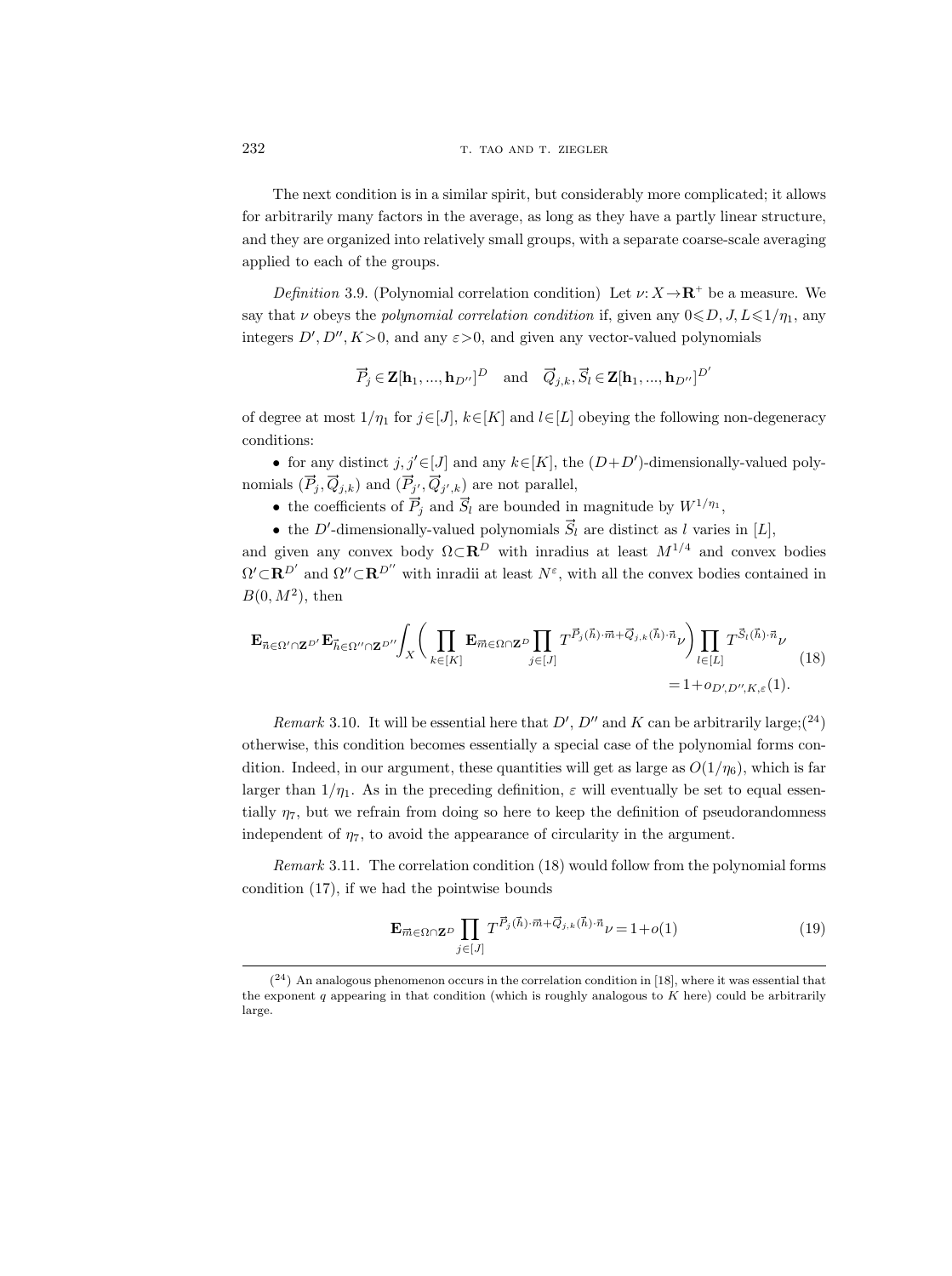The next condition is in a similar spirit, but considerably more complicated; it allows for arbitrarily many factors in the average, as long as they have a partly linear structure, and they are organized into relatively small groups, with a separate coarse-scale averaging applied to each of the groups.

*Definition* 3.9. (Polynomial correlation condition) Let $\nu: X \to \mathbf{R}^+$ be a measure. We say that $\nu$ obeys the *polynomial correlation condition* if, given any $0 \leqslant D, J, L \leqslant 1/\eta_1$, any integers $D', D'', K > 0$, and any $\varepsilon > 0$, and given any vector-valued polynomials

$$\vec{P}_j \in \mathbf{Z}[\mathbf{h}_1, ..., \mathbf{h}_{D''}]^D \quad \text{and} \quad \vec{Q}_{j,k}, \vec{S}_l \in \mathbf{Z}[\mathbf{h}_1, ..., \mathbf{h}_{D''}]^{D'}$$

of degree at most $1/\eta_1$ for $j \in [J]$, $k \in [K]$ and $l \in [L]$ obeying the following non-degeneracy conditions:

- for any distinct $j, j' \in [J]$ and any $k \in [K]$, the $(D+D')$-dimensionally-valued polynomials $(\vec{P}_j, \vec{Q}_{j,k})$ and $(\vec{P}_{j'}, \vec{Q}_{j',k})$ are not parallel,
- the coefficients of $\vec{P}_j$ and $\vec{S}_l$ are bounded in magnitude by $W^{1/\eta_1}$,
- the $D'$-dimensionally-valued polynomials $\vec{S}_l$ are distinct as $l$ varies in $[L]$,

and given any convex body $\Omega \subset \mathbf{R}^D$ with inradius at least $M^{1/4}$ and convex bodies $\Omega' \subset \mathbf{R}^{D'}$ and $\Omega'' \subset \mathbf{R}^{D''}$ with inradii at least $N^{\varepsilon}$, with all the convex bodies contained in $B(0, M^2)$, then

$$\mathbf{E}_{\vec{n} \in \Omega' \cap \mathbf{Z}^{D'}} \mathbf{E}_{\vec{h} \in \Omega'' \cap \mathbf{Z}^{D''}} \int_X \bigg( \prod_{k \in [K]} \mathbf{E}_{\vec{m} \in \Omega \cap \mathbf{Z}^D} \prod_{j \in [J]} T^{\vec{P}_j(\vec{h}) \cdot \vec{m} + \vec{Q}_{j,k}(\vec{h}) \cdot \vec{n}} \nu \bigg) \prod_{l \in [L]} T^{\vec{S}_l(\vec{h}) \cdot \vec{n}} \nu \tag{18}$$
$$= 1 + o_{D', D'', K, \varepsilon}(1).$$

*Remark* 3.10. It will be essential here that $D'$, $D''$ and $K$ can be arbitrarily large;([24]) otherwise, this condition becomes essentially a special case of the polynomial forms condition. Indeed, in our argument, these quantities will get as large as $O(1/\eta_6)$, which is far larger than $1/\eta_1$. As in the preceding definition, $\varepsilon$ will eventually be set to equal essentially $\eta_7$, but we refrain from doing so here to keep the definition of pseudorandomness independent of $\eta_7$, to avoid the appearance of circularity in the argument.

*Remark* 3.11. The correlation condition (18) would follow from the polynomial forms condition (17), if we had the pointwise bounds

$$\mathbf{E}_{\vec{m} \in \Omega \cap \mathbf{Z}^D} \prod_{j \in [J]} T^{\vec{P}_j(\vec{h}) \cdot \vec{m} + \vec{Q}_{j,k}(\vec{h}) \cdot \vec{n}} \nu = 1 + o(1) \tag{19}$$

([24]) An analogous phenomenon occurs in the correlation condition in [18], where it was essential that the exponent $q$ appearing in that condition (which is roughly analogous to $K$ here) could be arbitrarily large.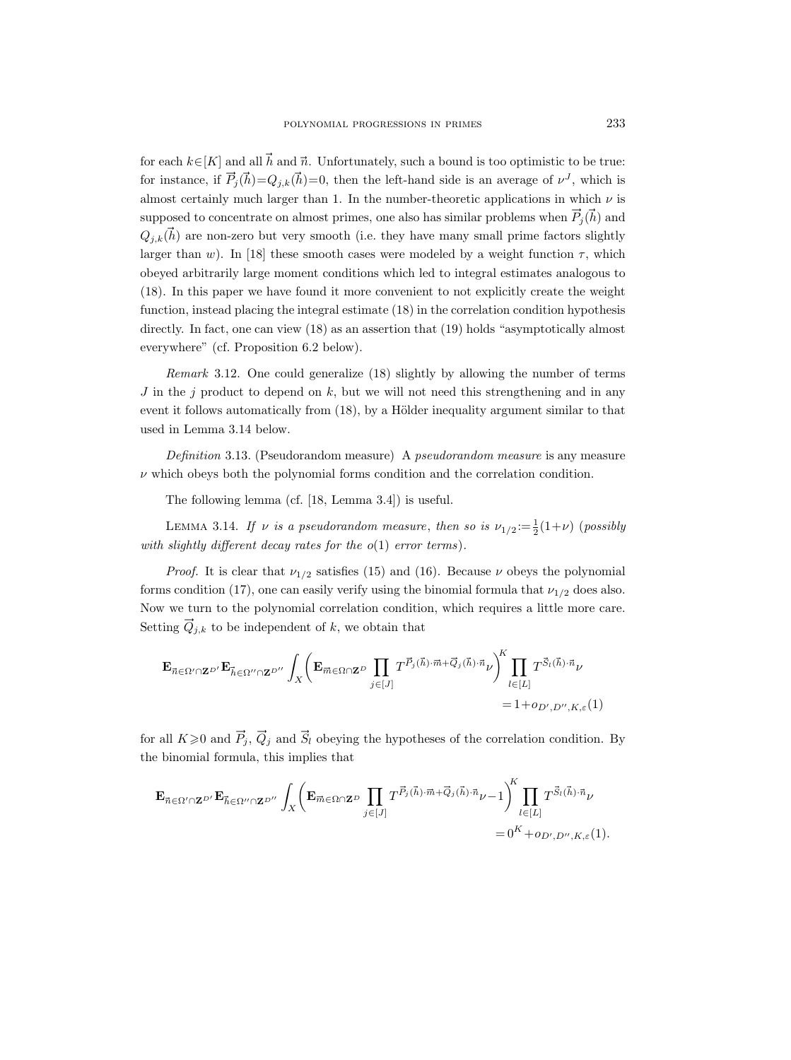for each $k\in[K]$ and all $\vec{h}$ and $\vec{n}$. Unfortunately, such a bound is too optimistic to be true: for instance, if $\vec{P}_j(\vec{h})=Q_{j,k}(\vec{h})=0$, then the left-hand side is an average of $\nu^J$, which is almost certainly much larger than 1. In the number-theoretic applications in which $\nu$ is supposed to concentrate on almost primes, one also has similar problems when $\vec{P}_j(\vec{h})$ and $Q_{j,k}(\vec{h})$ are non-zero but very smooth (i.e. they have many small prime factors slightly larger than $w$). In [18] these smooth cases were modeled by a weight function $\tau$, which obeyed arbitrarily large moment conditions which led to integral estimates analogous to (18). In this paper we have found it more convenient to not explicitly create the weight function, instead placing the integral estimate (18) in the correlation condition hypothesis directly. In fact, one can view (18) as an assertion that (19) holds "asymptotically almost everywhere" (cf. Proposition 6.2 below).

*Remark* 3.12. One could generalize (18) slightly by allowing the number of terms $J$ in the $j$ product to depend on $k$, but we will not need this strengthening and in any event it follows automatically from (18), by a Hölder inequality argument similar to that used in Lemma 3.14 below.

*Definition* 3.13. (Pseudorandom measure) A *pseudorandom measure* is any measure $\nu$ which obeys both the polynomial forms condition and the correlation condition.

The following lemma (cf. [18, Lemma 3.4]) is useful.

Lemma 3.14. *If $\nu$ is a pseudorandom measure, then so is $\nu_{1/2}:=\frac{1}{2}(1+\nu)$ (possibly with slightly different decay rates for the $o(1)$ error terms).*

*Proof.* It is clear that $\nu_{1/2}$ satisfies (15) and (16). Because $\nu$ obeys the polynomial forms condition (17), one can easily verify using the binomial formula that $\nu_{1/2}$ does also. Now we turn to the polynomial correlation condition, which requires a little more care. Setting $\vec{Q}_{j,k}$ to be independent of $k$, we obtain that

$$\mathbf{E}_{\vec{n}\in\Omega'\cap\mathbf{Z}^{D'}}\mathbf{E}_{\vec{h}\in\Omega''\cap\mathbf{Z}^{D''}}\int_X\biggl(\mathbf{E}_{\vec{m}\in\Omega\cap\mathbf{Z}^D}\prod_{j\in[J]}T^{\vec{P}_j(\vec{h})\cdot\vec{m}+\vec{Q}_j(\vec{h})\cdot\vec{n}}\nu\biggr)^K\prod_{l\in[L]}T^{\vec{S}_l(\vec{h})\cdot\vec{n}}\nu = 1+o_{D',D'',K,\varepsilon}(1)$$

for all $K\geqslant 0$ and $\vec{P}_j$, $\vec{Q}_j$ and $\vec{S}_l$ obeying the hypotheses of the correlation condition. By the binomial formula, this implies that

$$\mathbf{E}_{\vec{n}\in\Omega'\cap\mathbf{Z}^{D'}}\mathbf{E}_{\vec{h}\in\Omega''\cap\mathbf{Z}^{D''}}\int_X\biggl(\mathbf{E}_{\vec{m}\in\Omega\cap\mathbf{Z}^D}\prod_{j\in[J]}T^{\vec{P}_j(\vec{h})\cdot\vec{m}+\vec{Q}_j(\vec{h})\cdot\vec{n}}\nu-1\biggr)^K\prod_{l\in[L]}T^{\vec{S}_l(\vec{h})\cdot\vec{n}}\nu = 0^K+o_{D',D'',K,\varepsilon}(1).$$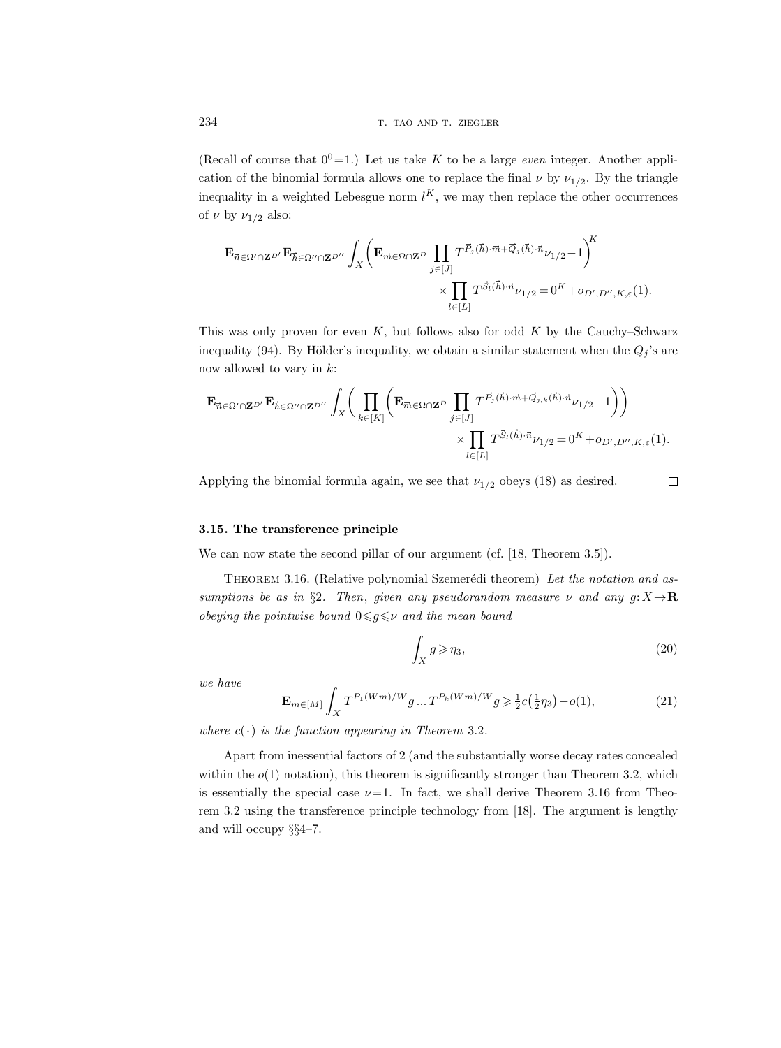(Recall of course that $0^0=1$.) Let us take $K$ to be a large *even* integer. Another application of the binomial formula allows one to replace the final $\nu$ by $\nu_{1/2}$. By the triangle inequality in a weighted Lebesgue norm $l^K$, we may then replace the other occurrences of $\nu$ by $\nu_{1/2}$ also:

$$\mathbf{E}_{\vec{n}\in\Omega'\cap\mathbf{Z}^{D'}}\mathbf{E}_{\vec{h}\in\Omega''\cap\mathbf{Z}^{D''}}\int_X\biggl(\mathbf{E}_{\vec{m}\in\Omega\cap\mathbf{Z}^D}\prod_{j\in[J]}T^{\vec{P}_j(\vec{h})\cdot\vec{m}+\vec{Q}_j(\vec{h})\cdot\vec{n}}\nu_{1/2}-1\biggr)^K \times\prod_{l\in[L]}T^{\vec{S}_l(\vec{h})\cdot\vec{n}}\nu_{1/2}=0^K+o_{D',D'',K,\varepsilon}(1).$$

This was only proven for even $K$, but follows also for odd $K$ by the Cauchy–Schwarz inequality (94). By Hölder's inequality, we obtain a similar statement when the $Q_j$'s are now allowed to vary in $k$:

$$\mathbf{E}_{\vec{n}\in\Omega'\cap\mathbf{Z}^{D'}}\mathbf{E}_{\vec{h}\in\Omega''\cap\mathbf{Z}^{D''}}\int_X\biggl(\prod_{k\in[K]}\biggl(\mathbf{E}_{\vec{m}\in\Omega\cap\mathbf{Z}^D}\prod_{j\in[J]}T^{\vec{P}_j(\vec{h})\cdot\vec{m}+\vec{Q}_{j,k}(\vec{h})\cdot\vec{n}}\nu_{1/2}-1\biggr)\biggr) \times\prod_{l\in[L]}T^{\vec{S}_l(\vec{h})\cdot\vec{n}}\nu_{1/2}=0^K+o_{D',D'',K,\varepsilon}(1).$$

Applying the binomial formula again, we see that $\nu_{1/2}$ obeys (18) as desired. □

### 3.15. The transference principle

We can now state the second pillar of our argument (cf. [18, Theorem 3.5]).

THEOREM 3.16. (Relative polynomial Szemerédi theorem) *Let the notation and assumptions be as in §2. Then, given any pseudorandom measure $\nu$ and any $g: X\to\mathbf{R}$ obeying the pointwise bound $0\leqslant g\leqslant\nu$ and the mean bound*

$$\int_X g\geqslant\eta_3, \tag{20}$$

*we have*

$$\mathbf{E}_{m\in[M]}\int_X T^{P_1(Wm)/W}g\dots T^{P_k(Wm)/W}g\geqslant\tfrac{1}{2}c\bigl(\tfrac{1}{2}\eta_3\bigr)-o(1), \tag{21}$$

*where $c(\cdot)$ is the function appearing in Theorem 3.2.*

Apart from inessential factors of 2 (and the substantially worse decay rates concealed within the $o(1)$ notation), this theorem is significantly stronger than Theorem 3.2, which is essentially the special case $\nu=1$. In fact, we shall derive Theorem 3.16 from Theorem 3.2 using the transference principle technology from [18]. The argument is lengthy and will occupy §§4–7.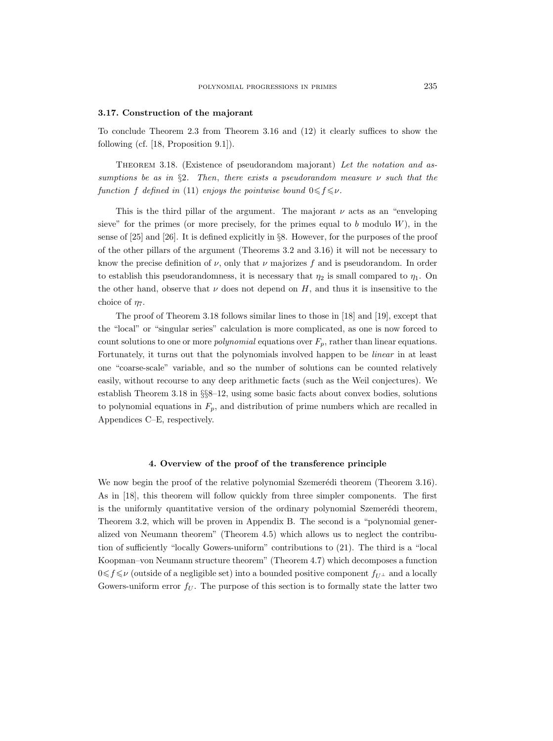### 3.17. Construction of the majorant

To conclude Theorem 2.3 from Theorem 3.16 and (12) it clearly suffices to show the following (cf. [18, Proposition 9.1]).

Theorem 3.18. (Existence of pseudorandom majorant) *Let the notation and assumptions be as in §2. Then, there exists a pseudorandom measure $\nu$ such that the function $f$ defined in* (11) *enjoys the pointwise bound $0 \leqslant f \leqslant \nu$.*

This is the third pillar of the argument. The majorant $\nu$ acts as an "enveloping sieve" for the primes (or more precisely, for the primes equal to $b$ modulo $W$), in the sense of [25] and [26]. It is defined explicitly in §8. However, for the purposes of the proof of the other pillars of the argument (Theorems 3.2 and 3.16) it will not be necessary to know the precise definition of $\nu$, only that $\nu$ majorizes $f$ and is pseudorandom. In order to establish this pseudorandomness, it is necessary that $\eta_2$ is small compared to $\eta_1$. On the other hand, observe that $\nu$ does not depend on $H$, and thus it is insensitive to the choice of $\eta_7$.

The proof of Theorem 3.18 follows similar lines to those in [18] and [19], except that the "local" or "singular series" calculation is more complicated, as one is now forced to count solutions to one or more *polynomial* equations over $F_p$, rather than linear equations. Fortunately, it turns out that the polynomials involved happen to be *linear* in at least one "coarse-scale" variable, and so the number of solutions can be counted relatively easily, without recourse to any deep arithmetic facts (such as the Weil conjectures). We establish Theorem 3.18 in §§8–12, using some basic facts about convex bodies, solutions to polynomial equations in $F_p$, and distribution of prime numbers which are recalled in Appendices C–E, respectively.

## 4. Overview of the proof of the transference principle

We now begin the proof of the relative polynomial Szemerédi theorem (Theorem 3.16). As in [18], this theorem will follow quickly from three simpler components. The first is the uniformly quantitative version of the ordinary polynomial Szemerédi theorem, Theorem 3.2, which will be proven in Appendix B. The second is a "polynomial generalized von Neumann theorem" (Theorem 4.5) which allows us to neglect the contribution of sufficiently "locally Gowers-uniform" contributions to (21). The third is a "local Koopman–von Neumann structure theorem" (Theorem 4.7) which decomposes a function $0 \leqslant f \leqslant \nu$ (outside of a negligible set) into a bounded positive component $f_{U^\perp}$ and a locally Gowers-uniform error $f_U$. The purpose of this section is to formally state the latter two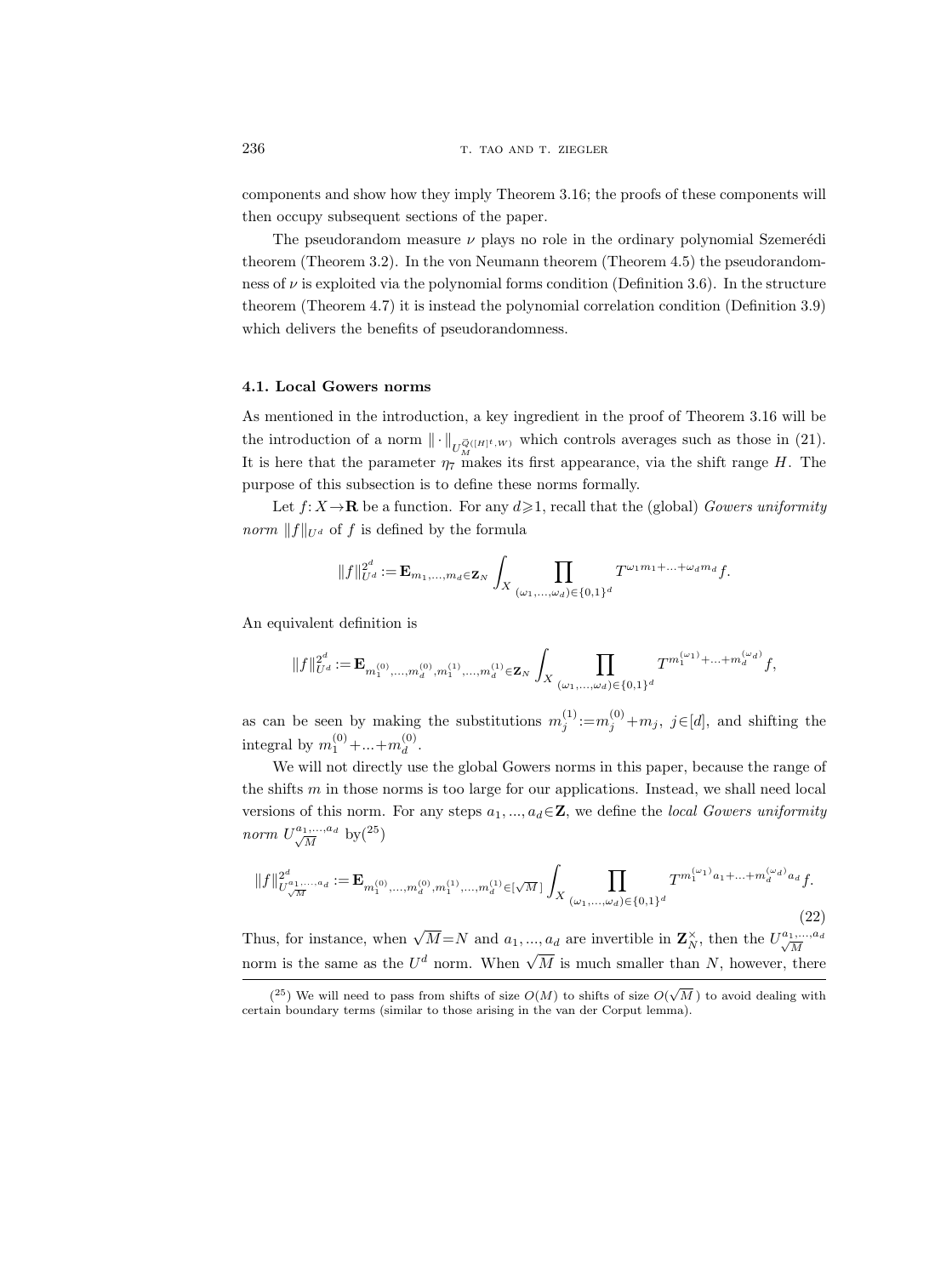components and show how they imply Theorem 3.16; the proofs of these components will then occupy subsequent sections of the paper.

The pseudorandom measure $\nu$ plays no role in the ordinary polynomial Szemerédi theorem (Theorem 3.2). In the von Neumann theorem (Theorem 4.5) the pseudorandomness of $\nu$ is exploited via the polynomial forms condition (Definition 3.6). In the structure theorem (Theorem 4.7) it is instead the polynomial correlation condition (Definition 3.9) which delivers the benefits of pseudorandomness.

### 4.1. Local Gowers norms

As mentioned in the introduction, a key ingredient in the proof of Theorem 3.16 will be the introduction of a norm $\|\cdot\|_{U_{M}^{\vec{Q}([H]^t,W)}}$ which controls averages such as those in (21). It is here that the parameter $\eta_7$ makes its first appearance, via the shift range $H$. The purpose of this subsection is to define these norms formally.

Let $f\colon X\to\mathbf{R}$ be a function. For any $d\geqslant 1$, recall that the (global) *Gowers uniformity norm* $\|f\|_{U^d}$ of $f$ is defined by the formula

$$\|f\|_{U^d}^{2^d} := \mathbf{E}_{m_1,\ldots,m_d\in\mathbf{Z}_N}\int_X \prod_{(\omega_1,\ldots,\omega_d)\in\{0,1\}^d} T^{\omega_1 m_1+\ldots+\omega_d m_d} f.$$

An equivalent definition is

$$\|f\|_{U^d}^{2^d} := \mathbf{E}_{m_1^{(0)},\ldots,m_d^{(0)},m_1^{(1)},\ldots,m_d^{(1)}\in\mathbf{Z}_N}\int_X \prod_{(\omega_1,\ldots,\omega_d)\in\{0,1\}^d} T^{m_1^{(\omega_1)}+\ldots+m_d^{(\omega_d)}} f,$$

as can be seen by making the substitutions $m_j^{(1)}:=m_j^{(0)}+m_j$, $j\in[d]$, and shifting the integral by $m_1^{(0)}+\ldots+m_d^{(0)}$.

We will not directly use the global Gowers norms in this paper, because the range of the shifts $m$ in those norms is too large for our applications. Instead, we shall need local versions of this norm. For any steps $a_1,\ldots,a_d\in\mathbf{Z}$, we define the *local Gowers uniformity norm* $U_{\sqrt{M}}^{a_1,\ldots,a_d}$ by[25]

$$\|f\|_{U_{\sqrt{M}}^{a_1,\ldots,a_d}}^{2^d} := \mathbf{E}_{m_1^{(0)},\ldots,m_d^{(0)},m_1^{(1)},\ldots,m_d^{(1)}\in[\sqrt{M}\,]}\int_X \prod_{(\omega_1,\ldots,\omega_d)\in\{0,1\}^d} T^{m_1^{(\omega_1)}a_1+\ldots+m_d^{(\omega_d)}a_d} f. \tag{22}$$

Thus, for instance, when $\sqrt{M}=N$ and $a_1,\ldots,a_d$ are invertible in $\mathbf{Z}_N^\times$, then the $U_{\sqrt{M}}^{a_1,\ldots,a_d}$ norm is the same as the $U^d$ norm. When $\sqrt{M}$ is much smaller than $N$, however, there

[25] We will need to pass from shifts of size $O(M)$ to shifts of size $O(\sqrt{M}\,)$ to avoid dealing with certain boundary terms (similar to those arising in the van der Corput lemma).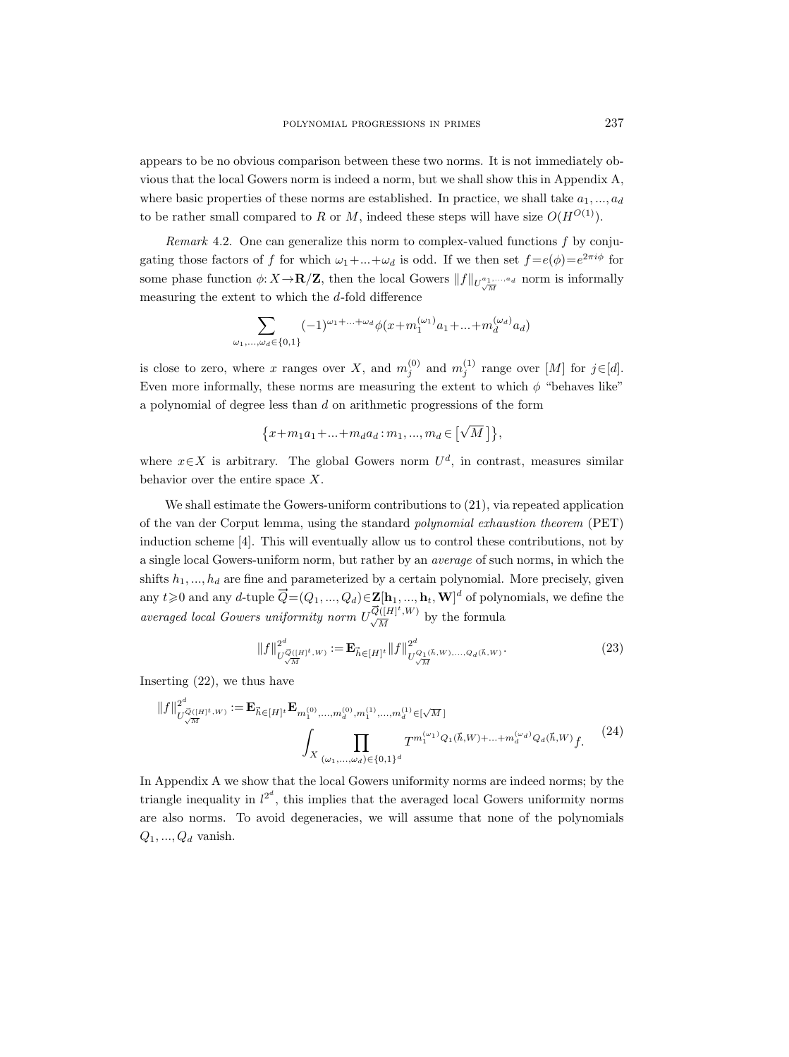appears to be no obvious comparison between these two norms. It is not immediately obvious that the local Gowers norm is indeed a norm, but we shall show this in Appendix A, where basic properties of these norms are established. In practice, we shall take $a_1, ..., a_d$ to be rather small compared to $R$ or $M$, indeed these steps will have size $O(H^{O(1)})$.

*Remark* 4.2. One can generalize this norm to complex-valued functions $f$ by conjugating those factors of $f$ for which $\omega_1+...+\omega_d$ is odd. If we then set $f=e(\phi)=e^{2\pi i\phi}$ for some phase function $\phi: X\to \mathbf{R}/\mathbf{Z}$, then the local Gowers $\|f\|_{U^{a_1,...,a_d}_{\sqrt{M}}}$ norm is informally measuring the extent to which the $d$-fold difference

$$\sum_{\omega_1,...,\omega_d\in\{0,1\}} (-1)^{\omega_1+...+\omega_d}\phi(x+m_1^{(\omega_1)}a_1+...+m_d^{(\omega_d)}a_d)$$

is close to zero, where $x$ ranges over $X$, and $m_j^{(0)}$ and $m_j^{(1)}$ range over $[M]$ for $j\in[d]$. Even more informally, these norms are measuring the extent to which $\phi$ "behaves like" a polynomial of degree less than $d$ on arithmetic progressions of the form

$$\{x+m_1a_1+...+m_da_d : m_1, ..., m_d \in [\sqrt{M}\,]\},$$

where $x\in X$ is arbitrary. The global Gowers norm $U^d$, in contrast, measures similar behavior over the entire space $X$.

We shall estimate the Gowers-uniform contributions to (21), via repeated application of the van der Corput lemma, using the standard *polynomial exhaustion theorem* (PET) induction scheme [4]. This will eventually allow us to control these contributions, not by a single local Gowers-uniform norm, but rather by an *average* of such norms, in which the shifts $h_1, ..., h_d$ are fine and parameterized by a certain polynomial. More precisely, given any $t\geqslant 0$ and any $d$-tuple $\vec{Q}=(Q_1, ..., Q_d)\in\mathbf{Z}[\mathbf{h}_1, ..., \mathbf{h}_t, \mathbf{W}]^d$ of polynomials, we define the *averaged local Gowers uniformity norm* $U^{\vec{Q}([H]^t,W)}_{\sqrt{M}}$ by the formula

$$\|f\|^{2^d}_{U^{\vec{Q}([H]^t,W)}_{\sqrt{M}}} := \mathbf{E}_{\vec{h}\in[H]^t}\|f\|^{2^d}_{U^{Q_1(\vec{h},W),...,Q_d(\vec{h},W)}_{\sqrt{M}}}. \tag{23}$$

Inserting (22), we thus have

$$\|f\|^{2^d}_{U^{\vec{Q}([H]^t,W)}_{\sqrt{M}}} := \mathbf{E}_{\vec{h}\in[H]^t}\mathbf{E}_{m_1^{(0)},...,m_d^{(0)},m_1^{(1)},...,m_d^{(1)}\in[\sqrt{M}\,]} \int_X \prod_{(\omega_1,...,\omega_d)\in\{0,1\}^d} T^{m_1^{(\omega_1)}Q_1(\vec{h},W)+...+m_d^{(\omega_d)}Q_d(\vec{h},W)}f. \tag{24}$$

In Appendix A we show that the local Gowers uniformity norms are indeed norms; by the triangle inequality in $l^{2^d}$, this implies that the averaged local Gowers uniformity norms are also norms. To avoid degeneracies, we will assume that none of the polynomials $Q_1, ..., Q_d$ vanish.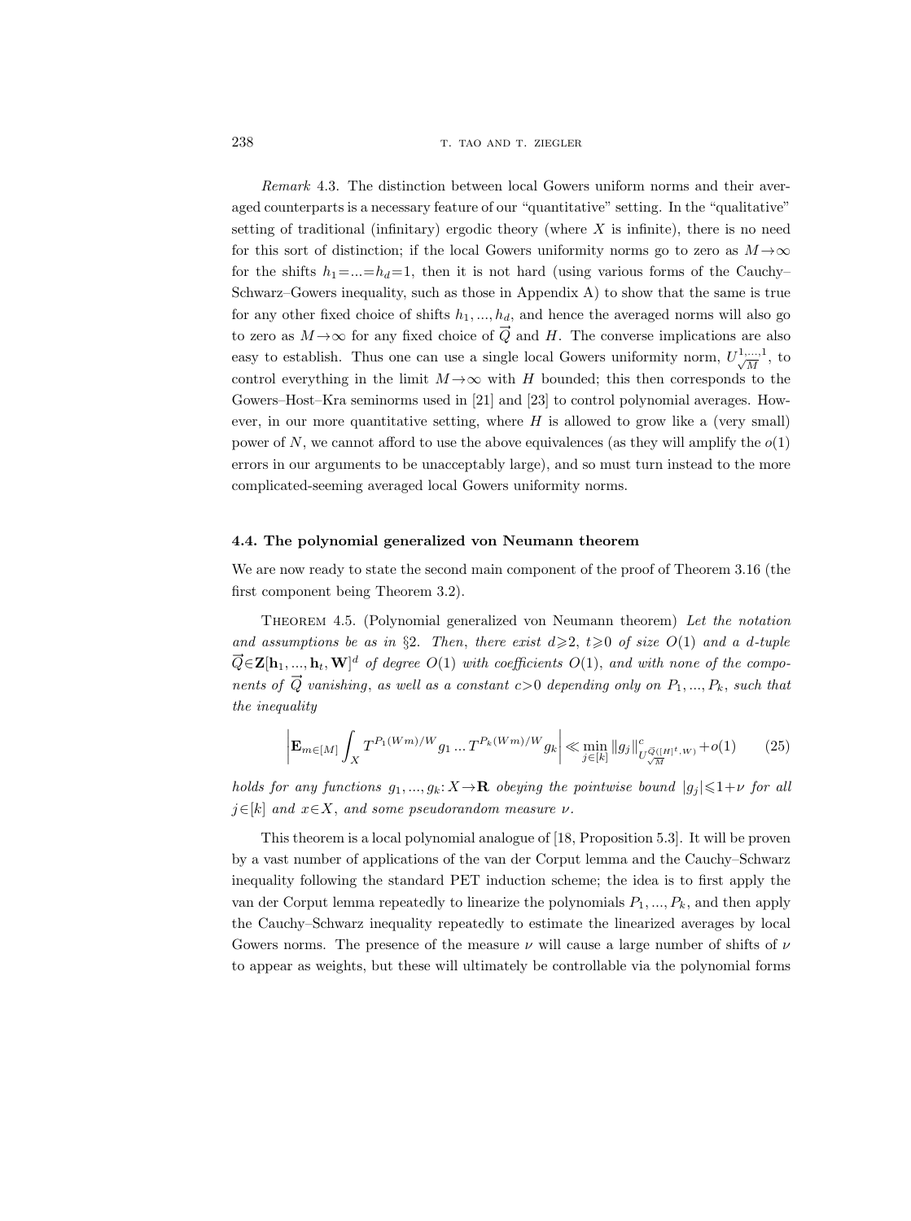*Remark* 4.3. The distinction between local Gowers uniform norms and their averaged counterparts is a necessary feature of our "quantitative" setting. In the "qualitative" setting of traditional (infinitary) ergodic theory (where $X$ is infinite), there is no need for this sort of distinction; if the local Gowers uniformity norms go to zero as $M\to\infty$ for the shifts $h_1=...=h_d=1$, then it is not hard (using various forms of the Cauchy–Schwarz–Gowers inequality, such as those in Appendix A) to show that the same is true for any other fixed choice of shifts $h_1, ..., h_d$, and hence the averaged norms will also go to zero as $M\to\infty$ for any fixed choice of $\vec{Q}$ and $H$. The converse implications are also easy to establish. Thus one can use a single local Gowers uniformity norm, $U^{1,...,1}_{\sqrt{M}}$, to control everything in the limit $M\to\infty$ with $H$ bounded; this then corresponds to the Gowers–Host–Kra seminorms used in [21] and [23] to control polynomial averages. However, in our more quantitative setting, where $H$ is allowed to grow like a (very small) power of $N$, we cannot afford to use the above equivalences (as they will amplify the $o(1)$ errors in our arguments to be unacceptably large), and so must turn instead to the more complicated-seeming averaged local Gowers uniformity norms.

### 4.4. The polynomial generalized von Neumann theorem

We are now ready to state the second main component of the proof of Theorem 3.16 (the first component being Theorem 3.2).

Theorem 4.5. (Polynomial generalized von Neumann theorem) *Let the notation and assumptions be as in §2. Then, there exist $d\geqslant 2$, $t\geqslant 0$ of size $O(1)$ and a $d$-tuple $\vec{Q}\in\mathbf{Z}[\mathbf{h}_1, ..., \mathbf{h}_t, \mathbf{W}]^d$ of degree $O(1)$ with coefficients $O(1)$, and with none of the components of $\vec{Q}$ vanishing, as well as a constant $c>0$ depending only on $P_1, ..., P_k$, such that the inequality*

$$\left|\mathbf{E}_{m\in[M]}\int_X T^{P_1(Wm)/W}g_1 \dots T^{P_k(Wm)/W}g_k\right| \ll \min_{j\in[k]}\|g_j\|^c_{U^{\vec{Q}([H]^t,W)}_{\sqrt{M}}} + o(1) \tag{25}$$

*holds for any functions $g_1, ..., g_k: X\to\mathbf{R}$ obeying the pointwise bound $|g_j|\leqslant 1+\nu$ for all $j\in[k]$ and $x\in X$, and some pseudorandom measure $\nu$.*

This theorem is a local polynomial analogue of [18, Proposition 5.3]. It will be proven by a vast number of applications of the van der Corput lemma and the Cauchy–Schwarz inequality following the standard PET induction scheme; the idea is to first apply the van der Corput lemma repeatedly to linearize the polynomials $P_1, ..., P_k$, and then apply the Cauchy–Schwarz inequality repeatedly to estimate the linearized averages by local Gowers norms. The presence of the measure $\nu$ will cause a large number of shifts of $\nu$ to appear as weights, but these will ultimately be controllable via the polynomial forms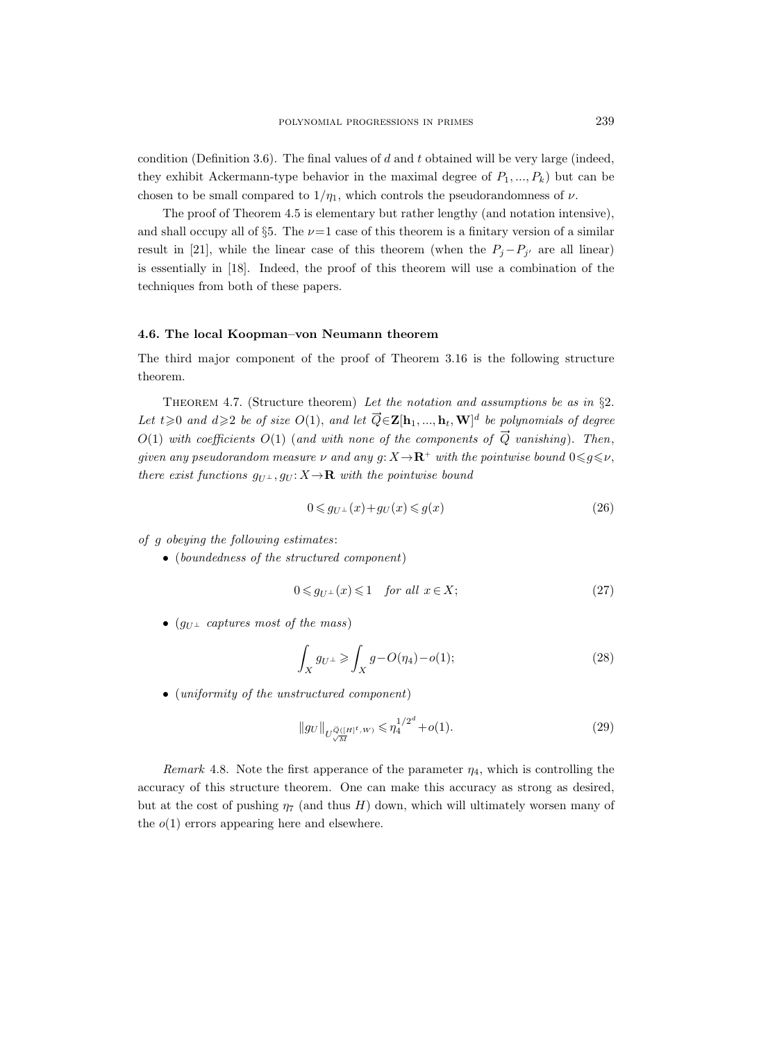condition (Definition 3.6). The final values of $d$ and $t$ obtained will be very large (indeed, they exhibit Ackermann-type behavior in the maximal degree of $P_1, ..., P_k$) but can be chosen to be small compared to $1/\eta_1$, which controls the pseudorandomness of $\nu$.

The proof of Theorem 4.5 is elementary but rather lengthy (and notation intensive), and shall occupy all of §5. The $\nu=1$ case of this theorem is a finitary version of a similar result in [21], while the linear case of this theorem (when the $P_j - P_{j'}$ are all linear) is essentially in [18]. Indeed, the proof of this theorem will use a combination of the techniques from both of these papers.

### 4.6. The local Koopman–von Neumann theorem

The third major component of the proof of Theorem 3.16 is the following structure theorem.

Theorem 4.7. (Structure theorem) *Let the notation and assumptions be as in §2. Let $t \geqslant 0$ and $d \geqslant 2$ be of size $O(1)$, and let $\vec{Q} \in \mathbf{Z}[\mathbf{h}_1, ..., \mathbf{h}_t, \mathbf{W}]^d$ be polynomials of degree $O(1)$ with coefficients $O(1)$ (and with none of the components of $\vec{Q}$ vanishing). Then, given any pseudorandom measure $\nu$ and any $g: X \to \mathbf{R}^+$ with the pointwise bound $0 \leqslant g \leqslant \nu$, there exist functions $g_{U^\perp}, g_U: X \to \mathbf{R}$ with the pointwise bound*

$$0 \leqslant g_{U^\perp}(x) + g_U(x) \leqslant g(x) \tag{26}$$

*of $g$ obeying the following estimates*:

- (*boundedness of the structured component*)

$$0 \leqslant g_{U^\perp}(x) \leqslant 1 \quad \text{for all } x \in X; \tag{27}$$

- ($g_{U^\perp}$ *captures most of the mass*)

$$\int_X g_{U^\perp} \geqslant \int_X g - O(\eta_4) - o(1); \tag{28}$$

- (*uniformity of the unstructured component*)

$$\|g_U\|_{U^{\vec{Q}([H]^t, W)}_{\sqrt{M}}} \leqslant \eta_4^{1/2^d} + o(1). \tag{29}$$

*Remark* 4.8. Note the first apperance of the parameter $\eta_4$, which is controlling the accuracy of this structure theorem. One can make this accuracy as strong as desired, but at the cost of pushing $\eta_7$ (and thus $H$) down, which will ultimately worsen many of the $o(1)$ errors appearing here and elsewhere.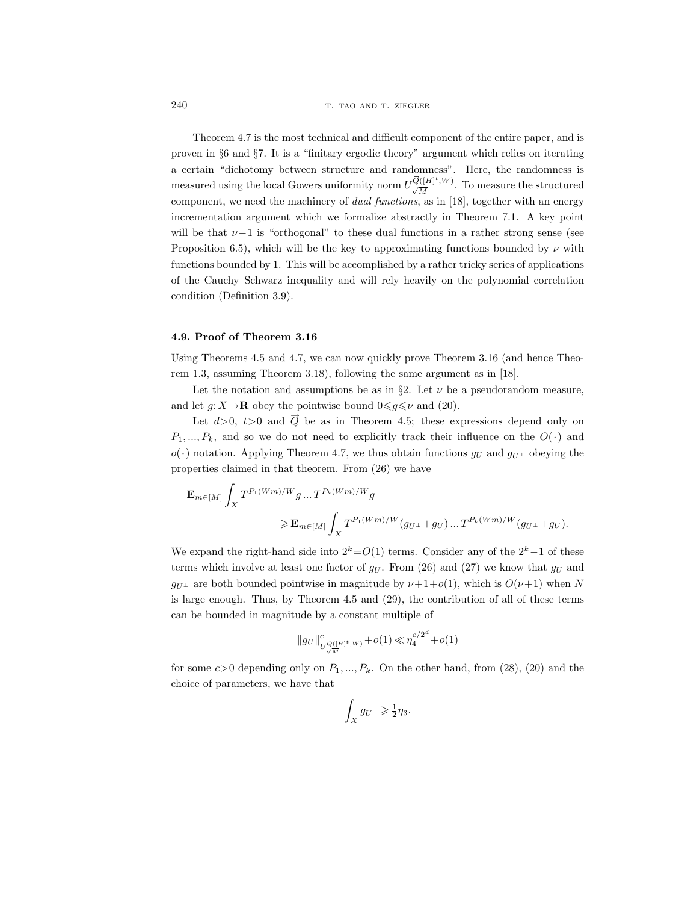Theorem 4.7 is the most technical and difficult component of the entire paper, and is proven in §6 and §7. It is a "finitary ergodic theory" argument which relies on iterating a certain "dichotomy between structure and randomness". Here, the randomness is measured using the local Gowers uniformity norm $U^{\vec{Q}([H]^t,W)}_{\sqrt{M}}$. To measure the structured component, we need the machinery of *dual functions*, as in [18], together with an energy incrementation argument which we formalize abstractly in Theorem 7.1. A key point will be that $\nu-1$ is "orthogonal" to these dual functions in a rather strong sense (see Proposition 6.5), which will be the key to approximating functions bounded by $\nu$ with functions bounded by 1. This will be accomplished by a rather tricky series of applications of the Cauchy–Schwarz inequality and will rely heavily on the polynomial correlation condition (Definition 3.9).

### 4.9. Proof of Theorem 3.16

Using Theorems 4.5 and 4.7, we can now quickly prove Theorem 3.16 (and hence Theorem 1.3, assuming Theorem 3.18), following the same argument as in [18].

Let the notation and assumptions be as in §2. Let $\nu$ be a pseudorandom measure, and let $g: X \to \mathbf{R}$ obey the pointwise bound $0 \leqslant g \leqslant \nu$ and (20).

Let $d>0$, $t>0$ and $\vec{Q}$ be as in Theorem 4.5; these expressions depend only on $P_1, ..., P_k$, and so we do not need to explicitly track their influence on the $O(\cdot)$ and $o(\cdot)$ notation. Applying Theorem 4.7, we thus obtain functions $g_U$ and $g_{U^\perp}$ obeying the properties claimed in that theorem. From (26) we have

$$\mathbf{E}_{m\in[M]} \int_X T^{P_1(Wm)/W} g \ldots T^{P_k(Wm)/W} g \\ \geqslant \mathbf{E}_{m\in[M]} \int_X T^{P_1(Wm)/W} (g_{U^\perp} + g_U) \ldots T^{P_k(Wm)/W} (g_{U^\perp} + g_U).$$

We expand the right-hand side into $2^k = O(1)$ terms. Consider any of the $2^k - 1$ of these terms which involve at least one factor of $g_U$. From (26) and (27) we know that $g_U$ and $g_{U^\perp}$ are both bounded pointwise in magnitude by $\nu + 1 + o(1)$, which is $O(\nu + 1)$ when $N$ is large enough. Thus, by Theorem 4.5 and (29), the contribution of all of these terms can be bounded in magnitude by a constant multiple of

$$\|g_U\|^c_{U^{\vec{Q}([H]^t,W)}_{\sqrt{M}}} + o(1) \ll \eta_4^{c/2^d} + o(1)$$

for some $c>0$ depending only on $P_1, ..., P_k$. On the other hand, from (28), (20) and the choice of parameters, we have that

$$\int_X g_{U^\perp} \geqslant \tfrac{1}{2}\eta_3.$$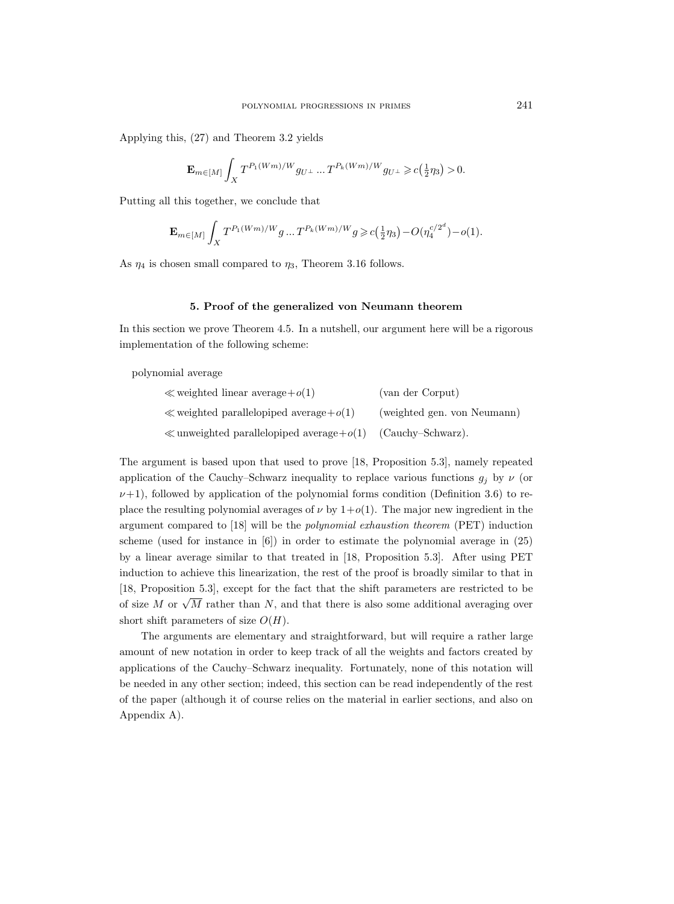Applying this, (27) and Theorem 3.2 yields

$$\mathbf{E}_{m\in[M]}\int_X T^{P_1(Wm)/W}g_{U^\perp}\dots T^{P_k(Wm)/W}g_{U^\perp}\geqslant c\big(\tfrac{1}{2}\eta_3\big)>0.$$

Putting all this together, we conclude that

$$\mathbf{E}_{m\in[M]}\int_X T^{P_1(Wm)/W}g\dots T^{P_k(Wm)/W}g\geqslant c\big(\tfrac{1}{2}\eta_3\big)-O(\eta_4^{c/2^d})-o(1).$$

As $\eta_4$ is chosen small compared to $\eta_3$, Theorem 3.16 follows.

## 5. Proof of the generalized von Neumann theorem

In this section we prove Theorem 4.5. In a nutshell, our argument here will be a rigorous implementation of the following scheme:

polynomial average

| | |
|---|---|
| $\ll$ weighted linear average$+o(1)$ | (van der Corput) |
| $\ll$ weighted parallelopiped average$+o(1)$ | (weighted gen. von Neumann) |
| $\ll$ unweighted parallelopiped average$+o(1)$ | (Cauchy–Schwarz). |

The argument is based upon that used to prove [18, Proposition 5.3], namely repeated application of the Cauchy–Schwarz inequality to replace various functions $g_j$ by $\nu$ (or $\nu+1$), followed by application of the polynomial forms condition (Definition 3.6) to replace the resulting polynomial averages of $\nu$ by $1+o(1)$. The major new ingredient in the argument compared to [18] will be the *polynomial exhaustion theorem* (PET) induction scheme (used for instance in [6]) in order to estimate the polynomial average in (25) by a linear average similar to that treated in [18, Proposition 5.3]. After using PET induction to achieve this linearization, the rest of the proof is broadly similar to that in [18, Proposition 5.3], except for the fact that the shift parameters are restricted to be of size $M$ or $\sqrt{M}$ rather than $N$, and that there is also some additional averaging over short shift parameters of size $O(H)$.

The arguments are elementary and straightforward, but will require a rather large amount of new notation in order to keep track of all the weights and factors created by applications of the Cauchy–Schwarz inequality. Fortunately, none of this notation will be needed in any other section; indeed, this section can be read independently of the rest of the paper (although it of course relies on the material in earlier sections, and also on Appendix A).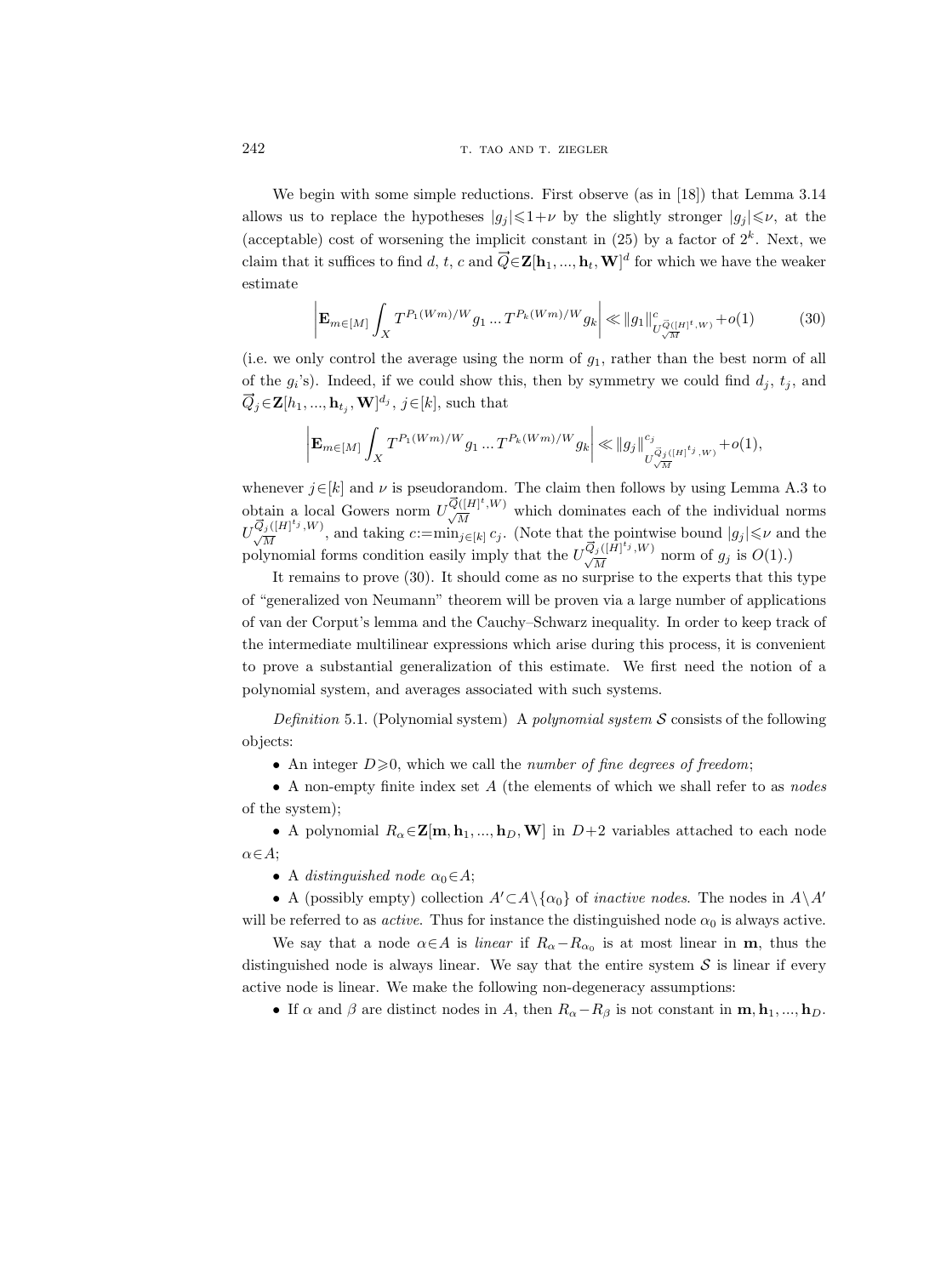We begin with some simple reductions. First observe (as in [18]) that Lemma 3.14 allows us to replace the hypotheses $|g_j| \leqslant 1+\nu$ by the slightly stronger $|g_j| \leqslant \nu$, at the (acceptable) cost of worsening the implicit constant in (25) by a factor of $2^k$. Next, we claim that it suffices to find $d$, $t$, $c$ and $\vec{Q} \in \mathbf{Z}[\mathbf{h}_1, ..., \mathbf{h}_t, \mathbf{W}]^d$ for which we have the weaker estimate

$$\left| \mathbf{E}_{m\in[M]} \int_X T^{P_1(Wm)/W} g_1 \ldots T^{P_k(Wm)/W} g_k \right| \ll \|g_1\|^c_{U^{\vec{Q}([H]^t, W)}_{\sqrt{M}}} + o(1) \tag{30}$$

(i.e. we only control the average using the norm of $g_1$, rather than the best norm of all of the $g_i$'s). Indeed, if we could show this, then by symmetry we could find $d_j$, $t_j$, and $\vec{Q}_j \in \mathbf{Z}[h_1, ..., \mathbf{h}_{t_j}, \mathbf{W}]^{d_j}$, $j \in [k]$, such that

$$\left| \mathbf{E}_{m\in[M]} \int_X T^{P_1(Wm)/W} g_1 \ldots T^{P_k(Wm)/W} g_k \right| \ll \|g_j\|^{c_j}_{U^{\vec{Q}_j([H]^{t_j}, W)}_{\sqrt{M}}} + o(1),$$

whenever $j \in [k]$ and $\nu$ is pseudorandom. The claim then follows by using Lemma A.3 to obtain a local Gowers norm $U^{\vec{Q}([H]^t, W)}_{\sqrt{M}}$ which dominates each of the individual norms $U^{\vec{Q}_j([H]^{t_j}, W)}_{\sqrt{M}}$, and taking $c := \min_{j\in[k]} c_j$. (Note that the pointwise bound $|g_j| \leqslant \nu$ and the polynomial forms condition easily imply that the $U^{\vec{Q}_j([H]^{t_j}, W)}_{\sqrt{M}}$ norm of $g_j$ is $O(1)$.)

It remains to prove (30). It should come as no surprise to the experts that this type of "generalized von Neumann" theorem will be proven via a large number of applications of van der Corput's lemma and the Cauchy–Schwarz inequality. In order to keep track of the intermediate multilinear expressions which arise during this process, it is convenient to prove a substantial generalization of this estimate. We first need the notion of a polynomial system, and averages associated with such systems.

*Definition* 5.1. (Polynomial system) A *polynomial system* $\mathcal{S}$ consists of the following objects:

- An integer $D \geqslant 0$, which we call the *number of fine degrees of freedom*;
- A non-empty finite index set $A$ (the elements of which we shall refer to as *nodes* of the system);
- A polynomial $R_\alpha \in \mathbf{Z}[\mathbf{m}, \mathbf{h}_1, ..., \mathbf{h}_D, \mathbf{W}]$ in $D+2$ variables attached to each node $\alpha \in A$;
- A *distinguished node* $\alpha_0 \in A$;
- A (possibly empty) collection $A' \subset A \setminus \{\alpha_0\}$ of *inactive nodes*. The nodes in $A \setminus A'$ will be referred to as *active*. Thus for instance the distinguished node $\alpha_0$ is always active.

We say that a node $\alpha \in A$ is *linear* if $R_\alpha - R_{\alpha_0}$ is at most linear in $\mathbf{m}$, thus the distinguished node is always linear. We say that the entire system $\mathcal{S}$ is linear if every active node is linear. We make the following non-degeneracy assumptions:

- If $\alpha$ and $\beta$ are distinct nodes in $A$, then $R_\alpha - R_\beta$ is not constant in $\mathbf{m}, \mathbf{h}_1, ..., \mathbf{h}_D$.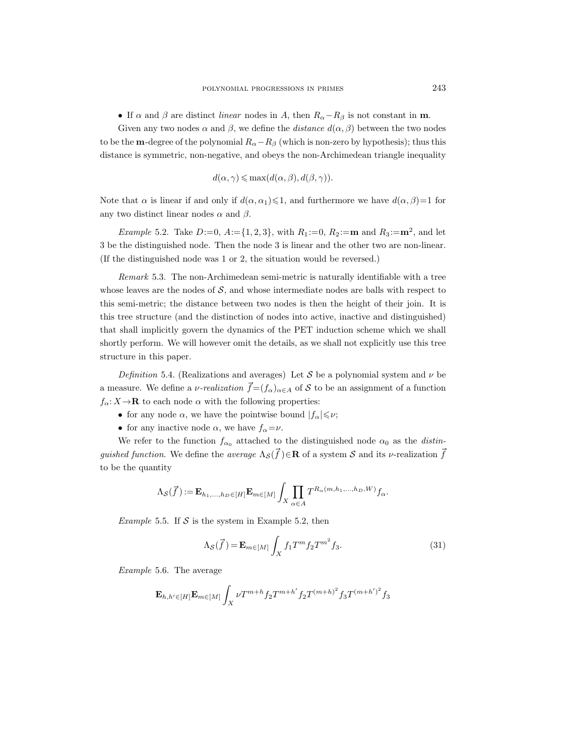- If $\alpha$ and $\beta$ are distinct *linear* nodes in $A$, then $R_\alpha - R_\beta$ is not constant in $\mathbf{m}$.

Given any two nodes $\alpha$ and $\beta$, we define the *distance* $d(\alpha,\beta)$ between the two nodes to be the $\mathbf{m}$-degree of the polynomial $R_\alpha - R_\beta$ (which is non-zero by hypothesis); thus this distance is symmetric, non-negative, and obeys the non-Archimedean triangle inequality

$$d(\alpha,\gamma) \leqslant \max(d(\alpha,\beta), d(\beta,\gamma)).$$

Note that $\alpha$ is linear if and only if $d(\alpha,\alpha_1)\leqslant 1$, and furthermore we have $d(\alpha,\beta)=1$ for any two distinct linear nodes $\alpha$ and $\beta$.

*Example* 5.2. Take $D:=0$, $A:=\{1,2,3\}$, with $R_1:=0$, $R_2:=\mathbf{m}$ and $R_3:=\mathbf{m}^2$, and let 3 be the distinguished node. Then the node 3 is linear and the other two are non-linear. (If the distinguished node was 1 or 2, the situation would be reversed.)

*Remark* 5.3. The non-Archimedean semi-metric is naturally identifiable with a tree whose leaves are the nodes of $\mathcal{S}$, and whose intermediate nodes are balls with respect to this semi-metric; the distance between two nodes is then the height of their join. It is this tree structure (and the distinction of nodes into active, inactive and distinguished) that shall implicitly govern the dynamics of the PET induction scheme which we shall shortly perform. We will however omit the details, as we shall not explicitly use this tree structure in this paper.

*Definition* 5.4. (Realizations and averages) Let $\mathcal{S}$ be a polynomial system and $\nu$ be a measure. We define a *$\nu$-realization* $\vec{f}=(f_\alpha)_{\alpha\in A}$ of $\mathcal{S}$ to be an assignment of a function $f_\alpha: X\to\mathbf{R}$ to each node $\alpha$ with the following properties:

- for any node $\alpha$, we have the pointwise bound $|f_\alpha|\leqslant\nu$;
- for any inactive node $\alpha$, we have $f_\alpha=\nu$.

We refer to the function $f_{\alpha_0}$ attached to the distinguished node $\alpha_0$ as the *distinguished function*. We define the *average* $\Lambda_{\mathcal{S}}(\vec{f})\in\mathbf{R}$ of a system $\mathcal{S}$ and its $\nu$-realization $\vec{f}$ to be the quantity

$$\Lambda_{\mathcal{S}}(\vec{f}) := \mathbf{E}_{h_1,\ldots,h_D\in[H]}\mathbf{E}_{m\in[M]}\int_X \prod_{\alpha\in A} T^{R_\alpha(m,h_1,\ldots,h_D,W)} f_\alpha.$$

*Example* 5.5. If $\mathcal{S}$ is the system in Example 5.2, then

$$\Lambda_{\mathcal{S}}(\vec{f}) = \mathbf{E}_{m\in[M]}\int_X f_1 T^m f_2 T^{m^2} f_3. \tag{31}$$

*Example* 5.6. The average

$$\mathbf{E}_{h,h'\in[H]}\mathbf{E}_{m\in[M]}\int_X \nu T^{m+h} f_2 T^{m+h'} f_2 T^{(m+h)^2} f_3 T^{(m+h')^2} f_3$$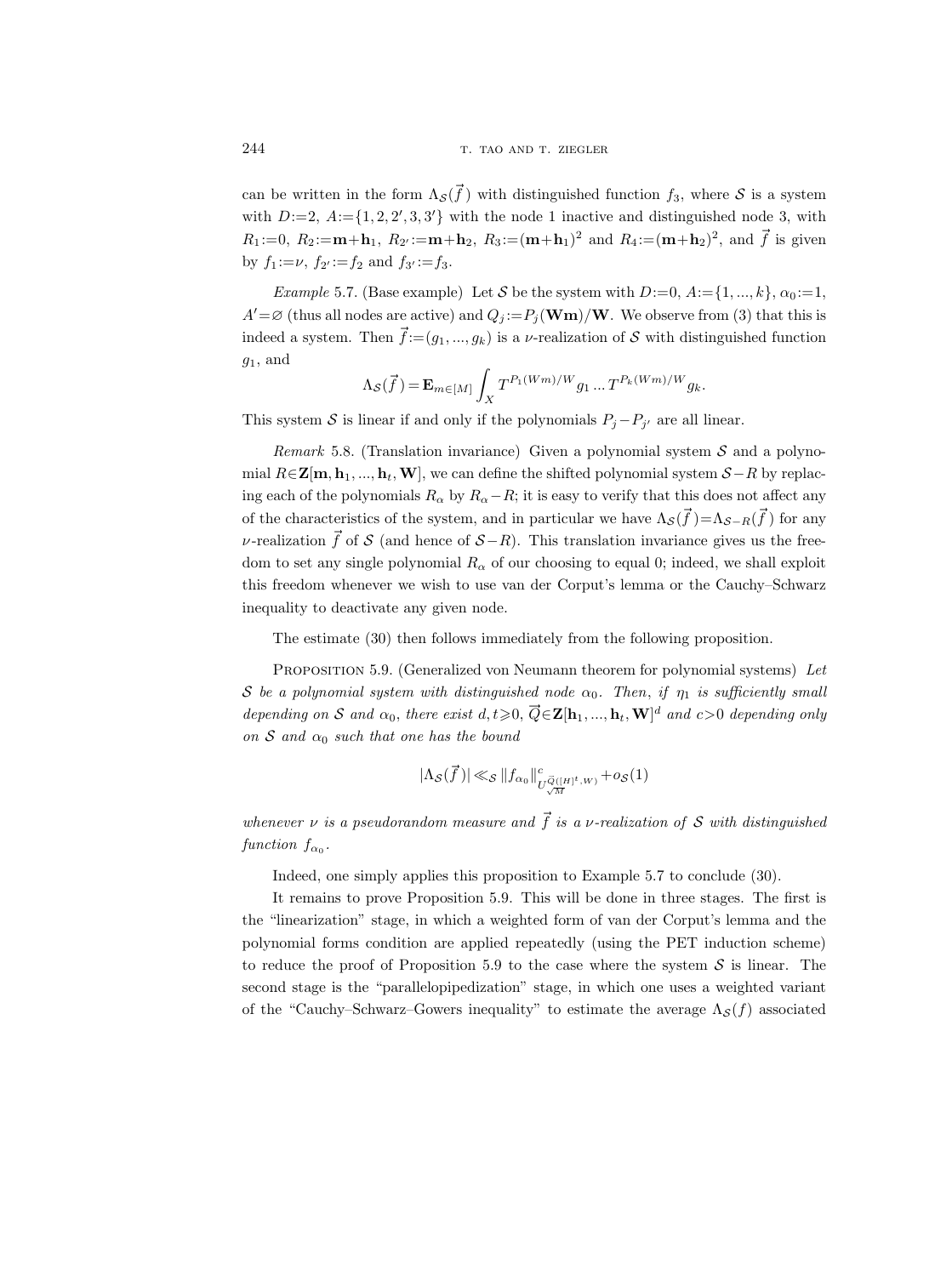can be written in the form $\Lambda_{\mathcal{S}}(\vec{f})$ with distinguished function $f_3$, where $\mathcal{S}$ is a system with $D:=2$, $A:=\{1,2,2',3,3'\}$ with the node 1 inactive and distinguished node 3, with $R_1:=0$, $R_2:=\mathbf{m}+\mathbf{h}_1$, $R_{2'}:=\mathbf{m}+\mathbf{h}_2$, $R_3:=(\mathbf{m}+\mathbf{h}_1)^2$ and $R_4:=(\mathbf{m}+\mathbf{h}_2)^2$, and $\vec{f}$ is given by $f_1:=\nu$, $f_{2'}:=f_2$ and $f_{3'}:=f_3$.

*Example* 5.7. (Base example) Let $\mathcal{S}$ be the system with $D:=0$, $A:=\{1,...,k\}$, $\alpha_0:=1$, $A'=\varnothing$ (thus all nodes are active) and $Q_j:=P_j(\mathbf{W}\mathbf{m})/\mathbf{W}$. We observe from (3) that this is indeed a system. Then $\vec{f}:=(g_1,...,g_k)$ is a $\nu$-realization of $\mathcal{S}$ with distinguished function $g_1$, and

$$\Lambda_{\mathcal{S}}(\vec{f}) = \mathbf{E}_{m\in[M]}\int_X T^{P_1(Wm)/W}g_1 \ldots T^{P_k(Wm)/W}g_k.$$

This system $\mathcal{S}$ is linear if and only if the polynomials $P_j - P_{j'}$ are all linear.

*Remark* 5.8. (Translation invariance) Given a polynomial system $\mathcal{S}$ and a polynomial $R\in\mathbf{Z}[\mathbf{m},\mathbf{h}_1,...,\mathbf{h}_t,\mathbf{W}]$, we can define the shifted polynomial system $\mathcal{S}-R$ by replacing each of the polynomials $R_\alpha$ by $R_\alpha - R$; it is easy to verify that this does not affect any of the characteristics of the system, and in particular we have $\Lambda_{\mathcal{S}}(\vec{f})=\Lambda_{\mathcal{S}-R}(\vec{f})$ for any $\nu$-realization $\vec{f}$ of $\mathcal{S}$ (and hence of $\mathcal{S}-R$). This translation invariance gives us the freedom to set any single polynomial $R_\alpha$ of our choosing to equal 0; indeed, we shall exploit this freedom whenever we wish to use van der Corput's lemma or the Cauchy–Schwarz inequality to deactivate any given node.

The estimate (30) then follows immediately from the following proposition.

Proposition 5.9. (Generalized von Neumann theorem for polynomial systems) *Let $\mathcal{S}$ be a polynomial system with distinguished node $\alpha_0$. Then, if $\eta_1$ is sufficiently small depending on $\mathcal{S}$ and $\alpha_0$, there exist $d,t\geqslant 0$, $\vec{Q}\in\mathbf{Z}[\mathbf{h}_1,...,\mathbf{h}_t,\mathbf{W}]^d$ and $c>0$ depending only on $\mathcal{S}$ and $\alpha_0$ such that one has the bound*

$$|\Lambda_{\mathcal{S}}(\vec{f})| \ll_{\mathcal{S}} \|f_{\alpha_0}\|^c_{U^{\vec{Q}([H]^t,W)}_{\sqrt{M}}} + o_{\mathcal{S}}(1)$$

*whenever $\nu$ is a pseudorandom measure and $\vec{f}$ is a $\nu$-realization of $\mathcal{S}$ with distinguished function $f_{\alpha_0}$.*

Indeed, one simply applies this proposition to Example 5.7 to conclude (30).

It remains to prove Proposition 5.9. This will be done in three stages. The first is the "linearization" stage, in which a weighted form of van der Corput's lemma and the polynomial forms condition are applied repeatedly (using the PET induction scheme) to reduce the proof of Proposition 5.9 to the case where the system $\mathcal{S}$ is linear. The second stage is the "parallelopipedization" stage, in which one uses a weighted variant of the "Cauchy–Schwarz–Gowers inequality" to estimate the average $\Lambda_{\mathcal{S}}(f)$ associated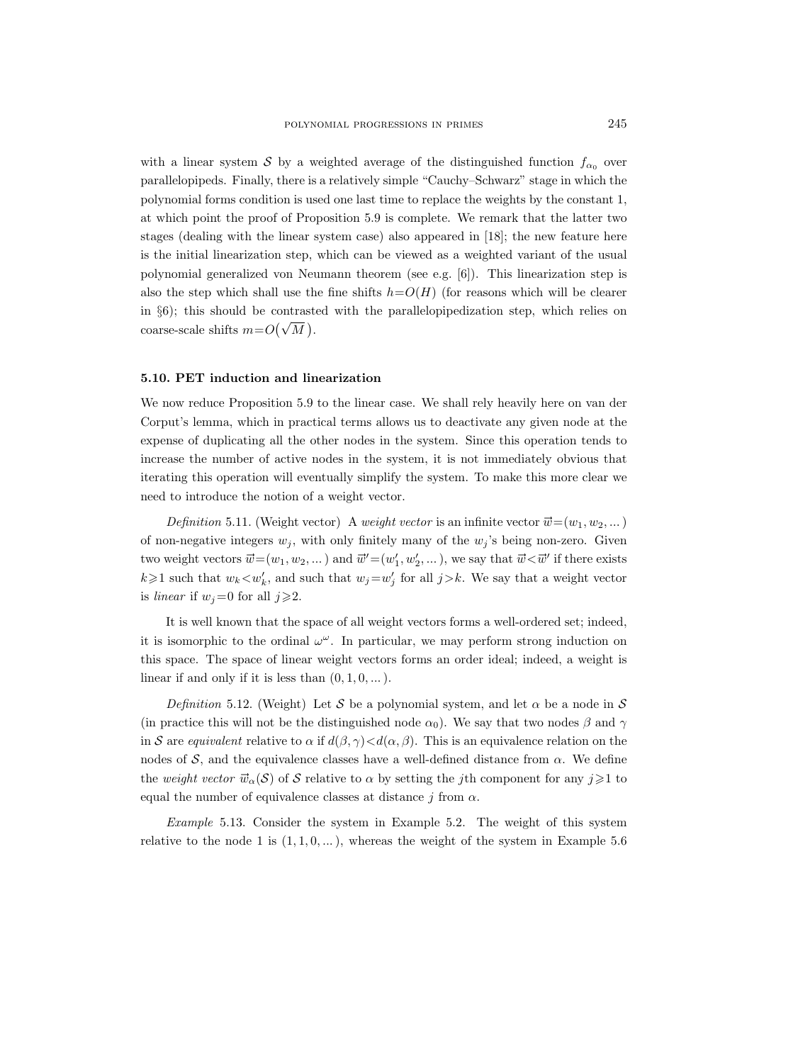with a linear system $\mathcal{S}$ by a weighted average of the distinguished function $f_{\alpha_0}$ over parallelopipeds. Finally, there is a relatively simple "Cauchy–Schwarz" stage in which the polynomial forms condition is used one last time to replace the weights by the constant 1, at which point the proof of Proposition 5.9 is complete. We remark that the latter two stages (dealing with the linear system case) also appeared in [18]; the new feature here is the initial linearization step, which can be viewed as a weighted variant of the usual polynomial generalized von Neumann theorem (see e.g. [6]). This linearization step is also the step which shall use the fine shifts $h=O(H)$ (for reasons which will be clearer in §6); this should be contrasted with the parallelopipedization step, which relies on coarse-scale shifts $m=O(\sqrt{M}\,)$.

### 5.10. PET induction and linearization

We now reduce Proposition 5.9 to the linear case. We shall rely heavily here on van der Corput's lemma, which in practical terms allows us to deactivate any given node at the expense of duplicating all the other nodes in the system. Since this operation tends to increase the number of active nodes in the system, it is not immediately obvious that iterating this operation will eventually simplify the system. To make this more clear we need to introduce the notion of a weight vector.

*Definition* 5.11. (Weight vector) A *weight vector* is an infinite vector $\vec{w}=(w_1, w_2, ...)$ of non-negative integers $w_j$, with only finitely many of the $w_j$'s being non-zero. Given two weight vectors $\vec{w}=(w_1, w_2, ...)$ and $\vec{w}'=(w_1', w_2', ...)$, we say that $\vec{w}<\vec{w}'$ if there exists $k\geqslant 1$ such that $w_k<w_k'$, and such that $w_j=w_j'$ for all $j>k$. We say that a weight vector is *linear* if $w_j=0$ for all $j\geqslant 2$.

It is well known that the space of all weight vectors forms a well-ordered set; indeed, it is isomorphic to the ordinal $\omega^\omega$. In particular, we may perform strong induction on this space. The space of linear weight vectors forms an order ideal; indeed, a weight is linear if and only if it is less than $(0,1,0,...)$.

*Definition* 5.12. (Weight) Let $\mathcal{S}$ be a polynomial system, and let $\alpha$ be a node in $\mathcal{S}$ (in practice this will not be the distinguished node $\alpha_0$). We say that two nodes $\beta$ and $\gamma$ in $\mathcal{S}$ are *equivalent* relative to $\alpha$ if $d(\beta,\gamma)<d(\alpha,\beta)$. This is an equivalence relation on the nodes of $\mathcal{S}$, and the equivalence classes have a well-defined distance from $\alpha$. We define the *weight vector* $\vec{w}_\alpha(\mathcal{S})$ of $\mathcal{S}$ relative to $\alpha$ by setting the $j$th component for any $j\geqslant 1$ to equal the number of equivalence classes at distance $j$ from $\alpha$.

*Example* 5.13. Consider the system in Example 5.2. The weight of this system relative to the node 1 is $(1,1,0,...)$, whereas the weight of the system in Example 5.6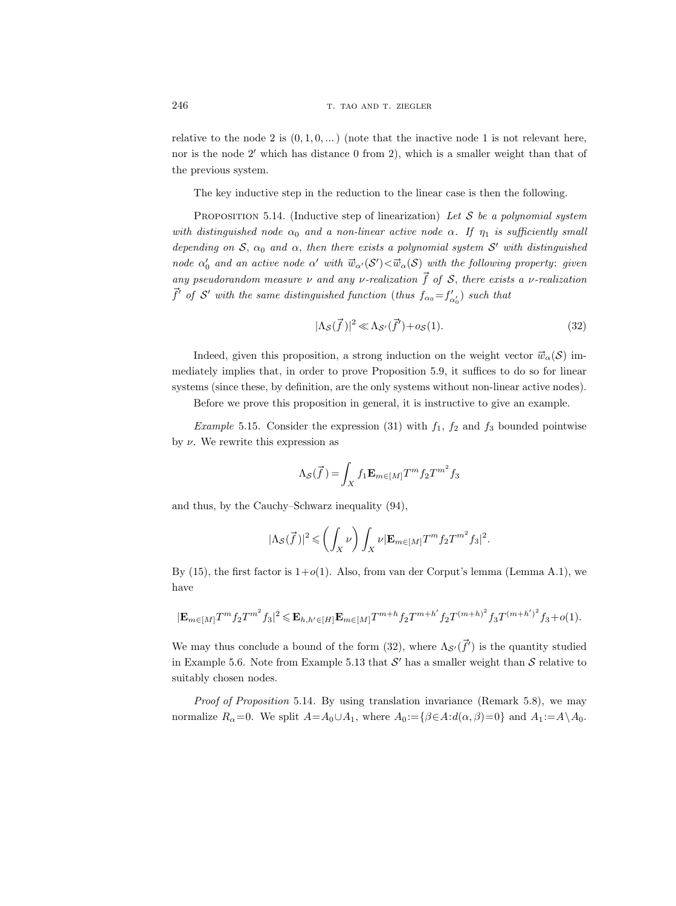relative to the node 2 is $(0,1,0,...)$ (note that the inactive node 1 is not relevant here, nor is the node $2'$ which has distance 0 from 2), which is a smaller weight than that of the previous system.

The key inductive step in the reduction to the linear case is then the following.

PROPOSITION 5.14. (Inductive step of linearization) *Let $\mathcal{S}$ be a polynomial system with distinguished node $\alpha_0$ and a non-linear active node $\alpha$. If $\eta_1$ is sufficiently small depending on $\mathcal{S}$, $\alpha_0$ and $\alpha$, then there exists a polynomial system $\mathcal{S}'$ with distinguished node $\alpha_0'$ and an active node $\alpha'$ with $\vec{w}_{\alpha'}(\mathcal{S}')<\vec{w}_\alpha(\mathcal{S})$ with the following property: given any pseudorandom measure $\nu$ and any $\nu$-realization $\vec{f}$ of $\mathcal{S}$, there exists a $\nu$-realization $\vec{f}'$ of $\mathcal{S}'$ with the same distinguished function (thus $f_{\alpha_0}=f'_{\alpha_0'}$) such that*

$$|\Lambda_{\mathcal{S}}(\vec{f}\,)|^2 \ll \Lambda_{\mathcal{S}'}(\vec{f}')+o_{\mathcal{S}}(1). \tag{32}$$

Indeed, given this proposition, a strong induction on the weight vector $\vec{w}_\alpha(\mathcal{S})$ immediately implies that, in order to prove Proposition 5.9, it suffices to do so for linear systems (since these, by definition, are the only systems without non-linear active nodes).

Before we prove this proposition in general, it is instructive to give an example.

*Example* 5.15. Consider the expression (31) with $f_1$, $f_2$ and $f_3$ bounded pointwise by $\nu$. We rewrite this expression as

$$\Lambda_{\mathcal{S}}(\vec{f}\,)=\int_X f_1\mathbf{E}_{m\in[M]}T^m f_2 T^{m^2} f_3$$

and thus, by the Cauchy–Schwarz inequality (94),

$$|\Lambda_{\mathcal{S}}(\vec{f}\,)|^2 \leqslant \left(\int_X \nu\right)\int_X \nu|\mathbf{E}_{m\in[M]}T^m f_2 T^{m^2} f_3|^2.$$

By (15), the first factor is $1+o(1)$. Also, from van der Corput's lemma (Lemma A.1), we have

$$|\mathbf{E}_{m\in[M]}T^m f_2 T^{m^2} f_3|^2 \leqslant \mathbf{E}_{h,h'\in[H]}\mathbf{E}_{m\in[M]}T^{m+h}f_2 T^{m+h'}f_2 T^{(m+h)^2}f_3 T^{(m+h')^2}f_3+o(1).$$

We may thus conclude a bound of the form (32), where $\Lambda_{\mathcal{S}'}(\vec{f}')$ is the quantity studied in Example 5.6. Note from Example 5.13 that $\mathcal{S}'$ has a smaller weight than $\mathcal{S}$ relative to suitably chosen nodes.

*Proof of Proposition* 5.14. By using translation invariance (Remark 5.8), we may normalize $R_\alpha=0$. We split $A=A_0\cup A_1$, where $A_0:=\{\beta\in A: d(\alpha,\beta)=0\}$ and $A_1:=A\setminus A_0$.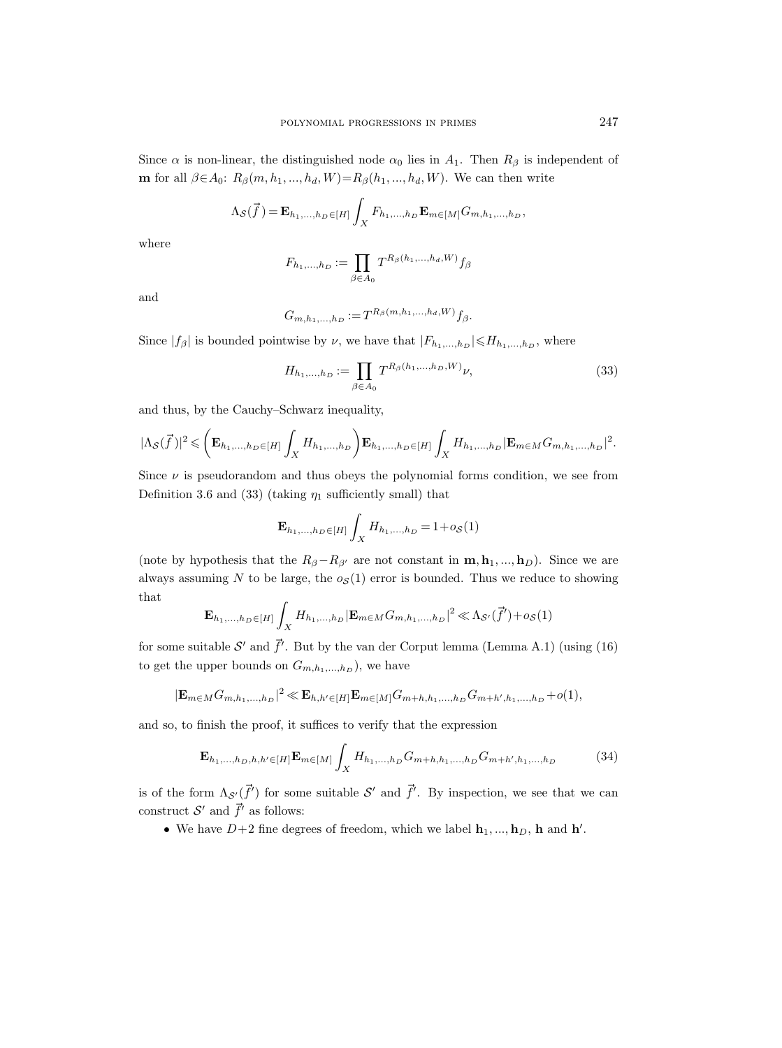Since $\alpha$ is non-linear, the distinguished node $\alpha_0$ lies in $A_1$. Then $R_\beta$ is independent of $\mathbf{m}$ for all $\beta \in A_0$: $R_\beta(m, h_1, ..., h_d, W) = R_\beta(h_1, ..., h_d, W)$. We can then write

$$\Lambda_{\mathcal{S}}(\vec{f}\,) = \mathbf{E}_{h_1,...,h_D \in [H]} \int_X F_{h_1,...,h_D} \mathbf{E}_{m \in [M]} G_{m,h_1,...,h_D},$$

where

$$F_{h_1,...,h_D} := \prod_{\beta \in A_0} T^{R_\beta(h_1,...,h_d,W)} f_\beta$$

and

$$G_{m,h_1,...,h_D} := T^{R_\beta(m,h_1,...,h_d,W)} f_\beta.$$

Since $|f_\beta|$ is bounded pointwise by $\nu$, we have that $|F_{h_1,...,h_D}| \leqslant H_{h_1,...,h_D}$, where

$$H_{h_1,...,h_D} := \prod_{\beta \in A_0} T^{R_\beta(h_1,...,h_D,W)} \nu, \tag{33}$$

and thus, by the Cauchy–Schwarz inequality,

$$|\Lambda_{\mathcal{S}}(\vec{f}\,)|^2 \leqslant \left( \mathbf{E}_{h_1,...,h_D \in [H]} \int_X H_{h_1,...,h_D} \right) \mathbf{E}_{h_1,...,h_D \in [H]} \int_X H_{h_1,...,h_D} |\mathbf{E}_{m \in M} G_{m,h_1,...,h_D}|^2.$$

Since $\nu$ is pseudorandom and thus obeys the polynomial forms condition, we see from Definition 3.6 and (33) (taking $\eta_1$ sufficiently small) that

$$\mathbf{E}_{h_1,...,h_D \in [H]} \int_X H_{h_1,...,h_D} = 1 + o_{\mathcal{S}}(1)$$

(note by hypothesis that the $R_\beta - R_{\beta'}$ are not constant in $\mathbf{m}, \mathbf{h}_1, ..., \mathbf{h}_D$). Since we are always assuming $N$ to be large, the $o_{\mathcal{S}}(1)$ error is bounded. Thus we reduce to showing that

$$\mathbf{E}_{h_1,...,h_D \in [H]} \int_X H_{h_1,...,h_D} |\mathbf{E}_{m \in M} G_{m,h_1,...,h_D}|^2 \ll \Lambda_{\mathcal{S}'}(\vec{f}') + o_{\mathcal{S}}(1)$$

for some suitable $\mathcal{S}'$ and $\vec{f}'$. But by the van der Corput lemma (Lemma A.1) (using (16) to get the upper bounds on $G_{m,h_1,...,h_D}$), we have

$$|\mathbf{E}_{m \in M} G_{m,h_1,...,h_D}|^2 \ll \mathbf{E}_{h,h' \in [H]} \mathbf{E}_{m \in [M]} G_{m+h,h_1,...,h_D} G_{m+h',h_1,...,h_D} + o(1),$$

and so, to finish the proof, it suffices to verify that the expression

$$\mathbf{E}_{h_1,...,h_D,h,h' \in [H]} \mathbf{E}_{m \in [M]} \int_X H_{h_1,...,h_D} G_{m+h,h_1,...,h_D} G_{m+h',h_1,...,h_D} \tag{34}$$

is of the form $\Lambda_{\mathcal{S}'}(\vec{f}')$ for some suitable $\mathcal{S}'$ and $\vec{f}'$. By inspection, we see that we can construct $\mathcal{S}'$ and $\vec{f}'$ as follows:

- We have $D+2$ fine degrees of freedom, which we label $\mathbf{h}_1, ..., \mathbf{h}_D$, $\mathbf{h}$ and $\mathbf{h}'$.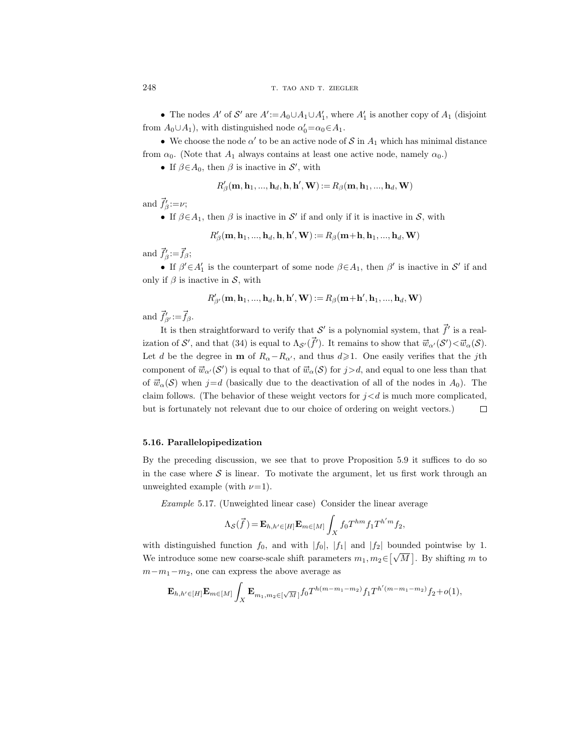- The nodes $A'$ of $\mathcal{S}'$ are $A' := A_0 \cup A_1 \cup A_1'$, where $A_1'$ is another copy of $A_1$ (disjoint from $A_0 \cup A_1$), with distinguished node $\alpha_0' = \alpha_0 \in A_1$.
- We choose the node $\alpha'$ to be an active node of $\mathcal{S}$ in $A_1$ which has minimal distance from $\alpha_0$. (Note that $A_1$ always contains at least one active node, namely $\alpha_0$.)
- If $\beta \in A_0$, then $\beta$ is inactive in $\mathcal{S}'$, with

$$R'_\beta(\mathbf{m}, \mathbf{h}_1, ..., \mathbf{h}_d, \mathbf{h}, \mathbf{h}', \mathbf{W}) := R_\beta(\mathbf{m}, \mathbf{h}_1, ..., \mathbf{h}_d, \mathbf{W})$$

and $\vec{f}'_\beta := \nu$;

- If $\beta \in A_1$, then $\beta$ is inactive in $\mathcal{S}'$ if and only if it is inactive in $\mathcal{S}$, with

$$R'_\beta(\mathbf{m}, \mathbf{h}_1, ..., \mathbf{h}_d, \mathbf{h}, \mathbf{h}', \mathbf{W}) := R_\beta(\mathbf{m} + \mathbf{h}, \mathbf{h}_1, ..., \mathbf{h}_d, \mathbf{W})$$

and $\vec{f}'_\beta := \vec{f}_\beta$;

- If $\beta' \in A_1'$ is the counterpart of some node $\beta \in A_1$, then $\beta'$ is inactive in $\mathcal{S}'$ if and only if $\beta$ is inactive in $\mathcal{S}$, with

$$R'_{\beta'}(\mathbf{m}, \mathbf{h}_1, ..., \mathbf{h}_d, \mathbf{h}, \mathbf{h}', \mathbf{W}) := R_\beta(\mathbf{m} + \mathbf{h}', \mathbf{h}_1, ..., \mathbf{h}_d, \mathbf{W})$$

and $\vec{f}'_{\beta'} := \vec{f}_\beta$.

It is then straightforward to verify that $\mathcal{S}'$ is a polynomial system, that $\vec{f}'$ is a realization of $\mathcal{S}'$, and that (34) is equal to $\Lambda_{\mathcal{S}'}(\vec{f}')$. It remains to show that $\vec{w}_{\alpha'}(\mathcal{S}') < \vec{w}_\alpha(\mathcal{S})$. Let $d$ be the degree in $\mathbf{m}$ of $R_\alpha - R_{\alpha'}$, and thus $d \geqslant 1$. One easily verifies that the $j$th component of $\vec{w}_{\alpha'}(\mathcal{S}')$ is equal to that of $\vec{w}_\alpha(\mathcal{S})$ for $j > d$, and equal to one less than that of $\vec{w}_\alpha(\mathcal{S})$ when $j = d$ (basically due to the deactivation of all of the nodes in $A_0$). The claim follows. (The behavior of these weight vectors for $j < d$ is much more complicated, but is fortunately not relevant due to our choice of ordering on weight vectors.) $\square$

### 5.16. Parallelopipedization

By the preceding discussion, we see that to prove Proposition 5.9 it suffices to do so in the case where $\mathcal{S}$ is linear. To motivate the argument, let us first work through an unweighted example (with $\nu = 1$).

*Example* 5.17. (Unweighted linear case) Consider the linear average

$$\Lambda_{\mathcal{S}}(\vec{f}) = \mathbf{E}_{h,h' \in [H]} \mathbf{E}_{m \in [M]} \int_X f_0 T^{hm} f_1 T^{h'm} f_2,$$

with distinguished function $f_0$, and with $|f_0|$, $|f_1|$ and $|f_2|$ bounded pointwise by 1. We introduce some new coarse-scale shift parameters $m_1, m_2 \in [\sqrt{M}\,]$. By shifting $m$ to $m - m_1 - m_2$, one can express the above average as

$$\mathbf{E}_{h,h' \in [H]} \mathbf{E}_{m \in [M]} \int_X \mathbf{E}_{m_1, m_2 \in [\sqrt{M}\,]} f_0 T^{h(m - m_1 - m_2)} f_1 T^{h'(m - m_1 - m_2)} f_2 + o(1),$$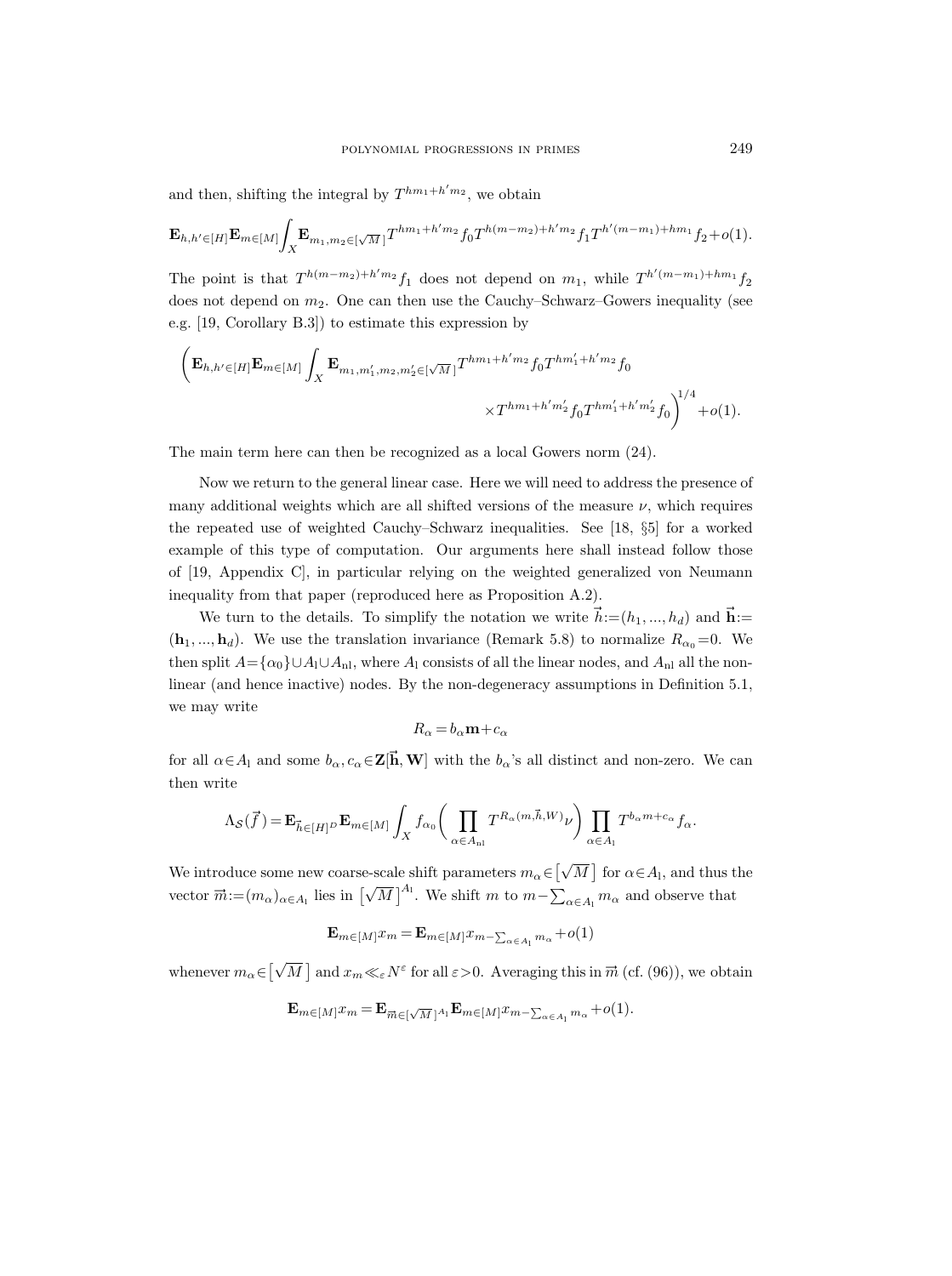and then, shifting the integral by $T^{hm_1+h'm_2}$, we obtain

$$\mathbf{E}_{h,h'\in[H]}\mathbf{E}_{m\in[M]}\int_X \mathbf{E}_{m_1,m_2\in[\sqrt{M}]}T^{hm_1+h'm_2}f_0 T^{h(m-m_2)+h'm_2}f_1 T^{h'(m-m_1)+hm_1}f_2+o(1).$$

The point is that $T^{h(m-m_2)+h'm_2}f_1$ does not depend on $m_1$, while $T^{h'(m-m_1)+hm_1}f_2$ does not depend on $m_2$. One can then use the Cauchy–Schwarz–Gowers inequality (see e.g. [19, Corollary B.3]) to estimate this expression by

$$\bigg(\mathbf{E}_{h,h'\in[H]}\mathbf{E}_{m\in[M]}\int_X \mathbf{E}_{m_1,m_1',m_2,m_2'\in[\sqrt{M}]}T^{hm_1+h'm_2}f_0 T^{hm_1'+h'm_2}f_0 \times T^{hm_1+h'm_2'}f_0 T^{hm_1'+h'm_2'}f_0\bigg)^{1/4}+o(1).$$

The main term here can then be recognized as a local Gowers norm (24).

Now we return to the general linear case. Here we will need to address the presence of many additional weights which are all shifted versions of the measure $\nu$, which requires the repeated use of weighted Cauchy–Schwarz inequalities. See [18, §5] for a worked example of this type of computation. Our arguments here shall instead follow those of [19, Appendix C], in particular relying on the weighted generalized von Neumann inequality from that paper (reproduced here as Proposition A.2).

We turn to the details. To simplify the notation we write $\vec{h}:=(h_1,...,h_d)$ and $\vec{\mathbf{h}}:=(\mathbf{h}_1,...,\mathbf{h}_d)$. We use the translation invariance (Remark 5.8) to normalize $R_{\alpha_0}=0$. We then split $A=\{\alpha_0\}\cup A_{\mathrm{l}}\cup A_{\mathrm{nl}}$, where $A_{\mathrm{l}}$ consists of all the linear nodes, and $A_{\mathrm{nl}}$ all the non-linear (and hence inactive) nodes. By the non-degeneracy assumptions in Definition 5.1, we may write

$$R_\alpha=b_\alpha\mathbf{m}+c_\alpha$$

for all $\alpha\in A_{\mathrm{l}}$ and some $b_\alpha,c_\alpha\in\mathbf{Z}[\vec{\mathbf{h}},\mathbf{W}]$ with the $b_\alpha$'s all distinct and non-zero. We can then write

$$\Lambda_{\mathcal{S}}(\vec{f}\,)=\mathbf{E}_{\vec{h}\in[H]^D}\mathbf{E}_{m\in[M]}\int_X f_{\alpha_0}\bigg(\prod_{\alpha\in A_{\mathrm{nl}}}T^{R_\alpha(m,\vec{h},W)}\nu\bigg)\prod_{\alpha\in A_{\mathrm{l}}}T^{b_\alpha m+c_\alpha}f_\alpha.$$

We introduce some new coarse-scale shift parameters $m_\alpha\in[\sqrt{M}\,]$ for $\alpha\in A_{\mathrm{l}}$, and thus the vector $\vec{m}:=(m_\alpha)_{\alpha\in A_{\mathrm{l}}}$ lies in $[\sqrt{M}\,]^{A_{\mathrm{l}}}$. We shift $m$ to $m-\sum_{\alpha\in A_{\mathrm{l}}}m_\alpha$ and observe that

$$\mathbf{E}_{m\in[M]}x_m=\mathbf{E}_{m\in[M]}x_{m-\sum_{\alpha\in A_{\mathrm{l}}}m_\alpha}+o(1)$$

whenever $m_\alpha\in[\sqrt{M}\,]$ and $x_m\ll_\varepsilon N^\varepsilon$ for all $\varepsilon>0$. Averaging this in $\vec{m}$ (cf. (96)), we obtain

$$\mathbf{E}_{m\in[M]}x_m=\mathbf{E}_{\vec{m}\in[\sqrt{M}\,]^{A_{\mathrm{l}}}}\mathbf{E}_{m\in[M]}x_{m-\sum_{\alpha\in A_{\mathrm{l}}}m_\alpha}+o(1).$$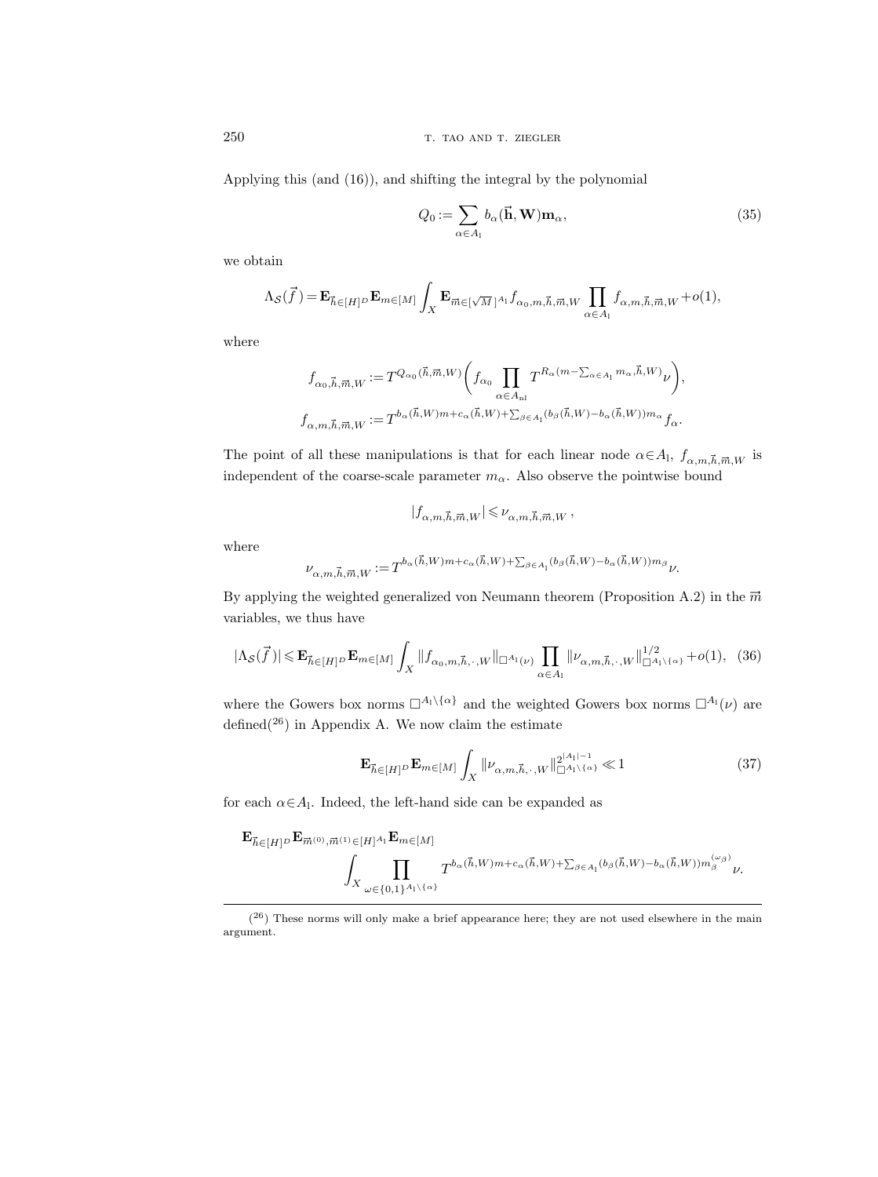Applying this (and (16)), and shifting the integral by the polynomial

$$Q_0 := \sum_{\alpha \in A_1} b_\alpha(\vec{\mathbf{h}}, \mathbf{W}) \mathbf{m}_\alpha, \tag{35}$$

we obtain

$$\Lambda_{\mathcal{S}}(\vec{f}) = \mathbf{E}_{\vec{h} \in [H]^D} \mathbf{E}_{m \in [M]} \int_X \mathbf{E}_{\vec{m} \in [\sqrt{M}]^{A_1}} f_{\alpha_0, m, \vec{h}, \vec{m}, W} \prod_{\alpha \in A_1} f_{\alpha, m, \vec{h}, \vec{m}, W} + o(1),$$

where

$$f_{\alpha_0, \vec{h}, \vec{m}, W} := T^{Q_{\alpha_0}(\vec{h}, \vec{m}, W)} \bigg( f_{\alpha_0} \prod_{\alpha \in A_{\mathrm{nl}}} T^{R_\alpha (m - \sum_{\alpha \in A_1} m_\alpha, \vec{h}, W)} \nu \bigg),$$

$$f_{\alpha, m, \vec{h}, \vec{m}, W} := T^{b_\alpha(\vec{h}, W) m + c_\alpha(\vec{h}, W) + \sum_{\beta \in A_1} (b_\beta(\vec{h}, W) - b_\alpha(\vec{h}, W)) m_\alpha} f_\alpha.$$

The point of all these manipulations is that for each linear node $\alpha \in A_1$, $f_{\alpha, m, \vec{h}, \vec{m}, W}$ is independent of the coarse-scale parameter $m_\alpha$. Also observe the pointwise bound

$$|f_{\alpha, m, \vec{h}, \vec{m}, W}| \leqslant \nu_{\alpha, m, \vec{h}, \vec{m}, W},$$

where

$$\nu_{\alpha, m, \vec{h}, \vec{m}, W} := T^{b_\alpha(\vec{h}, W) m + c_\alpha(\vec{h}, W) + \sum_{\beta \in A_1} (b_\beta(\vec{h}, W) - b_\alpha(\vec{h}, W)) m_\beta} \nu.$$

By applying the weighted generalized von Neumann theorem (Proposition A.2) in the $\vec{m}$ variables, we thus have

$$|\Lambda_{\mathcal{S}}(\vec{f})| \leqslant \mathbf{E}_{\vec{h} \in [H]^D} \mathbf{E}_{m \in [M]} \int_X \|f_{\alpha_0, m, \vec{h}, \cdot, W}\|_{\square^{A_1}(\nu)} \prod_{\alpha \in A_1} \|\nu_{\alpha, m, \vec{h}, \cdot, W}\|^{1/2}_{\square^{A_1 \setminus \{\alpha\}}} + o(1), \tag{36}$$

where the Gowers box norms $\square^{A_1 \setminus \{\alpha\}}$ and the weighted Gowers box norms $\square^{A_1}(\nu)$ are defined[26] in Appendix A. We now claim the estimate

$$\mathbf{E}_{\vec{h} \in [H]^D} \mathbf{E}_{m \in [M]} \int_X \|\nu_{\alpha, m, \vec{h}, \cdot, W}\|^{2^{|A_1|-1}}_{\square^{A_1 \setminus \{\alpha\}}} \ll 1 \tag{37}$$

for each $\alpha \in A_1$. Indeed, the left-hand side can be expanded as

$$\mathbf{E}_{\vec{h} \in [H]^D} \mathbf{E}_{\vec{m}^{(0)}, \vec{m}^{(1)} \in [H]^{A_1}} \mathbf{E}_{m \in [M]} \int_X \prod_{\omega \in \{0,1\}^{A_1 \setminus \{\alpha\}}} T^{b_\alpha(\vec{h}, W) m + c_\alpha(\vec{h}, W) + \sum_{\beta \in A_1} (b_\beta(\vec{h}, W) - b_\alpha(\vec{h}, W)) m_\beta^{(\omega_\beta)}} \nu.$$

[26] These norms will only make a brief appearance here; they are not used elsewhere in the main argument.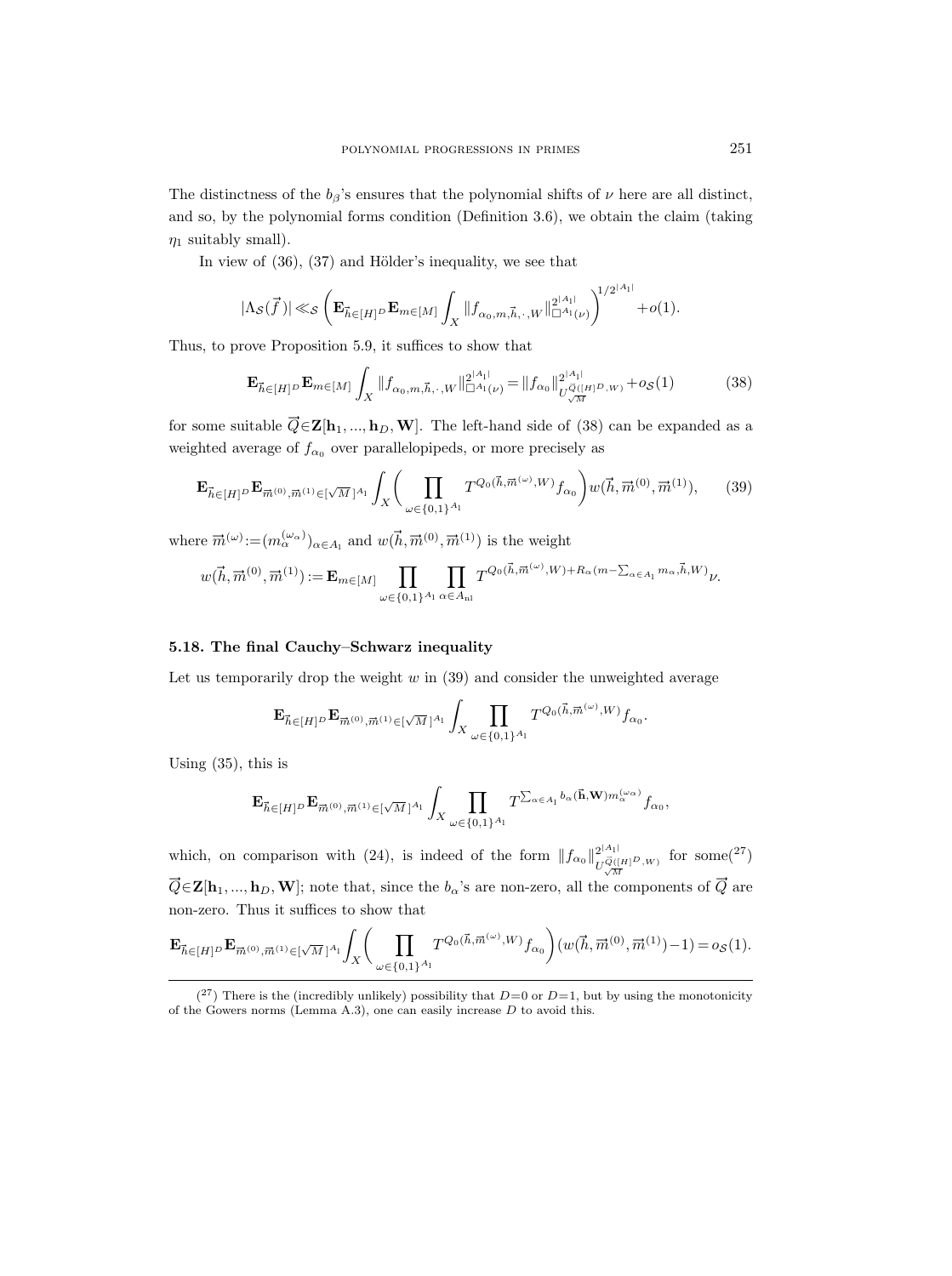The distinctness of the $b_\beta$'s ensures that the polynomial shifts of $\nu$ here are all distinct, and so, by the polynomial forms condition (Definition 3.6), we obtain the claim (taking $\eta_1$ suitably small).

In view of (36), (37) and Hölder's inequality, we see that

$$|\Lambda_{\mathcal{S}}(\vec{f})| \ll_{\mathcal{S}} \left(\mathbf{E}_{\vec{h}\in[H]^D}\mathbf{E}_{m\in[M]}\int_X \|f_{\alpha_0,m,\vec{h},\cdot,W}\|_{\square^{A_1}(\nu)}^{2^{|A_1|}}\right)^{1/2^{|A_1|}} + o(1).$$

Thus, to prove Proposition 5.9, it suffices to show that

$$\mathbf{E}_{\vec{h}\in[H]^D}\mathbf{E}_{m\in[M]}\int_X \|f_{\alpha_0,m,\vec{h},\cdot,W}\|_{\square^{A_1}(\nu)}^{2^{|A_1|}} = \|f_{\alpha_0}\|_{U^{\vec{Q}([H]^D,W)}_{\sqrt{M}}}^{2^{|A_1|}} + o_{\mathcal{S}}(1) \tag{38}$$

for some suitable $\vec{Q}\in\mathbf{Z}[\mathbf{h}_1,...,\mathbf{h}_D,\mathbf{W}]$. The left-hand side of (38) can be expanded as a weighted average of $f_{\alpha_0}$ over parallelopipeds, or more precisely as

$$\mathbf{E}_{\vec{h}\in[H]^D}\mathbf{E}_{\vec{m}^{(0)},\vec{m}^{(1)}\in[\sqrt{M}]^{A_1}}\int_X\bigg(\prod_{\omega\in\{0,1\}^{A_1}} T^{Q_0(\vec{h},\vec{m}^{(\omega)},W)}f_{\alpha_0}\bigg)w(\vec{h},\vec{m}^{(0)},\vec{m}^{(1)}), \tag{39}$$

where $\vec{m}^{(\omega)} := (m_\alpha^{(\omega_\alpha)})_{\alpha\in A_1}$ and $w(\vec{h},\vec{m}^{(0)},\vec{m}^{(1)})$ is the weight

$$w(\vec{h},\vec{m}^{(0)},\vec{m}^{(1)}) := \mathbf{E}_{m\in[M]}\prod_{\omega\in\{0,1\}^{A_1}}\prod_{\alpha\in A_{\mathrm{nl}}} T^{Q_0(\vec{h},\vec{m}^{(\omega)},W)+R_\alpha(m-\sum_{\alpha\in A_1}m_\alpha,\vec{h},W)}\nu.$$

### 5.18. The final Cauchy–Schwarz inequality

Let us temporarily drop the weight $w$ in (39) and consider the unweighted average

$$\mathbf{E}_{\vec{h}\in[H]^D}\mathbf{E}_{\vec{m}^{(0)},\vec{m}^{(1)}\in[\sqrt{M}]^{A_1}}\int_X\prod_{\omega\in\{0,1\}^{A_1}} T^{Q_0(\vec{h},\vec{m}^{(\omega)},W)}f_{\alpha_0}.$$

Using (35), this is

$$\mathbf{E}_{\vec{h}\in[H]^D}\mathbf{E}_{\vec{m}^{(0)},\vec{m}^{(1)}\in[\sqrt{M}]^{A_1}}\int_X\prod_{\omega\in\{0,1\}^{A_1}} T^{\sum_{\alpha\in A_1}b_\alpha(\vec{\mathbf{h}},\mathbf{W})m_\alpha^{(\omega_\alpha)}}f_{\alpha_0},$$

which, on comparison with (24), is indeed of the form $\|f_{\alpha_0}\|_{U^{\vec{Q}([H]^D,W)}_{\sqrt{M}}}^{2^{|A_1|}}$ for some([27]) $\vec{Q}\in\mathbf{Z}[\mathbf{h}_1,...,\mathbf{h}_D,\mathbf{W}]$; note that, since the $b_\alpha$'s are non-zero, all the components of $\vec{Q}$ are non-zero. Thus it suffices to show that

$$\mathbf{E}_{\vec{h}\in[H]^D}\mathbf{E}_{\vec{m}^{(0)},\vec{m}^{(1)}\in[\sqrt{M}]^{A_1}}\int_X\bigg(\prod_{\omega\in\{0,1\}^{A_1}} T^{Q_0(\vec{h},\vec{m}^{(\omega)},W)}f_{\alpha_0}\bigg)(w(\vec{h},\vec{m}^{(0)},\vec{m}^{(1)})-1) = o_{\mathcal{S}}(1).$$

([27]) There is the (incredibly unlikely) possibility that $D=0$ or $D=1$, but by using the monotonicity of the Gowers norms (Lemma A.3), one can easily increase $D$ to avoid this.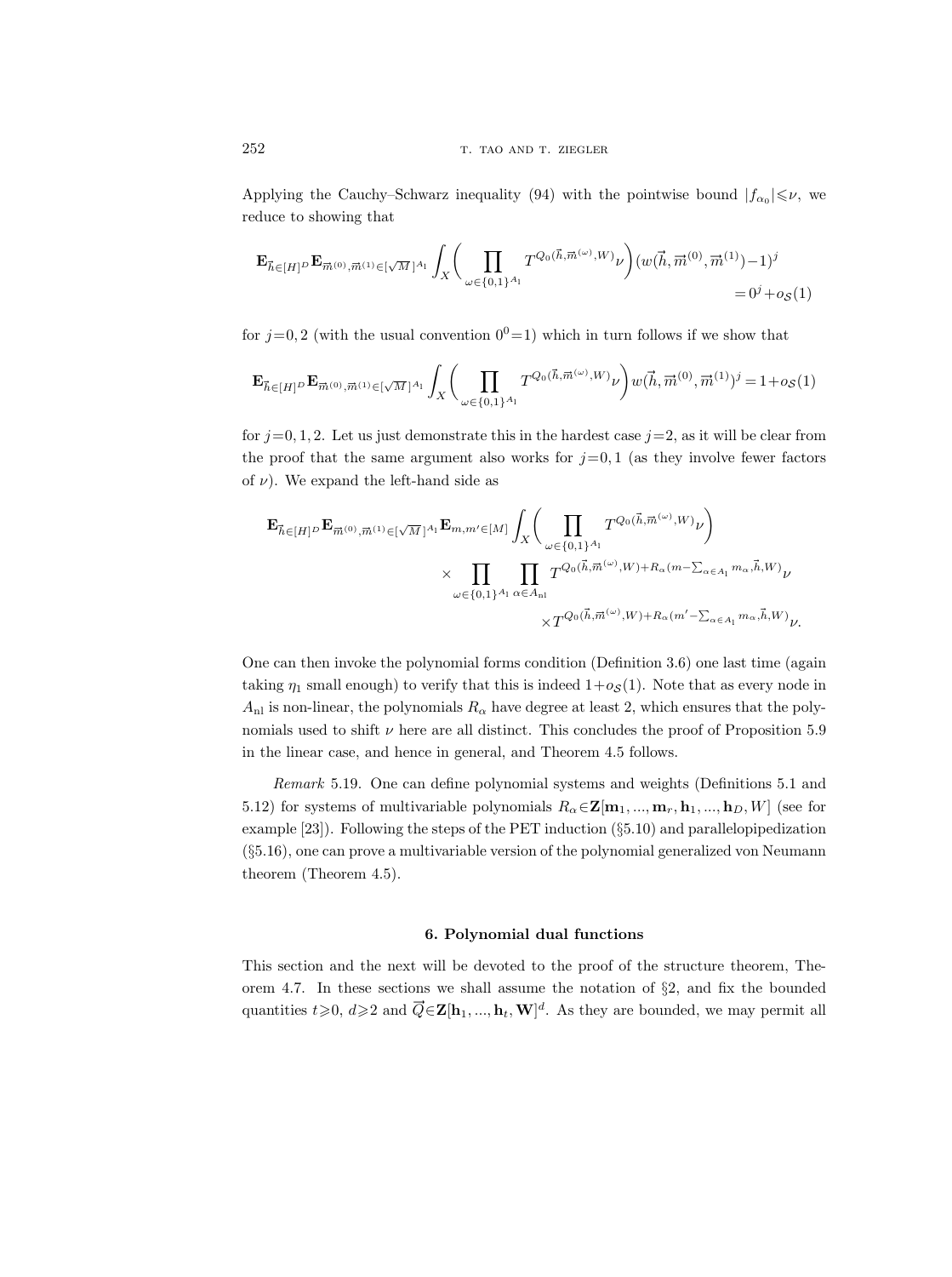Applying the Cauchy–Schwarz inequality (94) with the pointwise bound $|f_{\alpha_0}|\leqslant\nu$, we reduce to showing that

$$\mathbf{E}_{\vec{h}\in[H]^D}\mathbf{E}_{\vec{m}^{(0)},\vec{m}^{(1)}\in[\sqrt{M}\,]^{A_1}}\int_X\biggl(\prod_{\omega\in\{0,1\}^{A_1}}T^{Q_0(\vec{h},\vec{m}^{(\omega)},W)}\nu\biggr)(w(\vec{h},\vec{m}^{(0)},\vec{m}^{(1)})-1)^j = 0^j+o_{\mathcal{S}}(1)$$

for $j=0,2$ (with the usual convention $0^0=1$) which in turn follows if we show that

$$\mathbf{E}_{\vec{h}\in[H]^D}\mathbf{E}_{\vec{m}^{(0)},\vec{m}^{(1)}\in[\sqrt{M}\,]^{A_1}}\int_X\biggl(\prod_{\omega\in\{0,1\}^{A_1}}T^{Q_0(\vec{h},\vec{m}^{(\omega)},W)}\nu\biggr)w(\vec{h},\vec{m}^{(0)},\vec{m}^{(1)})^j = 1+o_{\mathcal{S}}(1)$$

for $j=0,1,2$. Let us just demonstrate this in the hardest case $j=2$, as it will be clear from the proof that the same argument also works for $j=0,1$ (as they involve fewer factors of $\nu$). We expand the left-hand side as

$$\begin{aligned}\mathbf{E}_{\vec{h}\in[H]^D}\mathbf{E}_{\vec{m}^{(0)},\vec{m}^{(1)}\in[\sqrt{M}\,]^{A_1}}\mathbf{E}_{m,m'\in[M]}\int_X\biggl(\prod_{\omega\in\{0,1\}^{A_1}}&T^{Q_0(\vec{h},\vec{m}^{(\omega)},W)}\nu\biggr)\\ \times\prod_{\omega\in\{0,1\}^{A_1}}\prod_{\alpha\in A_{\mathrm{nl}}}&T^{Q_0(\vec{h},\vec{m}^{(\omega)},W)+R_\alpha(m-\sum_{\alpha\in A_1}m_\alpha,\vec{h},W)}\nu\\ &\times T^{Q_0(\vec{h},\vec{m}^{(\omega)},W)+R_\alpha(m'-\sum_{\alpha\in A_1}m_\alpha,\vec{h},W)}\nu.\end{aligned}$$

One can then invoke the polynomial forms condition (Definition 3.6) one last time (again taking $\eta_1$ small enough) to verify that this is indeed $1+o_{\mathcal{S}}(1)$. Note that as every node in $A_{\mathrm{nl}}$ is non-linear, the polynomials $R_\alpha$ have degree at least 2, which ensures that the polynomials used to shift $\nu$ here are all distinct. This concludes the proof of Proposition 5.9 in the linear case, and hence in general, and Theorem 4.5 follows.

*Remark* 5.19. One can define polynomial systems and weights (Definitions 5.1 and 5.12) for systems of multivariable polynomials $R_\alpha\in\mathbf{Z}[\mathbf{m}_1,...,\mathbf{m}_r,\mathbf{h}_1,...,\mathbf{h}_D,W]$ (see for example [23]). Following the steps of the PET induction (§5.10) and parallelopipedization (§5.16), one can prove a multivariable version of the polynomial generalized von Neumann theorem (Theorem 4.5).

## 6. Polynomial dual functions

This section and the next will be devoted to the proof of the structure theorem, Theorem 4.7. In these sections we shall assume the notation of §2, and fix the bounded quantities $t\geqslant 0$, $d\geqslant 2$ and $\vec{Q}\in\mathbf{Z}[\mathbf{h}_1,...,\mathbf{h}_t,\mathbf{W}]^d$. As they are bounded, we may permit all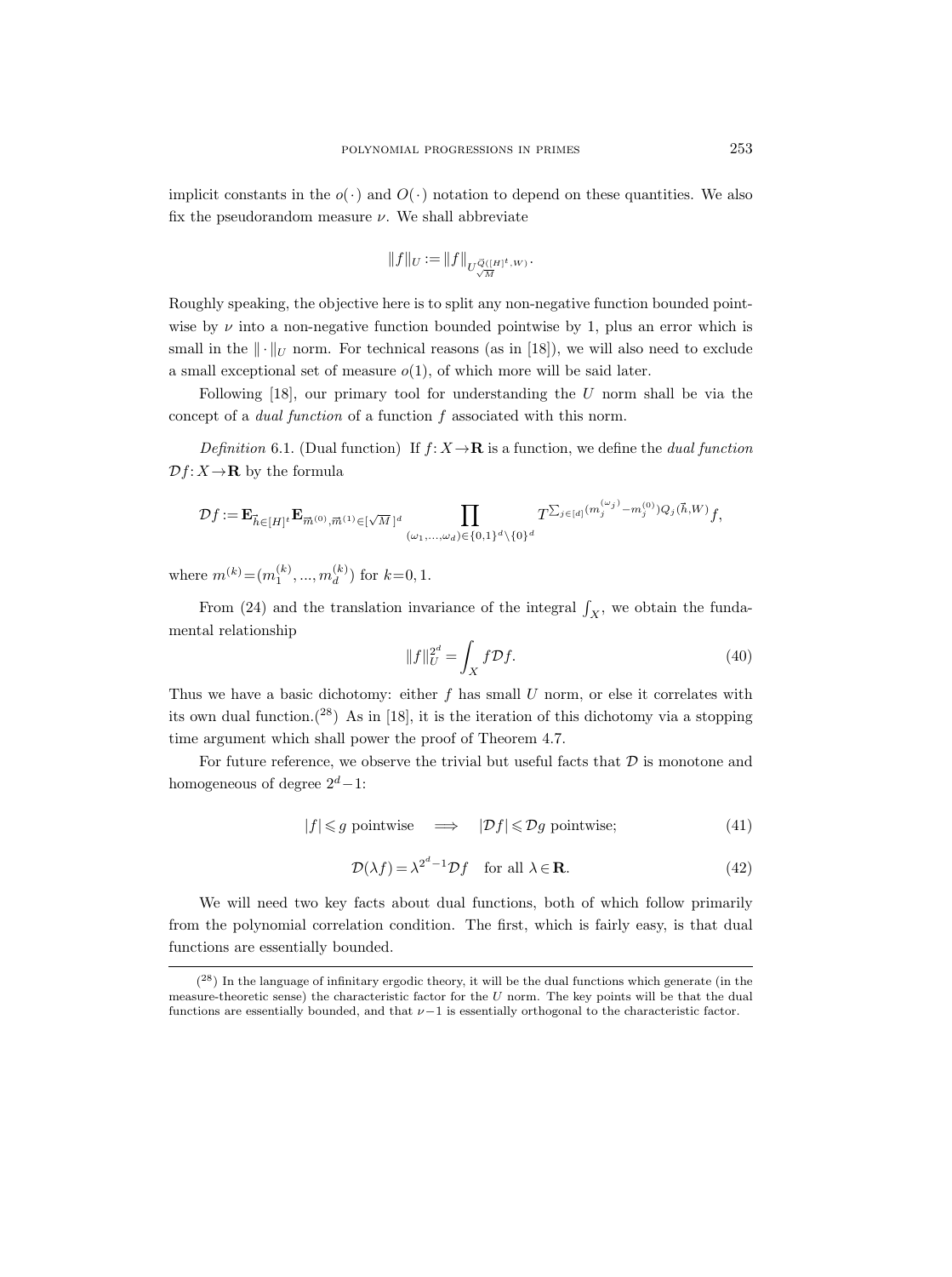implicit constants in the $o(\cdot)$ and $O(\cdot)$ notation to depend on these quantities. We also fix the pseudorandom measure $\nu$. We shall abbreviate

$$\|f\|_U := \|f\|_{U^{\vec{Q}([H]^t, W)}_{\sqrt{M}}}.$$

Roughly speaking, the objective here is to split any non-negative function bounded pointwise by $\nu$ into a non-negative function bounded pointwise by 1, plus an error which is small in the $\|\cdot\|_U$ norm. For technical reasons (as in [18]), we will also need to exclude a small exceptional set of measure $o(1)$, of which more will be said later.

Following [18], our primary tool for understanding the $U$ norm shall be via the concept of a *dual function* of a function $f$ associated with this norm.

*Definition* 6.1. (Dual function) If $f: X \to \mathbf{R}$ is a function, we define the *dual function* $\mathcal{D}f: X \to \mathbf{R}$ by the formula

$$\mathcal{D}f := \mathbf{E}_{\vec{h}\in[H]^t} \mathbf{E}_{\vec{m}^{(0)}, \vec{m}^{(1)} \in [\sqrt{M}\,]^d} \prod_{(\omega_1, ..., \omega_d) \in \{0,1\}^d \setminus \{0\}^d} T^{\sum_{j\in[d]} (m_j^{(\omega_j)} - m_j^{(0)}) Q_j(\vec{h}, W)} f,$$

where $m^{(k)} = (m_1^{(k)}, ..., m_d^{(k)})$ for $k = 0, 1$.

From (24) and the translation invariance of the integral $\int_X$, we obtain the fundamental relationship

$$\|f\|_U^{2^d} = \int_X f \mathcal{D}f. \tag{40}$$

Thus we have a basic dichotomy: either $f$ has small $U$ norm, or else it correlates with its own dual function.([28]) As in [18], it is the iteration of this dichotomy via a stopping time argument which shall power the proof of Theorem 4.7.

For future reference, we observe the trivial but useful facts that $\mathcal{D}$ is monotone and homogeneous of degree $2^d - 1$:

$$|f| \leqslant g \text{ pointwise} \quad \Longrightarrow \quad |\mathcal{D}f| \leqslant \mathcal{D}g \text{ pointwise}; \tag{41}$$

$$\mathcal{D}(\lambda f) = \lambda^{2^d - 1} \mathcal{D}f \quad \text{for all } \lambda \in \mathbf{R}. \tag{42}$$

We will need two key facts about dual functions, both of which follow primarily from the polynomial correlation condition. The first, which is fairly easy, is that dual functions are essentially bounded.

---

([28]) In the language of infinitary ergodic theory, it will be the dual functions which generate (in the measure-theoretic sense) the characteristic factor for the $U$ norm. The key points will be that the dual functions are essentially bounded, and that $\nu - 1$ is essentially orthogonal to the characteristic factor.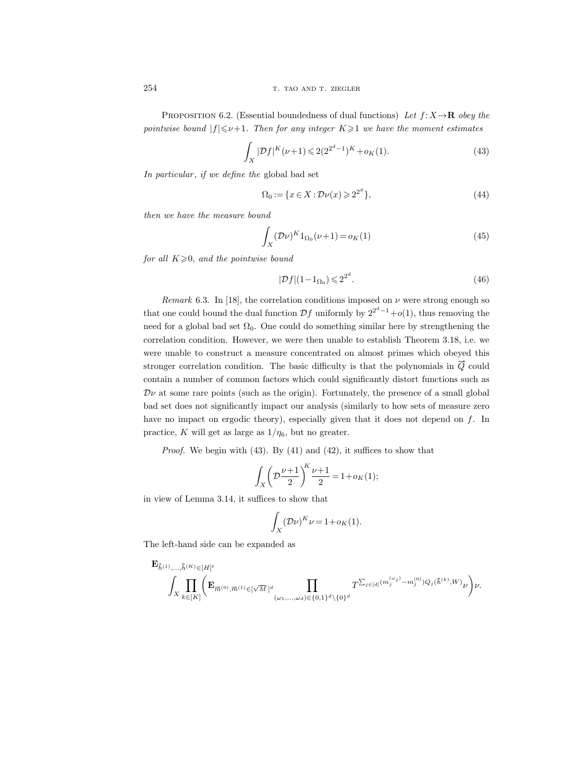Proposition 6.2. (Essential boundedness of dual functions) *Let $f: X \to \mathbf{R}$ obey the pointwise bound $|f| \leqslant \nu+1$. Then for any integer $K \geqslant 1$ we have the moment estimates*

$$\int_X |\mathcal{D}f|^K (\nu+1) \leqslant 2(2^{2^d-1})^K + o_K(1). \tag{43}$$

*In particular, if we define the* global bad set

$$\Omega_0 := \{x \in X : \mathcal{D}\nu(x) \geqslant 2^{2^d}\}, \tag{44}$$

*then we have the measure bound*

$$\int_X (\mathcal{D}\nu)^K 1_{\Omega_0} (\nu+1) = o_K(1) \tag{45}$$

*for all $K \geqslant 0$, and the pointwise bound*

$$|\mathcal{D}f|(1 - 1_{\Omega_0}) \leqslant 2^{2^d}. \tag{46}$$

*Remark* 6.3. In [18], the correlation conditions imposed on $\nu$ were strong enough so that one could bound the dual function $\mathcal{D}f$ uniformly by $2^{2^d-1} + o(1)$, thus removing the need for a global bad set $\Omega_0$. One could do something similar here by strengthening the correlation condition. However, we were then unable to establish Theorem 3.18, i.e. we were unable to construct a measure concentrated on almost primes which obeyed this stronger correlation condition. The basic difficulty is that the polynomials in $\vec{Q}$ could contain a number of common factors which could significantly distort functions such as $\mathcal{D}\nu$ at some rare points (such as the origin). Fortunately, the presence of a small global bad set does not significantly impact our analysis (similarly to how sets of measure zero have no impact on ergodic theory), especially given that it does not depend on $f$. In practice, $K$ will get as large as $1/\eta_6$, but no greater.

*Proof.* We begin with (43). By (41) and (42), it suffices to show that

$$\int_X \left( \mathcal{D} \frac{\nu+1}{2} \right)^K \frac{\nu+1}{2} = 1 + o_K(1);$$

in view of Lemma 3.14, it suffices to show that

$$\int_X (\mathcal{D}\nu)^K \nu = 1 + o_K(1).$$

The left-hand side can be expanded as

$$\mathbf{E}_{\vec{h}^{(1)}, \dots, \vec{h}^{(K)} \in [H]^t} \int_X \prod_{k \in [K]} \left( \mathbf{E}_{\overline{m}^{(0)}, \overline{m}^{(1)} \in [\sqrt{M}]^d} \prod_{(\omega_1, \dots, \omega_d) \in \{0,1\}^d \setminus \{0\}^d} T^{\sum_{j \in [d]} (m_j^{(\omega_j)} - m_j^{(0)}) Q_j(\vec{h}^{(k)}, W)} \nu \right) \nu.$$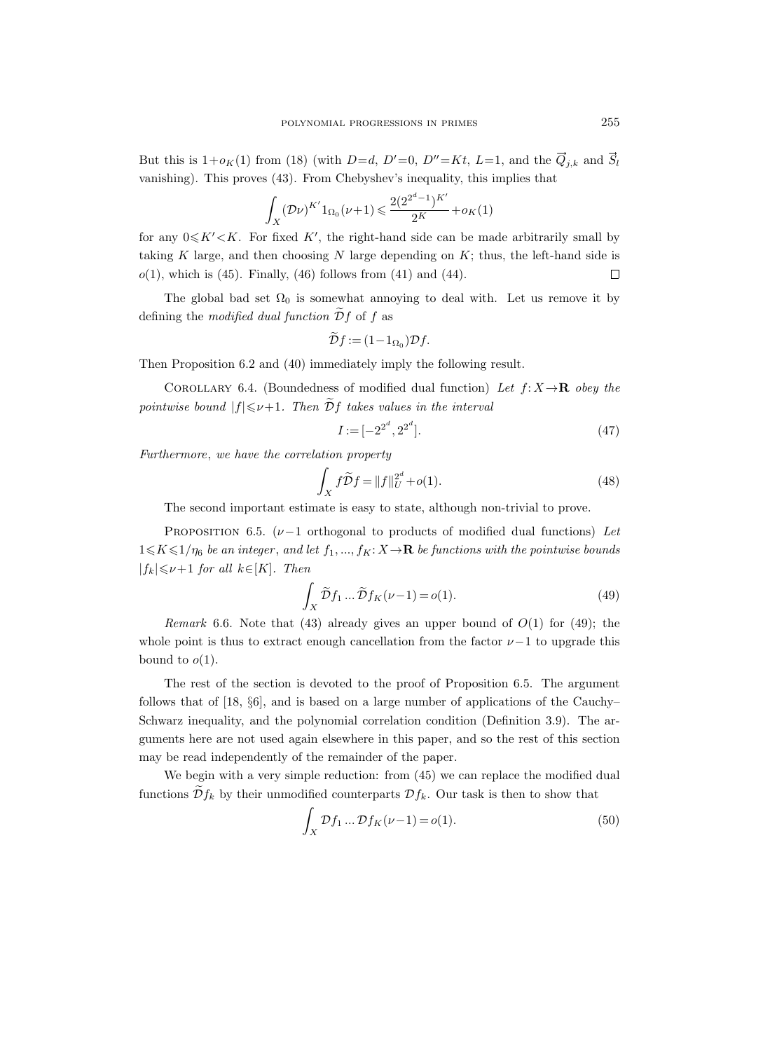But this is $1+o_K(1)$ from (18) (with $D=d$, $D'=0$, $D''=Kt$, $L=1$, and the $\vec{Q}_{j,k}$ and $\vec{S}_l$ vanishing). This proves (43). From Chebyshev's inequality, this implies that

$$\int_X (\mathcal{D}\nu)^{K'} 1_{\Omega_0}(\nu+1) \leqslant \frac{2(2^{2^d-1})^{K'}}{2^K} + o_K(1)$$

for any $0 \leqslant K' < K$. For fixed $K'$, the right-hand side can be made arbitrarily small by taking $K$ large, and then choosing $N$ large depending on $K$; thus, the left-hand side is $o(1)$, which is (45). Finally, (46) follows from (41) and (44). $\square$

The global bad set $\Omega_0$ is somewhat annoying to deal with. Let us remove it by defining the *modified dual function* $\widetilde{\mathcal{D}}f$ of $f$ as

$$\widetilde{\mathcal{D}}f := (1-1_{\Omega_0})\mathcal{D}f.$$

Then Proposition 6.2 and (40) immediately imply the following result.

Corollary 6.4. (Boundedness of modified dual function) *Let $f: X \to \mathbf{R}$ obey the pointwise bound $|f| \leqslant \nu+1$. Then $\widetilde{\mathcal{D}}f$ takes values in the interval*

$$I := [-2^{2^d}, 2^{2^d}]. \tag{47}$$

*Furthermore, we have the correlation property*

$$\int_X f\widetilde{\mathcal{D}}f = \|f\|_U^{2^d} + o(1). \tag{48}$$

The second important estimate is easy to state, although non-trivial to prove.

Proposition 6.5. ($\nu-1$ orthogonal to products of modified dual functions) *Let $1 \leqslant K \leqslant 1/\eta_6$ be an integer, and let $f_1, ..., f_K: X \to \mathbf{R}$ be functions with the pointwise bounds $|f_k| \leqslant \nu+1$ for all $k \in [K]$. Then*

$$\int_X \widetilde{\mathcal{D}}f_1 \dots \widetilde{\mathcal{D}}f_K(\nu-1) = o(1). \tag{49}$$

*Remark* 6.6. Note that (43) already gives an upper bound of $O(1)$ for (49); the whole point is thus to extract enough cancellation from the factor $\nu-1$ to upgrade this bound to $o(1)$.

The rest of the section is devoted to the proof of Proposition 6.5. The argument follows that of [18, §6], and is based on a large number of applications of the Cauchy–Schwarz inequality, and the polynomial correlation condition (Definition 3.9). The arguments here are not used again elsewhere in this paper, and so the rest of this section may be read independently of the remainder of the paper.

We begin with a very simple reduction: from (45) we can replace the modified dual functions $\widetilde{\mathcal{D}}f_k$ by their unmodified counterparts $\mathcal{D}f_k$. Our task is then to show that

$$\int_X \mathcal{D}f_1 \dots \mathcal{D}f_K(\nu-1) = o(1). \tag{50}$$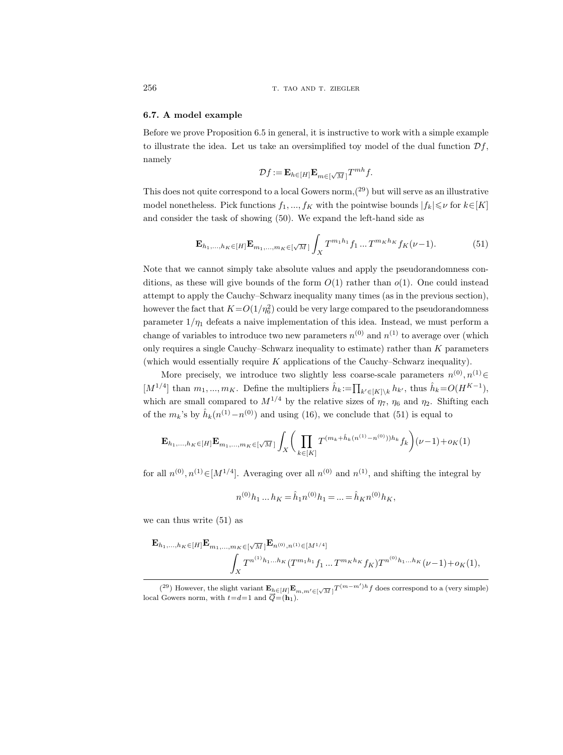### 6.7. A model example

Before we prove Proposition 6.5 in general, it is instructive to work with a simple example to illustrate the idea. Let us take an oversimplified toy model of the dual function $\mathcal{D}f$, namely

$$\mathcal{D}f := \mathbf{E}_{h\in[H]}\mathbf{E}_{m\in[\sqrt{M}]}T^{mh}f.$$

This does not quite correspond to a local Gowers norm,[29] but will serve as an illustrative model nonetheless. Pick functions $f_1, ..., f_K$ with the pointwise bounds $|f_k|\leqslant\nu$ for $k\in[K]$ and consider the task of showing (50). We expand the left-hand side as

$$\mathbf{E}_{h_1,...,h_K\in[H]}\mathbf{E}_{m_1,...,m_K\in[\sqrt{M}]}\int_X T^{m_1h_1}f_1 \dots T^{m_Kh_K}f_K(\nu-1). \tag{51}$$

Note that we cannot simply take absolute values and apply the pseudorandomness conditions, as these will give bounds of the form $O(1)$ rather than $o(1)$. One could instead attempt to apply the Cauchy–Schwarz inequality many times (as in the previous section), however the fact that $K=O(1/\eta_6^2)$ could be very large compared to the pseudorandomness parameter $1/\eta_1$ defeats a naive implementation of this idea. Instead, we must perform a change of variables to introduce two new parameters $n^{(0)}$ and $n^{(1)}$ to average over (which only requires a single Cauchy–Schwarz inequality to estimate) rather than $K$ parameters (which would essentially require $K$ applications of the Cauchy–Schwarz inequality).

More precisely, we introduce two slightly less coarse-scale parameters $n^{(0)}, n^{(1)}\in[M^{1/4}]$ than $m_1, ..., m_K$. Define the multipliers $\hat{h}_k:=\prod_{k'\in[K]\setminus k}h_{k'}$, thus $\hat{h}_k=O(H^{K-1})$, which are small compared to $M^{1/4}$ by the relative sizes of $\eta_7$, $\eta_6$ and $\eta_2$. Shifting each of the $m_k$'s by $\hat{h}_k(n^{(1)}-n^{(0)})$ and using (16), we conclude that (51) is equal to

$$\mathbf{E}_{h_1,...,h_K\in[H]}\mathbf{E}_{m_1,...,m_K\in[\sqrt{M}]}\int_X\biggl(\prod_{k\in[K]}T^{(m_k+\hat{h}_k(n^{(1)}-n^{(0)}))h_k}f_k\biggr)(\nu-1)+o_K(1)$$

for all $n^{(0)}, n^{(1)}\in[M^{1/4}]$. Averaging over all $n^{(0)}$ and $n^{(1)}$, and shifting the integral by

$$n^{(0)}h_1\dots h_K=\hat{h}_1n^{(0)}h_1=\dots=\hat{h}_Kn^{(0)}h_K,$$

we can thus write (51) as

$$\mathbf{E}_{h_1,...,h_K\in[H]}\mathbf{E}_{m_1,...,m_K\in[\sqrt{M}]}\mathbf{E}_{n^{(0)},n^{(1)}\in[M^{1/4}]}\int_X T^{n^{(1)}h_1\dots h_K}(T^{m_1h_1}f_1\dots T^{m_Kh_K}f_K)T^{n^{(0)}h_1\dots h_K}(\nu-1)+o_K(1),$$

---

[29] However, the slight variant $\mathbf{E}_{h\in[H]}\mathbf{E}_{m,m'\in[\sqrt{M}]}T^{(m-m')h}f$ does correspond to a (very simple) local Gowers norm, with $t=d=1$ and $\overline{Q}=(\mathbf{h}_1)$.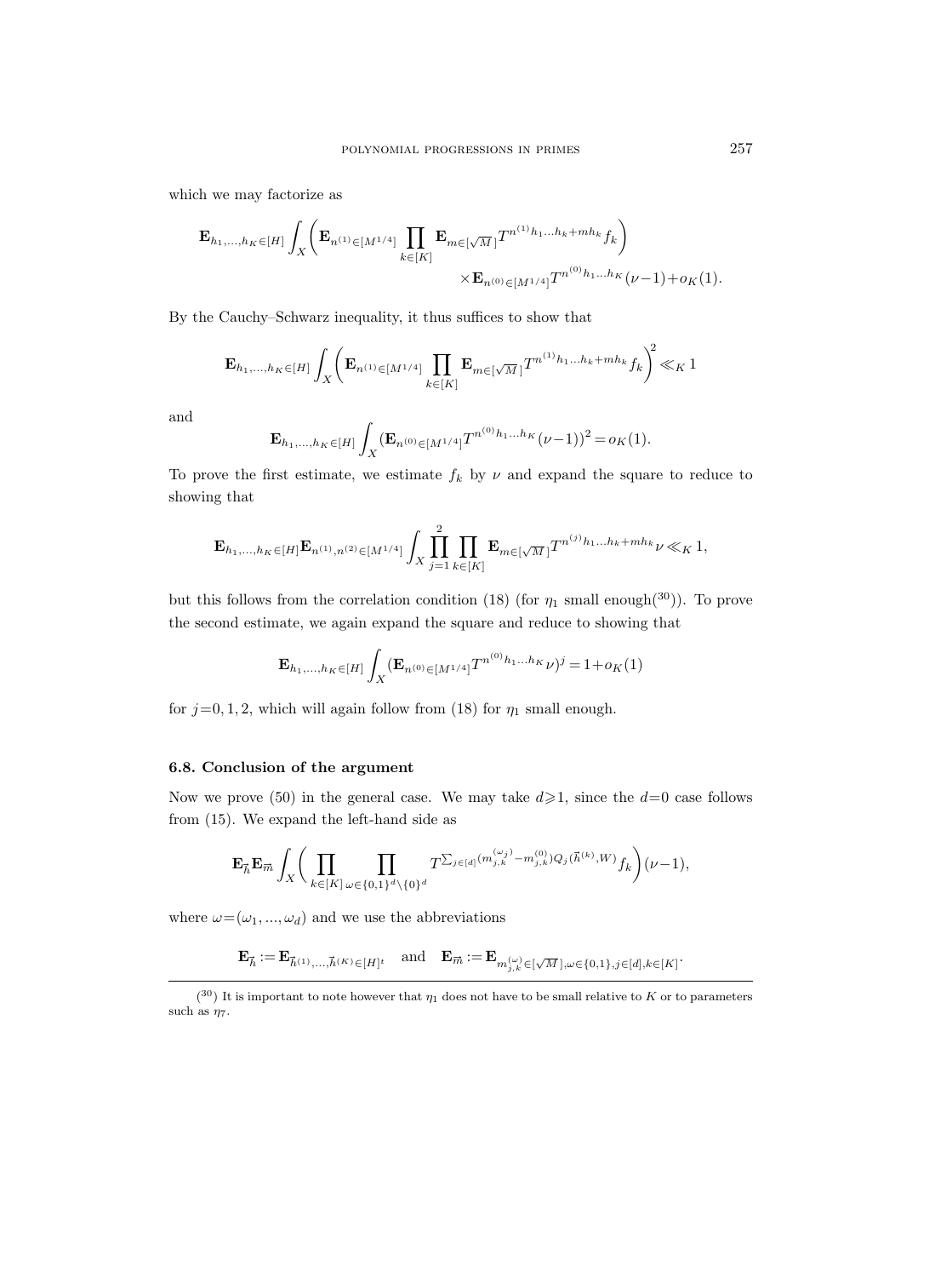which we may factorize as

$$\mathbf{E}_{h_1,\dots,h_K\in[H]}\int_X\bigg(\mathbf{E}_{n^{(1)}\in[M^{1/4}]}\prod_{k\in[K]}\mathbf{E}_{m\in[\sqrt{M}\,]}T^{n^{(1)}h_1\dots h_k+mh_k}f_k\bigg)\\ \times\mathbf{E}_{n^{(0)}\in[M^{1/4}]}T^{n^{(0)}h_1\dots h_K}(\nu-1)+o_K(1).$$

By the Cauchy–Schwarz inequality, it thus suffices to show that

$$\mathbf{E}_{h_1,\dots,h_K\in[H]}\int_X\bigg(\mathbf{E}_{n^{(1)}\in[M^{1/4}]}\prod_{k\in[K]}\mathbf{E}_{m\in[\sqrt{M}\,]}T^{n^{(1)}h_1\dots h_k+mh_k}f_k\bigg)^2\ll_K 1$$

and

$$\mathbf{E}_{h_1,\dots,h_K\in[H]}\int_X(\mathbf{E}_{n^{(0)}\in[M^{1/4}]}T^{n^{(0)}h_1\dots h_K}(\nu-1))^2=o_K(1).$$

To prove the first estimate, we estimate $f_k$ by $\nu$ and expand the square to reduce to showing that

$$\mathbf{E}_{h_1,\dots,h_K\in[H]}\mathbf{E}_{n^{(1)},n^{(2)}\in[M^{1/4}]}\int_X\prod_{j=1}^{2}\prod_{k\in[K]}\mathbf{E}_{m\in[\sqrt{M}\,]}T^{n^{(j)}h_1\dots h_k+mh_k}\nu\ll_K 1,$$

but this follows from the correlation condition (18) (for $\eta_1$ small enough[30]). To prove the second estimate, we again expand the square and reduce to showing that

$$\mathbf{E}_{h_1,\dots,h_K\in[H]}\int_X(\mathbf{E}_{n^{(0)}\in[M^{1/4}]}T^{n^{(0)}h_1\dots h_K}\nu)^j=1+o_K(1)$$

for $j=0,1,2$, which will again follow from (18) for $\eta_1$ small enough.

### 6.8. Conclusion of the argument

Now we prove (50) in the general case. We may take $d\geqslant 1$, since the $d=0$ case follows from (15). We expand the left-hand side as

$$\mathbf{E}_{\vec{h}}\mathbf{E}_{\vec{m}}\int_X\bigg(\prod_{k\in[K]}\prod_{\omega\in\{0,1\}^d\setminus\{0\}^d}T^{\sum_{j\in[d]}(m_{j,k}^{(\omega_j)}-m_{j,k}^{(0)})Q_j(\vec{h}^{(k)},W)}f_k\bigg)(\nu-1),$$

where $\omega=(\omega_1,\dots,\omega_d)$ and we use the abbreviations

$$\mathbf{E}_{\vec{h}}:=\mathbf{E}_{\vec{h}^{(1)},\dots,\vec{h}^{(K)}\in[H]^t}\quad\text{and}\quad\mathbf{E}_{\vec{m}}:=\mathbf{E}_{m_{j,k}^{(\omega)}\in[\sqrt{M}\,],\omega\in\{0,1\},j\in[d],k\in[K]}.$$

---

[30] It is important to note however that $\eta_1$ does not have to be small relative to $K$ or to parameters such as $\eta_7$.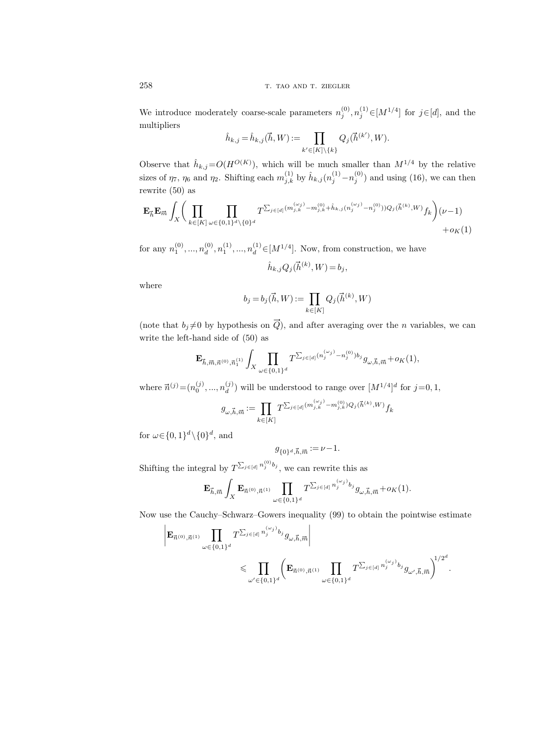We introduce moderately coarse-scale parameters $n_j^{(0)}, n_j^{(1)} \in [M^{1/4}]$ for $j \in [d]$, and the multipliers

$$\hat{h}_{k,j} = \hat{h}_{k,j}(\vec{h}, W) := \prod_{k' \in [K] \setminus \{k\}} Q_j(\vec{h}^{(k')}, W).$$

Observe that $\hat{h}_{k,j} = O(H^{O(K)})$, which will be much smaller than $M^{1/4}$ by the relative sizes of $\eta_7$, $\eta_6$ and $\eta_2$. Shifting each $m_{j,k}^{(1)}$ by $\hat{h}_{k,j}(n_j^{(1)} - n_j^{(0)})$ and using (16), we can then rewrite (50) as

$$\mathbf{E}_{\vec{h}} \mathbf{E}_{\vec{m}} \int_X \bigg( \prod_{k \in [K]} \prod_{\omega \in \{0,1\}^d \setminus \{0\}^d} T^{\sum_{j \in [d]} (m_{j,k}^{(\omega_j)} - m_{j,k}^{(0)} + \hat{h}_{k,j}(n_j^{(\omega_j)} - n_j^{(0)})) Q_j(\vec{h}^{(k)}, W)} f_k \bigg) (\nu - 1) + o_K(1)$$

for any $n_1^{(0)}, ..., n_d^{(0)}, n_1^{(1)}, ..., n_d^{(1)} \in [M^{1/4}]$. Now, from construction, we have

$$\hat{h}_{k,j} Q_j(\vec{h}^{(k)}, W) = b_j,$$

where

$$b_j = b_j(\vec{h}, W) := \prod_{k \in [K]} Q_j(\vec{h}^{(k)}, W)$$

(note that $b_j \neq 0$ by hypothesis on $\vec{Q}$), and after averaging over the $n$ variables, we can write the left-hand side of (50) as

$$\mathbf{E}_{\vec{h}, \vec{m}, \vec{n}^{(0)}, \vec{n}_1^{(1)}} \int_X \prod_{\omega \in \{0,1\}^d} T^{\sum_{j \in [d]} (n_j^{(\omega_j)} - n_j^{(0)}) b_j} g_{\omega, \vec{h}, \vec{m}} + o_K(1),$$

where $\vec{n}^{(j)} = (n_0^{(j)}, ..., n_d^{(j)})$ will be understood to range over $[M^{1/4}]^d$ for $j = 0, 1$,

$$g_{\omega, \vec{h}, \vec{m}} := \prod_{k \in [K]} T^{\sum_{j \in [d]} (m_{j,k}^{(\omega_j)} - m_{j,k}^{(0)}) Q_j(\vec{h}^{(k)}, W)} f_k$$

for $\omega \in \{0,1\}^d \setminus \{0\}^d$, and

$$g_{\{0\}^d, \vec{h}, \vec{m}} := \nu - 1.$$

Shifting the integral by $T^{\sum_{j \in [d]} n_j^{(0)} b_j}$, we can rewrite this as

$$\mathbf{E}_{\vec{h}, \vec{m}} \int_X \mathbf{E}_{\vec{n}^{(0)}, \vec{n}^{(1)}} \prod_{\omega \in \{0,1\}^d} T^{\sum_{j \in [d]} n_j^{(\omega_j)} b_j} g_{\omega, \vec{h}, \vec{m}} + o_K(1).$$

Now use the Cauchy–Schwarz–Gowers inequality (99) to obtain the pointwise estimate

$$\bigg| \mathbf{E}_{\vec{n}^{(0)}, \vec{n}^{(1)}} \prod_{\omega \in \{0,1\}^d} T^{\sum_{j \in [d]} n_j^{(\omega_j)} b_j} g_{\omega, \vec{h}, \vec{m}} \bigg| \leqslant \prod_{\omega' \in \{0,1\}^d} \bigg( \mathbf{E}_{\vec{n}^{(0)}, \vec{n}^{(1)}} \prod_{\omega \in \{0,1\}^d} T^{\sum_{j \in [d]} n_j^{(\omega_j)} b_j} g_{\omega', \vec{h}, \vec{m}} \bigg)^{1/2^d}.$$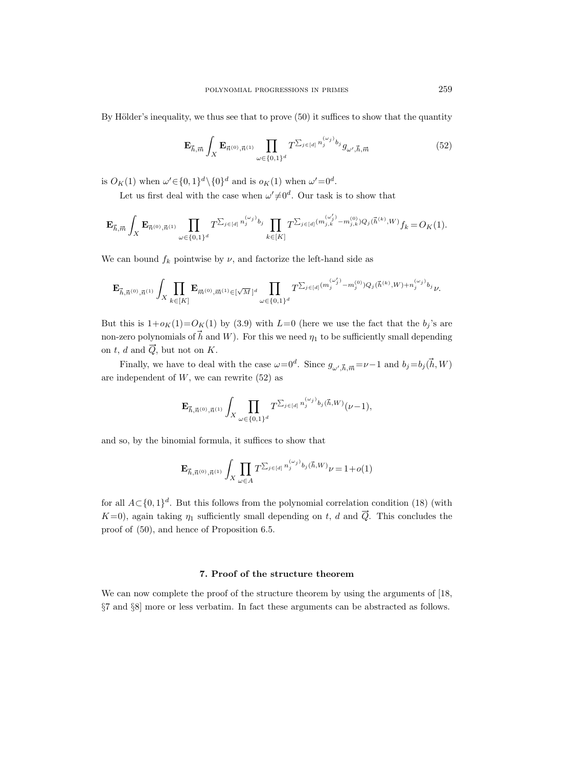By Hölder's inequality, we thus see that to prove (50) it suffices to show that the quantity

$$\mathbf{E}_{\vec{h},\vec{m}} \int_X \mathbf{E}_{\vec{n}^{(0)},\vec{n}^{(1)}} \prod_{\omega\in\{0,1\}^d} T^{\sum_{j\in[d]} n_j^{(\omega_j)} b_j} g_{\omega',\vec{h},\vec{m}} \tag{52}$$

is $O_K(1)$ when $\omega'\in\{0,1\}^d\setminus\{0\}^d$ and is $o_K(1)$ when $\omega'=0^d$.

Let us first deal with the case when $\omega'\neq 0^d$. Our task is to show that

$$\mathbf{E}_{\vec{h},\vec{m}} \int_X \mathbf{E}_{\vec{n}^{(0)},\vec{n}^{(1)}} \prod_{\omega\in\{0,1\}^d} T^{\sum_{j\in[d]} n_j^{(\omega_j)} b_j} \prod_{k\in[K]} T^{\sum_{j\in[d]} (m_{j,k}^{(\omega_j')} - m_{j,k}^{(0)}) Q_j(\vec{h}^{(k)},W)} f_k = O_K(1).$$

We can bound $f_k$ pointwise by $\nu$, and factorize the left-hand side as

$$\mathbf{E}_{\vec{h},\vec{n}^{(0)},\vec{n}^{(1)}} \int_X \prod_{k\in[K]} \mathbf{E}_{\vec{m}^{(0)},\vec{m}^{(1)}\in[\sqrt{M}]^d} \prod_{\omega\in\{0,1\}^d} T^{\sum_{j\in[d]} (m_j^{(\omega_j')} - m_j^{(0)}) Q_j(\vec{h}^{(k)},W) + n_j^{(\omega_j)} b_j} \nu.$$

But this is $1+o_K(1)=O_K(1)$ by (3.9) with $L=0$ (here we use the fact that the $b_j$'s are non-zero polynomials of $\vec{h}$ and $W$). For this we need $\eta_1$ to be sufficiently small depending on $t$, $d$ and $\vec{Q}$, but not on $K$.

Finally, we have to deal with the case $\omega=0^d$. Since $g_{\omega',\vec{h},\vec{m}}=\nu-1$ and $b_j=b_j(\vec{h},W)$ are independent of $W$, we can rewrite (52) as

$$\mathbf{E}_{\vec{h},\vec{n}^{(0)},\vec{n}^{(1)}} \int_X \prod_{\omega\in\{0,1\}^d} T^{\sum_{j\in[d]} n_j^{(\omega_j)} b_j(\vec{h},W)} (\nu-1),$$

and so, by the binomial formula, it suffices to show that

$$\mathbf{E}_{\vec{h},\vec{n}^{(0)},\vec{n}^{(1)}} \int_X \prod_{\omega\in A} T^{\sum_{j\in[d]} n_j^{(\omega_j)} b_j(\vec{h},W)} \nu = 1+o(1)$$

for all $A\subset\{0,1\}^d$. But this follows from the polynomial correlation condition (18) (with $K=0$), again taking $\eta_1$ sufficiently small depending on $t$, $d$ and $\vec{Q}$. This concludes the proof of (50), and hence of Proposition 6.5.

## 7. Proof of the structure theorem

We can now complete the proof of the structure theorem by using the arguments of [18, §7 and §8] more or less verbatim. In fact these arguments can be abstracted as follows.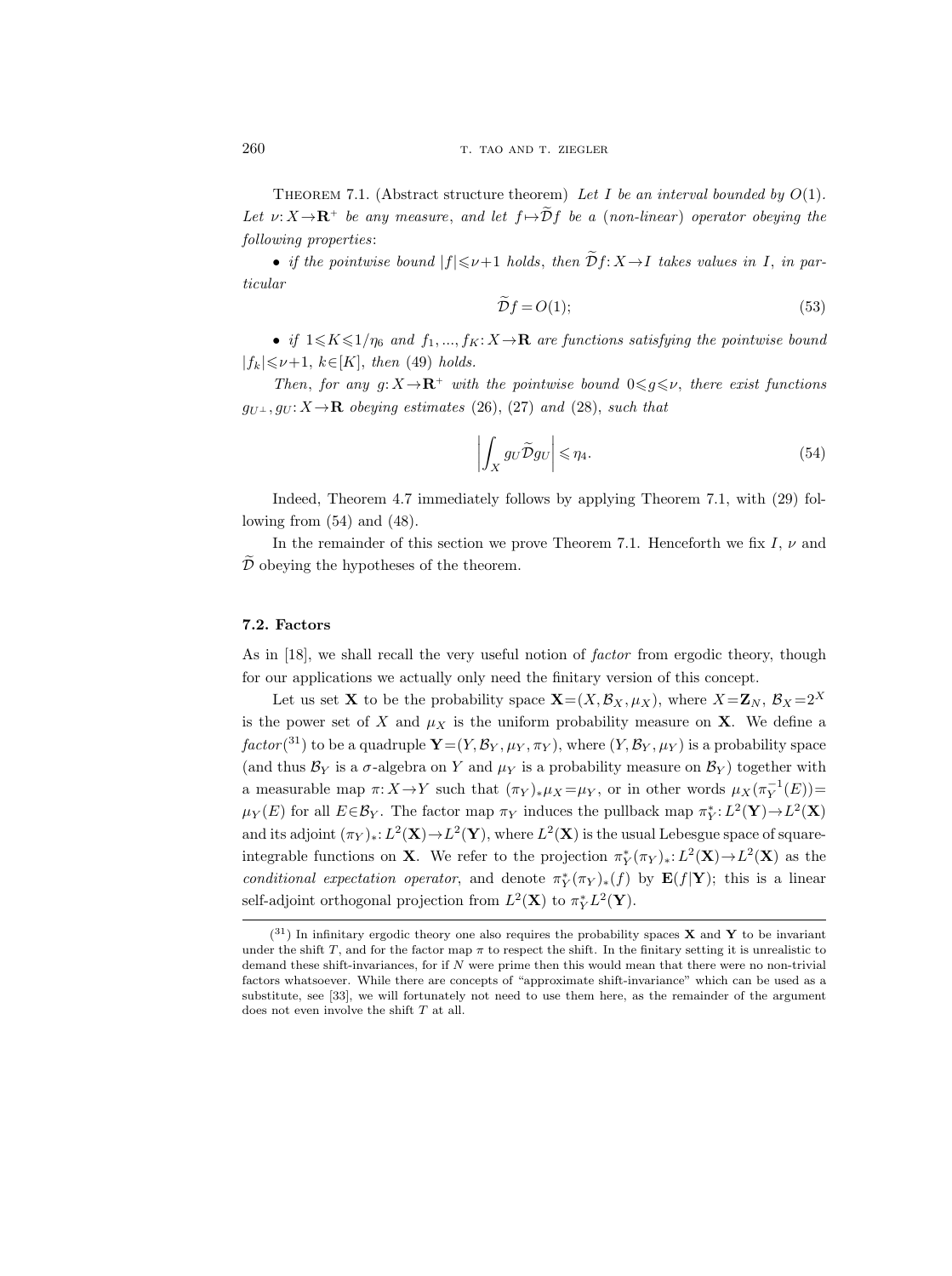THEOREM 7.1. (Abstract structure theorem) *Let $I$ be an interval bounded by $O(1)$. Let $\nu: X\to\mathbf{R}^+$ be any measure, and let $f\mapsto\widetilde{\mathcal{D}}f$ be a (non-linear) operator obeying the following properties*:

- *if the pointwise bound $|f|\leqslant\nu+1$ holds, then $\widetilde{\mathcal{D}}f: X\to I$ takes values in $I$, in particular*

$$\widetilde{\mathcal{D}}f = O(1); \tag{53}$$

- *if $1\leqslant K\leqslant 1/\eta_6$ and $f_1, ..., f_K: X\to\mathbf{R}$ are functions satisfying the pointwise bound $|f_k|\leqslant\nu+1$, $k\in[K]$, then* (49) *holds.*

*Then, for any $g: X\to\mathbf{R}^+$ with the pointwise bound $0\leqslant g\leqslant\nu$, there exist functions $g_{U^\perp}, g_U: X\to\mathbf{R}$ obeying estimates* (26), (27) *and* (28), *such that*

$$\left|\int_X g_U\widetilde{\mathcal{D}}g_U\right|\leqslant\eta_4. \tag{54}$$

Indeed, Theorem 4.7 immediately follows by applying Theorem 7.1, with (29) following from (54) and (48).

In the remainder of this section we prove Theorem 7.1. Henceforth we fix $I$, $\nu$ and $\widetilde{\mathcal{D}}$ obeying the hypotheses of the theorem.

### 7.2. Factors

As in [18], we shall recall the very useful notion of *factor* from ergodic theory, though for our applications we actually only need the finitary version of this concept.

Let us set $\mathbf{X}$ to be the probability space $\mathbf{X}=(X,\mathcal{B}_X,\mu_X)$, where $X=\mathbf{Z}_N$, $\mathcal{B}_X=2^X$ is the power set of $X$ and $\mu_X$ is the uniform probability measure on $\mathbf{X}$. We define a *factor*(31) to be a quadruple $\mathbf{Y}=(Y,\mathcal{B}_Y,\mu_Y,\pi_Y)$, where $(Y,\mathcal{B}_Y,\mu_Y)$ is a probability space (and thus $\mathcal{B}_Y$ is a $\sigma$-algebra on $Y$ and $\mu_Y$ is a probability measure on $\mathcal{B}_Y$) together with a measurable map $\pi: X\to Y$ such that $(\pi_Y)_*\mu_X=\mu_Y$, or in other words $\mu_X(\pi_Y^{-1}(E))=\mu_Y(E)$ for all $E\in\mathcal{B}_Y$. The factor map $\pi_Y$ induces the pullback map $\pi_Y^*: L^2(\mathbf{Y})\to L^2(\mathbf{X})$ and its adjoint $(\pi_Y)_*: L^2(\mathbf{X})\to L^2(\mathbf{Y})$, where $L^2(\mathbf{X})$ is the usual Lebesgue space of square-integrable functions on $\mathbf{X}$. We refer to the projection $\pi_Y^*(\pi_Y)_*: L^2(\mathbf{X})\to L^2(\mathbf{X})$ as the *conditional expectation operator*, and denote $\pi_Y^*(\pi_Y)_*(f)$ by $\mathbf{E}(f|\mathbf{Y})$; this is a linear self-adjoint orthogonal projection from $L^2(\mathbf{X})$ to $\pi_Y^*L^2(\mathbf{Y})$.

---

(31) In infinitary ergodic theory one also requires the probability spaces $\mathbf{X}$ and $\mathbf{Y}$ to be invariant under the shift $T$, and for the factor map $\pi$ to respect the shift. In the finitary setting it is unrealistic to demand these shift-invariances, for if $N$ were prime then this would mean that there were no non-trivial factors whatsoever. While there are concepts of "approximate shift-invariance" which can be used as a substitute, see [33], we will fortunately not need to use them here, as the remainder of the argument does not even involve the shift $T$ at all.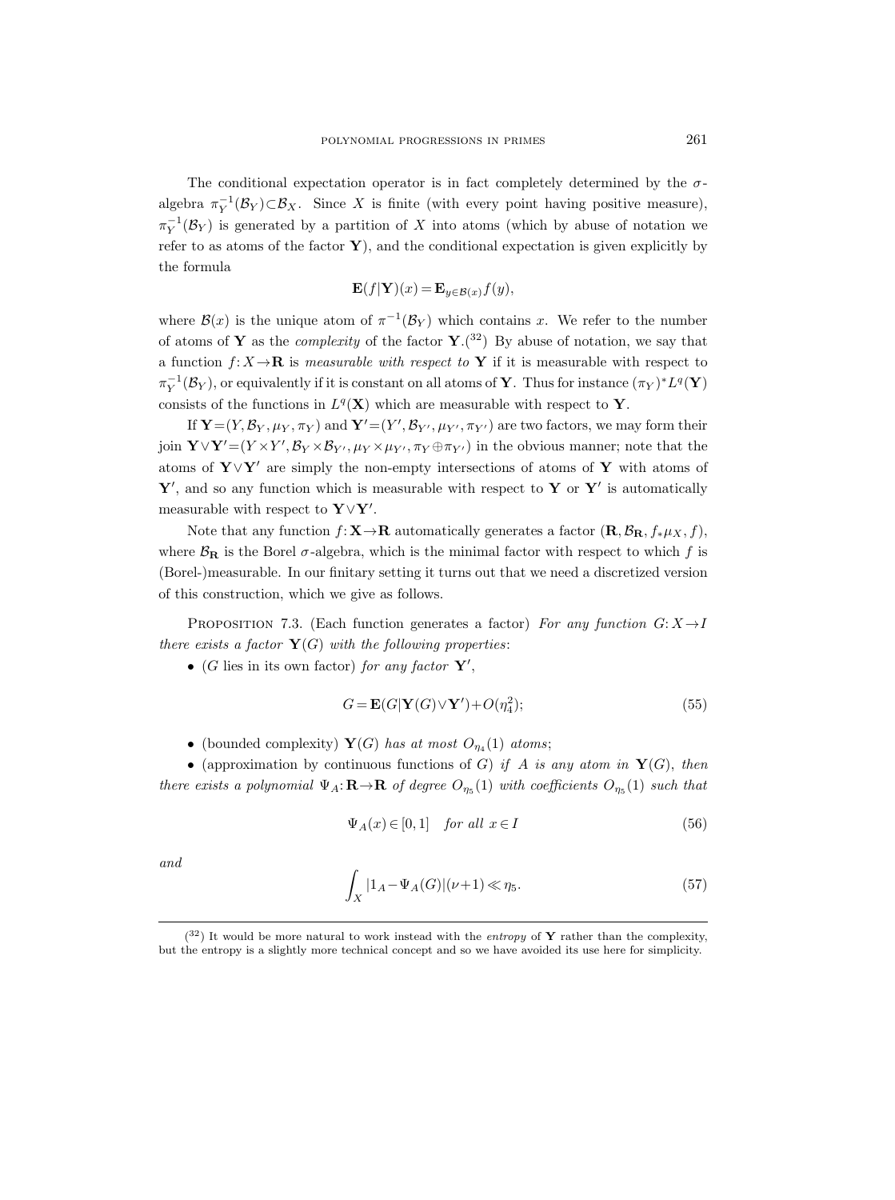The conditional expectation operator is in fact completely determined by the $\sigma$-algebra $\pi_Y^{-1}(\mathcal{B}_Y)\subset\mathcal{B}_X$. Since $X$ is finite (with every point having positive measure), $\pi_Y^{-1}(\mathcal{B}_Y)$ is generated by a partition of $X$ into atoms (which by abuse of notation we refer to as atoms of the factor $\mathbf{Y}$), and the conditional expectation is given explicitly by the formula

$$\mathbf{E}(f|\mathbf{Y})(x)=\mathbf{E}_{y\in\mathcal{B}(x)}f(y),$$

where $\mathcal{B}(x)$ is the unique atom of $\pi^{-1}(\mathcal{B}_Y)$ which contains $x$. We refer to the number of atoms of $\mathbf{Y}$ as the *complexity* of the factor $\mathbf{Y}$.([32]) By abuse of notation, we say that a function $f\colon X\to\mathbf{R}$ is *measurable with respect to* $\mathbf{Y}$ if it is measurable with respect to $\pi_Y^{-1}(\mathcal{B}_Y)$, or equivalently if it is constant on all atoms of $\mathbf{Y}$. Thus for instance $(\pi_Y)^*L^q(\mathbf{Y})$ consists of the functions in $L^q(\mathbf{X})$ which are measurable with respect to $\mathbf{Y}$.

If $\mathbf{Y}=(Y,\mathcal{B}_Y,\mu_Y,\pi_Y)$ and $\mathbf{Y}'=(Y',\mathcal{B}_{Y'},\mu_{Y'},\pi_{Y'})$ are two factors, we may form their join $\mathbf{Y}\vee\mathbf{Y}'=(Y\times Y',\mathcal{B}_Y\times\mathcal{B}_{Y'},\mu_Y\times\mu_{Y'},\pi_Y\oplus\pi_{Y'})$ in the obvious manner; note that the atoms of $\mathbf{Y}\vee\mathbf{Y}'$ are simply the non-empty intersections of atoms of $\mathbf{Y}$ with atoms of $\mathbf{Y}'$, and so any function which is measurable with respect to $\mathbf{Y}$ or $\mathbf{Y}'$ is automatically measurable with respect to $\mathbf{Y}\vee\mathbf{Y}'$.

Note that any function $f\colon\mathbf{X}\to\mathbf{R}$ automatically generates a factor $(\mathbf{R},\mathcal{B}_\mathbf{R},f_*\mu_X,f)$, where $\mathcal{B}_\mathbf{R}$ is the Borel $\sigma$-algebra, which is the minimal factor with respect to which $f$ is (Borel-)measurable. In our finitary setting it turns out that we need a discretized version of this construction, which we give as follows.

Proposition 7.3. (Each function generates a factor) *For any function $G\colon X\to I$ there exists a factor $\mathbf{Y}(G)$ with the following properties*:

- ($G$ lies in its own factor) *for any factor $\mathbf{Y}'$*,

$$G=\mathbf{E}(G|\mathbf{Y}(G)\vee\mathbf{Y}')+O(\eta_4^2);\tag{55}$$

- (bounded complexity) *$\mathbf{Y}(G)$ has at most $O_{\eta_4}(1)$ atoms*;

- (approximation by continuous functions of $G$) *if $A$ is any atom in $\mathbf{Y}(G)$, then there exists a polynomial $\Psi_A\colon\mathbf{R}\to\mathbf{R}$ of degree $O_{\eta_5}(1)$ with coefficients $O_{\eta_5}(1)$ such that*

$$\Psi_A(x)\in[0,1]\quad\textit{for all } x\in I\tag{56}$$

*and*

$$\int_X|1_A-\Psi_A(G)|(\nu+1)\ll\eta_5.\tag{57}$$

---

([32]) It would be more natural to work instead with the *entropy* of $\mathbf{Y}$ rather than the complexity, but the entropy is a slightly more technical concept and so we have avoided its use here for simplicity.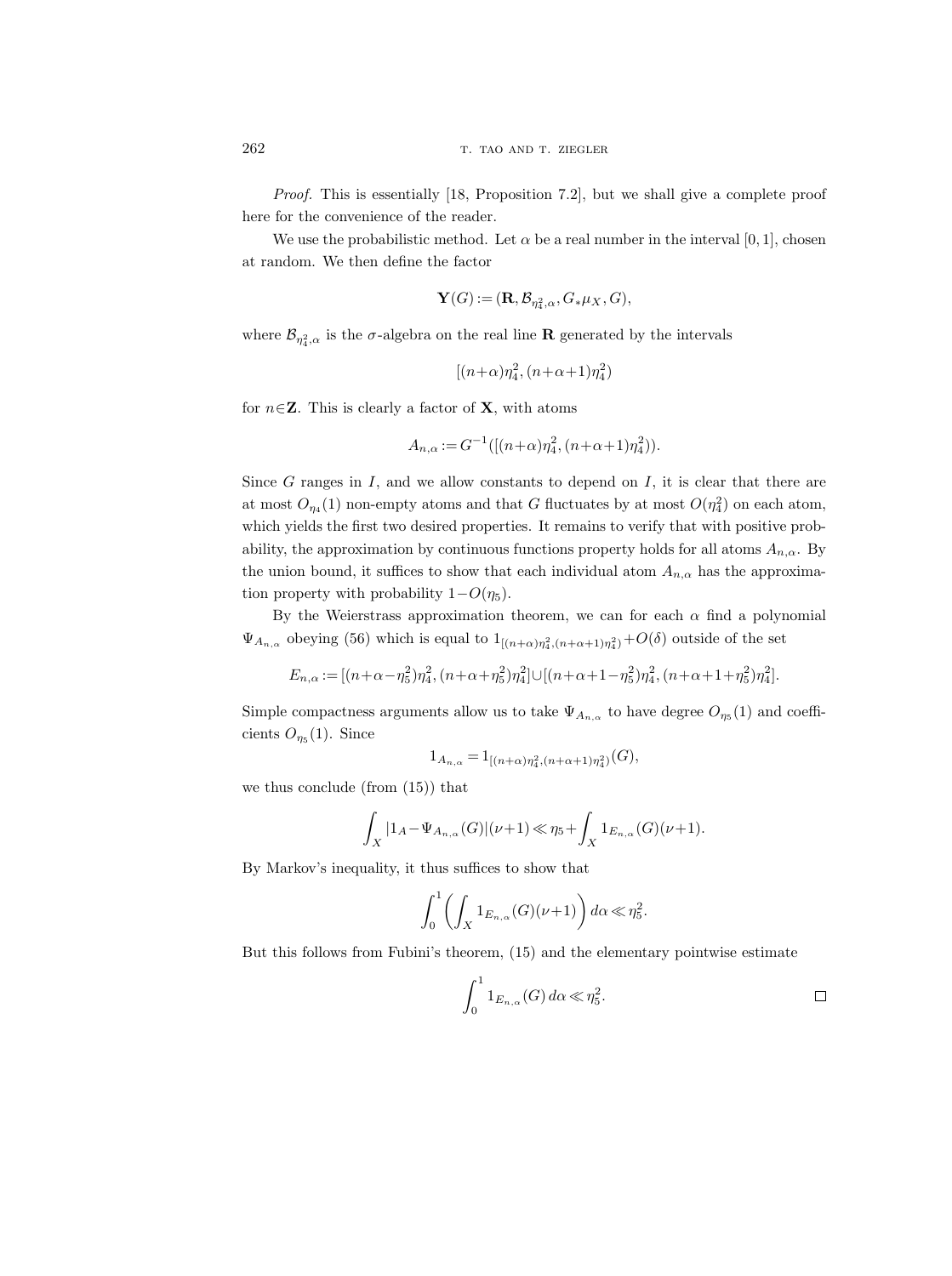*Proof.* This is essentially [18, Proposition 7.2], but we shall give a complete proof here for the convenience of the reader.

We use the probabilistic method. Let $\alpha$ be a real number in the interval $[0,1]$, chosen at random. We then define the factor

$$\mathbf{Y}(G) := (\mathbf{R}, \mathcal{B}_{\eta_4^2,\alpha}, G_*\mu_X, G),$$

where $\mathcal{B}_{\eta_4^2,\alpha}$ is the $\sigma$-algebra on the real line $\mathbf{R}$ generated by the intervals

$$[(n+\alpha)\eta_4^2, (n+\alpha+1)\eta_4^2)$$

for $n\in\mathbf{Z}$. This is clearly a factor of $\mathbf{X}$, with atoms

$$A_{n,\alpha} := G^{-1}([(n+\alpha)\eta_4^2, (n+\alpha+1)\eta_4^2)).$$

Since $G$ ranges in $I$, and we allow constants to depend on $I$, it is clear that there are at most $O_{\eta_4}(1)$ non-empty atoms and that $G$ fluctuates by at most $O(\eta_4^2)$ on each atom, which yields the first two desired properties. It remains to verify that with positive probability, the approximation by continuous functions property holds for all atoms $A_{n,\alpha}$. By the union bound, it suffices to show that each individual atom $A_{n,\alpha}$ has the approximation property with probability $1-O(\eta_5)$.

By the Weierstrass approximation theorem, we can for each $\alpha$ find a polynomial $\Psi_{A_{n,\alpha}}$ obeying (56) which is equal to $1_{[(n+\alpha)\eta_4^2,(n+\alpha+1)\eta_4^2)}+O(\delta)$ outside of the set

$$E_{n,\alpha} := [(n+\alpha-\eta_5^2)\eta_4^2, (n+\alpha+\eta_5^2)\eta_4^2] \cup [(n+\alpha+1-\eta_5^2)\eta_4^2, (n+\alpha+1+\eta_5^2)\eta_4^2].$$

Simple compactness arguments allow us to take $\Psi_{A_{n,\alpha}}$ to have degree $O_{\eta_5}(1)$ and coefficients $O_{\eta_5}(1)$. Since

$$1_{A_{n,\alpha}} = 1_{[(n+\alpha)\eta_4^2,(n+\alpha+1)\eta_4^2)}(G),$$

we thus conclude (from (15)) that

$$\int_X |1_A - \Psi_{A_{n,\alpha}}(G)|(\nu+1) \ll \eta_5 + \int_X 1_{E_{n,\alpha}}(G)(\nu+1).$$

By Markov's inequality, it thus suffices to show that

$$\int_0^1 \left( \int_X 1_{E_{n,\alpha}}(G)(\nu+1) \right) d\alpha \ll \eta_5^2.$$

But this follows from Fubini's theorem, (15) and the elementary pointwise estimate

$$\int_0^1 1_{E_{n,\alpha}}(G)\, d\alpha \ll \eta_5^2. \qquad \square$$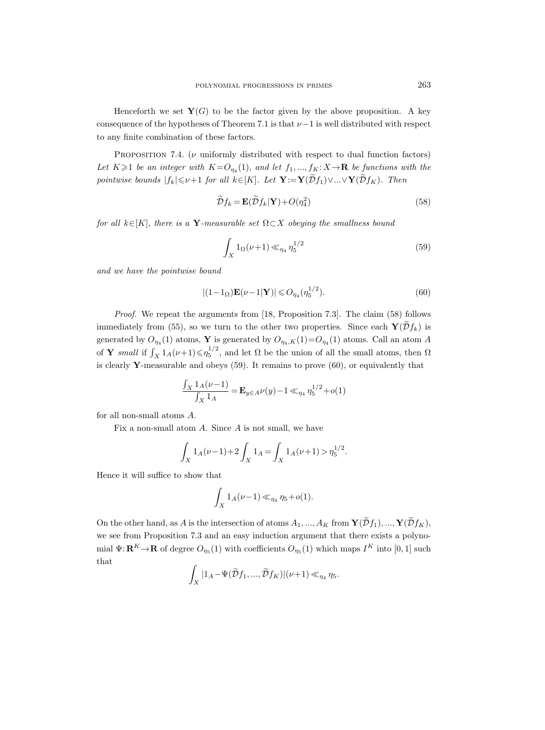Henceforth we set $\mathbf{Y}(G)$ to be the factor given by the above proposition. A key consequence of the hypotheses of Theorem 7.1 is that $\nu-1$ is well distributed with respect to any finite combination of these factors.

Proposition 7.4. ($\nu$ uniformly distributed with respect to dual function factors) *Let $K\geqslant 1$ be an integer with $K=O_{\eta_4}(1)$, and let $f_1, ..., f_K: X\to\mathbf{R}$ be functions with the pointwise bounds $|f_k|\leqslant\nu+1$ for all $k\in[K]$. Let $\mathbf{Y}:=\mathbf{Y}(\widetilde{\mathcal{D}}f_1)\vee...\vee\mathbf{Y}(\widetilde{\mathcal{D}}f_K)$. Then*

$$\widetilde{\mathcal{D}}f_k=\mathbf{E}(\widetilde{\mathcal{D}}f_k|\mathbf{Y})+O(\eta_4^2) \tag{58}$$

*for all $k\in[K]$, there is a $\mathbf{Y}$-measurable set $\Omega\subset X$ obeying the smallness bound*

$$\int_X 1_\Omega(\nu+1)\ll_{\eta_4}\eta_5^{1/2} \tag{59}$$

*and we have the pointwise bound*

$$|(1-1_\Omega)\mathbf{E}(\nu-1|\mathbf{Y})|\leqslant O_{\eta_4}(\eta_5^{1/2}). \tag{60}$$

*Proof.* We repeat the arguments from [18, Proposition 7.3]. The claim (58) follows immediately from (55), so we turn to the other two properties. Since each $\mathbf{Y}(\widetilde{\mathcal{D}}f_k)$ is generated by $O_{\eta_4}(1)$ atoms, $\mathbf{Y}$ is generated by $O_{\eta_4,K}(1)=O_{\eta_4}(1)$ atoms. Call an atom $A$ of $\mathbf{Y}$ *small* if $\int_X 1_A(\nu+1)\leqslant\eta_5^{1/2}$, and let $\Omega$ be the union of all the small atoms, then $\Omega$ is clearly $\mathbf{Y}$-measurable and obeys (59). It remains to prove (60), or equivalently that

$$\frac{\int_X 1_A(\nu-1)}{\int_X 1_A}=\mathbf{E}_{y\in A}\nu(y)-1\ll_{\eta_4}\eta_5^{1/2}+o(1)$$

for all non-small atoms $A$.

Fix a non-small atom $A$. Since $A$ is not small, we have

$$\int_X 1_A(\nu-1)+2\int_X 1_A=\int_X 1_A(\nu+1)>\eta_5^{1/2}.$$

Hence it will suffice to show that

$$\int_X 1_A(\nu-1)\ll_{\eta_4}\eta_5+o(1).$$

On the other hand, as $A$ is the intersection of atoms $A_1, ..., A_K$ from $\mathbf{Y}(\widetilde{\mathcal{D}}f_1), ..., \mathbf{Y}(\widetilde{\mathcal{D}}f_K)$, we see from Proposition 7.3 and an easy induction argument that there exists a polynomial $\Psi:\mathbf{R}^K\to\mathbf{R}$ of degree $O_{\eta_5}(1)$ with coefficients $O_{\eta_5}(1)$ which maps $I^K$ into $[0,1]$ such that

$$\int_X |1_A-\Psi(\widetilde{\mathcal{D}}f_1, ..., \widetilde{\mathcal{D}}f_K)|(\nu+1)\ll_{\eta_4}\eta_5.$$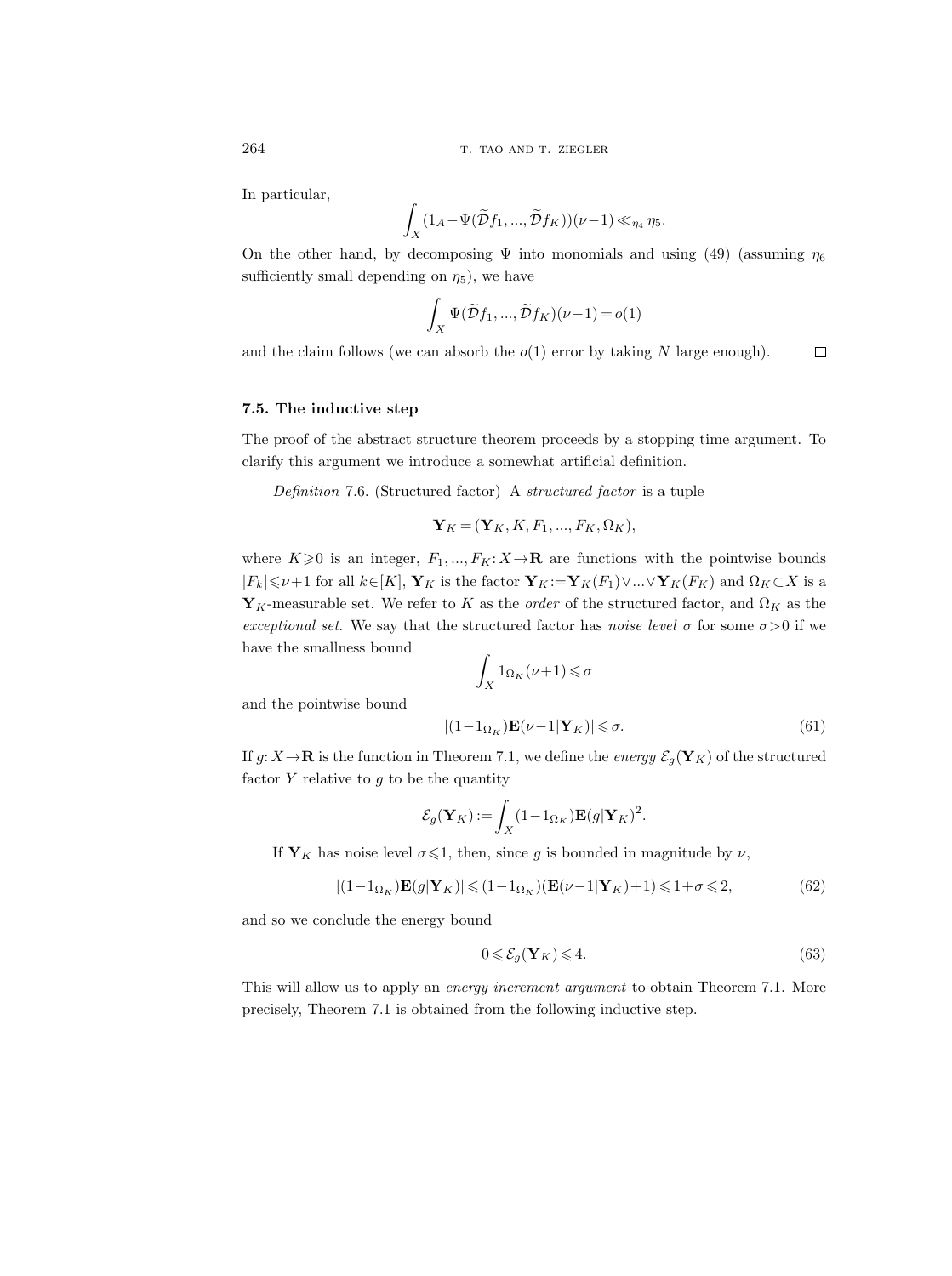In particular,

$$\int_X (1_A - \Psi(\widetilde{\mathcal{D}}f_1, ..., \widetilde{\mathcal{D}}f_K))(\nu - 1) \ll_{\eta_4} \eta_5.$$

On the other hand, by decomposing $\Psi$ into monomials and using (49) (assuming $\eta_6$ sufficiently small depending on $\eta_5$), we have

$$\int_X \Psi(\widetilde{\mathcal{D}}f_1, ..., \widetilde{\mathcal{D}}f_K)(\nu - 1) = o(1)$$

and the claim follows (we can absorb the $o(1)$ error by taking $N$ large enough). $\square$

### 7.5. The inductive step

The proof of the abstract structure theorem proceeds by a stopping time argument. To clarify this argument we introduce a somewhat artificial definition.

*Definition* 7.6. (Structured factor) A *structured factor* is a tuple

$$\mathbf{Y}_K = (\mathbf{Y}_K, K, F_1, ..., F_K, \Omega_K),$$

where $K \geqslant 0$ is an integer, $F_1, ..., F_K: X \to \mathbf{R}$ are functions with the pointwise bounds $|F_k| \leqslant \nu + 1$ for all $k \in [K]$, $\mathbf{Y}_K$ is the factor $\mathbf{Y}_K := \mathbf{Y}_K(F_1) \vee ... \vee \mathbf{Y}_K(F_K)$ and $\Omega_K \subset X$ is a $\mathbf{Y}_K$-measurable set. We refer to $K$ as the *order* of the structured factor, and $\Omega_K$ as the *exceptional set*. We say that the structured factor has *noise level* $\sigma$ for some $\sigma > 0$ if we have the smallness bound

$$\int_X 1_{\Omega_K}(\nu + 1) \leqslant \sigma$$

and the pointwise bound

$$|(1 - 1_{\Omega_K})\mathbf{E}(\nu - 1 | \mathbf{Y}_K)| \leqslant \sigma. \tag{61}$$

If $g: X \to \mathbf{R}$ is the function in Theorem 7.1, we define the *energy* $\mathcal{E}_g(\mathbf{Y}_K)$ of the structured factor $Y$ relative to $g$ to be the quantity

$$\mathcal{E}_g(\mathbf{Y}_K) := \int_X (1 - 1_{\Omega_K})\mathbf{E}(g | \mathbf{Y}_K)^2.$$

If $\mathbf{Y}_K$ has noise level $\sigma \leqslant 1$, then, since $g$ is bounded in magnitude by $\nu$,

$$|(1 - 1_{\Omega_K})\mathbf{E}(g | \mathbf{Y}_K)| \leqslant (1 - 1_{\Omega_K})(\mathbf{E}(\nu - 1 | \mathbf{Y}_K) + 1) \leqslant 1 + \sigma \leqslant 2, \tag{62}$$

and so we conclude the energy bound

$$0 \leqslant \mathcal{E}_g(\mathbf{Y}_K) \leqslant 4. \tag{63}$$

This will allow us to apply an *energy increment argument* to obtain Theorem 7.1. More precisely, Theorem 7.1 is obtained from the following inductive step.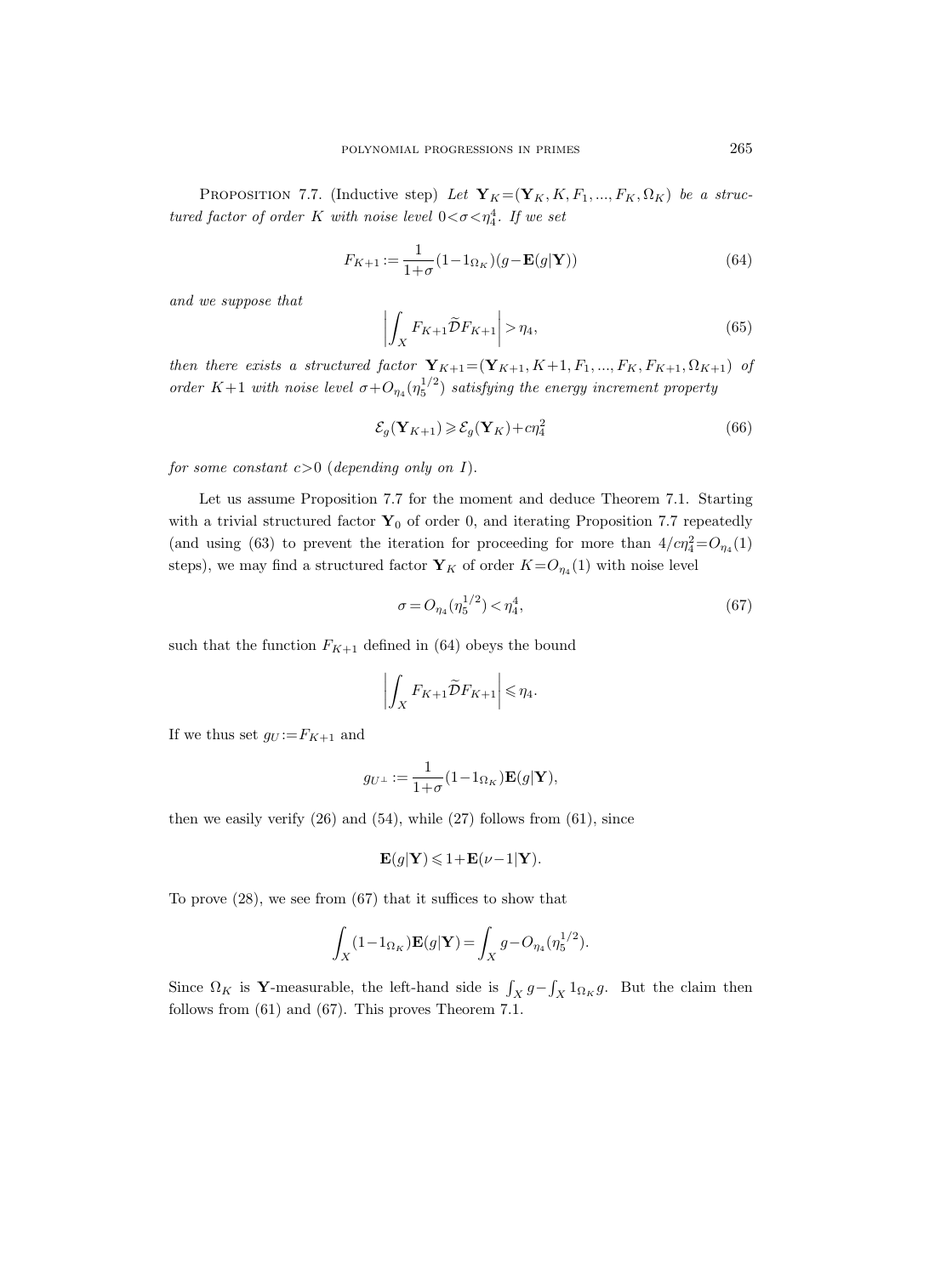PROPOSITION 7.7. (Inductive step) *Let $\mathbf{Y}_K=(\mathbf{Y}_K, K, F_1, ..., F_K, \Omega_K)$ be a structured factor of order $K$ with noise level $0<\sigma<\eta_4^4$. If we set*

$$F_{K+1} := \frac{1}{1+\sigma}(1-1_{\Omega_K})(g-\mathbf{E}(g|\mathbf{Y})) \tag{64}$$

*and we suppose that*

$$\left|\int_X F_{K+1}\widetilde{\mathcal{D}}F_{K+1}\right| > \eta_4, \tag{65}$$

*then there exists a structured factor $\mathbf{Y}_{K+1}=(\mathbf{Y}_{K+1}, K+1, F_1, ..., F_K, F_{K+1}, \Omega_{K+1})$ of order $K+1$ with noise level $\sigma+O_{\eta_4}(\eta_5^{1/2})$ satisfying the energy increment property*

$$\mathcal{E}_g(\mathbf{Y}_{K+1}) \geqslant \mathcal{E}_g(\mathbf{Y}_K)+c\eta_4^2 \tag{66}$$

*for some constant $c>0$ (depending only on $I$).*

Let us assume Proposition 7.7 for the moment and deduce Theorem 7.1. Starting with a trivial structured factor $\mathbf{Y}_0$ of order 0, and iterating Proposition 7.7 repeatedly (and using (63) to prevent the iteration for proceeding for more than $4/c\eta_4^2=O_{\eta_4}(1)$ steps), we may find a structured factor $\mathbf{Y}_K$ of order $K=O_{\eta_4}(1)$ with noise level

$$\sigma = O_{\eta_4}(\eta_5^{1/2}) < \eta_4^4, \tag{67}$$

such that the function $F_{K+1}$ defined in (64) obeys the bound

$$\left|\int_X F_{K+1}\widetilde{\mathcal{D}}F_{K+1}\right| \leqslant \eta_4.$$

If we thus set $g_U := F_{K+1}$ and

$$g_{U^\perp} := \frac{1}{1+\sigma}(1-1_{\Omega_K})\mathbf{E}(g|\mathbf{Y}),$$

then we easily verify (26) and (54), while (27) follows from (61), since

$$\mathbf{E}(g|\mathbf{Y}) \leqslant 1+\mathbf{E}(\nu-1|\mathbf{Y}).$$

To prove (28), we see from (67) that it suffices to show that

$$\int_X (1-1_{\Omega_K})\mathbf{E}(g|\mathbf{Y}) = \int_X g - O_{\eta_4}(\eta_5^{1/2}).$$

Since $\Omega_K$ is $\mathbf{Y}$-measurable, the left-hand side is $\int_X g-\int_X 1_{\Omega_K} g$. But the claim then follows from (61) and (67). This proves Theorem 7.1.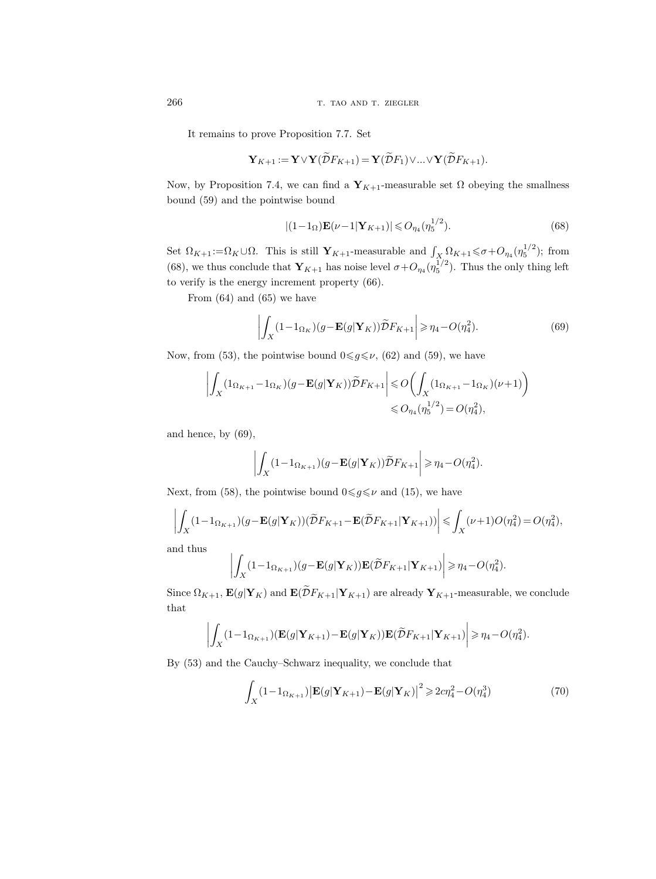It remains to prove Proposition 7.7. Set

$$\mathbf{Y}_{K+1} := \mathbf{Y} \vee \mathbf{Y}(\widetilde{\mathcal{D}}F_{K+1}) = \mathbf{Y}(\widetilde{\mathcal{D}}F_1) \vee ... \vee \mathbf{Y}(\widetilde{\mathcal{D}}F_{K+1}).$$

Now, by Proposition 7.4, we can find a $\mathbf{Y}_{K+1}$-measurable set $\Omega$ obeying the smallness bound (59) and the pointwise bound

$$|(1-1_\Omega)\mathbf{E}(\nu-1|\mathbf{Y}_{K+1})| \leqslant O_{\eta_4}(\eta_5^{1/2}). \tag{68}$$

Set $\Omega_{K+1} := \Omega_K \cup \Omega$. This is still $\mathbf{Y}_{K+1}$-measurable and $\int_X \Omega_{K+1} \leqslant \sigma + O_{\eta_4}(\eta_5^{1/2})$; from (68), we thus conclude that $\mathbf{Y}_{K+1}$ has noise level $\sigma + O_{\eta_4}(\eta_5^{1/2})$. Thus the only thing left to verify is the energy increment property (66).

From (64) and (65) we have

$$\left| \int_X (1-1_{\Omega_K})(g - \mathbf{E}(g|\mathbf{Y}_K))\widetilde{\mathcal{D}}F_{K+1} \right| \geqslant \eta_4 - O(\eta_4^2). \tag{69}$$

Now, from (53), the pointwise bound $0 \leqslant g \leqslant \nu$, (62) and (59), we have

$$\begin{aligned}\left| \int_X (1_{\Omega_{K+1}} - 1_{\Omega_K})(g - \mathbf{E}(g|\mathbf{Y}_K))\widetilde{\mathcal{D}}F_{K+1} \right| &\leqslant O\biggl( \int_X (1_{\Omega_{K+1}} - 1_{\Omega_K})(\nu+1) \biggr) \\ &\leqslant O_{\eta_4}(\eta_5^{1/2}) = O(\eta_4^2),\end{aligned}$$

and hence, by (69),

$$\left| \int_X (1-1_{\Omega_{K+1}})(g - \mathbf{E}(g|\mathbf{Y}_K))\widetilde{\mathcal{D}}F_{K+1} \right| \geqslant \eta_4 - O(\eta_4^2).$$

Next, from (58), the pointwise bound $0 \leqslant g \leqslant \nu$ and (15), we have

$$\left| \int_X (1-1_{\Omega_{K+1}})(g - \mathbf{E}(g|\mathbf{Y}_K))(\widetilde{\mathcal{D}}F_{K+1} - \mathbf{E}(\widetilde{\mathcal{D}}F_{K+1}|\mathbf{Y}_{K+1})) \right| \leqslant \int_X (\nu+1) O(\eta_4^2) = O(\eta_4^2),$$

and thus

$$\left| \int_X (1-1_{\Omega_{K+1}})(g - \mathbf{E}(g|\mathbf{Y}_K))\mathbf{E}(\widetilde{\mathcal{D}}F_{K+1}|\mathbf{Y}_{K+1}) \right| \geqslant \eta_4 - O(\eta_4^2).$$

Since $\Omega_{K+1}$, $\mathbf{E}(g|\mathbf{Y}_K)$ and $\mathbf{E}(\widetilde{\mathcal{D}}F_{K+1}|\mathbf{Y}_{K+1})$ are already $\mathbf{Y}_{K+1}$-measurable, we conclude that

$$\left| \int_X (1-1_{\Omega_{K+1}})(\mathbf{E}(g|\mathbf{Y}_{K+1}) - \mathbf{E}(g|\mathbf{Y}_K))\mathbf{E}(\widetilde{\mathcal{D}}F_{K+1}|\mathbf{Y}_{K+1}) \right| \geqslant \eta_4 - O(\eta_4^2).$$

By (53) and the Cauchy–Schwarz inequality, we conclude that

$$\int_X (1-1_{\Omega_{K+1}}) \bigl| \mathbf{E}(g|\mathbf{Y}_{K+1}) - \mathbf{E}(g|\mathbf{Y}_K) \bigr|^2 \geqslant 2c\eta_4^2 - O(\eta_4^3) \tag{70}$$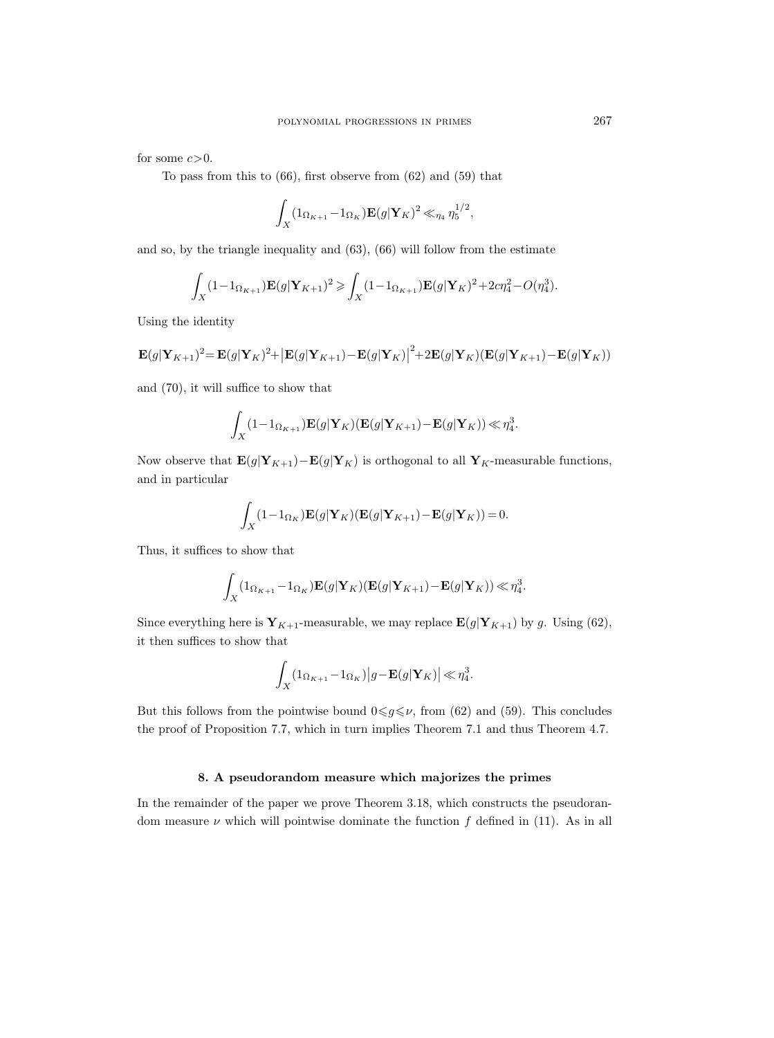for some $c>0$.

To pass from this to (66), first observe from (62) and (59) that

$$\int_X (1_{\Omega_{K+1}} - 1_{\Omega_K}) \mathbf{E}(g|\mathbf{Y}_K)^2 \ll_{\eta_4} \eta_5^{1/2},$$

and so, by the triangle inequality and (63), (66) will follow from the estimate

$$\int_X (1-1_{\Omega_{K+1}}) \mathbf{E}(g|\mathbf{Y}_{K+1})^2 \geqslant \int_X (1-1_{\Omega_{K+1}}) \mathbf{E}(g|\mathbf{Y}_K)^2 + 2c\eta_4^2 - O(\eta_4^3).$$

Using the identity

$$\mathbf{E}(g|\mathbf{Y}_{K+1})^2 = \mathbf{E}(g|\mathbf{Y}_K)^2 + \left|\mathbf{E}(g|\mathbf{Y}_{K+1}) - \mathbf{E}(g|\mathbf{Y}_K)\right|^2 + 2\mathbf{E}(g|\mathbf{Y}_K)(\mathbf{E}(g|\mathbf{Y}_{K+1}) - \mathbf{E}(g|\mathbf{Y}_K))$$

and (70), it will suffice to show that

$$\int_X (1-1_{\Omega_{K+1}}) \mathbf{E}(g|\mathbf{Y}_K)(\mathbf{E}(g|\mathbf{Y}_{K+1}) - \mathbf{E}(g|\mathbf{Y}_K)) \ll \eta_4^3.$$

Now observe that $\mathbf{E}(g|\mathbf{Y}_{K+1}) - \mathbf{E}(g|\mathbf{Y}_K)$ is orthogonal to all $\mathbf{Y}_K$-measurable functions, and in particular

$$\int_X (1-1_{\Omega_K}) \mathbf{E}(g|\mathbf{Y}_K)(\mathbf{E}(g|\mathbf{Y}_{K+1}) - \mathbf{E}(g|\mathbf{Y}_K)) = 0.$$

Thus, it suffices to show that

$$\int_X (1_{\Omega_{K+1}} - 1_{\Omega_K}) \mathbf{E}(g|\mathbf{Y}_K)(\mathbf{E}(g|\mathbf{Y}_{K+1}) - \mathbf{E}(g|\mathbf{Y}_K)) \ll \eta_4^3.$$

Since everything here is $\mathbf{Y}_{K+1}$-measurable, we may replace $\mathbf{E}(g|\mathbf{Y}_{K+1})$ by $g$. Using (62), it then suffices to show that

$$\int_X (1_{\Omega_{K+1}} - 1_{\Omega_K}) \left| g - \mathbf{E}(g|\mathbf{Y}_K) \right| \ll \eta_4^3.$$

But this follows from the pointwise bound $0 \leqslant g \leqslant \nu$, from (62) and (59). This concludes the proof of Proposition 7.7, which in turn implies Theorem 7.1 and thus Theorem 4.7.

## 8. A pseudorandom measure which majorizes the primes

In the remainder of the paper we prove Theorem 3.18, which constructs the pseudorandom measure $\nu$ which will pointwise dominate the function $f$ defined in (11). As in all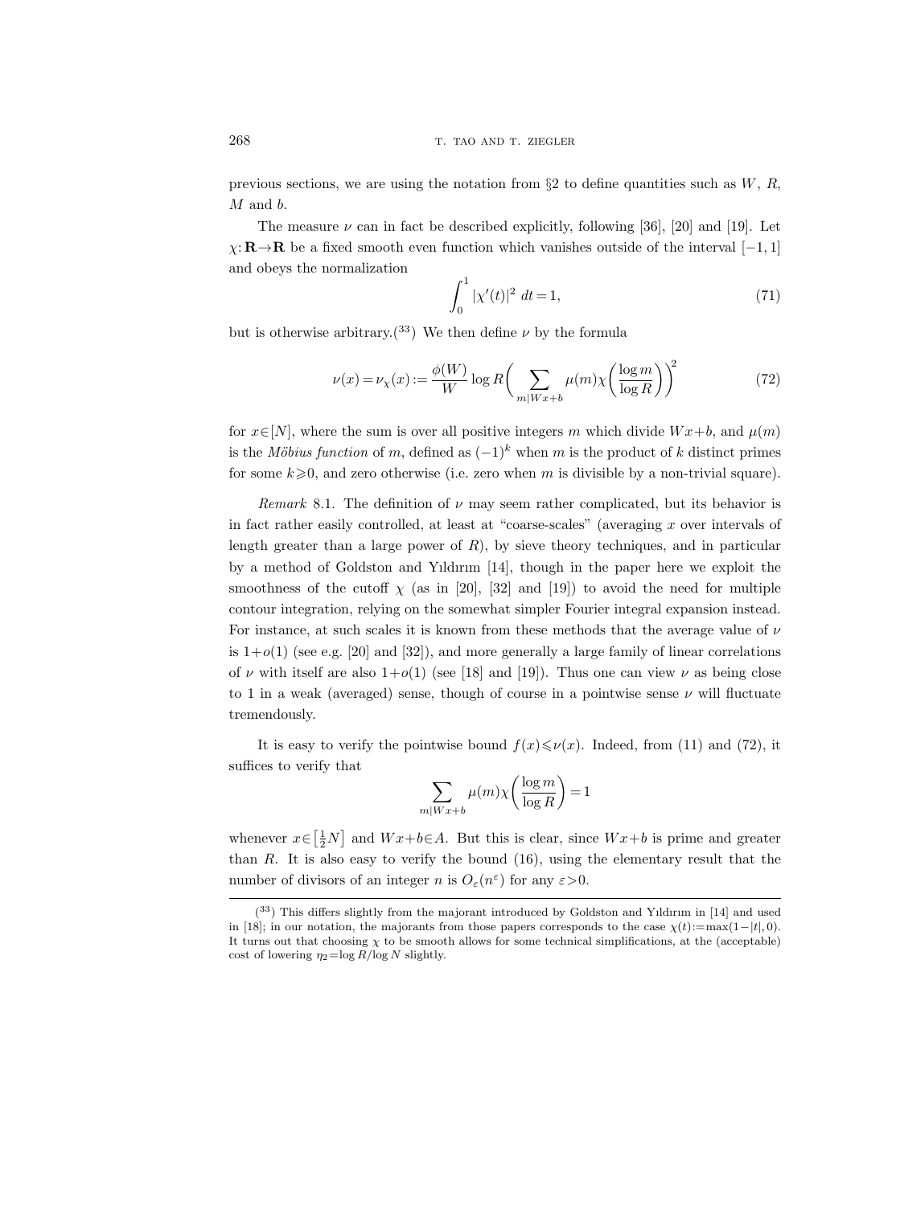previous sections, we are using the notation from §2 to define quantities such as $W$, $R$, $M$ and $b$.

The measure $\nu$ can in fact be described explicitly, following [36], [20] and [19]. Let $\chi: \mathbf{R} \to \mathbf{R}$ be a fixed smooth even function which vanishes outside of the interval $[-1,1]$ and obeys the normalization

$$\int_0^1 |\chi'(t)|^2 \, dt = 1, \tag{71}$$

but is otherwise arbitrary.([33]) We then define $\nu$ by the formula

$$\nu(x) = \nu_\chi(x) := \frac{\phi(W)}{W} \log R \biggl( \sum_{m \mid Wx+b} \mu(m) \chi\biggl(\frac{\log m}{\log R}\biggr) \biggr)^2 \tag{72}$$

for $x \in [N]$, where the sum is over all positive integers $m$ which divide $Wx+b$, and $\mu(m)$ is the *Möbius function* of $m$, defined as $(-1)^k$ when $m$ is the product of $k$ distinct primes for some $k \geqslant 0$, and zero otherwise (i.e. zero when $m$ is divisible by a non-trivial square).

*Remark* 8.1. The definition of $\nu$ may seem rather complicated, but its behavior is in fact rather easily controlled, at least at "coarse-scales" (averaging $x$ over intervals of length greater than a large power of $R$), by sieve theory techniques, and in particular by a method of Goldston and Yıldırım [14], though in the paper here we exploit the smoothness of the cutoff $\chi$ (as in [20], [32] and [19]) to avoid the need for multiple contour integration, relying on the somewhat simpler Fourier integral expansion instead. For instance, at such scales it is known from these methods that the average value of $\nu$ is $1+o(1)$ (see e.g. [20] and [32]), and more generally a large family of linear correlations of $\nu$ with itself are also $1+o(1)$ (see [18] and [19]). Thus one can view $\nu$ as being close to 1 in a weak (averaged) sense, though of course in a pointwise sense $\nu$ will fluctuate tremendously.

It is easy to verify the pointwise bound $f(x) \leqslant \nu(x)$. Indeed, from (11) and (72), it suffices to verify that

$$\sum_{m \mid Wx+b} \mu(m) \chi\biggl(\frac{\log m}{\log R}\biggr) = 1$$

whenever $x \in \bigl[\frac{1}{2}N\bigr]$ and $Wx+b \in A$. But this is clear, since $Wx+b$ is prime and greater than $R$. It is also easy to verify the bound (16), using the elementary result that the number of divisors of an integer $n$ is $O_\varepsilon(n^\varepsilon)$ for any $\varepsilon > 0$.

---

([33]) This differs slightly from the majorant introduced by Goldston and Yıldırım in [14] and used in [18]; in our notation, the majorants from those papers corresponds to the case $\chi(t) := \max(1-|t|, 0)$. It turns out that choosing $\chi$ to be smooth allows for some technical simplifications, at the (acceptable) cost of lowering $\eta_2 = \log R / \log N$ slightly.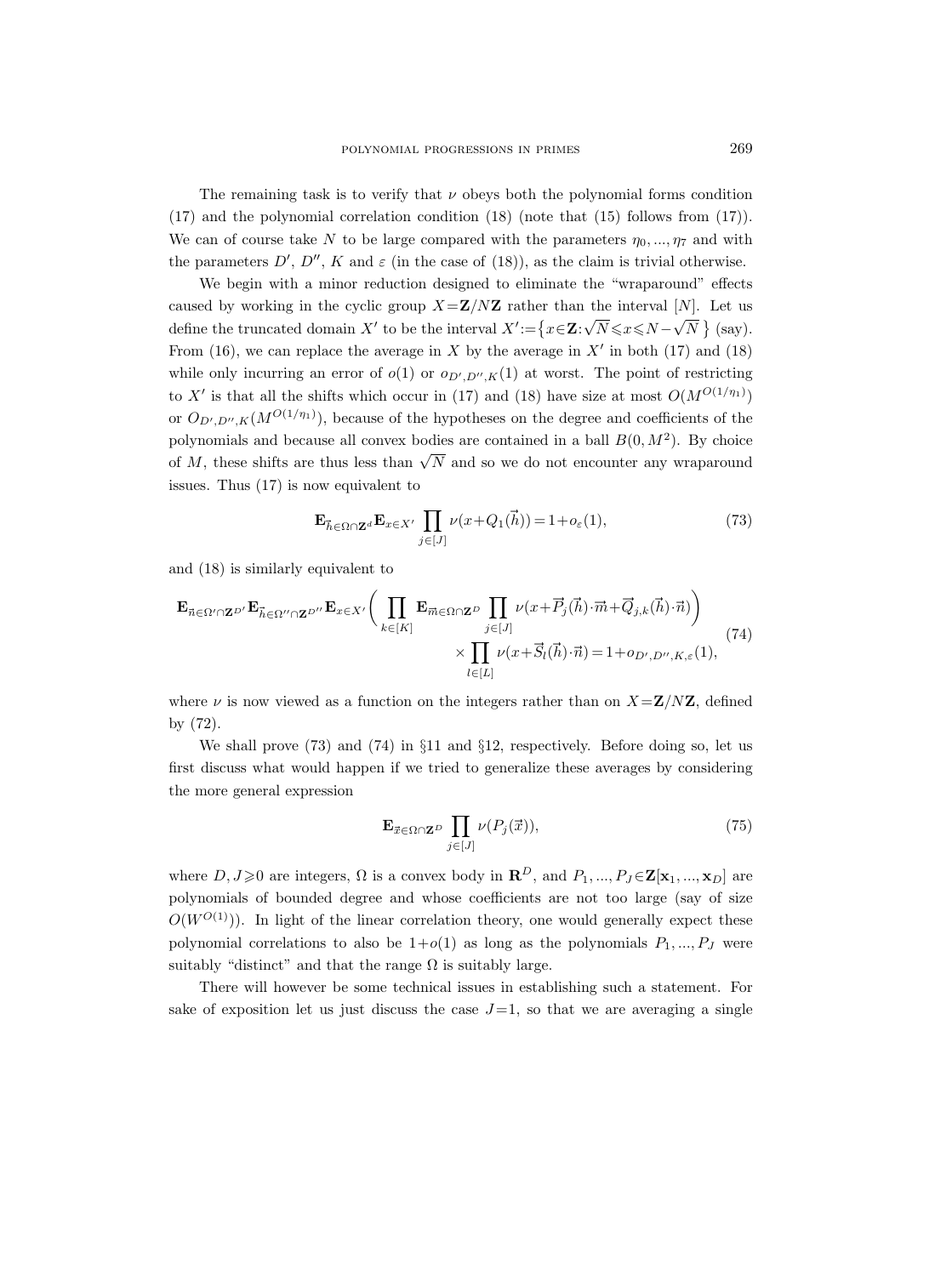The remaining task is to verify that $\nu$ obeys both the polynomial forms condition (17) and the polynomial correlation condition (18) (note that (15) follows from (17)). We can of course take $N$ to be large compared with the parameters $\eta_0, ..., \eta_7$ and with the parameters $D'$, $D''$, $K$ and $\varepsilon$ (in the case of (18)), as the claim is trivial otherwise.

We begin with a minor reduction designed to eliminate the "wraparound" effects caused by working in the cyclic group $X=\mathbf{Z}/N\mathbf{Z}$ rather than the interval $[N]$. Let us define the truncated domain $X'$ to be the interval $X':=\{x\in\mathbf{Z}:\sqrt{N}\leqslant x\leqslant N-\sqrt{N}\}$ (say). From (16), we can replace the average in $X$ by the average in $X'$ in both (17) and (18) while only incurring an error of $o(1)$ or $o_{D',D'',K}(1)$ at worst. The point of restricting to $X'$ is that all the shifts which occur in (17) and (18) have size at most $O(M^{O(1/\eta_1)})$ or $O_{D',D'',K}(M^{O(1/\eta_1)})$, because of the hypotheses on the degree and coefficients of the polynomials and because all convex bodies are contained in a ball $B(0,M^2)$. By choice of $M$, these shifts are thus less than $\sqrt{N}$ and so we do not encounter any wraparound issues. Thus (17) is now equivalent to

$$\mathbf{E}_{\vec{h}\in\Omega\cap\mathbf{Z}^d}\mathbf{E}_{x\in X'}\prod_{j\in[J]}\nu(x+Q_1(\vec{h}))=1+o_\varepsilon(1), \tag{73}$$

and (18) is similarly equivalent to

$$\begin{aligned}\mathbf{E}_{\vec{n}\in\Omega'\cap\mathbf{Z}^{D'}}\mathbf{E}_{\vec{h}\in\Omega''\cap\mathbf{Z}^{D''}}\mathbf{E}_{x\in X'}\bigg(\prod_{k\in[K]}\mathbf{E}_{\vec{m}\in\Omega\cap\mathbf{Z}^D}\prod_{j\in[J]}\nu(x+\vec{P}_j(\vec{h})\cdot\vec{m}+\vec{Q}_{j,k}(\vec{h})\cdot\vec{n})\bigg)&\\ \times\prod_{l\in[L]}\nu(x+\vec{S}_l(\vec{h})\cdot\vec{n})=1+o_{D',D'',K,\varepsilon}(1),&\end{aligned} \tag{74}$$

where $\nu$ is now viewed as a function on the integers rather than on $X=\mathbf{Z}/N\mathbf{Z}$, defined by (72).

We shall prove (73) and (74) in §11 and §12, respectively. Before doing so, let us first discuss what would happen if we tried to generalize these averages by considering the more general expression

$$\mathbf{E}_{\vec{x}\in\Omega\cap\mathbf{Z}^D}\prod_{j\in[J]}\nu(P_j(\vec{x})), \tag{75}$$

where $D,J\geqslant 0$ are integers, $\Omega$ is a convex body in $\mathbf{R}^D$, and $P_1,...,P_J\in\mathbf{Z}[\mathbf{x}_1,...,\mathbf{x}_D]$ are polynomials of bounded degree and whose coefficients are not too large (say of size $O(W^{O(1)})$). In light of the linear correlation theory, one would generally expect these polynomial correlations to also be $1+o(1)$ as long as the polynomials $P_1,...,P_J$ were suitably "distinct" and that the range $\Omega$ is suitably large.

There will however be some technical issues in establishing such a statement. For sake of exposition let us just discuss the case $J=1$, so that we are averaging a single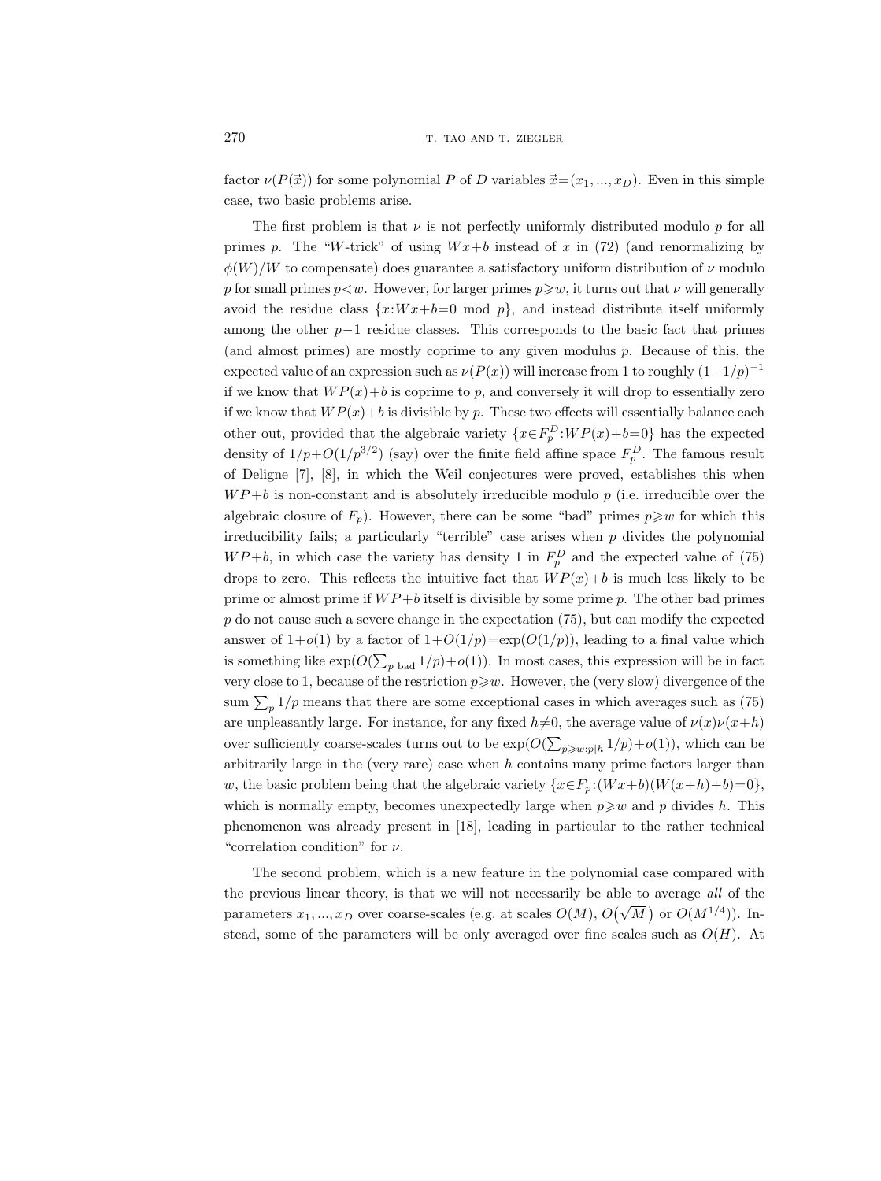factor $\nu(P(\vec{x}))$ for some polynomial $P$ of $D$ variables $\vec{x}=(x_1,...,x_D)$. Even in this simple case, two basic problems arise.

The first problem is that $\nu$ is not perfectly uniformly distributed modulo $p$ for all primes $p$. The "$W$-trick" of using $Wx+b$ instead of $x$ in (72) (and renormalizing by $\phi(W)/W$ to compensate) does guarantee a satisfactory uniform distribution of $\nu$ modulo $p$ for small primes $p<w$. However, for larger primes $p\geqslant w$, it turns out that $\nu$ will generally avoid the residue class $\{x:Wx+b=0 \bmod p\}$, and instead distribute itself uniformly among the other $p-1$ residue classes. This corresponds to the basic fact that primes (and almost primes) are mostly coprime to any given modulus $p$. Because of this, the expected value of an expression such as $\nu(P(x))$ will increase from 1 to roughly $(1-1/p)^{-1}$ if we know that $WP(x)+b$ is coprime to $p$, and conversely it will drop to essentially zero if we know that $WP(x)+b$ is divisible by $p$. These two effects will essentially balance each other out, provided that the algebraic variety $\{x\in F_p^D:WP(x)+b=0\}$ has the expected density of $1/p+O(1/p^{3/2})$ (say) over the finite field affine space $F_p^D$. The famous result of Deligne [7], [8], in which the Weil conjectures were proved, establishes this when $WP+b$ is non-constant and is absolutely irreducible modulo $p$ (i.e. irreducible over the algebraic closure of $F_p$). However, there can be some "bad" primes $p\geqslant w$ for which this irreducibility fails; a particularly "terrible" case arises when $p$ divides the polynomial $WP+b$, in which case the variety has density 1 in $F_p^D$ and the expected value of (75) drops to zero. This reflects the intuitive fact that $WP(x)+b$ is much less likely to be prime or almost prime if $WP+b$ itself is divisible by some prime $p$. The other bad primes $p$ do not cause such a severe change in the expectation (75), but can modify the expected answer of $1+o(1)$ by a factor of $1+O(1/p)=\exp(O(1/p))$, leading to a final value which is something like $\exp(O(\sum_{p \text{ bad}} 1/p)+o(1))$. In most cases, this expression will be in fact very close to 1, because of the restriction $p\geqslant w$. However, the (very slow) divergence of the sum $\sum_p 1/p$ means that there are some exceptional cases in which averages such as (75) are unpleasantly large. For instance, for any fixed $h\neq 0$, the average value of $\nu(x)\nu(x+h)$ over sufficiently coarse-scales turns out to be $\exp(O(\sum_{p\geqslant w:p|h} 1/p)+o(1))$, which can be arbitrarily large in the (very rare) case when $h$ contains many prime factors larger than $w$, the basic problem being that the algebraic variety $\{x\in F_p:(Wx+b)(W(x+h)+b)=0\}$, which is normally empty, becomes unexpectedly large when $p\geqslant w$ and $p$ divides $h$. This phenomenon was already present in [18], leading in particular to the rather technical "correlation condition" for $\nu$.

The second problem, which is a new feature in the polynomial case compared with the previous linear theory, is that we will not necessarily be able to average *all* of the parameters $x_1,...,x_D$ over coarse-scales (e.g. at scales $O(M)$, $O(\sqrt{M})$ or $O(M^{1/4})$). Instead, some of the parameters will be only averaged over fine scales such as $O(H)$. At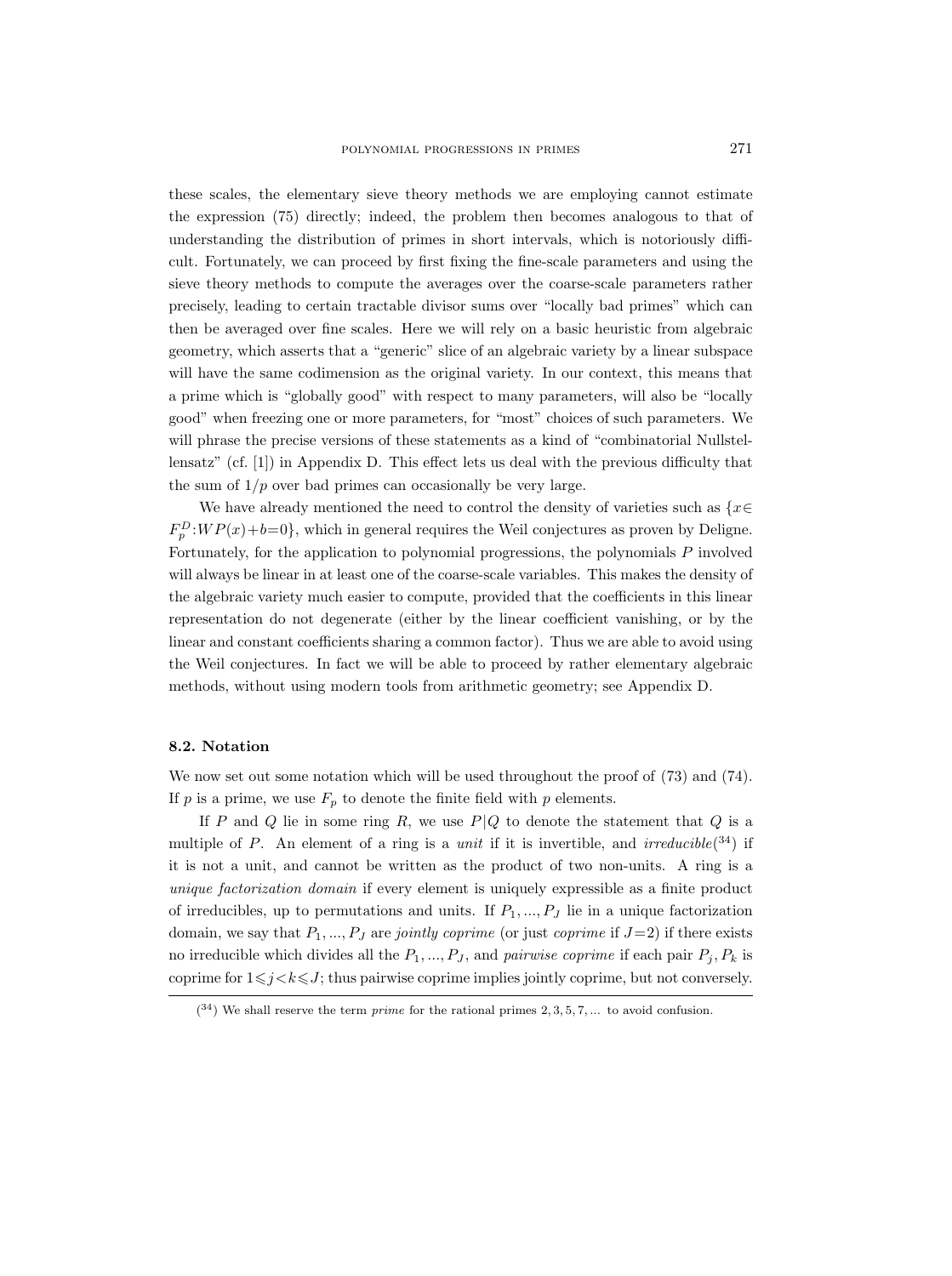these scales, the elementary sieve theory methods we are employing cannot estimate the expression (75) directly; indeed, the problem then becomes analogous to that of understanding the distribution of primes in short intervals, which is notoriously difficult. Fortunately, we can proceed by first fixing the fine-scale parameters and using the sieve theory methods to compute the averages over the coarse-scale parameters rather precisely, leading to certain tractable divisor sums over "locally bad primes" which can then be averaged over fine scales. Here we will rely on a basic heuristic from algebraic geometry, which asserts that a "generic" slice of an algebraic variety by a linear subspace will have the same codimension as the original variety. In our context, this means that a prime which is "globally good" with respect to many parameters, will also be "locally good" when freezing one or more parameters, for "most" choices of such parameters. We will phrase the precise versions of these statements as a kind of "combinatorial Nullstellensatz" (cf. [1]) in Appendix D. This effect lets us deal with the previous difficulty that the sum of $1/p$ over bad primes can occasionally be very large.

We have already mentioned the need to control the density of varieties such as $\{x\in F_p^D : WP(x)+b=0\}$, which in general requires the Weil conjectures as proven by Deligne. Fortunately, for the application to polynomial progressions, the polynomials $P$ involved will always be linear in at least one of the coarse-scale variables. This makes the density of the algebraic variety much easier to compute, provided that the coefficients in this linear representation do not degenerate (either by the linear coefficient vanishing, or by the linear and constant coefficients sharing a common factor). Thus we are able to avoid using the Weil conjectures. In fact we will be able to proceed by rather elementary algebraic methods, without using modern tools from arithmetic geometry; see Appendix D.

## 8.2. Notation

We now set out some notation which will be used throughout the proof of (73) and (74). If $p$ is a prime, we use $F_p$ to denote the finite field with $p$ elements.

If $P$ and $Q$ lie in some ring $R$, we use $P|Q$ to denote the statement that $Q$ is a multiple of $P$. An element of a ring is a *unit* if it is invertible, and *irreducible*[34] if it is not a unit, and cannot be written as the product of two non-units. A ring is a *unique factorization domain* if every element is uniquely expressible as a finite product of irreducibles, up to permutations and units. If $P_1, ..., P_J$ lie in a unique factorization domain, we say that $P_1, ..., P_J$ are *jointly coprime* (or just *coprime* if $J=2$) if there exists no irreducible which divides all the $P_1, ..., P_J$, and *pairwise coprime* if each pair $P_j, P_k$ is coprime for $1\leqslant j<k\leqslant J$; thus pairwise coprime implies jointly coprime, but not conversely.

[34] We shall reserve the term *prime* for the rational primes $2, 3, 5, 7, ...$ to avoid confusion.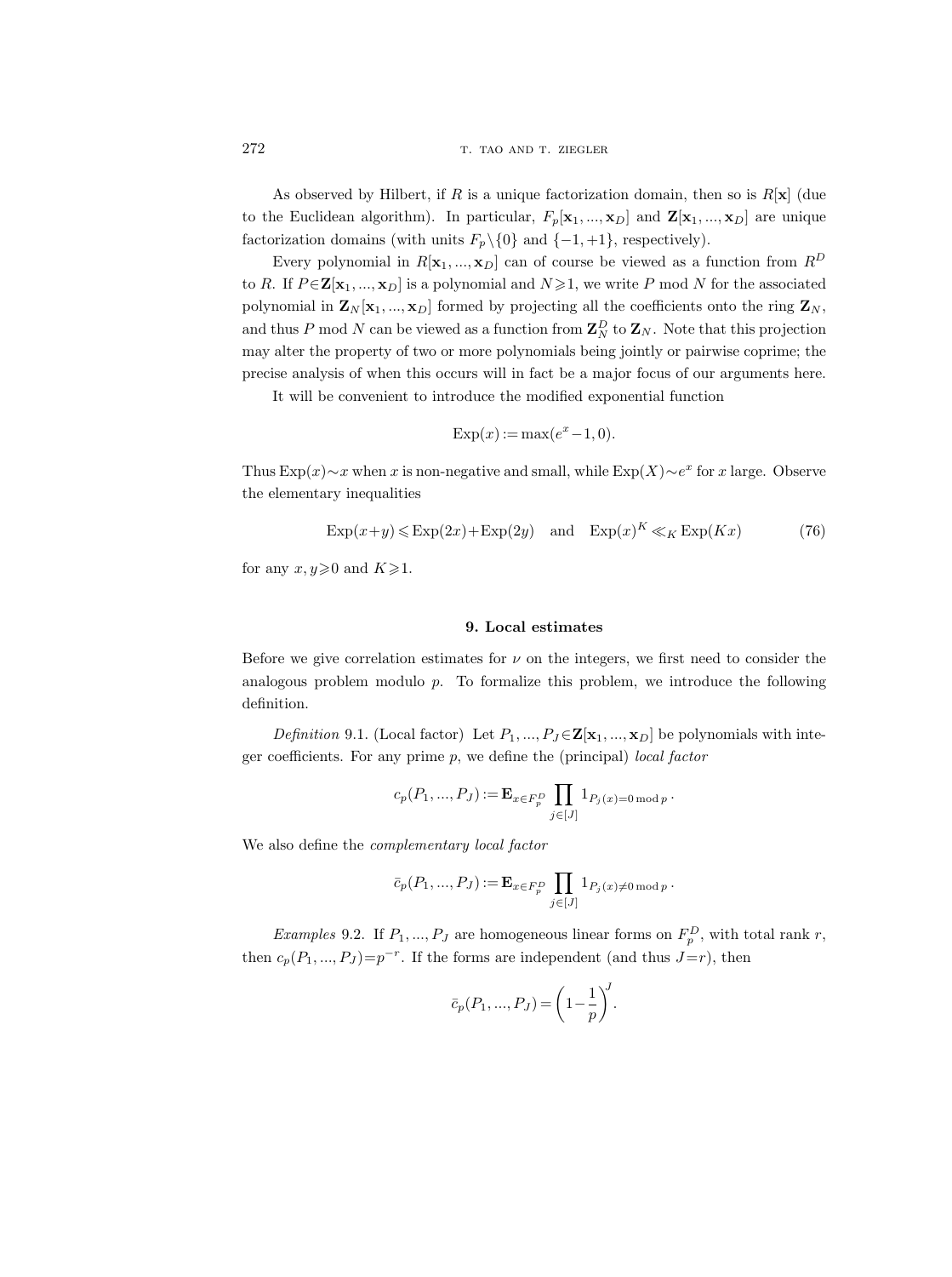As observed by Hilbert, if $R$ is a unique factorization domain, then so is $R[\mathbf{x}]$ (due to the Euclidean algorithm). In particular, $F_p[\mathbf{x}_1, ..., \mathbf{x}_D]$ and $\mathbf{Z}[\mathbf{x}_1, ..., \mathbf{x}_D]$ are unique factorization domains (with units $F_p \setminus \{0\}$ and $\{-1, +1\}$, respectively).

Every polynomial in $R[\mathbf{x}_1, ..., \mathbf{x}_D]$ can of course be viewed as a function from $R^D$ to $R$. If $P \in \mathbf{Z}[\mathbf{x}_1, ..., \mathbf{x}_D]$ is a polynomial and $N \geqslant 1$, we write $P \bmod N$ for the associated polynomial in $\mathbf{Z}_N[\mathbf{x}_1, ..., \mathbf{x}_D]$ formed by projecting all the coefficients onto the ring $\mathbf{Z}_N$, and thus $P \bmod N$ can be viewed as a function from $\mathbf{Z}_N^D$ to $\mathbf{Z}_N$. Note that this projection may alter the property of two or more polynomials being jointly or pairwise coprime; the precise analysis of when this occurs will in fact be a major focus of our arguments here.

It will be convenient to introduce the modified exponential function

$$\operatorname{Exp}(x) := \max(e^x - 1, 0).$$

Thus $\operatorname{Exp}(x) \sim x$ when $x$ is non-negative and small, while $\operatorname{Exp}(X) \sim e^x$ for $x$ large. Observe the elementary inequalities

$$\operatorname{Exp}(x+y) \leqslant \operatorname{Exp}(2x) + \operatorname{Exp}(2y) \quad \text{and} \quad \operatorname{Exp}(x)^K \ll_K \operatorname{Exp}(Kx) \tag{76}$$

for any $x, y \geqslant 0$ and $K \geqslant 1$.

## 9. Local estimates

Before we give correlation estimates for $\nu$ on the integers, we first need to consider the analogous problem modulo $p$. To formalize this problem, we introduce the following definition.

*Definition* 9.1. (Local factor) Let $P_1, ..., P_J \in \mathbf{Z}[\mathbf{x}_1, ..., \mathbf{x}_D]$ be polynomials with integer coefficients. For any prime $p$, we define the (principal) *local factor*

$$c_p(P_1, ..., P_J) := \mathbf{E}_{x \in F_p^D} \prod_{j \in [J]} 1_{P_j(x) = 0 \bmod p}.$$

We also define the *complementary local factor*

$$\bar{c}_p(P_1, ..., P_J) := \mathbf{E}_{x \in F_p^D} \prod_{j \in [J]} 1_{P_j(x) \neq 0 \bmod p}.$$

*Examples* 9.2. If $P_1, ..., P_J$ are homogeneous linear forms on $F_p^D$, with total rank $r$, then $c_p(P_1, ..., P_J) = p^{-r}$. If the forms are independent (and thus $J = r$), then

$$\bar{c}_p(P_1, ..., P_J) = \left(1 - \frac{1}{p}\right)^J.$$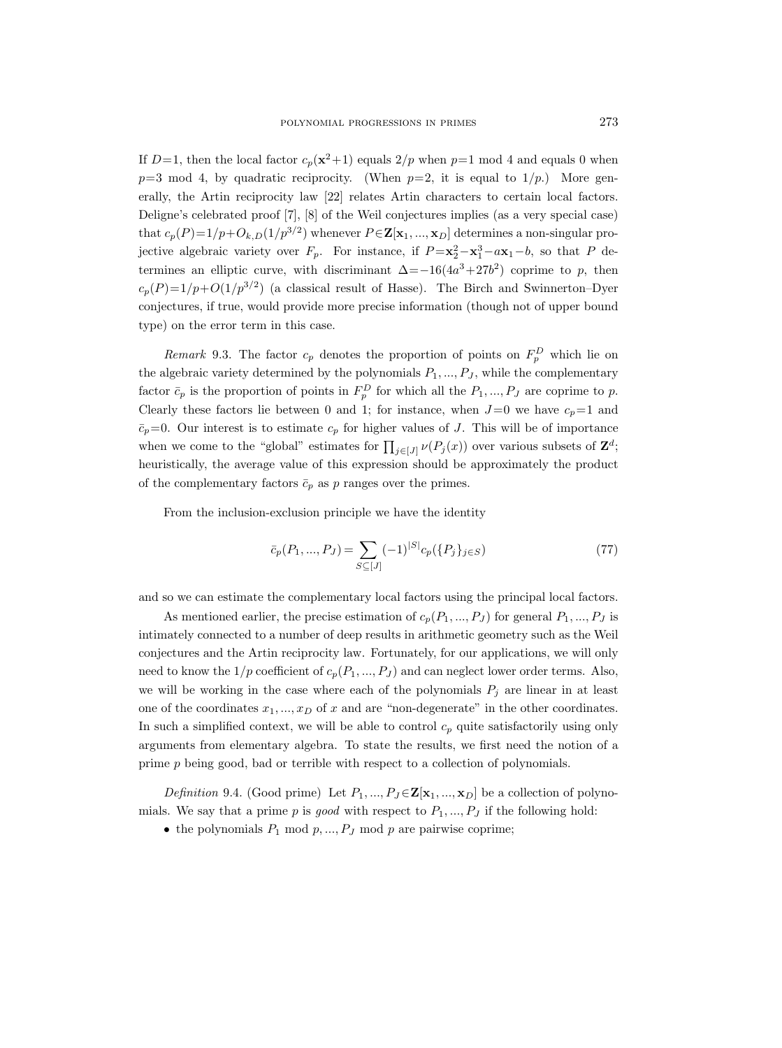If $D=1$, then the local factor $c_p(\mathbf{x}^2+1)$ equals $2/p$ when $p=1 \bmod 4$ and equals 0 when $p=3 \bmod 4$, by quadratic reciprocity. (When $p=2$, it is equal to $1/p$.) More generally, the Artin reciprocity law [22] relates Artin characters to certain local factors. Deligne's celebrated proof [7], [8] of the Weil conjectures implies (as a very special case) that $c_p(P)=1/p+O_{k,D}(1/p^{3/2})$ whenever $P\in\mathbf{Z}[\mathbf{x}_1,...,\mathbf{x}_D]$ determines a non-singular projective algebraic variety over $F_p$. For instance, if $P=\mathbf{x}_2^2-\mathbf{x}_1^3-a\mathbf{x}_1-b$, so that $P$ determines an elliptic curve, with discriminant $\Delta=-16(4a^3+27b^2)$ coprime to $p$, then $c_p(P)=1/p+O(1/p^{3/2})$ (a classical result of Hasse). The Birch and Swinnerton–Dyer conjectures, if true, would provide more precise information (though not of upper bound type) on the error term in this case.

*Remark* 9.3. The factor $c_p$ denotes the proportion of points on $F_p^D$ which lie on the algebraic variety determined by the polynomials $P_1,...,P_J$, while the complementary factor $\bar{c}_p$ is the proportion of points in $F_p^D$ for which all the $P_1,...,P_J$ are coprime to $p$. Clearly these factors lie between 0 and 1; for instance, when $J=0$ we have $c_p=1$ and $\bar{c}_p=0$. Our interest is to estimate $c_p$ for higher values of $J$. This will be of importance when we come to the "global" estimates for $\prod_{j\in[J]}\nu(P_j(x))$ over various subsets of $\mathbf{Z}^d$; heuristically, the average value of this expression should be approximately the product of the complementary factors $\bar{c}_p$ as $p$ ranges over the primes.

From the inclusion-exclusion principle we have the identity

$$\bar{c}_p(P_1,...,P_J)=\sum_{S\subseteq[J]}(-1)^{|S|}c_p(\{P_j\}_{j\in S}) \tag{77}$$

and so we can estimate the complementary local factors using the principal local factors.

As mentioned earlier, the precise estimation of $c_p(P_1,...,P_J)$ for general $P_1,...,P_J$ is intimately connected to a number of deep results in arithmetic geometry such as the Weil conjectures and the Artin reciprocity law. Fortunately, for our applications, we will only need to know the $1/p$ coefficient of $c_p(P_1,...,P_J)$ and can neglect lower order terms. Also, we will be working in the case where each of the polynomials $P_j$ are linear in at least one of the coordinates $x_1,...,x_D$ of $x$ and are "non-degenerate" in the other coordinates. In such a simplified context, we will be able to control $c_p$ quite satisfactorily using only arguments from elementary algebra. To state the results, we first need the notion of a prime $p$ being good, bad or terrible with respect to a collection of polynomials.

*Definition* 9.4. (Good prime) Let $P_1,...,P_J\in\mathbf{Z}[\mathbf{x}_1,...,\mathbf{x}_D]$ be a collection of polynomials. We say that a prime $p$ is *good* with respect to $P_1,...,P_J$ if the following hold:

- the polynomials $P_1 \bmod p,...,P_J \bmod p$ are pairwise coprime;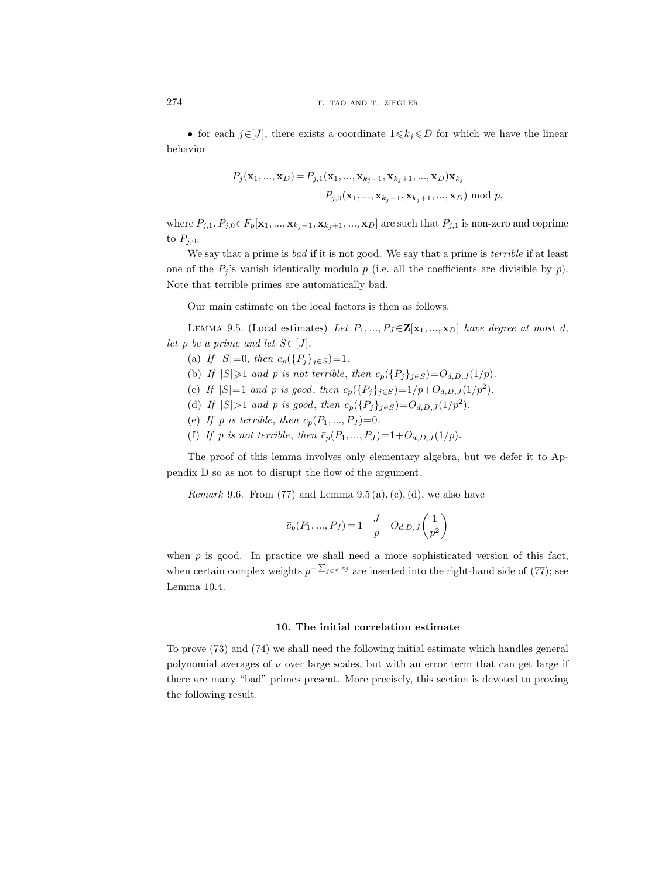- for each $j \in [J]$, there exists a coordinate $1 \leqslant k_j \leqslant D$ for which we have the linear behavior

$$P_j(\mathbf{x}_1, ..., \mathbf{x}_D) = P_{j,1}(\mathbf{x}_1, ..., \mathbf{x}_{k_j-1}, \mathbf{x}_{k_j+1}, ..., \mathbf{x}_D)\mathbf{x}_{k_j} + P_{j,0}(\mathbf{x}_1, ..., \mathbf{x}_{k_j-1}, \mathbf{x}_{k_j+1}, ..., \mathbf{x}_D) \bmod p,$$

where $P_{j,1}, P_{j,0} \in F_p[\mathbf{x}_1, ..., \mathbf{x}_{k_j-1}, \mathbf{x}_{k_j+1}, ..., \mathbf{x}_D]$ are such that $P_{j,1}$ is non-zero and coprime to $P_{j,0}$.

We say that a prime is *bad* if it is not good. We say that a prime is *terrible* if at least one of the $P_j$'s vanish identically modulo $p$ (i.e. all the coefficients are divisible by $p$). Note that terrible primes are automatically bad.

Our main estimate on the local factors is then as follows.

Lemma 9.5. (Local estimates) *Let $P_1, ..., P_J \in \mathbf{Z}[\mathbf{x}_1, ..., \mathbf{x}_D]$ have degree at most $d$, let $p$ be a prime and let $S \subset [J]$.*

(a) *If $|S|=0$, then $c_p(\{P_j\}_{j\in S})=1$.*

(b) *If $|S| \geqslant 1$ and $p$ is not terrible, then $c_p(\{P_j\}_{j\in S})=O_{d,D,J}(1/p)$.*

(c) *If $|S|=1$ and $p$ is good, then $c_p(\{P_j\}_{j\in S})=1/p+O_{d,D,J}(1/p^2)$.*

(d) *If $|S|>1$ and $p$ is good, then $c_p(\{P_j\}_{j\in S})=O_{d,D,J}(1/p^2)$.*

(e) *If $p$ is terrible, then $\bar{c}_p(P_1, ..., P_J)=0$.*

(f) *If $p$ is not terrible, then $\bar{c}_p(P_1, ..., P_J)=1+O_{d,D,J}(1/p)$.*

The proof of this lemma involves only elementary algebra, but we defer it to Appendix D so as not to disrupt the flow of the argument.

*Remark* 9.6. From (77) and Lemma 9.5 (a), (c), (d), we also have

$$\bar{c}_p(P_1, ..., P_J) = 1 - \frac{J}{p} + O_{d,D,J}\left(\frac{1}{p^2}\right)$$

when $p$ is good. In practice we shall need a more sophisticated version of this fact, when certain complex weights $p^{-\sum_{j\in S} z_j}$ are inserted into the right-hand side of (77); see Lemma 10.4.

## 10. The initial correlation estimate

To prove (73) and (74) we shall need the following initial estimate which handles general polynomial averages of $\nu$ over large scales, but with an error term that can get large if there are many "bad" primes present. More precisely, this section is devoted to proving the following result.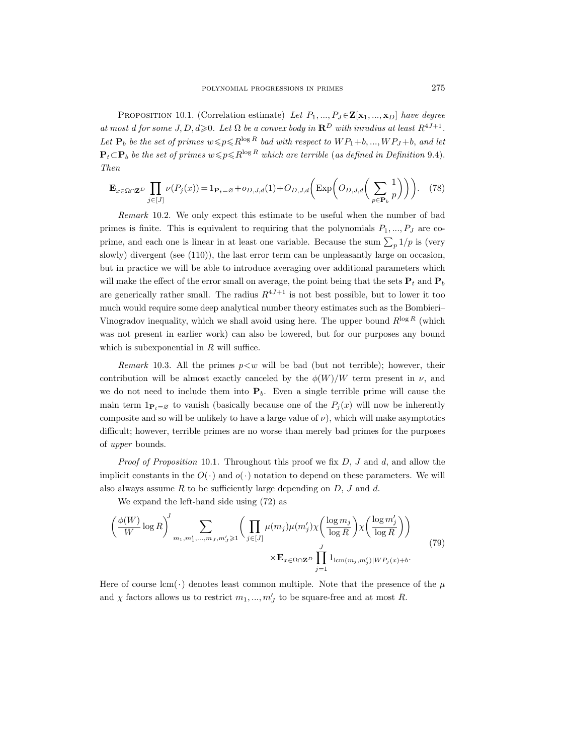PROPOSITION 10.1. (Correlation estimate) *Let $P_1, ..., P_J \in \mathbf{Z}[\mathbf{x}_1, ..., \mathbf{x}_D]$ have degree at most $d$ for some $J, D, d \geqslant 0$. Let $\Omega$ be a convex body in $\mathbf{R}^D$ with inradius at least $R^{4J+1}$. Let $\mathbf{P}_b$ be the set of primes $w \leqslant p \leqslant R^{\log R}$ bad with respect to $WP_1+b, ..., WP_J+b$, and let $\mathbf{P}_t \subset \mathbf{P}_b$ be the set of primes $w \leqslant p \leqslant R^{\log R}$ which are terrible* (*as defined in Definition* 9.4). *Then*

$$\mathbf{E}_{x\in\Omega\cap\mathbf{Z}^D}\prod_{j\in[J]}\nu(P_j(x)) = 1_{\mathbf{P}_t=\varnothing} + o_{D,J,d}(1) + O_{D,J,d}\biggl(\operatorname{Exp}\biggl(O_{D,J,d}\biggl(\sum_{p\in\mathbf{P}_b}\frac{1}{p}\biggr)\biggr)\biggr). \tag{78}$$

*Remark* 10.2. We only expect this estimate to be useful when the number of bad primes is finite. This is equivalent to requiring that the polynomials $P_1, ..., P_J$ are coprime, and each one is linear in at least one variable. Because the sum $\sum_p 1/p$ is (very slowly) divergent (see (110)), the last error term can be unpleasantly large on occasion, but in practice we will be able to introduce averaging over additional parameters which will make the effect of the error small on average, the point being that the sets $\mathbf{P}_t$ and $\mathbf{P}_b$ are generically rather small. The radius $R^{4J+1}$ is not best possible, but to lower it too much would require some deep analytical number theory estimates such as the Bombieri–Vinogradov inequality, which we shall avoid using here. The upper bound $R^{\log R}$ (which was not present in earlier work) can also be lowered, but for our purposes any bound which is subexponential in $R$ will suffice.

*Remark* 10.3. All the primes $p<w$ will be bad (but not terrible); however, their contribution will be almost exactly canceled by the $\phi(W)/W$ term present in $\nu$, and we do not need to include them into $\mathbf{P}_b$. Even a single terrible prime will cause the main term $1_{\mathbf{P}_t=\varnothing}$ to vanish (basically because one of the $P_j(x)$ will now be inherently composite and so will be unlikely to have a large value of $\nu$), which will make asymptotics difficult; however, terrible primes are no worse than merely bad primes for the purposes of *upper* bounds.

*Proof of Proposition* 10.1. Throughout this proof we fix $D$, $J$ and $d$, and allow the implicit constants in the $O(\cdot)$ and $o(\cdot)$ notation to depend on these parameters. We will also always assume $R$ to be sufficiently large depending on $D$, $J$ and $d$.

We expand the left-hand side using (72) as

$$\begin{aligned}\biggl(\frac{\phi(W)}{W}\log R\biggr)^J \sum_{m_1,m_1',...,m_J,m_J'\geqslant 1}\biggl(\prod_{j\in[J]}\mu(m_j)\mu(m_j')\chi\biggl(\frac{\log m_j}{\log R}\biggr)\chi\biggl(\frac{\log m_j'}{\log R}\biggr)\biggr) \\ \times\mathbf{E}_{x\in\Omega\cap\mathbf{Z}^D}\prod_{j=1}^J 1_{\operatorname{lcm}(m_j,m_j')\mid WP_j(x)+b}.\end{aligned} \tag{79}$$

Here of course $\operatorname{lcm}(\cdot)$ denotes least common multiple. Note that the presence of the $\mu$ and $\chi$ factors allows us to restrict $m_1, ..., m_J'$ to be square-free and at most $R$.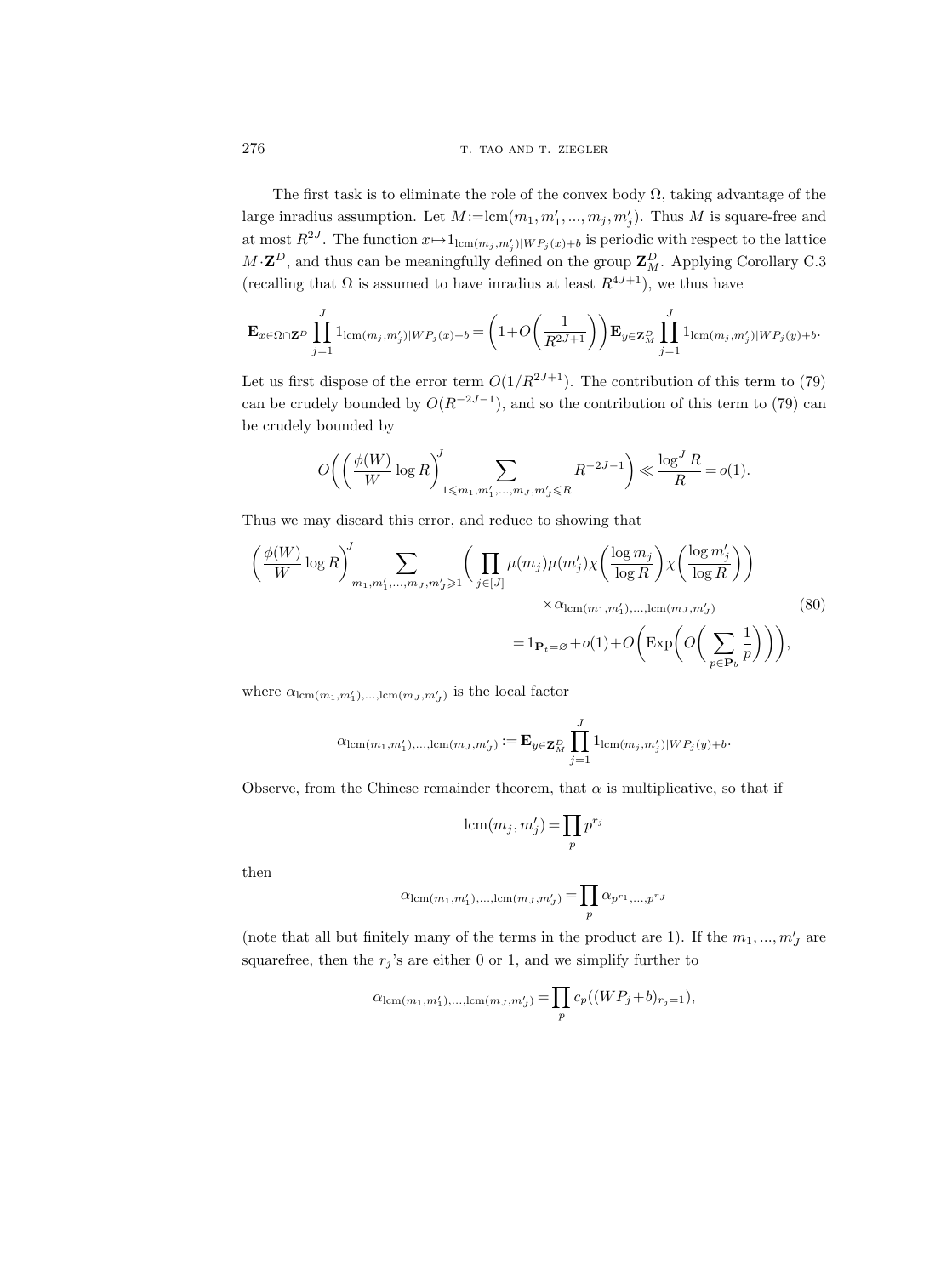The first task is to eliminate the role of the convex body $\Omega$, taking advantage of the large inradius assumption. Let $M:=\operatorname{lcm}(m_1, m_1', ..., m_j, m_j')$. Thus $M$ is square-free and at most $R^{2J}$. The function $x \mapsto 1_{\operatorname{lcm}(m_j,m_j')|WP_j(x)+b}$ is periodic with respect to the lattice $M\cdot\mathbf{Z}^D$, and thus can be meaningfully defined on the group $\mathbf{Z}_M^D$. Applying Corollary C.3 (recalling that $\Omega$ is assumed to have inradius at least $R^{4J+1}$), we thus have

$$\mathbf{E}_{x\in\Omega\cap\mathbf{Z}^D}\prod_{j=1}^J 1_{\operatorname{lcm}(m_j,m_j')|WP_j(x)+b} = \left(1+O\left(\frac{1}{R^{2J+1}}\right)\right)\mathbf{E}_{y\in\mathbf{Z}_M^D}\prod_{j=1}^J 1_{\operatorname{lcm}(m_j,m_j')|WP_j(y)+b}.$$

Let us first dispose of the error term $O(1/R^{2J+1})$. The contribution of this term to (79) can be crudely bounded by $O(R^{-2J-1})$, and so the contribution of this term to (79) can be crudely bounded by

$$O\left(\left(\frac{\phi(W)}{W}\log R\right)^J \sum_{1\leqslant m_1,m_1',...,m_J,m_J'\leqslant R} R^{-2J-1}\right) \ll \frac{\log^J R}{R} = o(1).$$

Thus we may discard this error, and reduce to showing that

$$\begin{aligned}\left(\frac{\phi(W)}{W}\log R\right)^J \sum_{m_1,m_1',...,m_J,m_J'\geqslant 1} &\left(\prod_{j\in[J]}\mu(m_j)\mu(m_j')\chi\left(\frac{\log m_j}{\log R}\right)\chi\left(\frac{\log m_j'}{\log R}\right)\right) \\ &\qquad\times \alpha_{\operatorname{lcm}(m_1,m_1'),...,\operatorname{lcm}(m_J,m_J')} \\ &= 1_{\mathbf{P}_t=\varnothing} + o(1) + O\left(\operatorname{Exp}\left(O\left(\sum_{p\in\mathbf{P}_b}\frac{1}{p}\right)\right)\right),\end{aligned} \tag{80}$$

where $\alpha_{\operatorname{lcm}(m_1,m_1'),...,\operatorname{lcm}(m_J,m_J')}$ is the local factor

$$\alpha_{\operatorname{lcm}(m_1,m_1'),...,\operatorname{lcm}(m_J,m_J')} := \mathbf{E}_{y\in\mathbf{Z}_M^D}\prod_{j=1}^J 1_{\operatorname{lcm}(m_j,m_j')|WP_j(y)+b}.$$

Observe, from the Chinese remainder theorem, that $\alpha$ is multiplicative, so that if

$$\operatorname{lcm}(m_j, m_j') = \prod_p p^{r_j}$$

then

$$\alpha_{\operatorname{lcm}(m_1,m_1'),...,\operatorname{lcm}(m_J,m_J')} = \prod_p \alpha_{p^{r_1},...,p^{r_J}}$$

(note that all but finitely many of the terms in the product are 1). If the $m_1, ..., m_J'$ are squarefree, then the $r_j$'s are either 0 or 1, and we simplify further to

$$\alpha_{\operatorname{lcm}(m_1,m_1'),...,\operatorname{lcm}(m_J,m_J')} = \prod_p c_p((WP_j+b)_{r_j=1}),$$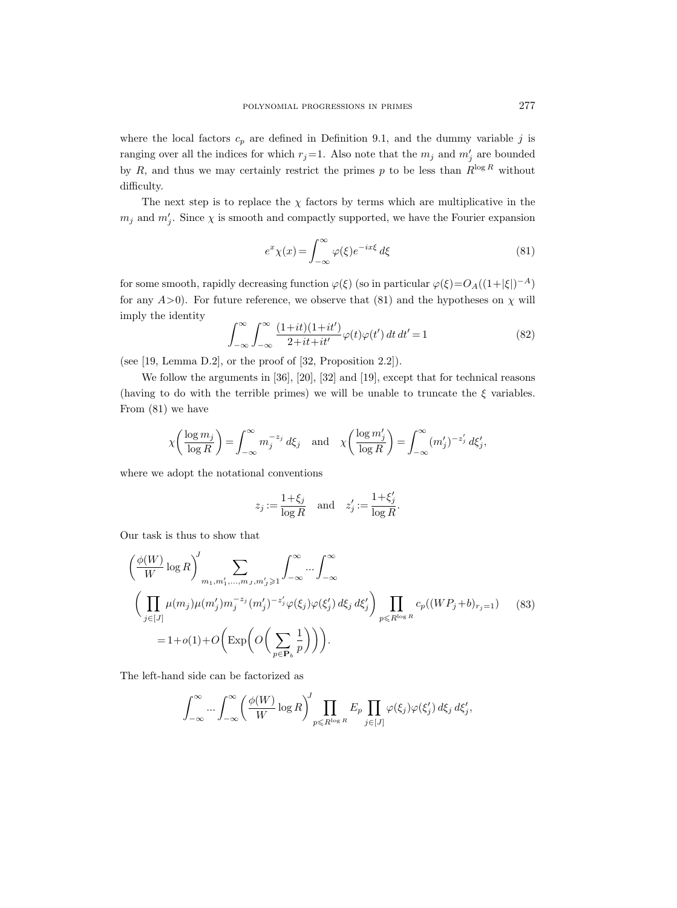where the local factors $c_p$ are defined in Definition 9.1, and the dummy variable $j$ is ranging over all the indices for which $r_j=1$. Also note that the $m_j$ and $m'_j$ are bounded by $R$, and thus we may certainly restrict the primes $p$ to be less than $R^{\log R}$ without difficulty.

The next step is to replace the $\chi$ factors by terms which are multiplicative in the $m_j$ and $m'_j$. Since $\chi$ is smooth and compactly supported, we have the Fourier expansion

$$e^x\chi(x) = \int_{-\infty}^{\infty} \varphi(\xi) e^{-ix\xi}\, d\xi \tag{81}$$

for some smooth, rapidly decreasing function $\varphi(\xi)$ (so in particular $\varphi(\xi)=O_A((1+|\xi|)^{-A})$ for any $A>0$). For future reference, we observe that (81) and the hypotheses on $\chi$ will imply the identity

$$\int_{-\infty}^{\infty}\int_{-\infty}^{\infty} \frac{(1+it)(1+it')}{2+it+it'}\varphi(t)\varphi(t')\, dt\, dt' = 1 \tag{82}$$

(see [19, Lemma D.2], or the proof of [32, Proposition 2.2]).

We follow the arguments in [36], [20], [32] and [19], except that for technical reasons (having to do with the terrible primes) we will be unable to truncate the $\xi$ variables. From (81) we have

$$\chi\biggl(\frac{\log m_j}{\log R}\biggr) = \int_{-\infty}^{\infty} m_j^{-z_j}\, d\xi_j \quad \text{and} \quad \chi\biggl(\frac{\log m'_j}{\log R}\biggr) = \int_{-\infty}^{\infty} (m'_j)^{-z'_j}\, d\xi'_j,$$

where we adopt the notational conventions

$$z_j := \frac{1+\xi_j}{\log R} \quad \text{and} \quad z'_j := \frac{1+\xi'_j}{\log R}.$$

Our task is thus to show that

$$\begin{aligned}
&\biggl(\frac{\phi(W)}{W}\log R\biggr)^J \sum_{m_1,m'_1,\dots,m_J,m'_J\geqslant 1} \int_{-\infty}^{\infty} \dots \int_{-\infty}^{\infty} \\
&\biggl(\prod_{j\in[J]} \mu(m_j)\mu(m'_j) m_j^{-z_j}(m'_j)^{-z'_j}\varphi(\xi_j)\varphi(\xi'_j)\, d\xi_j\, d\xi'_j\biggr) \prod_{p\leqslant R^{\log R}} c_p((WP_j+b)_{r_j=1}) \\
&\quad = 1+o(1)+O\biggl(\operatorname{Exp}\biggl(O\biggl(\sum_{p\in\mathbf{P}_b}\frac{1}{p}\biggr)\biggr)\biggr).
\end{aligned} \tag{83}$$

The left-hand side can be factorized as

$$\int_{-\infty}^{\infty} \dots \int_{-\infty}^{\infty} \biggl(\frac{\phi(W)}{W}\log R\biggr)^J \prod_{p\leqslant R^{\log R}} E_p \prod_{j\in[J]} \varphi(\xi_j)\varphi(\xi'_j)\, d\xi_j\, d\xi'_j,$$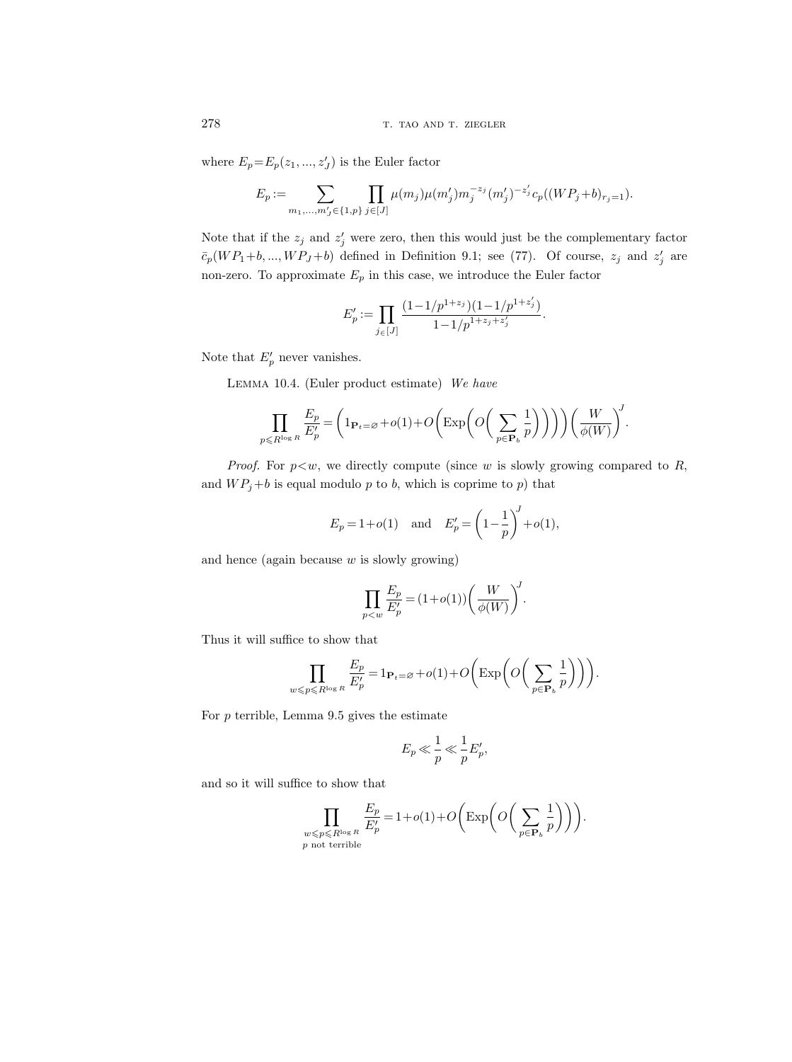where $E_p = E_p(z_1, ..., z'_J)$ is the Euler factor

$$E_p := \sum_{m_1,...,m'_J \in \{1,p\}} \prod_{j\in[J]} \mu(m_j)\mu(m'_j) m_j^{-z_j} (m'_j)^{-z'_j} c_p((WP_j+b)_{r_j=1}).$$

Note that if the $z_j$ and $z'_j$ were zero, then this would just be the complementary factor $\bar{c}_p(WP_1+b, ..., WP_J+b)$ defined in Definition 9.1; see (77). Of course, $z_j$ and $z'_j$ are non-zero. To approximate $E_p$ in this case, we introduce the Euler factor

$$E'_p := \prod_{j\in[J]} \frac{(1-1/p^{1+z_j})(1-1/p^{1+z'_j})}{1-1/p^{1+z_j+z'_j}}.$$

Note that $E'_p$ never vanishes.

Lemma 10.4. (Euler product estimate) *We have*

$$\prod_{p \leqslant R^{\log R}} \frac{E_p}{E'_p} = \biggl(1_{\mathbf{P}_t=\varnothing} + o(1) + O\biggl(\mathrm{Exp}\biggl(O\biggl(\sum_{p\in\mathbf{P}_b} \frac{1}{p}\biggr)\biggr)\biggr)\biggr)\biggl(\frac{W}{\phi(W)}\biggr)^J.$$

*Proof.* For $p<w$, we directly compute (since $w$ is slowly growing compared to $R$, and $WP_j+b$ is equal modulo $p$ to $b$, which is coprime to $p$) that

$$E_p = 1 + o(1) \quad \text{and} \quad E'_p = \biggl(1-\frac{1}{p}\biggr)^J + o(1),$$

and hence (again because $w$ is slowly growing)

$$\prod_{p<w} \frac{E_p}{E'_p} = (1+o(1))\biggl(\frac{W}{\phi(W)}\biggr)^J.$$

Thus it will suffice to show that

$$\prod_{w\leqslant p\leqslant R^{\log R}} \frac{E_p}{E'_p} = 1_{\mathbf{P}_t=\varnothing} + o(1) + O\biggl(\mathrm{Exp}\biggl(O\biggl(\sum_{p\in\mathbf{P}_b} \frac{1}{p}\biggr)\biggr)\biggr).$$

For $p$ terrible, Lemma 9.5 gives the estimate

$$E_p \ll \frac{1}{p} \ll \frac{1}{p} E'_p,$$

and so it will suffice to show that

$$\prod_{\substack{w\leqslant p\leqslant R^{\log R} \\ p \text{ not terrible}}} \frac{E_p}{E'_p} = 1 + o(1) + O\biggl(\mathrm{Exp}\biggl(O\biggl(\sum_{p\in\mathbf{P}_b} \frac{1}{p}\biggr)\biggr)\biggr).$$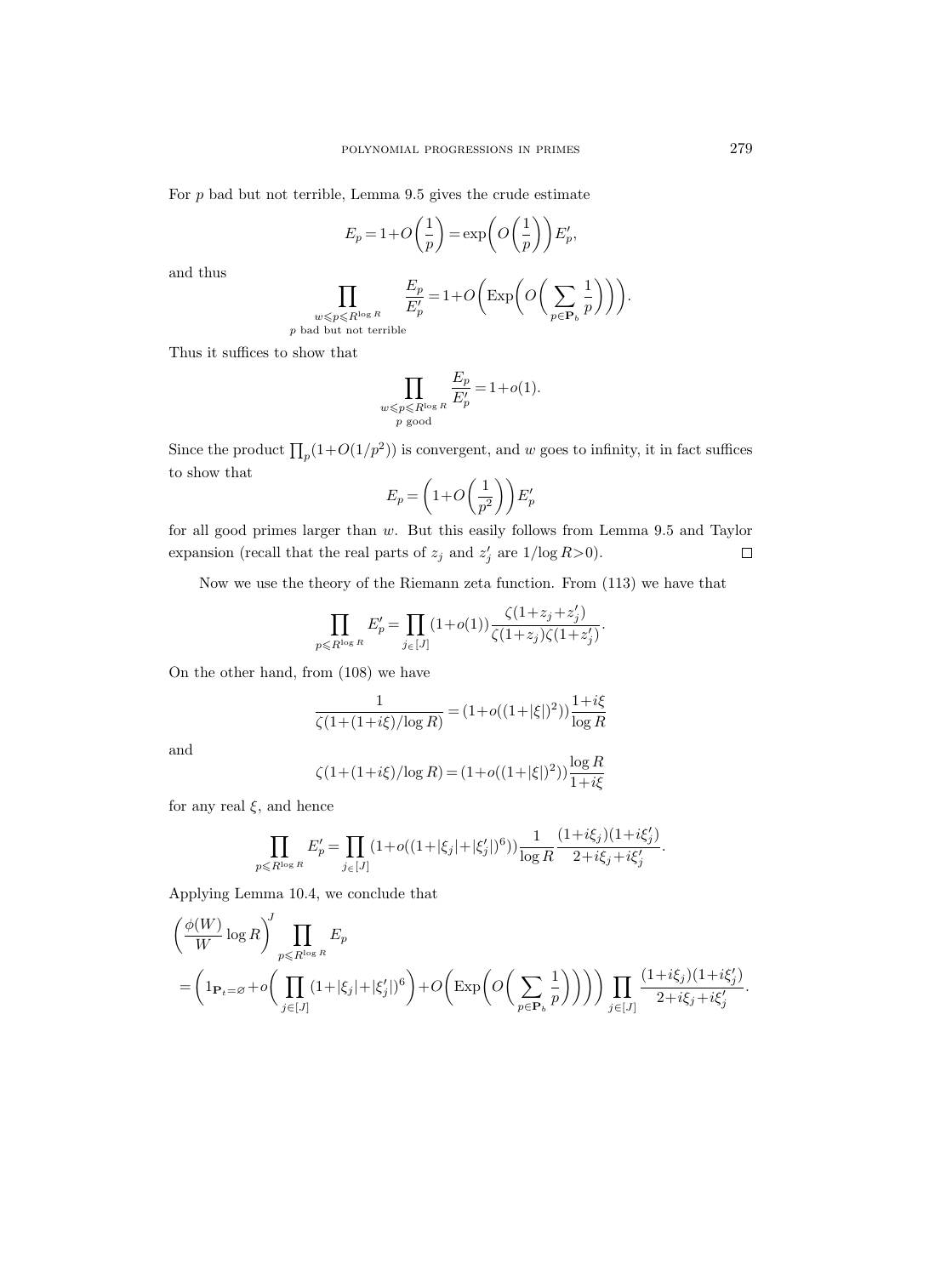For $p$ bad but not terrible, Lemma 9.5 gives the crude estimate

$$E_p = 1+O\biggl(\frac{1}{p}\biggr) = \exp\biggl(O\biggl(\frac{1}{p}\biggr)\biggr)E'_p,$$

and thus

$$\prod_{\substack{w\leqslant p\leqslant R^{\log R}\\ p\text{ bad but not terrible}}} \frac{E_p}{E'_p} = 1+O\biggl(\operatorname{Exp}\biggl(O\biggl(\sum_{p\in\mathbf{P}_b}\frac{1}{p}\biggr)\biggr)\biggr).$$

Thus it suffices to show that

$$\prod_{\substack{w\leqslant p\leqslant R^{\log R}\\ p\text{ good}}} \frac{E_p}{E'_p} = 1+o(1).$$

Since the product $\prod_p(1+O(1/p^2))$ is convergent, and $w$ goes to infinity, it in fact suffices to show that

$$E_p = \biggl(1+O\biggl(\frac{1}{p^2}\biggr)\biggr)E'_p$$

for all good primes larger than $w$. But this easily follows from Lemma 9.5 and Taylor expansion (recall that the real parts of $z_j$ and $z'_j$ are $1/\log R>0$). $\square$

Now we use the theory of the Riemann zeta function. From (113) we have that

$$\prod_{p\leqslant R^{\log R}} E'_p = \prod_{j\in[J]}(1+o(1))\frac{\zeta(1+z_j+z'_j)}{\zeta(1+z_j)\zeta(1+z'_j)}.$$

On the other hand, from (108) we have

$$\frac{1}{\zeta(1+(1+i\xi)/\log R)} = (1+o((1+|\xi|)^2))\frac{1+i\xi}{\log R}$$

and

$$\zeta(1+(1+i\xi)/\log R) = (1+o((1+|\xi|)^2))\frac{\log R}{1+i\xi}$$

for any real $\xi$, and hence

$$\prod_{p\leqslant R^{\log R}} E'_p = \prod_{j\in[J]}(1+o((1+|\xi_j|+|\xi'_j|)^6))\frac{1}{\log R}\frac{(1+i\xi_j)(1+i\xi'_j)}{2+i\xi_j+i\xi'_j}.$$

Applying Lemma 10.4, we conclude that

$$\begin{aligned}
&\biggl(\frac{\phi(W)}{W}\log R\biggr)^J \prod_{p\leqslant R^{\log R}} E_p\\
&= \biggl(1_{\mathbf{P}_t=\varnothing}+o\biggl(\prod_{j\in[J]}(1+|\xi_j|+|\xi'_j|)^6\biggr)+O\biggl(\operatorname{Exp}\biggl(O\biggl(\sum_{p\in\mathbf{P}_b}\frac{1}{p}\biggr)\biggr)\biggr)\biggr)\prod_{j\in[J]}\frac{(1+i\xi_j)(1+i\xi'_j)}{2+i\xi_j+i\xi'_j}.
\end{aligned}$$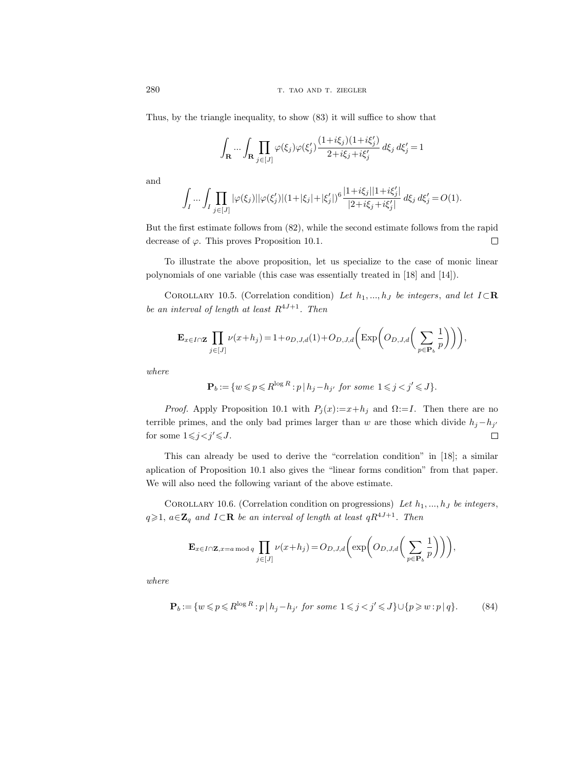Thus, by the triangle inequality, to show (83) it will suffice to show that

$$\int_{\mathbf{R}} \cdots \int_{\mathbf{R}} \prod_{j\in[J]} \varphi(\xi_j)\varphi(\xi_j') \frac{(1+i\xi_j)(1+i\xi_j')}{2+i\xi_j+i\xi_j'}\,d\xi_j\,d\xi_j' = 1$$

and

$$\int_{I} \cdots \int_{I} \prod_{j\in[J]} |\varphi(\xi_j)||\varphi(\xi_j')|(1+|\xi_j|+|\xi_j'|)^6 \frac{|1+i\xi_j||1+i\xi_j'|}{|2+i\xi_j+i\xi_j'|}\,d\xi_j\,d\xi_j' = O(1).$$

But the first estimate follows from (82), while the second estimate follows from the rapid decrease of $\varphi$. This proves Proposition 10.1. $\square$

To illustrate the above proposition, let us specialize to the case of monic linear polynomials of one variable (this case was essentially treated in [18] and [14]).

Corollary 10.5. (Correlation condition) *Let $h_1, ..., h_J$ be integers, and let $I\subset\mathbf{R}$ be an interval of length at least $R^{4J+1}$. Then*

$$\mathbf{E}_{x\in I\cap\mathbf{Z}} \prod_{j\in[J]} \nu(x+h_j) = 1+o_{D,J,d}(1)+O_{D,J,d}\biggl(\operatorname{Exp}\biggl(O_{D,J,d}\biggl(\sum_{p\in\mathbf{P}_b}\frac{1}{p}\biggr)\biggr)\biggr),$$

*where*

$$\mathbf{P}_b := \{w \leqslant p \leqslant R^{\log R} : p \mid h_j - h_{j'} \text{ for some } 1 \leqslant j < j' \leqslant J\}.$$

*Proof.* Apply Proposition 10.1 with $P_j(x):=x+h_j$ and $\Omega:=I$. Then there are no terrible primes, and the only bad primes larger than $w$ are those which divide $h_j-h_{j'}$ for some $1\leqslant j<j'\leqslant J$. $\square$

This can already be used to derive the "correlation condition" in [18]; a similar aplication of Proposition 10.1 also gives the "linear forms condition" from that paper. We will also need the following variant of the above estimate.

Corollary 10.6. (Correlation condition on progressions) *Let $h_1, ..., h_J$ be integers, $q\geqslant 1$, $a\in\mathbf{Z}_q$ and $I\subset\mathbf{R}$ be an interval of length at least $qR^{4J+1}$. Then*

$$\mathbf{E}_{x\in I\cap\mathbf{Z}, x=a \bmod q} \prod_{j\in[J]} \nu(x+h_j) = O_{D,J,d}\biggl(\exp\biggl(O_{D,J,d}\biggl(\sum_{p\in\mathbf{P}_b}\frac{1}{p}\biggr)\biggr)\biggr),$$

*where*

$$\mathbf{P}_b := \{w \leqslant p \leqslant R^{\log R} : p \mid h_j - h_{j'} \text{ for some } 1 \leqslant j < j' \leqslant J\} \cup \{p \geqslant w : p \mid q\}. \tag{84}$$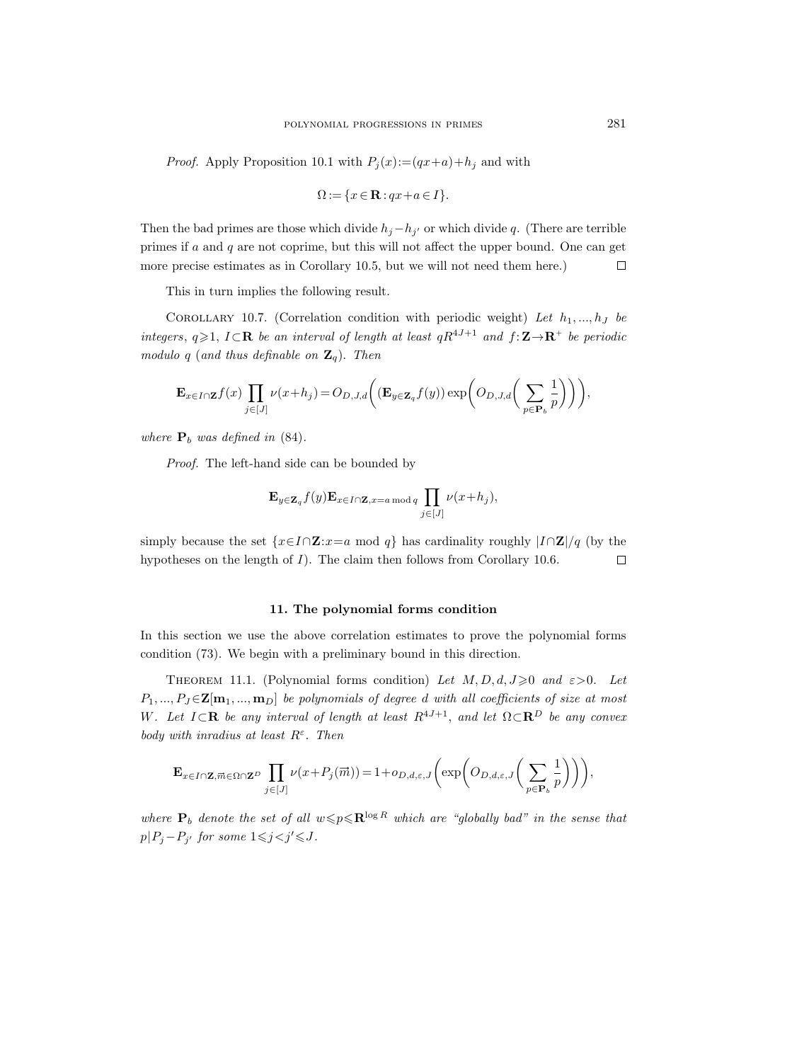*Proof.* Apply Proposition 10.1 with $P_j(x) := (qx+a)+h_j$ and with

$$\Omega := \{x \in \mathbf{R} : qx+a \in I\}.$$

Then the bad primes are those which divide $h_j - h_{j'}$ or which divide $q$. (There are terrible primes if $a$ and $q$ are not coprime, but this will not affect the upper bound. One can get more precise estimates as in Corollary 10.5, but we will not need them here.) $\square$

This in turn implies the following result.

Corollary 10.7. (Correlation condition with periodic weight) *Let $h_1, ..., h_J$ be integers, $q \geqslant 1$, $I \subset \mathbf{R}$ be an interval of length at least $qR^{4J+1}$ and $f : \mathbf{Z} \to \mathbf{R}^+$ be periodic modulo $q$ (and thus definable on $\mathbf{Z}_q$). Then*

$$\mathbf{E}_{x \in I \cap \mathbf{Z}} f(x) \prod_{j \in [J]} \nu(x+h_j) = O_{D,J,d}\biggl( (\mathbf{E}_{y \in \mathbf{Z}_q} f(y)) \exp\biggl( O_{D,J,d}\biggl( \sum_{p \in \mathbf{P}_b} \frac{1}{p} \biggr) \biggr) \biggr),$$

*where $\mathbf{P}_b$ was defined in* (84).

*Proof.* The left-hand side can be bounded by

$$\mathbf{E}_{y \in \mathbf{Z}_q} f(y) \mathbf{E}_{x \in I \cap \mathbf{Z}, x = a \bmod q} \prod_{j \in [J]} \nu(x+h_j),$$

simply because the set $\{x \in I \cap \mathbf{Z} : x = a \bmod q\}$ has cardinality roughly $|I \cap \mathbf{Z}|/q$ (by the hypotheses on the length of $I$). The claim then follows from Corollary 10.6. $\square$

## 11. The polynomial forms condition

In this section we use the above correlation estimates to prove the polynomial forms condition (73). We begin with a preliminary bound in this direction.

Theorem 11.1. (Polynomial forms condition) *Let $M, D, d, J \geqslant 0$ and $\varepsilon > 0$. Let $P_1, ..., P_J \in \mathbf{Z}[\mathbf{m}_1, ..., \mathbf{m}_D]$ be polynomials of degree $d$ with all coefficients of size at most $W$. Let $I \subset \mathbf{R}$ be any interval of length at least $R^{4J+1}$, and let $\Omega \subset \mathbf{R}^D$ be any convex body with inradius at least $R^{\varepsilon}$. Then*

$$\mathbf{E}_{x \in I \cap \mathbf{Z}, \vec{m} \in \Omega \cap \mathbf{Z}^D} \prod_{j \in [J]} \nu(x + P_j(\vec{m})) = 1 + o_{D,d,\varepsilon,J}\biggl( \exp\biggl( O_{D,d,\varepsilon,J}\biggl( \sum_{p \in \mathbf{P}_b} \frac{1}{p} \biggr) \biggr) \biggr),$$

*where $\mathbf{P}_b$ denote the set of all $w \leqslant p \leqslant \mathbf{R}^{\log R}$ which are "globally bad" in the sense that $p | P_j - P_{j'}$ for some $1 \leqslant j < j' \leqslant J$.*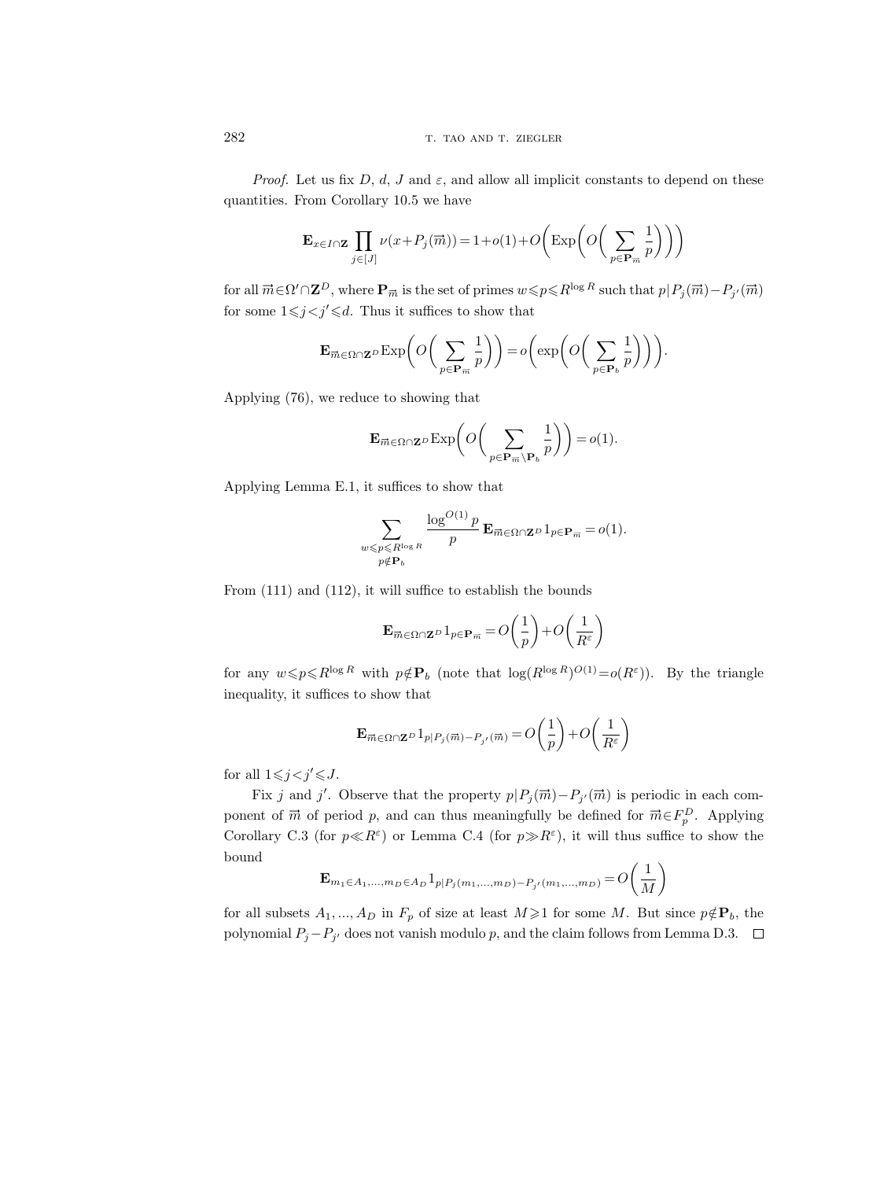*Proof.* Let us fix $D$, $d$, $J$ and $\varepsilon$, and allow all implicit constants to depend on these quantities. From Corollary 10.5 we have

$$\mathbf{E}_{x\in I\cap\mathbf{Z}} \prod_{j\in[J]} \nu(x+P_j(\vec{m})) = 1+o(1)+O\biggl(\operatorname{Exp}\biggl(O\biggl(\sum_{p\in\mathbf{P}_{\vec{m}}} \frac{1}{p}\biggr)\biggr)\biggr)$$

for all $\vec{m}\in\Omega'\cap\mathbf{Z}^D$, where $\mathbf{P}_{\vec{m}}$ is the set of primes $w\leqslant p\leqslant R^{\log R}$ such that $p\,|\,P_j(\vec{m})-P_{j'}(\vec{m})$ for some $1\leqslant j<j'\leqslant d$. Thus it suffices to show that

$$\mathbf{E}_{\vec{m}\in\Omega\cap\mathbf{Z}^D} \operatorname{Exp}\biggl(O\biggl(\sum_{p\in\mathbf{P}_{\vec{m}}} \frac{1}{p}\biggr)\biggr) = o\biggl(\exp\biggl(O\biggl(\sum_{p\in\mathbf{P}_b} \frac{1}{p}\biggr)\biggr)\biggr).$$

Applying (76), we reduce to showing that

$$\mathbf{E}_{\vec{m}\in\Omega\cap\mathbf{Z}^D} \operatorname{Exp}\biggl(O\biggl(\sum_{p\in\mathbf{P}_{\vec{m}}\setminus\mathbf{P}_b} \frac{1}{p}\biggr)\biggr) = o(1).$$

Applying Lemma E.1, it suffices to show that

$$\sum_{\substack{w\leqslant p\leqslant R^{\log R}\\ p\notin\mathbf{P}_b}} \frac{\log^{O(1)} p}{p}\, \mathbf{E}_{\vec{m}\in\Omega\cap\mathbf{Z}^D} 1_{p\in\mathbf{P}_{\vec{m}}} = o(1).$$

From (111) and (112), it will suffice to establish the bounds

$$\mathbf{E}_{\vec{m}\in\Omega\cap\mathbf{Z}^D} 1_{p\in\mathbf{P}_{\vec{m}}} = O\biggl(\frac{1}{p}\biggr)+O\biggl(\frac{1}{R^\varepsilon}\biggr)$$

for any $w\leqslant p\leqslant R^{\log R}$ with $p\notin\mathbf{P}_b$ (note that $\log(R^{\log R})^{O(1)}=o(R^\varepsilon)$). By the triangle inequality, it suffices to show that

$$\mathbf{E}_{\vec{m}\in\Omega\cap\mathbf{Z}^D} 1_{p|P_j(\vec{m})-P_{j'}(\vec{m})} = O\biggl(\frac{1}{p}\biggr)+O\biggl(\frac{1}{R^\varepsilon}\biggr)$$

for all $1\leqslant j<j'\leqslant J$.

Fix $j$ and $j'$. Observe that the property $p\,|\,P_j(\vec{m})-P_{j'}(\vec{m})$ is periodic in each component of $\vec{m}$ of period $p$, and can thus meaningfully be defined for $\vec{m}\in F_p^D$. Applying Corollary C.3 (for $p\ll R^\varepsilon$) or Lemma C.4 (for $p\gg R^\varepsilon$), it will thus suffice to show the bound

$$\mathbf{E}_{m_1\in A_1,\dots,m_D\in A_D} 1_{p|P_j(m_1,\dots,m_D)-P_{j'}(m_1,\dots,m_D)} = O\biggl(\frac{1}{M}\biggr)$$

for all subsets $A_1,\dots,A_D$ in $F_p$ of size at least $M\geqslant 1$ for some $M$. But since $p\notin\mathbf{P}_b$, the polynomial $P_j-P_{j'}$ does not vanish modulo $p$, and the claim follows from Lemma D.3. $\square$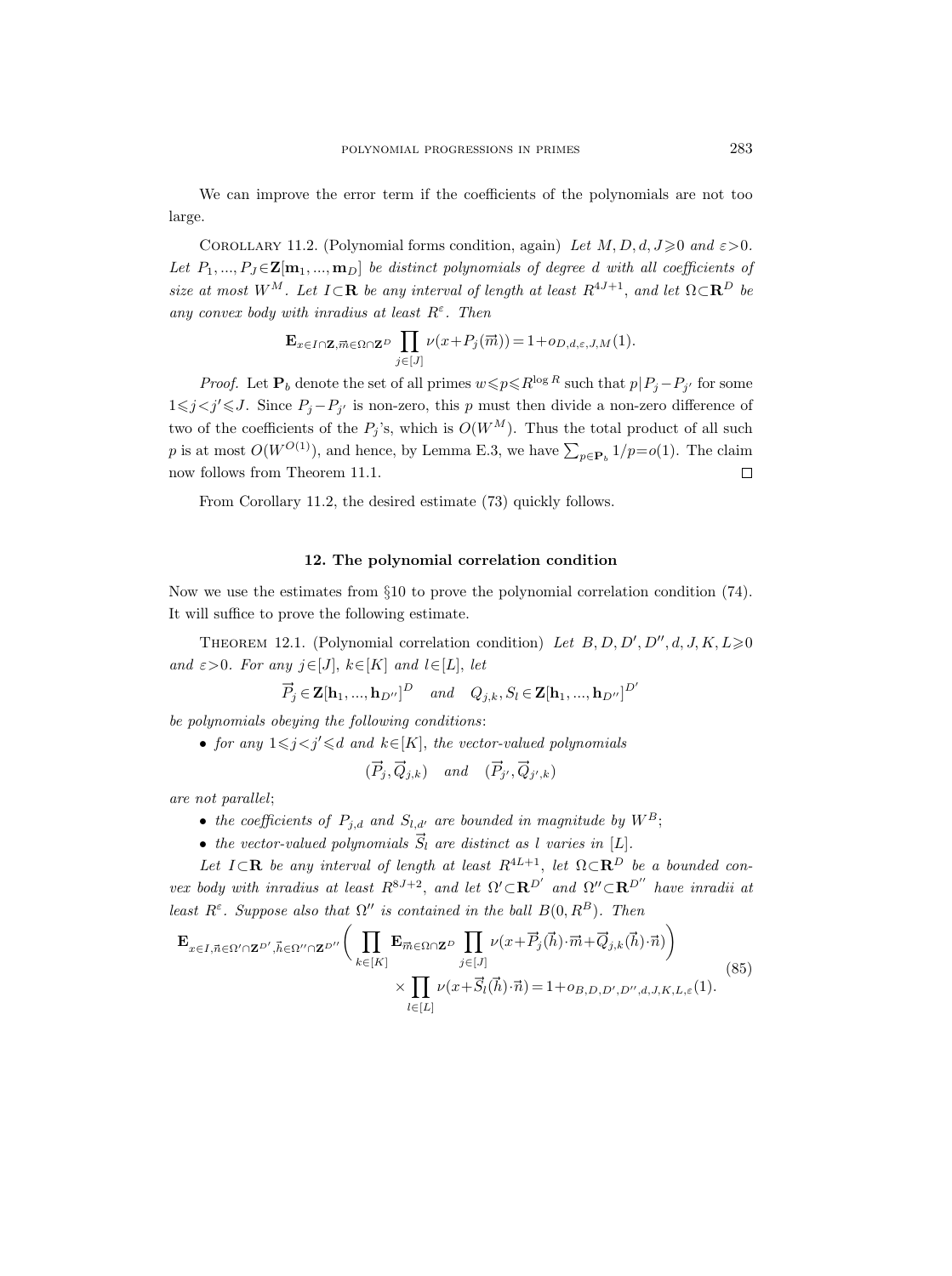We can improve the error term if the coefficients of the polynomials are not too large.

Corollary 11.2. (Polynomial forms condition, again) *Let $M, D, d, J \geqslant 0$ and $\varepsilon > 0$. Let $P_1, ..., P_J \in \mathbf{Z}[\mathbf{m}_1, ..., \mathbf{m}_D]$ be distinct polynomials of degree $d$ with all coefficients of size at most $W^M$. Let $I \subset \mathbf{R}$ be any interval of length at least $R^{4J+1}$, and let $\Omega \subset \mathbf{R}^D$ be any convex body with inradius at least $R^\varepsilon$. Then*

$$\mathbf{E}_{x \in I \cap \mathbf{Z}, \vec{m} \in \Omega \cap \mathbf{Z}^D} \prod_{j \in [J]} \nu(x + P_j(\vec{m})) = 1 + o_{D,d,\varepsilon,J,M}(1).$$

*Proof.* Let $\mathbf{P}_b$ denote the set of all primes $w \leqslant p \leqslant R^{\log R}$ such that $p | P_j - P_{j'}$ for some $1 \leqslant j < j' \leqslant J$. Since $P_j - P_{j'}$ is non-zero, this $p$ must then divide a non-zero difference of two of the coefficients of the $P_j$'s, which is $O(W^M)$. Thus the total product of all such $p$ is at most $O(W^{O(1)})$, and hence, by Lemma E.3, we have $\sum_{p \in \mathbf{P}_b} 1/p = o(1)$. The claim now follows from Theorem 11.1. $\square$

From Corollary 11.2, the desired estimate (73) quickly follows.

## 12. The polynomial correlation condition

Now we use the estimates from §10 to prove the polynomial correlation condition (74). It will suffice to prove the following estimate.

Theorem 12.1. (Polynomial correlation condition) *Let $B, D, D', D'', d, J, K, L \geqslant 0$ and $\varepsilon > 0$. For any $j \in [J]$, $k \in [K]$ and $l \in [L]$, let*

$$\vec{P}_j \in \mathbf{Z}[\mathbf{h}_1, ..., \mathbf{h}_{D''}]^D \quad \textit{and} \quad Q_{j,k}, S_l \in \mathbf{Z}[\mathbf{h}_1, ..., \mathbf{h}_{D''}]^{D'}$$

*be polynomials obeying the following conditions:*

- *for any $1 \leqslant j < j' \leqslant d$ and $k \in [K]$, the vector-valued polynomials*

$$(\vec{P}_j, \vec{Q}_{j,k}) \quad \textit{and} \quad (\vec{P}_{j'}, \vec{Q}_{j',k})$$

*are not parallel;*

- *the coefficients of $P_{j,d}$ and $S_{l,d'}$ are bounded in magnitude by $W^B$;*
- *the vector-valued polynomials $\vec{S}_l$ are distinct as $l$ varies in $[L]$.*

*Let $I \subset \mathbf{R}$ be any interval of length at least $R^{4L+1}$, let $\Omega \subset \mathbf{R}^D$ be a bounded convex body with inradius at least $R^{8J+2}$, and let $\Omega' \subset \mathbf{R}^{D'}$ and $\Omega'' \subset \mathbf{R}^{D''}$ have inradii at least $R^\varepsilon$. Suppose also that $\Omega''$ is contained in the ball $B(0, R^B)$. Then*

$$\begin{aligned} \mathbf{E}_{x \in I, \vec{n} \in \Omega' \cap \mathbf{Z}^{D'}, \vec{h} \in \Omega'' \cap \mathbf{Z}^{D''}} \biggl( \prod_{k \in [K]} \mathbf{E}_{\vec{m} \in \Omega \cap \mathbf{Z}^D} \prod_{j \in [J]} \nu(x + \vec{P}_j(\vec{h}) \cdot \vec{m} + \vec{Q}_{j,k}(\vec{h}) \cdot \vec{n}) \biggr) & \\ \times \prod_{l \in [L]} \nu(x + \vec{S}_l(\vec{h}) \cdot \vec{n}) = 1 + o_{B,D,D',D'',d,J,K,L,\varepsilon}(1). & \end{aligned} \tag{85}$$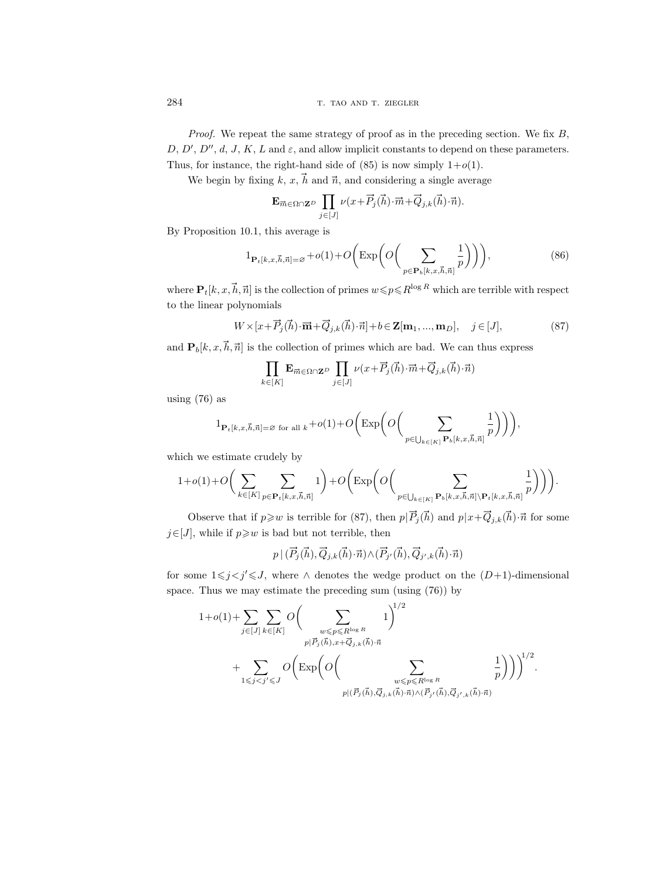*Proof.* We repeat the same strategy of proof as in the preceding section. We fix $B$, $D$, $D'$, $D''$, $d$, $J$, $K$, $L$ and $\varepsilon$, and allow implicit constants to depend on these parameters. Thus, for instance, the right-hand side of (85) is now simply $1+o(1)$.

We begin by fixing $k$, $x$, $\vec{h}$ and $\vec{n}$, and considering a single average

$$\mathbf{E}_{\vec{m}\in\Omega\cap\mathbf{Z}^D}\prod_{j\in[J]}\nu(x+\vec{P}_j(\vec{h})\cdot\vec{m}+\vec{Q}_{j,k}(\vec{h})\cdot\vec{n}).$$

By Proposition 10.1, this average is

$$1_{\mathbf{P}_t[k,x,\vec{h},\vec{n}]=\varnothing}+o(1)+O\biggl(\operatorname{Exp}\biggl(O\biggl(\sum_{p\in\mathbf{P}_b[k,x,\vec{h},\vec{n}]}\frac{1}{p}\biggr)\biggr)\biggr), \tag{86}$$

where $\mathbf{P}_t[k,x,\vec{h},\vec{n}]$ is the collection of primes $w\leqslant p\leqslant R^{\log R}$ which are terrible with respect to the linear polynomials

$$W\times[x+\vec{P}_j(\vec{h})\cdot\vec{\mathbf{m}}+\vec{Q}_{j,k}(\vec{h})\cdot\vec{n}]+b\in\mathbf{Z}[\mathbf{m}_1,...,\mathbf{m}_D],\quad j\in[J], \tag{87}$$

and $\mathbf{P}_b[k,x,\vec{h},\vec{n}]$ is the collection of primes which are bad. We can thus express

$$\prod_{k\in[K]}\mathbf{E}_{\vec{m}\in\Omega\cap\mathbf{Z}^D}\prod_{j\in[J]}\nu(x+\vec{P}_j(\vec{h})\cdot\vec{m}+\vec{Q}_{j,k}(\vec{h})\cdot\vec{n})$$

using (76) as

$$1_{\mathbf{P}_t[k,x,\vec{h},\vec{n}]=\varnothing\text{ for all }k}+o(1)+O\biggl(\operatorname{Exp}\biggl(O\biggl(\sum_{p\in\bigcup_{k\in[K]}\mathbf{P}_b[k,x,\vec{h},\vec{n}]}\frac{1}{p}\biggr)\biggr)\biggr),$$

which we estimate crudely by

$$1+o(1)+O\biggl(\sum_{k\in[K]}\sum_{p\in\mathbf{P}_t[k,x,\vec{h},\vec{n}]}1\biggr)+O\biggl(\operatorname{Exp}\biggl(O\biggl(\sum_{p\in\bigcup_{k\in[K]}\mathbf{P}_b[k,x,\vec{h},\vec{n}]\setminus\mathbf{P}_t[k,x,\vec{h},\vec{n}]}\frac{1}{p}\biggr)\biggr)\biggr).$$

Observe that if $p\geqslant w$ is terrible for (87), then $p|\vec{P}_j(\vec{h})$ and $p|x+\vec{Q}_{j,k}(\vec{h})\cdot\vec{n}$ for some $j\in[J]$, while if $p\geqslant w$ is bad but not terrible, then

$$p\,|\,(\vec{P}_j(\vec{h}),\vec{Q}_{j,k}(\vec{h})\cdot\vec{n})\wedge(\vec{P}_{j'}(\vec{h}),\vec{Q}_{j',k}(\vec{h})\cdot\vec{n})$$

for some $1\leqslant j<j'\leqslant J$, where $\wedge$ denotes the wedge product on the $(D+1)$-dimensional space. Thus we may estimate the preceding sum (using (76)) by

$$\begin{aligned}1+o(1)+\sum_{j\in[J]}\sum_{k\in[K]}O\biggl(&\sum_{\substack{w\leqslant p\leqslant R^{\log R}\\ p|\vec{P}_j(\vec{h}),x+\vec{Q}_{j,k}(\vec{h})\cdot\vec{n}}}1\biggr)^{1/2}\\ &+\sum_{1\leqslant j<j'\leqslant J}O\biggl(\operatorname{Exp}\biggl(O\biggl(\sum_{\substack{w\leqslant p\leqslant R^{\log R}\\ p|(\vec{P}_j(\vec{h}),\vec{Q}_{j,k}(\vec{h})\cdot\vec{n})\wedge(\vec{P}_{j'}(\vec{h}),\vec{Q}_{j',k}(\vec{h})\cdot\vec{n})}}\frac{1}{p}\biggr)\biggr)\biggr)^{1/2}.\end{aligned}$$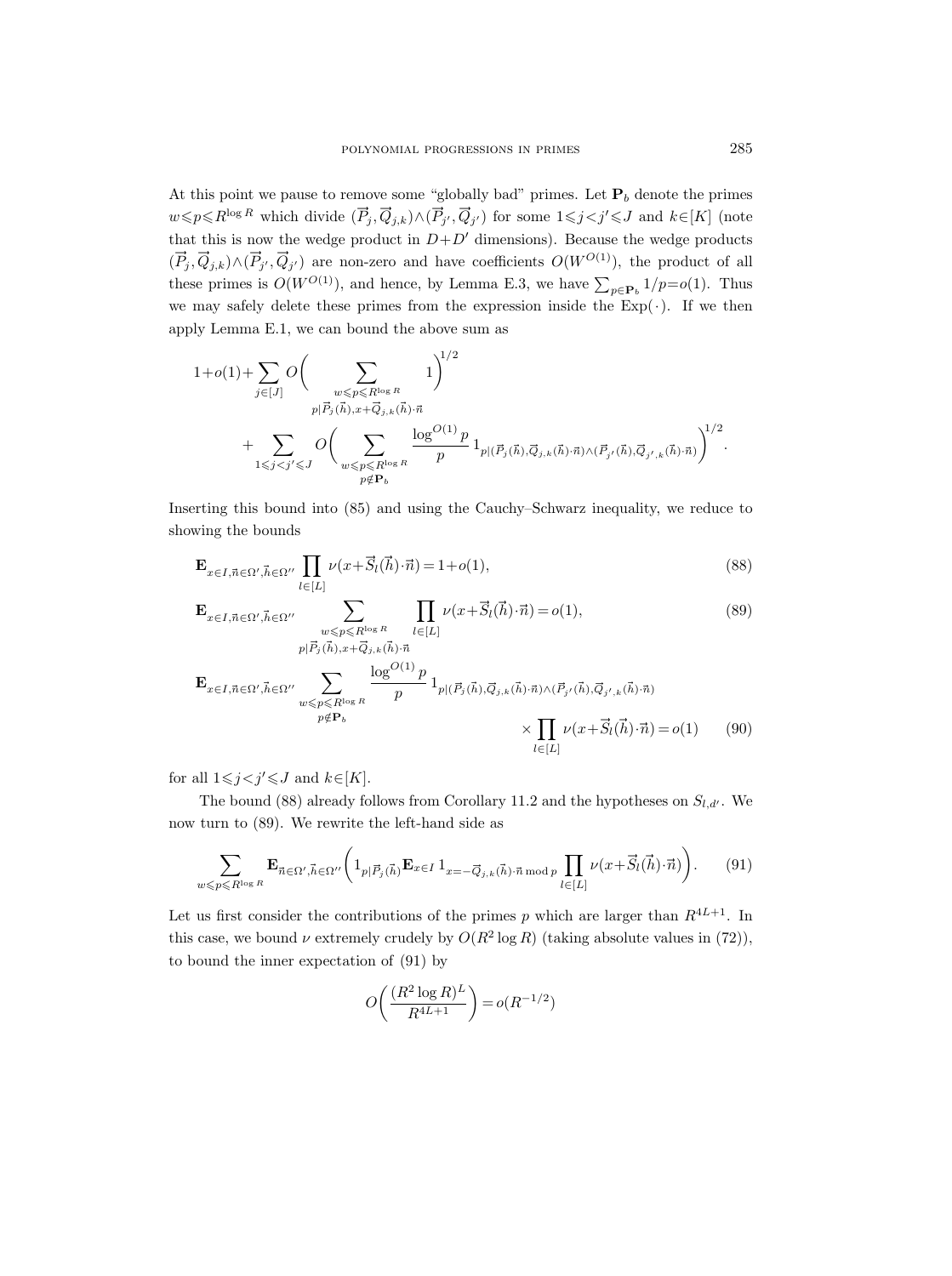At this point we pause to remove some "globally bad" primes. Let $\mathbf{P}_b$ denote the primes $w \leqslant p \leqslant R^{\log R}$ which divide $(\vec{P}_j, \vec{Q}_{j,k}) \wedge (\vec{P}_{j'}, \vec{Q}_{j'})$ for some $1 \leqslant j < j' \leqslant J$ and $k \in [K]$ (note that this is now the wedge product in $D+D'$ dimensions). Because the wedge products $(\vec{P}_j, \vec{Q}_{j,k}) \wedge (\vec{P}_{j'}, \vec{Q}_{j'})$ are non-zero and have coefficients $O(W^{O(1)})$, the product of all these primes is $O(W^{O(1)})$, and hence, by Lemma E.3, we have $\sum_{p \in \mathbf{P}_b} 1/p = o(1)$. Thus we may safely delete these primes from the expression inside the $\operatorname{Exp}(\cdot)$. If we then apply Lemma E.1, we can bound the above sum as

$$
\begin{aligned}
1 + o(1) + \sum_{j \in [J]} O\Bigg( \sum_{\substack{w \leqslant p \leqslant R^{\log R} \\ p \mid \vec{P}_j(\vec{h}), x + \vec{Q}_{j,k}(\vec{h}) \cdot \vec{n}}} 1 \Bigg)^{1/2} \\
+ \sum_{1 \leqslant j < j' \leqslant J} O\Bigg( \sum_{\substack{w \leqslant p \leqslant R^{\log R} \\ p \notin \mathbf{P}_b}} \frac{\log^{O(1)} p}{p} 1_{p \mid (\vec{P}_j(\vec{h}), \vec{Q}_{j,k}(\vec{h}) \cdot \vec{n}) \wedge (\vec{P}_{j'}(\vec{h}), \vec{Q}_{j',k}(\vec{h}) \cdot \vec{n})} \Bigg)^{1/2}.
\end{aligned}
$$

Inserting this bound into (85) and using the Cauchy–Schwarz inequality, we reduce to showing the bounds

$$
\mathbf{E}_{x \in I, \vec{n} \in \Omega', \vec{h} \in \Omega''} \prod_{l \in [L]} \nu(x + \vec{S}_l(\vec{h}) \cdot \vec{n}) = 1 + o(1), \tag{88}
$$

$$
\mathbf{E}_{x \in I, \vec{n} \in \Omega', \vec{h} \in \Omega''} \sum_{\substack{w \leqslant p \leqslant R^{\log R} \\ p \mid \vec{P}_j(\vec{h}), x + \vec{Q}_{j,k}(\vec{h}) \cdot \vec{n}}} \prod_{l \in [L]} \nu(x + \vec{S}_l(\vec{h}) \cdot \vec{n}) = o(1), \tag{89}
$$

$$
\mathbf{E}_{x \in I, \vec{n} \in \Omega', \vec{h} \in \Omega''} \sum_{\substack{w \leqslant p \leqslant R^{\log R} \\ p \notin \mathbf{P}_b}} \frac{\log^{O(1)} p}{p} 1_{p \mid (\vec{P}_j(\vec{h}), \vec{Q}_{j,k}(\vec{h}) \cdot \vec{n}) \wedge (\vec{P}_{j'}(\vec{h}), \vec{Q}_{j',k}(\vec{h}) \cdot \vec{n})} \times \prod_{l \in [L]} \nu(x + \vec{S}_l(\vec{h}) \cdot \vec{n}) = o(1) \tag{90}
$$

for all $1 \leqslant j < j' \leqslant J$ and $k \in [K]$.

The bound (88) already follows from Corollary 11.2 and the hypotheses on $S_{l,d'}$. We now turn to (89). We rewrite the left-hand side as

$$
\sum_{w \leqslant p \leqslant R^{\log R}} \mathbf{E}_{\vec{n} \in \Omega', \vec{h} \in \Omega''} \Bigg( 1_{p \mid \vec{P}_j(\vec{h})} \mathbf{E}_{x \in I} 1_{x = -\vec{Q}_{j,k}(\vec{h}) \cdot \vec{n} \bmod p} \prod_{l \in [L]} \nu(x + \vec{S}_l(\vec{h}) \cdot \vec{n}) \Bigg). \tag{91}
$$

Let us first consider the contributions of the primes $p$ which are larger than $R^{4L+1}$. In this case, we bound $\nu$ extremely crudely by $O(R^2 \log R)$ (taking absolute values in (72)), to bound the inner expectation of (91) by

$$
O\bigg( \frac{(R^2 \log R)^L}{R^{4L+1}} \bigg) = o(R^{-1/2})
$$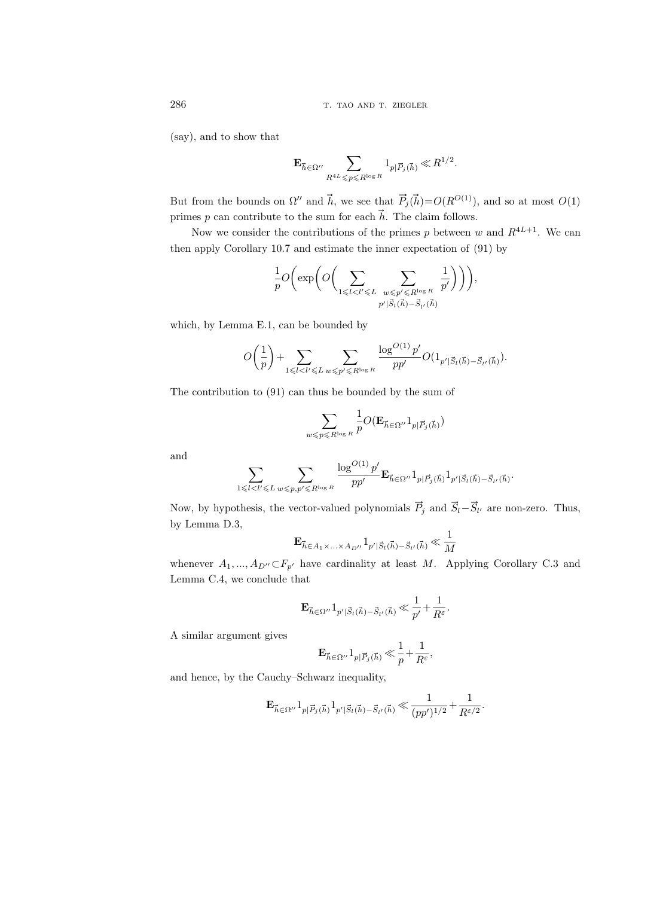(say), and to show that

$$\mathbf{E}_{\vec{h}\in\Omega''}\sum_{R^{4L}\leqslant p\leqslant R^{\log R}} 1_{p|\vec{P}_j(\vec{h})} \ll R^{1/2}.$$

But from the bounds on $\Omega''$ and $\vec{h}$, we see that $\vec{P}_j(\vec{h})=O(R^{O(1)})$, and so at most $O(1)$ primes $p$ can contribute to the sum for each $\vec{h}$. The claim follows.

Now we consider the contributions of the primes $p$ between $w$ and $R^{4L+1}$. We can then apply Corollary 10.7 and estimate the inner expectation of (91) by

$$\frac{1}{p}O\biggl(\exp\biggl(O\biggl(\sum_{1\leqslant l<l'\leqslant L}\ \sum_{\substack{w\leqslant p'\leqslant R^{\log R}\\ p'|\vec{S}_l(\vec{h})-\vec{S}_{l'}(\vec{h})}}\frac{1}{p'}\biggr)\biggr)\biggr),$$

which, by Lemma E.1, can be bounded by

$$O\biggl(\frac{1}{p}\biggr)+\sum_{1\leqslant l<l'\leqslant L}\ \sum_{w\leqslant p'\leqslant R^{\log R}}\frac{\log^{O(1)}p'}{pp'}O(1_{p'|\vec{S}_l(\vec{h})-\vec{S}_{l'}(\vec{h})}).$$

The contribution to (91) can thus be bounded by the sum of

$$\sum_{w\leqslant p\leqslant R^{\log R}}\frac{1}{p}O(\mathbf{E}_{\vec{h}\in\Omega''}1_{p|\vec{P}_j(\vec{h})})$$

and

$$\sum_{1\leqslant l<l'\leqslant L}\ \sum_{w\leqslant p,p'\leqslant R^{\log R}}\frac{\log^{O(1)}p'}{pp'}\mathbf{E}_{\vec{h}\in\Omega''}1_{p|\vec{P}_j(\vec{h})}1_{p'|\vec{S}_l(\vec{h})-\vec{S}_{l'}(\vec{h})}.$$

Now, by hypothesis, the vector-valued polynomials $\vec{P}_j$ and $\vec{S}_l-\vec{S}_{l'}$ are non-zero. Thus, by Lemma D.3,

$$\mathbf{E}_{\vec{h}\in A_1\times\ldots\times A_{D''}}1_{p'|\vec{S}_l(\vec{h})-\vec{S}_{l'}(\vec{h})}\ll\frac{1}{M}$$

whenever $A_1,\ldots,A_{D''}\subset F_{p'}$ have cardinality at least $M$. Applying Corollary C.3 and Lemma C.4, we conclude that

$$\mathbf{E}_{\vec{h}\in\Omega''}1_{p'|\vec{S}_l(\vec{h})-\vec{S}_{l'}(\vec{h})}\ll\frac{1}{p'}+\frac{1}{R^{\varepsilon}}.$$

A similar argument gives

$$\mathbf{E}_{\vec{h}\in\Omega''}1_{p|\vec{P}_j(\vec{h})}\ll\frac{1}{p}+\frac{1}{R^{\varepsilon}},$$

and hence, by the Cauchy–Schwarz inequality,

$$\mathbf{E}_{\vec{h}\in\Omega''}1_{p|\vec{P}_j(\vec{h})}1_{p'|\vec{S}_l(\vec{h})-\vec{S}_{l'}(\vec{h})}\ll\frac{1}{(pp')^{1/2}}+\frac{1}{R^{\varepsilon/2}}.$$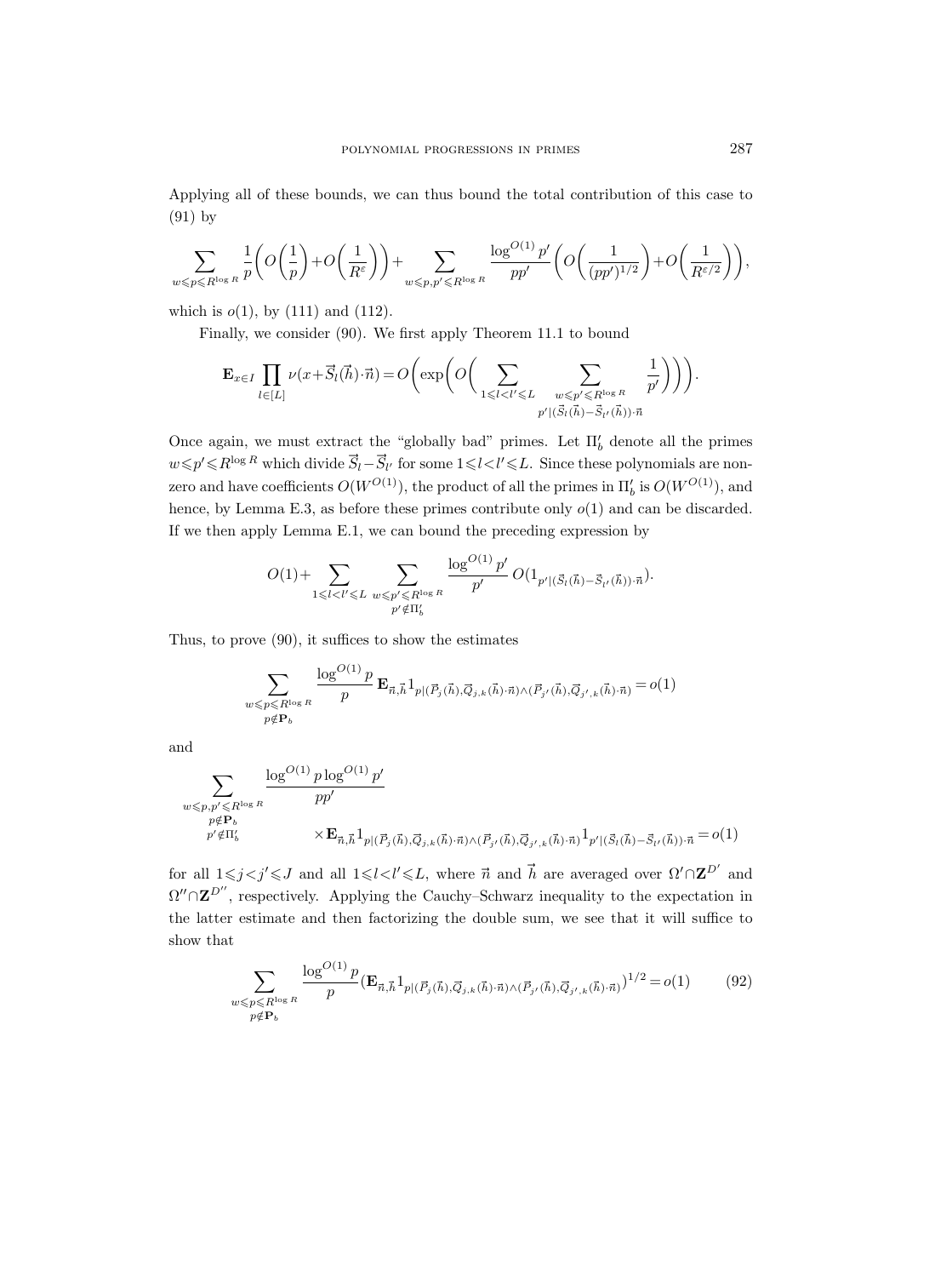Applying all of these bounds, we can thus bound the total contribution of this case to (91) by

$$\sum_{w\leqslant p\leqslant R^{\log R}} \frac{1}{p}\biggl(O\biggl(\frac{1}{p}\biggr)+O\biggl(\frac{1}{R^{\varepsilon}}\biggr)\biggr)+\sum_{w\leqslant p,p'\leqslant R^{\log R}} \frac{\log^{O(1)} p'}{pp'}\biggl(O\biggl(\frac{1}{(pp')^{1/2}}\biggr)+O\biggl(\frac{1}{R^{\varepsilon/2}}\biggr)\biggr),$$

which is $o(1)$, by (111) and (112).

Finally, we consider (90). We first apply Theorem 11.1 to bound

$$\mathbf{E}_{x\in I}\prod_{l\in[L]}\nu(x+\vec{S}_l(\vec{h})\cdot\vec{n})=O\biggl(\exp\biggl(O\biggl(\sum_{1\leqslant l<l'\leqslant L}\ \sum_{\substack{w\leqslant p'\leqslant R^{\log R}\\ p'|(\vec{S}_l(\vec{h})-\vec{S}_{l'}(\vec{h}))\cdot\vec{n}}}\frac{1}{p'}\biggr)\biggr)\biggr).$$

Once again, we must extract the "globally bad" primes. Let $\Pi_b'$ denote all the primes $w\leqslant p'\leqslant R^{\log R}$ which divide $\vec{S}_l-\vec{S}_{l'}$ for some $1\leqslant l<l'\leqslant L$. Since these polynomials are non-zero and have coefficients $O(W^{O(1)})$, the product of all the primes in $\Pi_b'$ is $O(W^{O(1)})$, and hence, by Lemma E.3, as before these primes contribute only $o(1)$ and can be discarded. If we then apply Lemma E.1, we can bound the preceding expression by

$$O(1)+\sum_{1\leqslant l<l'\leqslant L}\ \sum_{\substack{w\leqslant p'\leqslant R^{\log R}\\ p'\notin\Pi_b'}}\frac{\log^{O(1)} p'}{p'}\,O(1_{p'|(\vec{S}_l(\vec{h})-\vec{S}_{l'}(\vec{h}))\cdot\vec{n}}).$$

Thus, to prove (90), it suffices to show the estimates

$$\sum_{\substack{w\leqslant p\leqslant R^{\log R}\\ p\notin\mathbf{P}_b}}\frac{\log^{O(1)} p}{p}\,\mathbf{E}_{\vec{n},\vec{h}}1_{p|(\vec{P}_j(\vec{h}),\vec{Q}_{j,k}(\vec{h})\cdot\vec{n})\wedge(\vec{P}_{j'}(\vec{h}),\vec{Q}_{j',k}(\vec{h})\cdot\vec{n})}=o(1)$$

and

$$\sum_{\substack{w\leqslant p,p'\leqslant R^{\log R}\\ p\notin\mathbf{P}_b\\ p'\notin\Pi_b'}}\frac{\log^{O(1)} p\log^{O(1)} p'}{pp'}\times\mathbf{E}_{\vec{n},\vec{h}}1_{p|(\vec{P}_j(\vec{h}),\vec{Q}_{j,k}(\vec{h})\cdot\vec{n})\wedge(\vec{P}_{j'}(\vec{h}),\vec{Q}_{j',k}(\vec{h})\cdot\vec{n})}1_{p'|(\vec{S}_l(\vec{h})-\vec{S}_{l'}(\vec{h}))\cdot\vec{n}}=o(1)$$

for all $1\leqslant j<j'\leqslant J$ and all $1\leqslant l<l'\leqslant L$, where $\vec{n}$ and $\vec{h}$ are averaged over $\Omega'\cap\mathbf{Z}^{D'}$ and $\Omega''\cap\mathbf{Z}^{D''}$, respectively. Applying the Cauchy–Schwarz inequality to the expectation in the latter estimate and then factorizing the double sum, we see that it will suffice to show that

$$\sum_{\substack{w\leqslant p\leqslant R^{\log R}\\ p\notin\mathbf{P}_b}}\frac{\log^{O(1)} p}{p}(\mathbf{E}_{\vec{n},\vec{h}}1_{p|(\vec{P}_j(\vec{h}),\vec{Q}_{j,k}(\vec{h})\cdot\vec{n})\wedge(\vec{P}_{j'}(\vec{h}),\vec{Q}_{j',k}(\vec{h})\cdot\vec{n})})^{1/2}=o(1)\tag{92}$$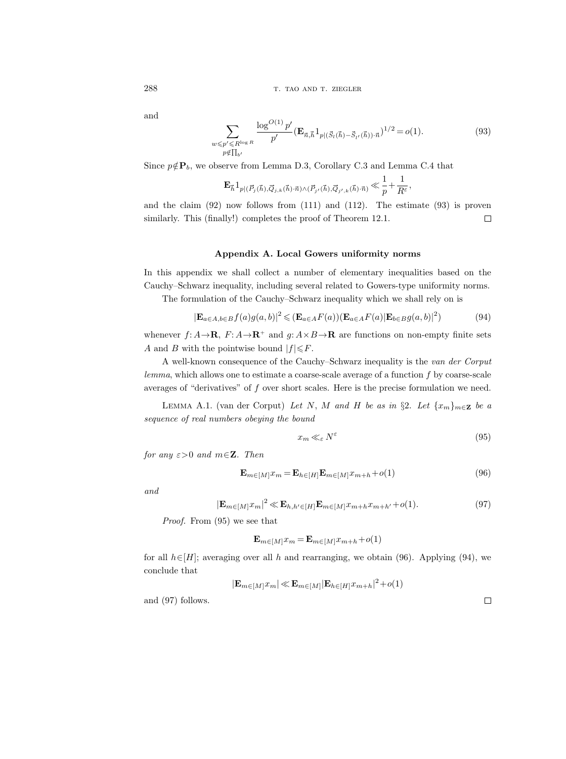and

$$\sum_{\substack{w \leqslant p' \leqslant R^{\log R} \\ p \notin \prod_{b'}}} \frac{\log^{O(1)} p'}{p'} (\mathbf{E}_{\vec{n},\vec{h}} 1_{p | (\vec{S}_l(\vec{h}) - \vec{S}_{l'}(\vec{h})) \cdot \vec{n})})^{1/2} = o(1). \tag{93}$$

Since $p \notin \mathbf{P}_b$, we observe from Lemma D.3, Corollary C.3 and Lemma C.4 that

$$\mathbf{E}_{\vec{h}} 1_{p | (\vec{P}_j(\vec{h}), \vec{Q}_{j,k}(\vec{h}) \cdot \vec{n}) \wedge (\vec{P}_{j'}(\vec{h}), \vec{Q}_{j',k}(\vec{h}) \cdot \vec{n})} \ll \frac{1}{p} + \frac{1}{R^{\varepsilon}},$$

and the claim (92) now follows from (111) and (112). The estimate (93) is proven similarly. This (finally!) completes the proof of Theorem 12.1. $\square$

## Appendix A. Local Gowers uniformity norms

In this appendix we shall collect a number of elementary inequalities based on the Cauchy–Schwarz inequality, including several related to Gowers-type uniformity norms.

The formulation of the Cauchy–Schwarz inequality which we shall rely on is

$$|\mathbf{E}_{a \in A, b \in B} f(a) g(a,b)|^2 \leqslant (\mathbf{E}_{a \in A} F(a)) (\mathbf{E}_{a \in A} F(a) |\mathbf{E}_{b \in B} g(a,b)|^2) \tag{94}$$

whenever $f: A \to \mathbf{R}$, $F: A \to \mathbf{R}^+$ and $g: A \times B \to \mathbf{R}$ are functions on non-empty finite sets $A$ and $B$ with the pointwise bound $|f| \leqslant F$.

A well-known consequence of the Cauchy–Schwarz inequality is the *van der Corput lemma*, which allows one to estimate a coarse-scale average of a function $f$ by coarse-scale averages of "derivatives" of $f$ over short scales. Here is the precise formulation we need.

Lemma A.1. (van der Corput) *Let $N$, $M$ and $H$ be as in §2. Let $\{x_m\}_{m \in \mathbf{Z}}$ be a sequence of real numbers obeying the bound*

$$x_m \ll_{\varepsilon} N^{\varepsilon} \tag{95}$$

*for any $\varepsilon > 0$ and $m \in \mathbf{Z}$. Then*

$$\mathbf{E}_{m \in [M]} x_m = \mathbf{E}_{h \in [H]} \mathbf{E}_{m \in [M]} x_{m+h} + o(1) \tag{96}$$

*and*

$$|\mathbf{E}_{m \in [M]} x_m|^2 \ll \mathbf{E}_{h,h' \in [H]} \mathbf{E}_{m \in [M]} x_{m+h} x_{m+h'} + o(1). \tag{97}$$

*Proof.* From (95) we see that

$$\mathbf{E}_{m \in [M]} x_m = \mathbf{E}_{m \in [M]} x_{m+h} + o(1)$$

for all $h \in [H]$; averaging over all $h$ and rearranging, we obtain (96). Applying (94), we conclude that

$$|\mathbf{E}_{m \in [M]} x_m| \ll \mathbf{E}_{m \in [M]} |\mathbf{E}_{h \in [H]} x_{m+h}|^2 + o(1)$$

and (97) follows. $\square$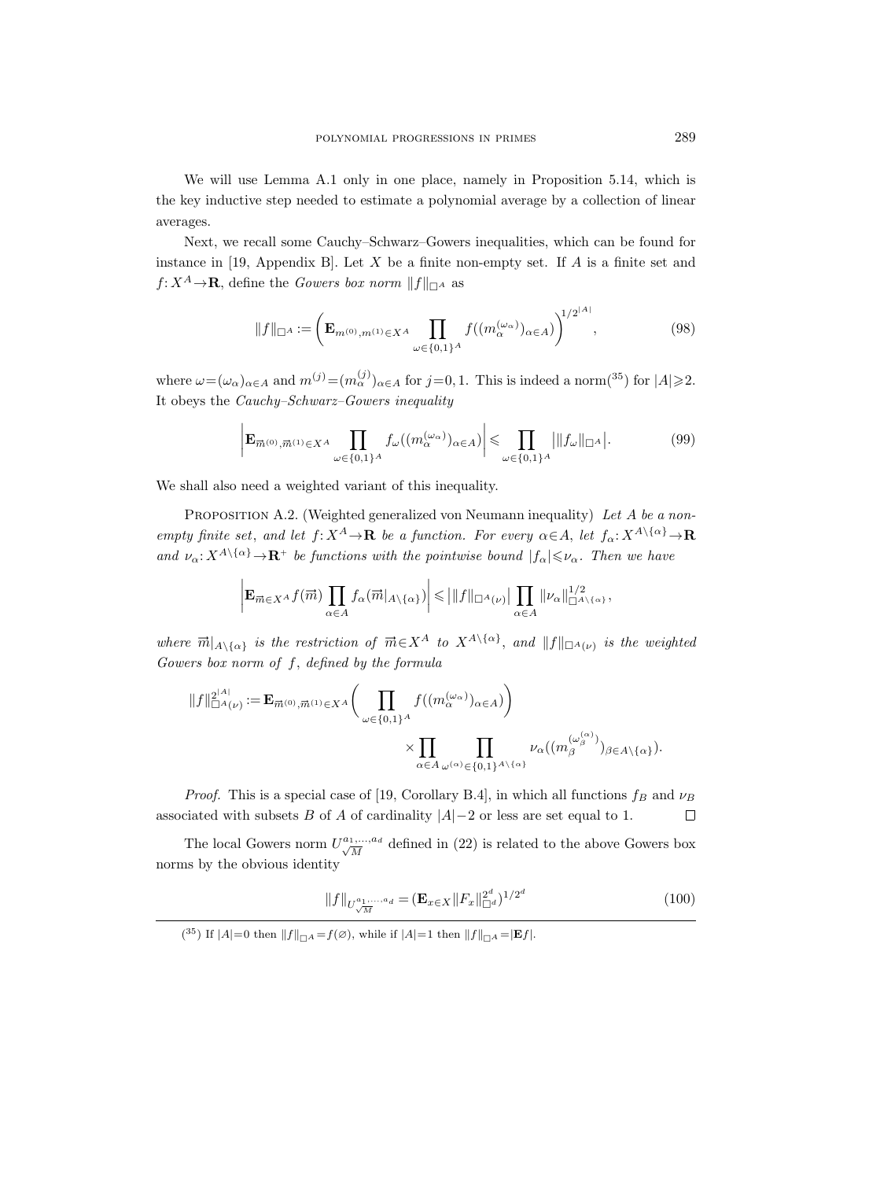We will use Lemma A.1 only in one place, namely in Proposition 5.14, which is the key inductive step needed to estimate a polynomial average by a collection of linear averages.

Next, we recall some Cauchy–Schwarz–Gowers inequalities, which can be found for instance in [19, Appendix B]. Let $X$ be a finite non-empty set. If $A$ is a finite set and $f: X^A \to \mathbf{R}$, define the *Gowers box norm* $\|f\|_{\square^A}$ as

$$\|f\|_{\square^A} := \left( \mathbf{E}_{m^{(0)}, m^{(1)} \in X^A} \prod_{\omega \in \{0,1\}^A} f((m_\alpha^{(\omega_\alpha)})_{\alpha \in A}) \right)^{1/2^{|A|}}, \tag{98}$$

where $\omega = (\omega_\alpha)_{\alpha \in A}$ and $m^{(j)} = (m_\alpha^{(j)})_{\alpha \in A}$ for $j = 0, 1$. This is indeed a norm[35] for $|A| \geqslant 2$. It obeys the *Cauchy–Schwarz–Gowers inequality*

$$\left| \mathbf{E}_{\vec{m}^{(0)}, \vec{m}^{(1)} \in X^A} \prod_{\omega \in \{0,1\}^A} f_\omega((m_\alpha^{(\omega_\alpha)})_{\alpha \in A}) \right| \leqslant \prod_{\omega \in \{0,1\}^A} \big| \|f_\omega\|_{\square^A} \big|. \tag{99}$$

We shall also need a weighted variant of this inequality.

Proposition A.2. (Weighted generalized von Neumann inequality) *Let $A$ be a non-empty finite set, and let $f: X^A \to \mathbf{R}$ be a function. For every $\alpha \in A$, let $f_\alpha: X^{A \setminus \{\alpha\}} \to \mathbf{R}$ and $\nu_\alpha: X^{A \setminus \{\alpha\}} \to \mathbf{R}^+$ be functions with the pointwise bound $|f_\alpha| \leqslant \nu_\alpha$. Then we have*

$$\left| \mathbf{E}_{\vec{m} \in X^A} f(\vec{m}) \prod_{\alpha \in A} f_\alpha(\vec{m}|_{A \setminus \{\alpha\}}) \right| \leqslant \big| \|f\|_{\square^A(\nu)} \big| \prod_{\alpha \in A} \|\nu_\alpha\|_{\square^{A \setminus \{\alpha\}}}^{1/2},$$

*where $\vec{m}|_{A \setminus \{\alpha\}}$ is the restriction of $\vec{m} \in X^A$ to $X^{A \setminus \{\alpha\}}$, and $\|f\|_{\square^A(\nu)}$ is the weighted Gowers box norm of $f$, defined by the formula*

$$\|f\|_{\square^A(\nu)}^{2^{|A|}} := \mathbf{E}_{\vec{m}^{(0)}, \vec{m}^{(1)} \in X^A} \left( \prod_{\omega \in \{0,1\}^A} f((m_\alpha^{(\omega_\alpha)})_{\alpha \in A}) \right) \times \prod_{\alpha \in A} \prod_{\omega^{(\alpha)} \in \{0,1\}^{A \setminus \{\alpha\}}} \nu_\alpha((m_\beta^{(\omega_\beta^{(\alpha)})})_{\beta \in A \setminus \{\alpha\}}).$$

*Proof.* This is a special case of [19, Corollary B.4], in which all functions $f_B$ and $\nu_B$ associated with subsets $B$ of $A$ of cardinality $|A| - 2$ or less are set equal to 1. $\square$

The local Gowers norm $U_{\sqrt{M}}^{a_1, \dots, a_d}$ defined in (22) is related to the above Gowers box norms by the obvious identity

$$\|f\|_{U_{\sqrt{M}}^{a_1, \dots, a_d}} = (\mathbf{E}_{x \in X} \|F_x\|_{\square^d}^{2^d})^{1/2^d} \tag{100}$$

[35] If $|A| = 0$ then $\|f\|_{\square^A} = f(\varnothing)$, while if $|A| = 1$ then $\|f\|_{\square^A} = |\mathbf{E} f|$.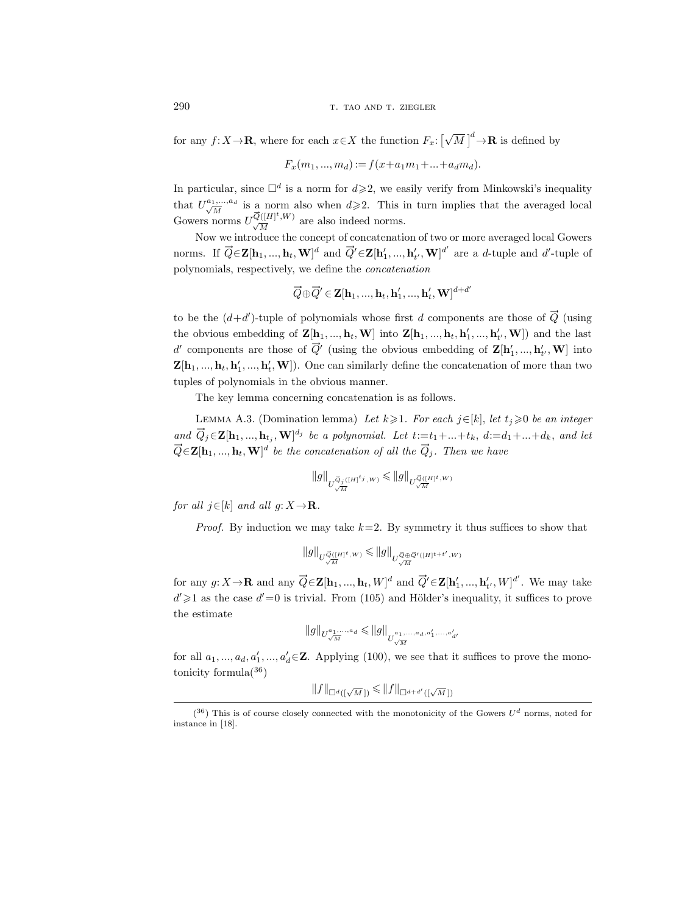for any $f: X \to \mathbf{R}$, where for each $x \in X$ the function $F_x: [\sqrt{M}]^d \to \mathbf{R}$ is defined by

$$F_x(m_1, ..., m_d) := f(x + a_1 m_1 + ... + a_d m_d).$$

In particular, since $\Box^d$ is a norm for $d \geqslant 2$, we easily verify from Minkowski's inequality that $U^{a_1,...,a_d}_{\sqrt{M}}$ is a norm also when $d \geqslant 2$. This in turn implies that the averaged local Gowers norms $U^{\vec{Q}([H]^t, W)}_{\sqrt{M}}$ are also indeed norms.

Now we introduce the concept of concatenation of two or more averaged local Gowers norms. If $\vec{Q} \in \mathbf{Z}[\mathbf{h}_1, ..., \mathbf{h}_t, \mathbf{W}]^d$ and $\vec{Q}' \in \mathbf{Z}[\mathbf{h}'_1, ..., \mathbf{h}'_{t'}, \mathbf{W}]^{d'}$ are a $d$-tuple and $d'$-tuple of polynomials, respectively, we define the *concatenation*

$$\vec{Q} \oplus \vec{Q}' \in \mathbf{Z}[\mathbf{h}_1, ..., \mathbf{h}_t, \mathbf{h}'_1, ..., \mathbf{h}'_t, \mathbf{W}]^{d+d'}$$

to be the $(d+d')$-tuple of polynomials whose first $d$ components are those of $\vec{Q}$ (using the obvious embedding of $\mathbf{Z}[\mathbf{h}_1, ..., \mathbf{h}_t, \mathbf{W}]$ into $\mathbf{Z}[\mathbf{h}_1, ..., \mathbf{h}_t, \mathbf{h}'_1, ..., \mathbf{h}'_{t'}, \mathbf{W}]$) and the last $d'$ components are those of $\vec{Q}'$ (using the obvious embedding of $\mathbf{Z}[\mathbf{h}'_1, ..., \mathbf{h}'_{t'}, \mathbf{W}]$ into $\mathbf{Z}[\mathbf{h}_1, ..., \mathbf{h}_t, \mathbf{h}'_1, ..., \mathbf{h}'_t, \mathbf{W}]$). One can similarly define the concatenation of more than two tuples of polynomials in the obvious manner.

The key lemma concerning concatenation is as follows.

Lemma A.3. (Domination lemma) *Let $k \geqslant 1$. For each $j \in [k]$, let $t_j \geqslant 0$ be an integer and $\vec{Q}_j \in \mathbf{Z}[\mathbf{h}_1, ..., \mathbf{h}_{t_j}, \mathbf{W}]^{d_j}$ be a polynomial. Let $t := t_1 + ... + t_k$, $d := d_1 + ... + d_k$, and let $\vec{Q} \in \mathbf{Z}[\mathbf{h}_1, ..., \mathbf{h}_t, \mathbf{W}]^d$ be the concatenation of all the $\vec{Q}_j$. Then we have*

$$\|g\|_{U^{\vec{Q}_j([H]^{t_j}, W)}_{\sqrt{M}}} \leqslant \|g\|_{U^{\vec{Q}([H]^t, W)}_{\sqrt{M}}}$$

*for all $j \in [k]$ and all $g: X \to \mathbf{R}$.*

*Proof.* By induction we may take $k=2$. By symmetry it thus suffices to show that

$$\|g\|_{U^{\vec{Q}([H]^t, W)}_{\sqrt{M}}} \leqslant \|g\|_{U^{\vec{Q} \oplus \vec{Q}'([H]^{t+t'}, W)}_{\sqrt{M}}}$$

for any $g: X \to \mathbf{R}$ and any $\vec{Q} \in \mathbf{Z}[\mathbf{h}_1, ..., \mathbf{h}_t, W]^d$ and $\vec{Q}' \in \mathbf{Z}[\mathbf{h}'_1, ..., \mathbf{h}'_{t'}, W]^{d'}$. We may take $d' \geqslant 1$ as the case $d'=0$ is trivial. From (105) and Hölder's inequality, it suffices to prove the estimate

$$\|g\|_{U^{a_1,...,a_d}_{\sqrt{M}}} \leqslant \|g\|_{U^{a_1,...,a_d,a'_1,...,a'_{d'}}_{\sqrt{M}}}$$

for all $a_1, ..., a_d, a'_1, ..., a'_d \in \mathbf{Z}$. Applying (100), we see that it suffices to prove the monotonicity formula[36]

$$\|f\|_{\Box^d([\sqrt{M}])} \leqslant \|f\|_{\Box^{d+d'}([\sqrt{M}])}$$

---

[36] This is of course closely connected with the monotonicity of the Gowers $U^d$ norms, noted for instance in [18].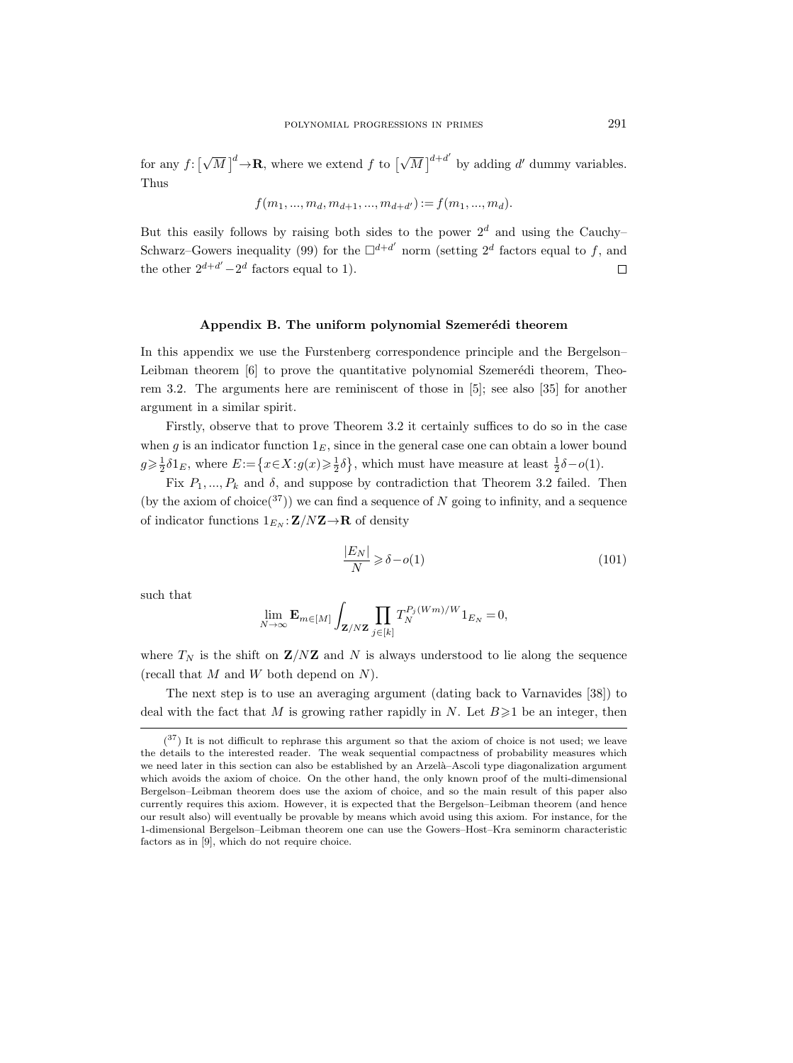for any $f\colon [\sqrt{M}\,]^d \to \mathbf{R}$, where we extend $f$ to $[\sqrt{M}\,]^{d+d'}$ by adding $d'$ dummy variables. Thus

$$f(m_1, ..., m_d, m_{d+1}, ..., m_{d+d'}) := f(m_1, ..., m_d).$$

But this easily follows by raising both sides to the power $2^d$ and using the Cauchy–Schwarz–Gowers inequality (99) for the $\square^{d+d'}$ norm (setting $2^d$ factors equal to $f$, and the other $2^{d+d'} - 2^d$ factors equal to 1). $\square$

## Appendix B. The uniform polynomial Szemerédi theorem

In this appendix we use the Furstenberg correspondence principle and the Bergelson–Leibman theorem [6] to prove the quantitative polynomial Szemerédi theorem, Theorem 3.2. The arguments here are reminiscent of those in [5]; see also [35] for another argument in a similar spirit.

Firstly, observe that to prove Theorem 3.2 it certainly suffices to do so in the case when $g$ is an indicator function $1_E$, since in the general case one can obtain a lower bound $g \geqslant \frac{1}{2}\delta 1_E$, where $E := \{x \in X : g(x) \geqslant \frac{1}{2}\delta\}$, which must have measure at least $\frac{1}{2}\delta - o(1)$.

Fix $P_1, ..., P_k$ and $\delta$, and suppose by contradiction that Theorem 3.2 failed. Then (by the axiom of choice([37])) we can find a sequence of $N$ going to infinity, and a sequence of indicator functions $1_{E_N}\colon \mathbf{Z}/N\mathbf{Z} \to \mathbf{R}$ of density

$$\frac{|E_N|}{N} \geqslant \delta - o(1) \tag{101}$$

such that

$$\lim_{N\to\infty} \mathbf{E}_{m\in[M]} \int_{\mathbf{Z}/N\mathbf{Z}} \prod_{j\in[k]} T_N^{P_j(Wm)/W} 1_{E_N} = 0,$$

where $T_N$ is the shift on $\mathbf{Z}/N\mathbf{Z}$ and $N$ is always understood to lie along the sequence (recall that $M$ and $W$ both depend on $N$).

The next step is to use an averaging argument (dating back to Varnavides [38]) to deal with the fact that $M$ is growing rather rapidly in $N$. Let $B \geqslant 1$ be an integer, then

---

([37]) It is not difficult to rephrase this argument so that the axiom of choice is not used; we leave the details to the interested reader. The weak sequential compactness of probability measures which we need later in this section can also be established by an Arzelà–Ascoli type diagonalization argument which avoids the axiom of choice. On the other hand, the only known proof of the multi-dimensional Bergelson–Leibman theorem does use the axiom of choice, and so the main result of this paper also currently requires this axiom. However, it is expected that the Bergelson–Leibman theorem (and hence our result also) will eventually be provable by means which avoid using this axiom. For instance, for the 1-dimensional Bergelson–Leibman theorem one can use the Gowers–Host–Kra seminorm characteristic factors as in [9], which do not require choice.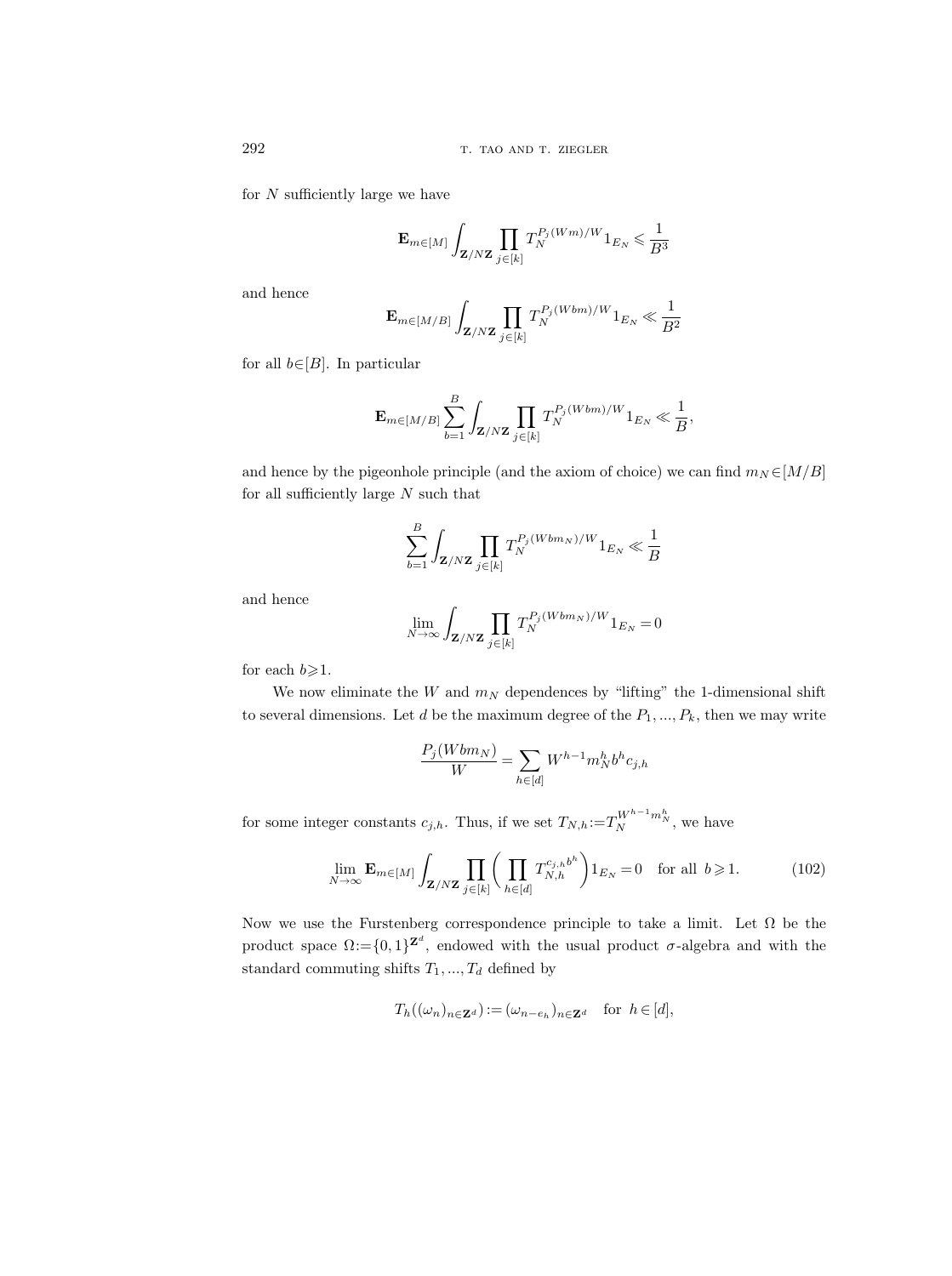for $N$ sufficiently large we have

$$\mathbf{E}_{m\in[M]}\int_{\mathbf{Z}/N\mathbf{Z}}\prod_{j\in[k]}T_N^{P_j(Wm)/W}1_{E_N}\leqslant\frac{1}{B^3}$$

and hence

$$\mathbf{E}_{m\in[M/B]}\int_{\mathbf{Z}/N\mathbf{Z}}\prod_{j\in[k]}T_N^{P_j(Wbm)/W}1_{E_N}\ll\frac{1}{B^2}$$

for all $b\in[B]$. In particular

$$\mathbf{E}_{m\in[M/B]}\sum_{b=1}^{B}\int_{\mathbf{Z}/N\mathbf{Z}}\prod_{j\in[k]}T_N^{P_j(Wbm)/W}1_{E_N}\ll\frac{1}{B},$$

and hence by the pigeonhole principle (and the axiom of choice) we can find $m_N\in[M/B]$ for all sufficiently large $N$ such that

$$\sum_{b=1}^{B}\int_{\mathbf{Z}/N\mathbf{Z}}\prod_{j\in[k]}T_N^{P_j(Wbm_N)/W}1_{E_N}\ll\frac{1}{B}$$

and hence

$$\lim_{N\to\infty}\int_{\mathbf{Z}/N\mathbf{Z}}\prod_{j\in[k]}T_N^{P_j(Wbm_N)/W}1_{E_N}=0$$

for each $b\geqslant 1$.

We now eliminate the $W$ and $m_N$ dependences by "lifting" the 1-dimensional shift to several dimensions. Let $d$ be the maximum degree of the $P_1,...,P_k$, then we may write

$$\frac{P_j(Wbm_N)}{W}=\sum_{h\in[d]}W^{h-1}m_N^h b^h c_{j,h}$$

for some integer constants $c_{j,h}$. Thus, if we set $T_{N,h}:=T_N^{W^{h-1}m_N^h}$, we have

$$\lim_{N\to\infty}\mathbf{E}_{m\in[M]}\int_{\mathbf{Z}/N\mathbf{Z}}\prod_{j\in[k]}\biggl(\prod_{h\in[d]}T_{N,h}^{c_{j,h}b^h}\biggr)1_{E_N}=0\quad\text{for all }\ b\geqslant 1. \tag{102}$$

Now we use the Furstenberg correspondence principle to take a limit. Let $\Omega$ be the product space $\Omega:=\{0,1\}^{\mathbf{Z}^d}$, endowed with the usual product $\sigma$-algebra and with the standard commuting shifts $T_1,...,T_d$ defined by

$$T_h((\omega_n)_{n\in\mathbf{Z}^d}):=(\omega_{n-e_h})_{n\in\mathbf{Z}^d}\quad\text{for }\ h\in[d],$$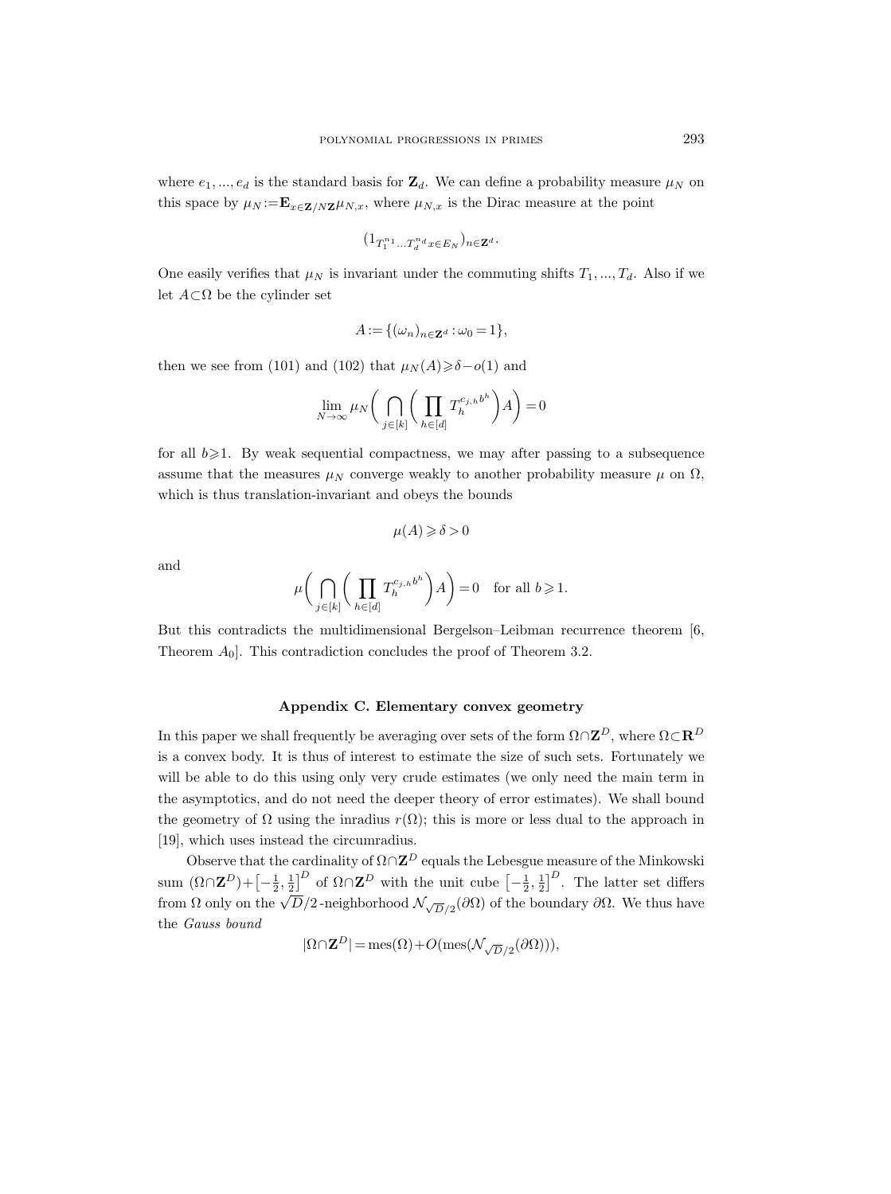where $e_1, ..., e_d$ is the standard basis for $\mathbf{Z}_d$. We can define a probability measure $\mu_N$ on this space by $\mu_N := \mathbf{E}_{x\in\mathbf{Z}/N\mathbf{Z}}\mu_{N,x}$, where $\mu_{N,x}$ is the Dirac measure at the point

$$(1_{T_1^{n_1}...T_d^{n_d}x\in E_N})_{n\in\mathbf{Z}^d}.$$

One easily verifies that $\mu_N$ is invariant under the commuting shifts $T_1, ..., T_d$. Also if we let $A\subset\Omega$ be the cylinder set

$$A := \{(\omega_n)_{n\in\mathbf{Z}^d} : \omega_0 = 1\},$$

then we see from (101) and (102) that $\mu_N(A) \geqslant \delta - o(1)$ and

$$\lim_{N\to\infty} \mu_N\biggl(\bigcap_{j\in[k]}\biggl(\prod_{h\in[d]} T_h^{c_{j,h}b^h}\biggr)A\biggr) = 0$$

for all $b\geqslant 1$. By weak sequential compactness, we may after passing to a subsequence assume that the measures $\mu_N$ converge weakly to another probability measure $\mu$ on $\Omega$, which is thus translation-invariant and obeys the bounds

$$\mu(A) \geqslant \delta > 0$$

and

$$\mu\biggl(\bigcap_{j\in[k]}\biggl(\prod_{h\in[d]} T_h^{c_{j,h}b^h}\biggr)A\biggr) = 0 \quad \text{for all } b\geqslant 1.$$

But this contradicts the multidimensional Bergelson–Leibman recurrence theorem [6, Theorem $A_0$]. This contradiction concludes the proof of Theorem 3.2.

## Appendix C. Elementary convex geometry

In this paper we shall frequently be averaging over sets of the form $\Omega\cap\mathbf{Z}^D$, where $\Omega\subset\mathbf{R}^D$ is a convex body. It is thus of interest to estimate the size of such sets. Fortunately we will be able to do this using only very crude estimates (we only need the main term in the asymptotics, and do not need the deeper theory of error estimates). We shall bound the geometry of $\Omega$ using the inradius $r(\Omega)$; this is more or less dual to the approach in [19], which uses instead the circumradius.

Observe that the cardinality of $\Omega\cap\mathbf{Z}^D$ equals the Lebesgue measure of the Minkowski sum $(\Omega\cap\mathbf{Z}^D)+\bigl[-\frac{1}{2},\frac{1}{2}\bigr]^D$ of $\Omega\cap\mathbf{Z}^D$ with the unit cube $\bigl[-\frac{1}{2},\frac{1}{2}\bigr]^D$. The latter set differs from $\Omega$ only on the $\sqrt{D}/2$-neighborhood $\mathcal{N}_{\sqrt{D}/2}(\partial\Omega)$ of the boundary $\partial\Omega$. We thus have the *Gauss bound*

$$|\Omega\cap\mathbf{Z}^D| = \mathrm{mes}(\Omega) + O(\mathrm{mes}(\mathcal{N}_{\sqrt{D}/2}(\partial\Omega))),$$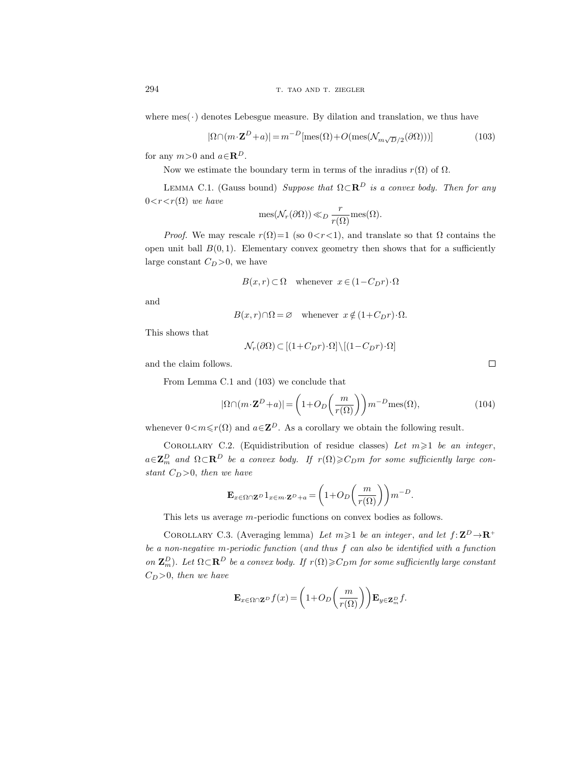where $\mathrm{mes}(\cdot)$ denotes Lebesgue measure. By dilation and translation, we thus have

$$|\Omega\cap(m\cdot\mathbf{Z}^D+a)|=m^{-D}[\mathrm{mes}(\Omega)+O(\mathrm{mes}(\mathcal{N}_{m\sqrt{D}/2}(\partial\Omega)))] \tag{103}$$

for any $m>0$ and $a\in\mathbf{R}^D$.

Now we estimate the boundary term in terms of the inradius $r(\Omega)$ of $\Omega$.

Lemma C.1. (Gauss bound) *Suppose that $\Omega\subset\mathbf{R}^D$ is a convex body. Then for any $0<r<r(\Omega)$ we have*

$$\mathrm{mes}(\mathcal{N}_r(\partial\Omega))\ll_D \frac{r}{r(\Omega)}\mathrm{mes}(\Omega).$$

*Proof.* We may rescale $r(\Omega)=1$ (so $0<r<1$), and translate so that $\Omega$ contains the open unit ball $B(0,1)$. Elementary convex geometry then shows that for a sufficiently large constant $C_D>0$, we have

$$B(x,r)\subset\Omega \quad \text{whenever } x\in(1-C_Dr)\cdot\Omega$$

and

$$B(x,r)\cap\Omega=\varnothing \quad \text{whenever } x\notin(1+C_Dr)\cdot\Omega.$$

This shows that

$$\mathcal{N}_r(\partial\Omega)\subset[(1+C_Dr)\cdot\Omega]\setminus[(1-C_Dr)\cdot\Omega]$$

and the claim follows. $\square$

From Lemma C.1 and (103) we conclude that

$$|\Omega\cap(m\cdot\mathbf{Z}^D+a)|=\left(1+O_D\left(\frac{m}{r(\Omega)}\right)\right)m^{-D}\mathrm{mes}(\Omega), \tag{104}$$

whenever $0<m\leqslant r(\Omega)$ and $a\in\mathbf{Z}^D$. As a corollary we obtain the following result.

Corollary C.2. (Equidistribution of residue classes) *Let $m\geqslant1$ be an integer, $a\in\mathbf{Z}_m^D$ and $\Omega\subset\mathbf{R}^D$ be a convex body. If $r(\Omega)\geqslant C_Dm$ for some sufficiently large constant $C_D>0$, then we have*

$$\mathbf{E}_{x\in\Omega\cap\mathbf{Z}^D}1_{x\in m\cdot\mathbf{Z}^D+a}=\left(1+O_D\left(\frac{m}{r(\Omega)}\right)\right)m^{-D}.$$

This lets us average $m$-periodic functions on convex bodies as follows.

Corollary C.3. (Averaging lemma) *Let $m\geqslant1$ be an integer, and let $f\colon\mathbf{Z}^D\to\mathbf{R}^+$ be a non-negative $m$-periodic function (and thus $f$ can also be identified with a function on $\mathbf{Z}_m^D$). Let $\Omega\subset\mathbf{R}^D$ be a convex body. If $r(\Omega)\geqslant C_Dm$ for some sufficiently large constant $C_D>0$, then we have*

$$\mathbf{E}_{x\in\Omega\cap\mathbf{Z}^D}f(x)=\left(1+O_D\left(\frac{m}{r(\Omega)}\right)\right)\mathbf{E}_{y\in\mathbf{Z}_m^D}f.$$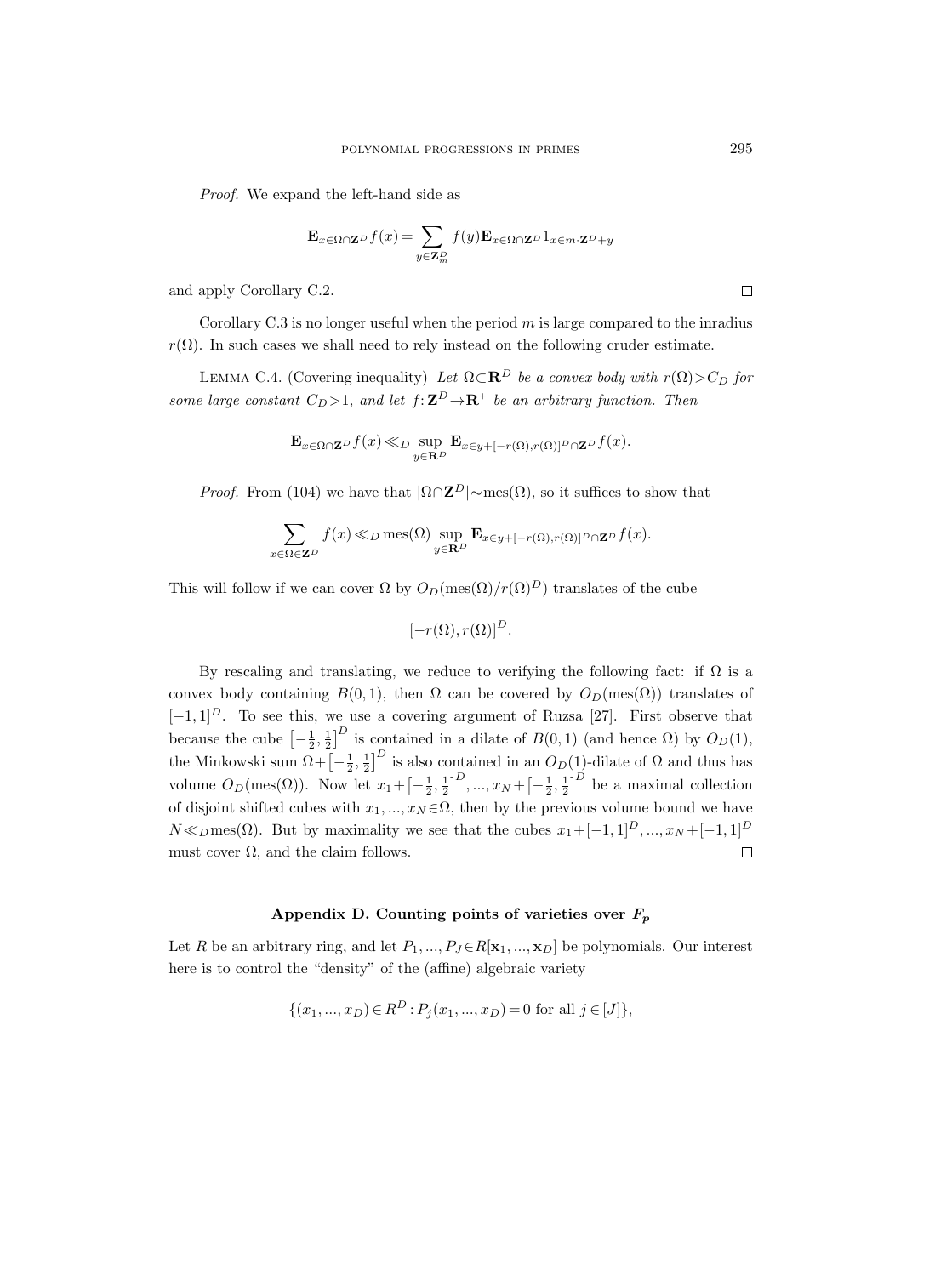*Proof.* We expand the left-hand side as

$$\mathbf{E}_{x\in\Omega\cap\mathbf{Z}^D} f(x) = \sum_{y\in\mathbf{Z}_m^D} f(y)\mathbf{E}_{x\in\Omega\cap\mathbf{Z}^D} 1_{x\in m\cdot\mathbf{Z}^D+y}$$

and apply Corollary C.2. $\square$

Corollary C.3 is no longer useful when the period $m$ is large compared to the inradius $r(\Omega)$. In such cases we shall need to rely instead on the following cruder estimate.

LEMMA C.4. (Covering inequality) *Let $\Omega\subset\mathbf{R}^D$ be a convex body with $r(\Omega)>C_D$ for some large constant $C_D>1$, and let $f\colon\mathbf{Z}^D\to\mathbf{R}^+$ be an arbitrary function. Then*

$$\mathbf{E}_{x\in\Omega\cap\mathbf{Z}^D} f(x) \ll_D \sup_{y\in\mathbf{R}^D} \mathbf{E}_{x\in y+[-r(\Omega),r(\Omega)]^D\cap\mathbf{Z}^D} f(x).$$

*Proof.* From (104) we have that $|\Omega\cap\mathbf{Z}^D|\sim\operatorname{mes}(\Omega)$, so it suffices to show that

$$\sum_{x\in\Omega\in\mathbf{Z}^D} f(x) \ll_D \operatorname{mes}(\Omega) \sup_{y\in\mathbf{R}^D} \mathbf{E}_{x\in y+[-r(\Omega),r(\Omega)]^D\cap\mathbf{Z}^D} f(x).$$

This will follow if we can cover $\Omega$ by $O_D(\operatorname{mes}(\Omega)/r(\Omega)^D)$ translates of the cube

$$[-r(\Omega),r(\Omega)]^D.$$

By rescaling and translating, we reduce to verifying the following fact: if $\Omega$ is a convex body containing $B(0,1)$, then $\Omega$ can be covered by $O_D(\operatorname{mes}(\Omega))$ translates of $[-1,1]^D$. To see this, we use a covering argument of Ruzsa [27]. First observe that because the cube $\left[-\frac{1}{2},\frac{1}{2}\right]^D$ is contained in a dilate of $B(0,1)$ (and hence $\Omega$) by $O_D(1)$, the Minkowski sum $\Omega+\left[-\frac{1}{2},\frac{1}{2}\right]^D$ is also contained in an $O_D(1)$-dilate of $\Omega$ and thus has volume $O_D(\operatorname{mes}(\Omega))$. Now let $x_1+\left[-\frac{1}{2},\frac{1}{2}\right]^D,...,x_N+\left[-\frac{1}{2},\frac{1}{2}\right]^D$ be a maximal collection of disjoint shifted cubes with $x_1,...,x_N\in\Omega$, then by the previous volume bound we have $N\ll_D\operatorname{mes}(\Omega)$. But by maximality we see that the cubes $x_1+[-1,1]^D,...,x_N+[-1,1]^D$ must cover $\Omega$, and the claim follows. $\square$

## Appendix D. Counting points of varieties over $F_p$

Let $R$ be an arbitrary ring, and let $P_1,...,P_J\in R[\mathbf{x}_1,...,\mathbf{x}_D]$ be polynomials. Our interest here is to control the "density" of the (affine) algebraic variety

$$\{(x_1,...,x_D)\in R^D : P_j(x_1,...,x_D)=0 \text{ for all } j\in[J]\},$$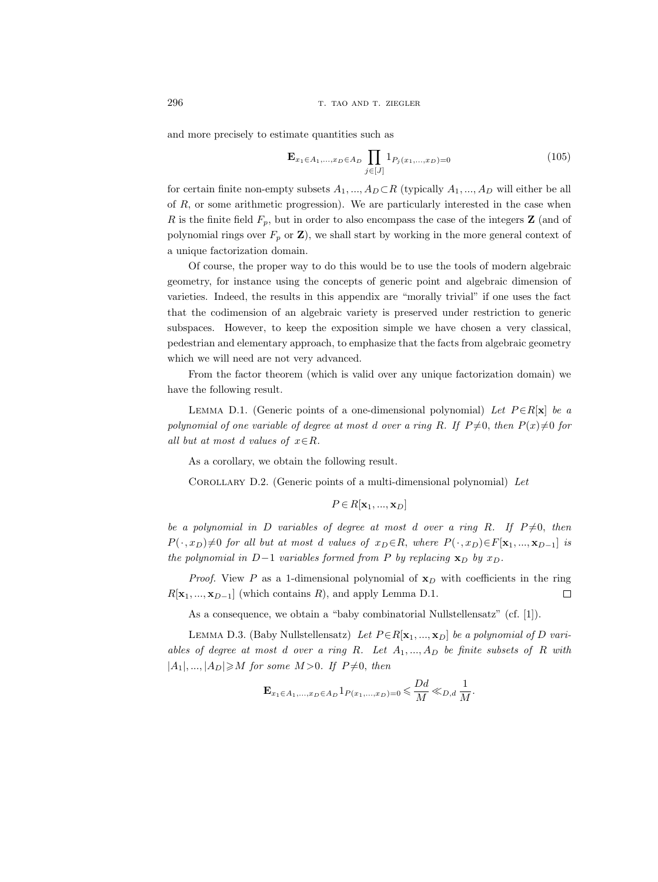and more precisely to estimate quantities such as

$$\mathbf{E}_{x_1\in A_1,...,x_D\in A_D}\prod_{j\in[J]}1_{P_j(x_1,...,x_D)=0} \tag{105}$$

for certain finite non-empty subsets $A_1,...,A_D\subset R$ (typically $A_1,...,A_D$ will either be all of $R$, or some arithmetic progression). We are particularly interested in the case when $R$ is the finite field $F_p$, but in order to also encompass the case of the integers $\mathbf{Z}$ (and of polynomial rings over $F_p$ or $\mathbf{Z}$), we shall start by working in the more general context of a unique factorization domain.

Of course, the proper way to do this would be to use the tools of modern algebraic geometry, for instance using the concepts of generic point and algebraic dimension of varieties. Indeed, the results in this appendix are "morally trivial" if one uses the fact that the codimension of an algebraic variety is preserved under restriction to generic subspaces. However, to keep the exposition simple we have chosen a very classical, pedestrian and elementary approach, to emphasize that the facts from algebraic geometry which we will need are not very advanced.

From the factor theorem (which is valid over any unique factorization domain) we have the following result.

Lemma D.1. (Generic points of a one-dimensional polynomial) *Let $P\in R[\mathbf{x}]$ be a polynomial of one variable of degree at most $d$ over a ring $R$. If $P\neq 0$, then $P(x)\neq 0$ for all but at most $d$ values of $x\in R$.*

As a corollary, we obtain the following result.

Corollary D.2. (Generic points of a multi-dimensional polynomial) *Let*

$$P\in R[\mathbf{x}_1,...,\mathbf{x}_D]$$

*be a polynomial in $D$ variables of degree at most $d$ over a ring $R$. If $P\neq 0$, then $P(\cdot,x_D)\neq 0$ for all but at most $d$ values of $x_D\in R$, where $P(\cdot,x_D)\in F[\mathbf{x}_1,...,\mathbf{x}_{D-1}]$ is the polynomial in $D-1$ variables formed from $P$ by replacing $\mathbf{x}_D$ by $x_D$.*

*Proof.* View $P$ as a 1-dimensional polynomial of $\mathbf{x}_D$ with coefficients in the ring $R[\mathbf{x}_1,...,\mathbf{x}_{D-1}]$ (which contains $R$), and apply Lemma D.1. $\square$

As a consequence, we obtain a "baby combinatorial Nullstellensatz" (cf. [1]).

Lemma D.3. (Baby Nullstellensatz) *Let $P\in R[\mathbf{x}_1,...,\mathbf{x}_D]$ be a polynomial of $D$ variables of degree at most $d$ over a ring $R$. Let $A_1,...,A_D$ be finite subsets of $R$ with $|A_1|,...,|A_D|\geqslant M$ for some $M>0$. If $P\neq 0$, then*

$$\mathbf{E}_{x_1\in A_1,...,x_D\in A_D}1_{P(x_1,...,x_D)=0}\leqslant\frac{Dd}{M}\ll_{D,d}\frac{1}{M}.$$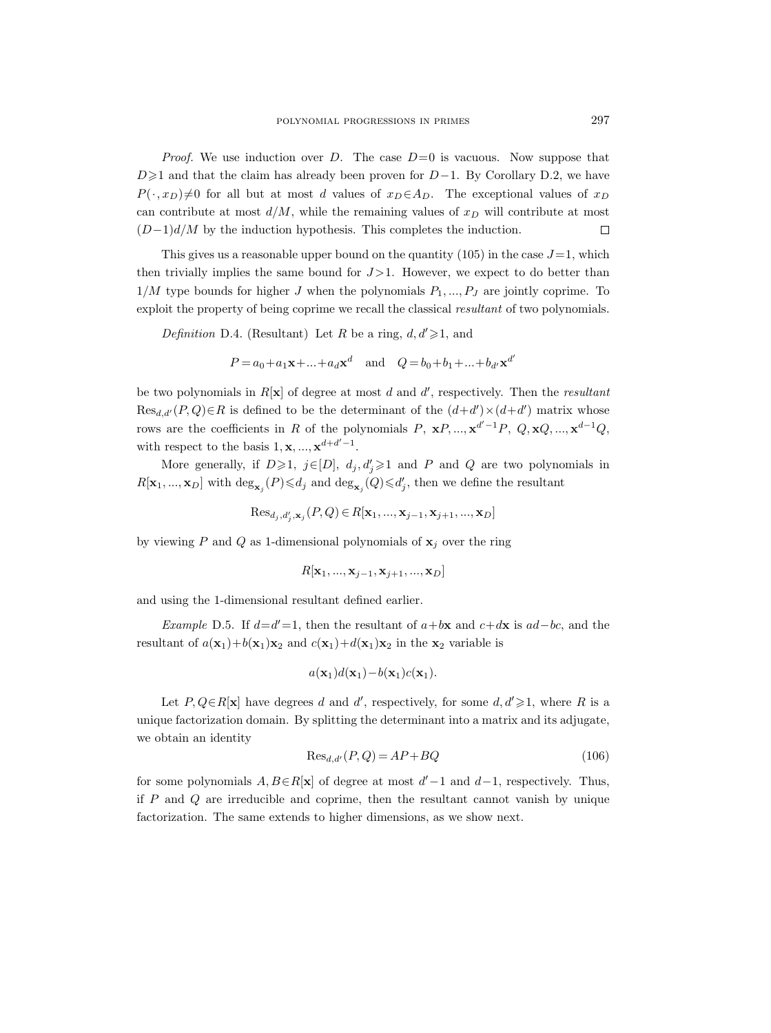*Proof.* We use induction over $D$. The case $D=0$ is vacuous. Now suppose that $D\geqslant 1$ and that the claim has already been proven for $D-1$. By Corollary D.2, we have $P(\cdot, x_D)\neq 0$ for all but at most $d$ values of $x_D\in A_D$. The exceptional values of $x_D$ can contribute at most $d/M$, while the remaining values of $x_D$ will contribute at most $(D-1)d/M$ by the induction hypothesis. This completes the induction. □

This gives us a reasonable upper bound on the quantity (105) in the case $J=1$, which then trivially implies the same bound for $J>1$. However, we expect to do better than $1/M$ type bounds for higher $J$ when the polynomials $P_1, ..., P_J$ are jointly coprime. To exploit the property of being coprime we recall the classical *resultant* of two polynomials.

*Definition* D.4. (Resultant) Let $R$ be a ring, $d, d'\geqslant 1$, and

$$P=a_0+a_1\mathbf{x}+...+a_d\mathbf{x}^d \quad \text{and} \quad Q=b_0+b_1+...+b_{d'}\mathbf{x}^{d'}$$

be two polynomials in $R[\mathbf{x}]$ of degree at most $d$ and $d'$, respectively. Then the *resultant* $\operatorname{Res}_{d,d'}(P,Q)\in R$ is defined to be the determinant of the $(d+d')\times(d+d')$ matrix whose rows are the coefficients in $R$ of the polynomials $P$, $\mathbf{x}P, ..., \mathbf{x}^{d'-1}P$, $Q, \mathbf{x}Q, ..., \mathbf{x}^{d-1}Q$, with respect to the basis $1, \mathbf{x}, ..., \mathbf{x}^{d+d'-1}$.

More generally, if $D\geqslant 1$, $j\in[D]$, $d_j, d_j'\geqslant 1$ and $P$ and $Q$ are two polynomials in $R[\mathbf{x}_1, ..., \mathbf{x}_D]$ with $\deg_{\mathbf{x}_j}(P)\leqslant d_j$ and $\deg_{\mathbf{x}_j}(Q)\leqslant d_j'$, then we define the resultant

$$\operatorname{Res}_{d_j,d_j',\mathbf{x}_j}(P,Q)\in R[\mathbf{x}_1, ..., \mathbf{x}_{j-1}, \mathbf{x}_{j+1}, ..., \mathbf{x}_D]$$

by viewing $P$ and $Q$ as 1-dimensional polynomials of $\mathbf{x}_j$ over the ring

$$R[\mathbf{x}_1, ..., \mathbf{x}_{j-1}, \mathbf{x}_{j+1}, ..., \mathbf{x}_D]$$

and using the 1-dimensional resultant defined earlier.

*Example* D.5. If $d=d'=1$, then the resultant of $a+b\mathbf{x}$ and $c+d\mathbf{x}$ is $ad-bc$, and the resultant of $a(\mathbf{x}_1)+b(\mathbf{x}_1)\mathbf{x}_2$ and $c(\mathbf{x}_1)+d(\mathbf{x}_1)\mathbf{x}_2$ in the $\mathbf{x}_2$ variable is

$$a(\mathbf{x}_1)d(\mathbf{x}_1)-b(\mathbf{x}_1)c(\mathbf{x}_1).$$

Let $P, Q\in R[\mathbf{x}]$ have degrees $d$ and $d'$, respectively, for some $d, d'\geqslant 1$, where $R$ is a unique factorization domain. By splitting the determinant into a matrix and its adjugate, we obtain an identity

$$\operatorname{Res}_{d,d'}(P,Q)=AP+BQ \tag{106}$$

for some polynomials $A, B\in R[\mathbf{x}]$ of degree at most $d'-1$ and $d-1$, respectively. Thus, if $P$ and $Q$ are irreducible and coprime, then the resultant cannot vanish by unique factorization. The same extends to higher dimensions, as we show next.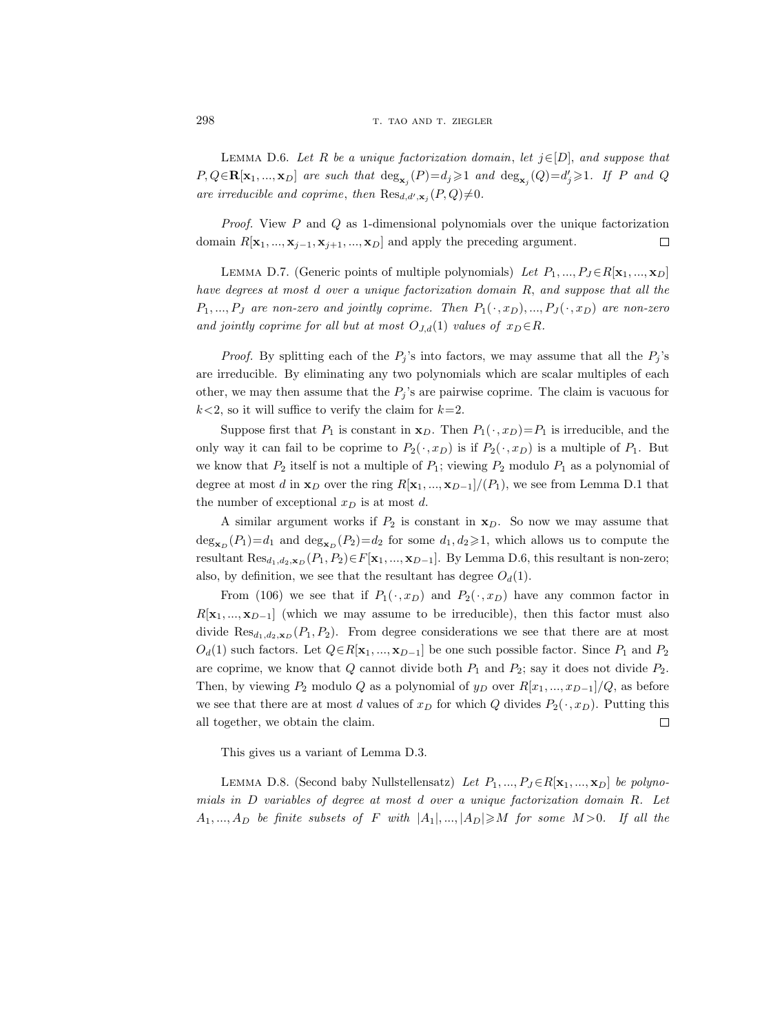Lemma D.6. *Let $R$ be a unique factorization domain, let $j\in[D]$, and suppose that $P,Q\in\mathbf{R}[\mathbf{x}_1,...,\mathbf{x}_D]$ are such that $\deg_{\mathbf{x}_j}(P)=d_j\geqslant 1$ and $\deg_{\mathbf{x}_j}(Q)=d_j'\geqslant 1$. If $P$ and $Q$ are irreducible and coprime, then $\mathrm{Res}_{d,d',\mathbf{x}_j}(P,Q)\neq 0$.*

*Proof.* View $P$ and $Q$ as 1-dimensional polynomials over the unique factorization domain $R[\mathbf{x}_1,...,\mathbf{x}_{j-1},\mathbf{x}_{j+1},...,\mathbf{x}_D]$ and apply the preceding argument. $\square$

Lemma D.7. (Generic points of multiple polynomials) *Let $P_1,...,P_J\in R[\mathbf{x}_1,...,\mathbf{x}_D]$ have degrees at most $d$ over a unique factorization domain $R$, and suppose that all the $P_1,...,P_J$ are non-zero and jointly coprime. Then $P_1(\cdot,x_D),...,P_J(\cdot,x_D)$ are non-zero and jointly coprime for all but at most $O_{J,d}(1)$ values of $x_D\in R$.*

*Proof.* By splitting each of the $P_j$'s into factors, we may assume that all the $P_j$'s are irreducible. By eliminating any two polynomials which are scalar multiples of each other, we may then assume that the $P_j$'s are pairwise coprime. The claim is vacuous for $k<2$, so it will suffice to verify the claim for $k=2$.

Suppose first that $P_1$ is constant in $\mathbf{x}_D$. Then $P_1(\cdot,x_D)=P_1$ is irreducible, and the only way it can fail to be coprime to $P_2(\cdot,x_D)$ is if $P_2(\cdot,x_D)$ is a multiple of $P_1$. But we know that $P_2$ itself is not a multiple of $P_1$; viewing $P_2$ modulo $P_1$ as a polynomial of degree at most $d$ in $\mathbf{x}_D$ over the ring $R[\mathbf{x}_1,...,\mathbf{x}_{D-1}]/(P_1)$, we see from Lemma D.1 that the number of exceptional $x_D$ is at most $d$.

A similar argument works if $P_2$ is constant in $\mathbf{x}_D$. So now we may assume that $\deg_{\mathbf{x}_D}(P_1)=d_1$ and $\deg_{\mathbf{x}_D}(P_2)=d_2$ for some $d_1,d_2\geqslant 1$, which allows us to compute the resultant $\mathrm{Res}_{d_1,d_2,\mathbf{x}_D}(P_1,P_2)\in F[\mathbf{x}_1,...,\mathbf{x}_{D-1}]$. By Lemma D.6, this resultant is non-zero; also, by definition, we see that the resultant has degree $O_d(1)$.

From (106) we see that if $P_1(\cdot,x_D)$ and $P_2(\cdot,x_D)$ have any common factor in $R[\mathbf{x}_1,...,\mathbf{x}_{D-1}]$ (which we may assume to be irreducible), then this factor must also divide $\mathrm{Res}_{d_1,d_2,\mathbf{x}_D}(P_1,P_2)$. From degree considerations we see that there are at most $O_d(1)$ such factors. Let $Q\in R[\mathbf{x}_1,...,\mathbf{x}_{D-1}]$ be one such possible factor. Since $P_1$ and $P_2$ are coprime, we know that $Q$ cannot divide both $P_1$ and $P_2$; say it does not divide $P_2$. Then, by viewing $P_2$ modulo $Q$ as a polynomial of $y_D$ over $R[x_1,...,x_{D-1}]/Q$, as before we see that there are at most $d$ values of $x_D$ for which $Q$ divides $P_2(\cdot,x_D)$. Putting this all together, we obtain the claim. $\square$

This gives us a variant of Lemma D.3.

Lemma D.8. (Second baby Nullstellensatz) *Let $P_1,...,P_J\in R[\mathbf{x}_1,...,\mathbf{x}_D]$ be polynomials in $D$ variables of degree at most $d$ over a unique factorization domain $R$. Let $A_1,...,A_D$ be finite subsets of $F$ with $|A_1|,...,|A_D|\geqslant M$ for some $M>0$. If all the*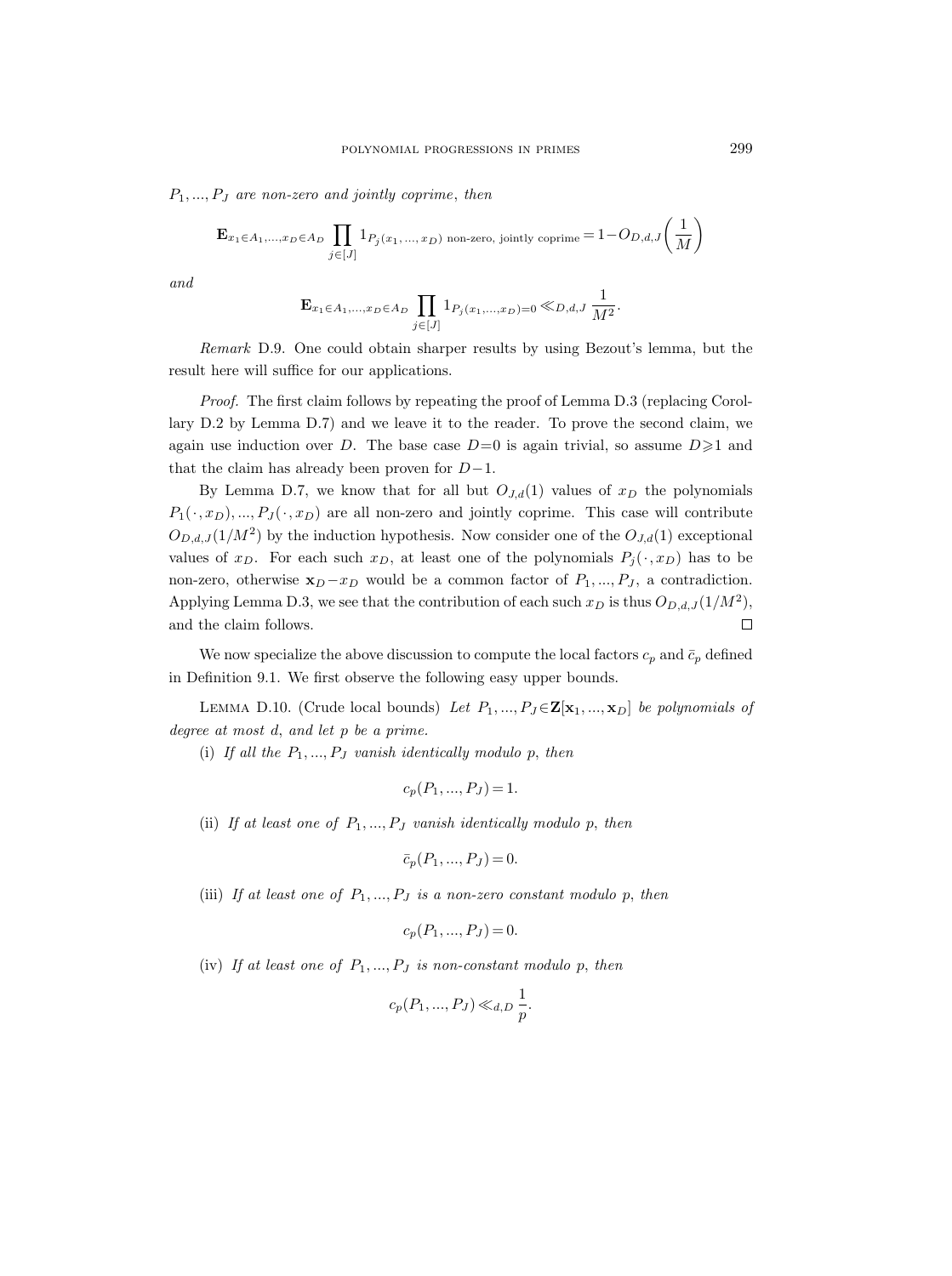$P_1, \ldots, P_J$ *are non-zero and jointly coprime*, *then*

$$\mathbf{E}_{x_1 \in A_1, \ldots, x_D \in A_D} \prod_{j \in [J]} 1_{P_j(x_1, \ldots, x_D) \text{ non-zero, jointly coprime}} = 1 - O_{D,d,J}\left(\frac{1}{M}\right)$$

*and*

$$\mathbf{E}_{x_1 \in A_1, \ldots, x_D \in A_D} \prod_{j \in [J]} 1_{P_j(x_1, \ldots, x_D) = 0} \ll_{D,d,J} \frac{1}{M^2}.$$

*Remark* D.9. One could obtain sharper results by using Bezout's lemma, but the result here will suffice for our applications.

*Proof.* The first claim follows by repeating the proof of Lemma D.3 (replacing Corollary D.2 by Lemma D.7) and we leave it to the reader. To prove the second claim, we again use induction over $D$. The base case $D=0$ is again trivial, so assume $D \geqslant 1$ and that the claim has already been proven for $D-1$.

By Lemma D.7, we know that for all but $O_{J,d}(1)$ values of $x_D$ the polynomials $P_1(\cdot, x_D), \ldots, P_J(\cdot, x_D)$ are all non-zero and jointly coprime. This case will contribute $O_{D,d,J}(1/M^2)$ by the induction hypothesis. Now consider one of the $O_{J,d}(1)$ exceptional values of $x_D$. For each such $x_D$, at least one of the polynomials $P_j(\cdot, x_D)$ has to be non-zero, otherwise $\mathbf{x}_D - x_D$ would be a common factor of $P_1, \ldots, P_J$, a contradiction. Applying Lemma D.3, we see that the contribution of each such $x_D$ is thus $O_{D,d,J}(1/M^2)$, and the claim follows. $\square$

We now specialize the above discussion to compute the local factors $c_p$ and $\bar{c}_p$ defined in Definition 9.1. We first observe the following easy upper bounds.

Lemma D.10. (Crude local bounds) *Let* $P_1, \ldots, P_J \in \mathbf{Z}[\mathbf{x}_1, \ldots, \mathbf{x}_D]$ *be polynomials of degree at most* $d$, *and let* $p$ *be a prime.*

(i) *If all the* $P_1, \ldots, P_J$ *vanish identically modulo* $p$, *then*

$$c_p(P_1, \ldots, P_J) = 1.$$

(ii) *If at least one of* $P_1, \ldots, P_J$ *vanish identically modulo* $p$, *then*

$$\bar{c}_p(P_1, \ldots, P_J) = 0.$$

(iii) *If at least one of* $P_1, \ldots, P_J$ *is a non-zero constant modulo* $p$, *then*

$$c_p(P_1, \ldots, P_J) = 0.$$

(iv) *If at least one of* $P_1, \ldots, P_J$ *is non-constant modulo* $p$, *then*

$$c_p(P_1, \ldots, P_J) \ll_{d,D} \frac{1}{p}.$$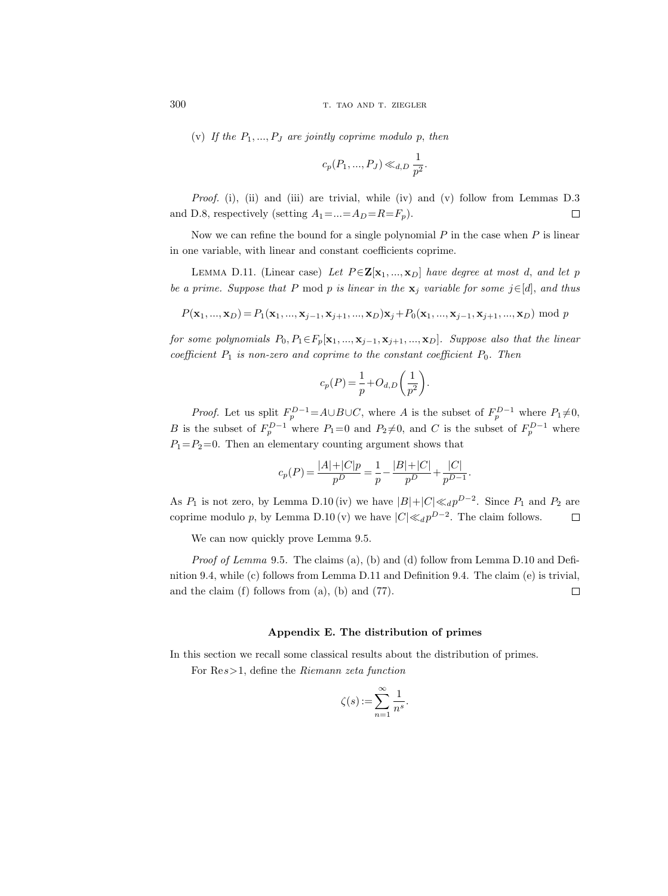(v) *If the $P_1, ..., P_J$ are jointly coprime modulo $p$, then*

$$c_p(P_1, ..., P_J) \ll_{d,D} \frac{1}{p^2}.$$

*Proof.* (i), (ii) and (iii) are trivial, while (iv) and (v) follow from Lemmas D.3 and D.8, respectively (setting $A_1 = ... = A_D = R = F_p$). $\square$

Now we can refine the bound for a single polynomial $P$ in the case when $P$ is linear in one variable, with linear and constant coefficients coprime.

LEMMA D.11. (Linear case) *Let $P \in \mathbf{Z}[\mathbf{x}_1, ..., \mathbf{x}_D]$ have degree at most $d$, and let $p$ be a prime. Suppose that $P$ mod $p$ is linear in the $\mathbf{x}_j$ variable for some $j \in [d]$, and thus*

$$P(\mathbf{x}_1, ..., \mathbf{x}_D) = P_1(\mathbf{x}_1, ..., \mathbf{x}_{j-1}, \mathbf{x}_{j+1}, ..., \mathbf{x}_D)\mathbf{x}_j + P_0(\mathbf{x}_1, ..., \mathbf{x}_{j-1}, \mathbf{x}_{j+1}, ..., \mathbf{x}_D) \bmod p$$

*for some polynomials $P_0, P_1 \in F_p[\mathbf{x}_1, ..., \mathbf{x}_{j-1}, \mathbf{x}_{j+1}, ..., \mathbf{x}_D]$. Suppose also that the linear coefficient $P_1$ is non-zero and coprime to the constant coefficient $P_0$. Then*

$$c_p(P) = \frac{1}{p} + O_{d,D}\left(\frac{1}{p^2}\right).$$

*Proof.* Let us split $F_p^{D-1} = A \cup B \cup C$, where $A$ is the subset of $F_p^{D-1}$ where $P_1 \neq 0$, $B$ is the subset of $F_p^{D-1}$ where $P_1 = 0$ and $P_2 \neq 0$, and $C$ is the subset of $F_p^{D-1}$ where $P_1 = P_2 = 0$. Then an elementary counting argument shows that

$$c_p(P) = \frac{|A| + |C|p}{p^D} = \frac{1}{p} - \frac{|B| + |C|}{p^D} + \frac{|C|}{p^{D-1}}.$$

As $P_1$ is not zero, by Lemma D.10 (iv) we have $|B| + |C| \ll_d p^{D-2}$. Since $P_1$ and $P_2$ are coprime modulo $p$, by Lemma D.10 (v) we have $|C| \ll_d p^{D-2}$. The claim follows. $\square$

We can now quickly prove Lemma 9.5.

*Proof of Lemma* 9.5. The claims (a), (b) and (d) follow from Lemma D.10 and Definition 9.4, while (c) follows from Lemma D.11 and Definition 9.4. The claim (e) is trivial, and the claim (f) follows from (a), (b) and (77). $\square$

## Appendix E. The distribution of primes

In this section we recall some classical results about the distribution of primes.

For $\mathrm{Re}\, s > 1$, define the *Riemann zeta function*

$$\zeta(s) := \sum_{n=1}^{\infty} \frac{1}{n^s}.$$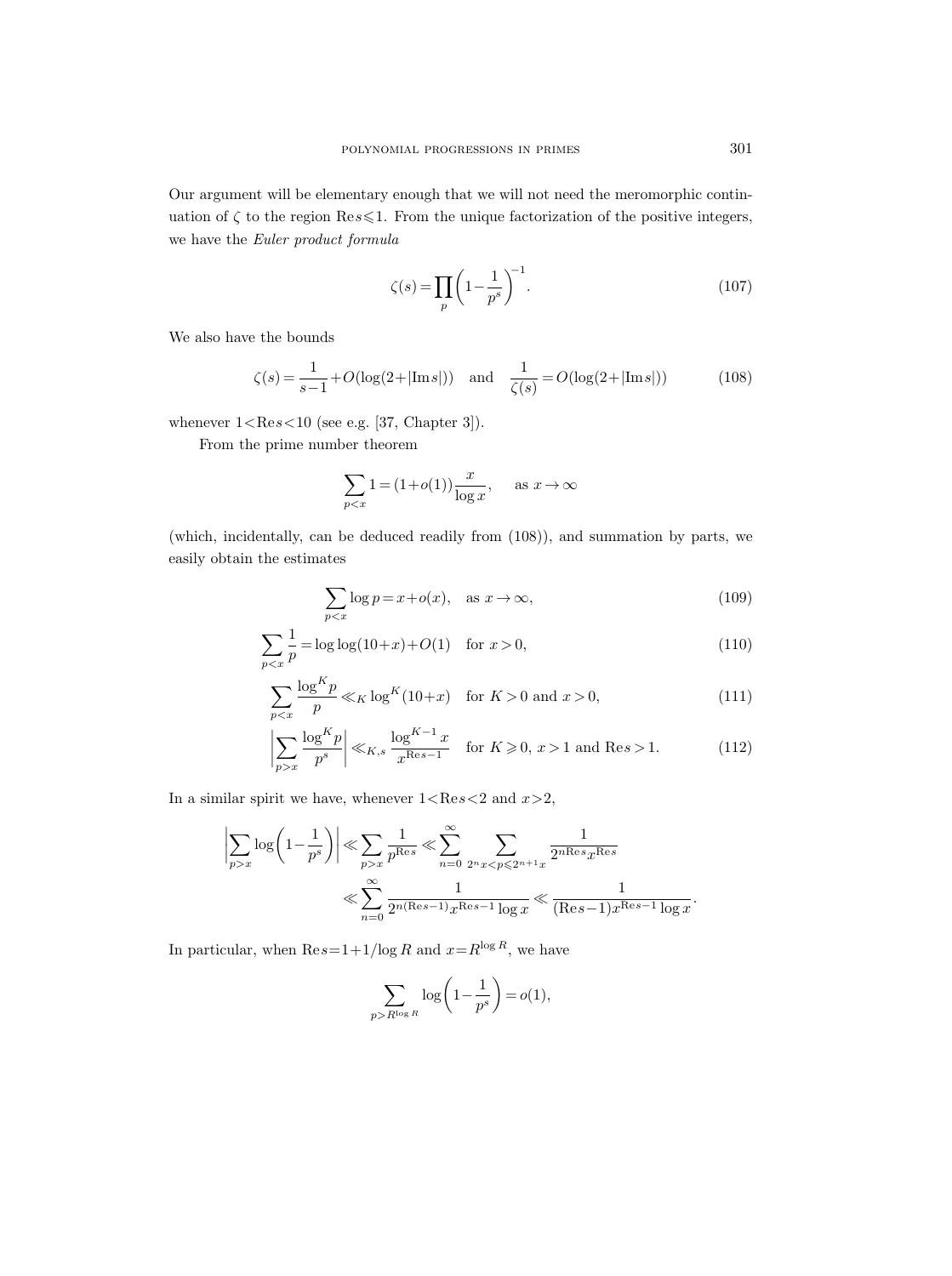Our argument will be elementary enough that we will not need the meromorphic continuation of $\zeta$ to the region $\operatorname{Re} s \leqslant 1$. From the unique factorization of the positive integers, we have the *Euler product formula*

$$\zeta(s) = \prod_p \left(1 - \frac{1}{p^s}\right)^{-1}. \tag{107}$$

We also have the bounds

$$\zeta(s) = \frac{1}{s-1} + O(\log(2+|\operatorname{Im} s|)) \quad \text{and} \quad \frac{1}{\zeta(s)} = O(\log(2+|\operatorname{Im} s|)) \tag{108}$$

whenever $1 < \operatorname{Re} s < 10$ (see e.g. [37, Chapter 3]).

From the prime number theorem

$$\sum_{p<x} 1 = (1+o(1))\frac{x}{\log x}, \qquad \text{as } x \to \infty$$

(which, incidentally, can be deduced readily from (108)), and summation by parts, we easily obtain the estimates

$$\sum_{p<x} \log p = x + o(x), \quad \text{as } x \to \infty, \tag{109}$$

$$\sum_{p<x} \frac{1}{p} = \log\log(10+x) + O(1) \quad \text{for } x > 0, \tag{110}$$

$$\sum_{p<x} \frac{\log^K p}{p} \ll_K \log^K(10+x) \quad \text{for } K > 0 \text{ and } x > 0, \tag{111}$$

$$\left|\sum_{p>x} \frac{\log^K p}{p^s}\right| \ll_{K,s} \frac{\log^{K-1} x}{x^{\operatorname{Re} s - 1}} \quad \text{for } K \geqslant 0,\ x > 1 \text{ and } \operatorname{Re} s > 1. \tag{112}$$

In a similar spirit we have, whenever $1 < \operatorname{Re} s < 2$ and $x > 2$,

$$\begin{aligned}
\left|\sum_{p>x} \log\left(1 - \frac{1}{p^s}\right)\right| &\ll \sum_{p>x} \frac{1}{p^{\operatorname{Re} s}} \ll \sum_{n=0}^{\infty} \sum_{2^n x < p \leqslant 2^{n+1} x} \frac{1}{2^{n \operatorname{Re} s} x^{\operatorname{Re} s}} \\
&\ll \sum_{n=0}^{\infty} \frac{1}{2^{n(\operatorname{Re} s - 1)} x^{\operatorname{Re} s - 1} \log x} \ll \frac{1}{(\operatorname{Re} s - 1) x^{\operatorname{Re} s - 1} \log x}.
\end{aligned}$$

In particular, when $\operatorname{Re} s = 1 + 1/\log R$ and $x = R^{\log R}$, we have

$$\sum_{p > R^{\log R}} \log\left(1 - \frac{1}{p^s}\right) = o(1),$$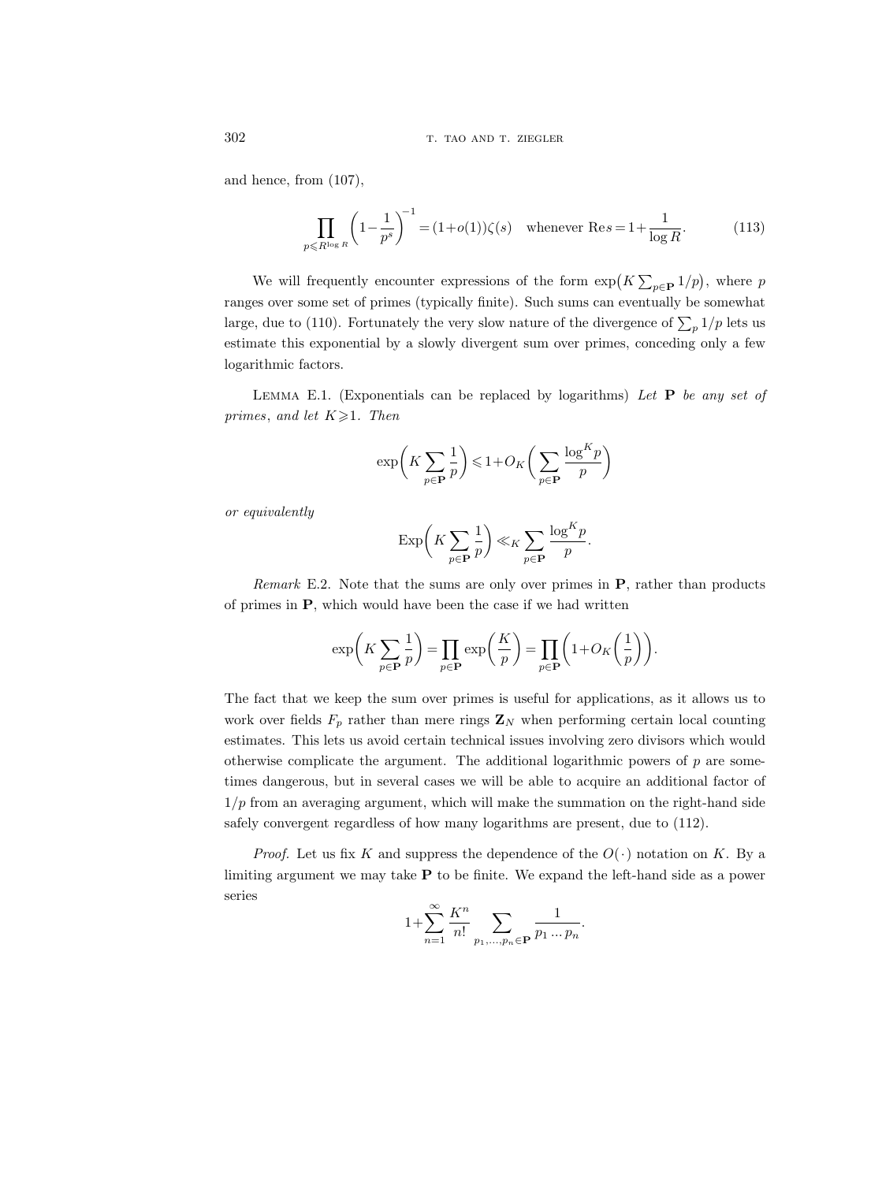and hence, from (107),

$$\prod_{p \leqslant R^{\log R}} \left(1 - \frac{1}{p^s}\right)^{-1} = (1+o(1))\zeta(s) \quad \text{whenever } \operatorname{Re} s = 1 + \frac{1}{\log R}. \tag{113}$$

We will frequently encounter expressions of the form $\exp\bigl(K\sum_{p\in\mathbf{P}} 1/p\bigr)$, where $p$ ranges over some set of primes (typically finite). Such sums can eventually be somewhat large, due to (110). Fortunately the very slow nature of the divergence of $\sum_p 1/p$ lets us estimate this exponential by a slowly divergent sum over primes, conceding only a few logarithmic factors.

Lemma E.1. (Exponentials can be replaced by logarithms) *Let $\mathbf{P}$ be any set of primes, and let $K \geqslant 1$. Then*

$$\exp\biggl(K\sum_{p\in\mathbf{P}} \frac{1}{p}\biggr) \leqslant 1 + O_K\biggl(\sum_{p\in\mathbf{P}} \frac{\log^K p}{p}\biggr)$$

*or equivalently*

$$\operatorname{Exp}\biggl(K\sum_{p\in\mathbf{P}} \frac{1}{p}\biggr) \ll_K \sum_{p\in\mathbf{P}} \frac{\log^K p}{p}.$$

*Remark* E.2. Note that the sums are only over primes in $\mathbf{P}$, rather than products of primes in $\mathbf{P}$, which would have been the case if we had written

$$\exp\biggl(K\sum_{p\in\mathbf{P}} \frac{1}{p}\biggr) = \prod_{p\in\mathbf{P}} \exp\biggl(\frac{K}{p}\biggr) = \prod_{p\in\mathbf{P}} \biggl(1 + O_K\biggl(\frac{1}{p}\biggr)\biggr).$$

The fact that we keep the sum over primes is useful for applications, as it allows us to work over fields $F_p$ rather than mere rings $\mathbf{Z}_N$ when performing certain local counting estimates. This lets us avoid certain technical issues involving zero divisors which would otherwise complicate the argument. The additional logarithmic powers of $p$ are sometimes dangerous, but in several cases we will be able to acquire an additional factor of $1/p$ from an averaging argument, which will make the summation on the right-hand side safely convergent regardless of how many logarithms are present, due to (112).

*Proof.* Let us fix $K$ and suppress the dependence of the $O(\cdot)$ notation on $K$. By a limiting argument we may take $\mathbf{P}$ to be finite. We expand the left-hand side as a power series

$$1 + \sum_{n=1}^{\infty} \frac{K^n}{n!} \sum_{p_1,\dots,p_n\in\mathbf{P}} \frac{1}{p_1 \dots p_n}.$$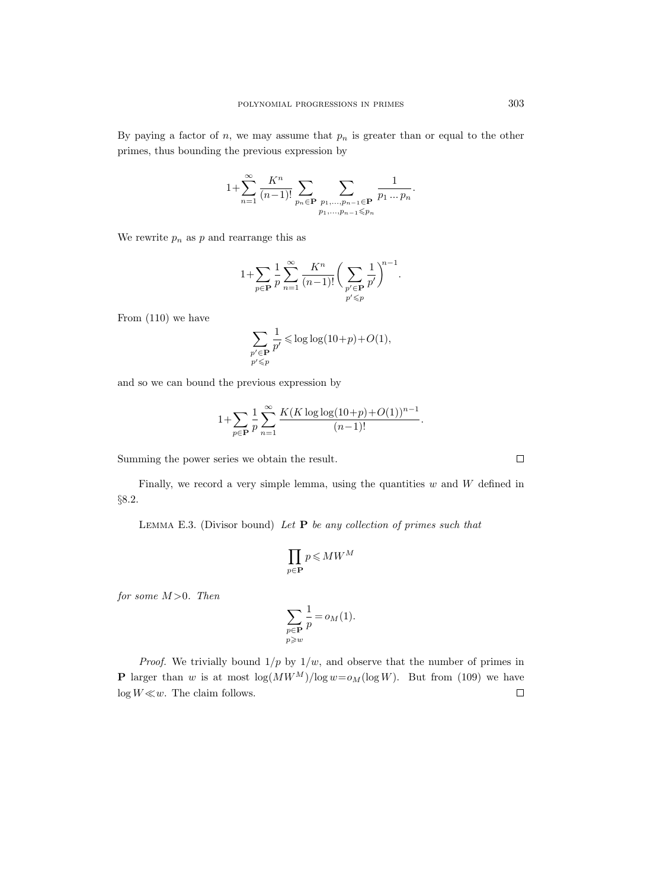By paying a factor of $n$, we may assume that $p_n$ is greater than or equal to the other primes, thus bounding the previous expression by

$$1+\sum_{n=1}^{\infty} \frac{K^n}{(n-1)!} \sum_{p_n \in \mathbf{P}} \sum_{\substack{p_1,\ldots,p_{n-1} \in \mathbf{P} \\ p_1,\ldots,p_{n-1} \leqslant p_n}} \frac{1}{p_1 \ldots p_n}.$$

We rewrite $p_n$ as $p$ and rearrange this as

$$1+\sum_{p \in \mathbf{P}} \frac{1}{p} \sum_{n=1}^{\infty} \frac{K^n}{(n-1)!} \biggl( \sum_{\substack{p' \in \mathbf{P} \\ p' \leqslant p}} \frac{1}{p'} \biggr)^{n-1}.$$

From (110) we have

$$\sum_{\substack{p' \in \mathbf{P} \\ p' \leqslant p}} \frac{1}{p'} \leqslant \log\log(10+p)+O(1),$$

and so we can bound the previous expression by

$$1+\sum_{p \in \mathbf{P}} \frac{1}{p} \sum_{n=1}^{\infty} \frac{K(K\log\log(10+p)+O(1))^{n-1}}{(n-1)!}.$$

Summing the power series we obtain the result. $\square$

Finally, we record a very simple lemma, using the quantities $w$ and $W$ defined in §8.2.

Lemma E.3. (Divisor bound) *Let $\mathbf{P}$ be any collection of primes such that*

$$\prod_{p \in \mathbf{P}} p \leqslant MW^M$$

*for some $M>0$. Then*

$$\sum_{\substack{p \in \mathbf{P} \\ p \geqslant w}} \frac{1}{p} = o_M(1).$$

*Proof.* We trivially bound $1/p$ by $1/w$, and observe that the number of primes in $\mathbf{P}$ larger than $w$ is at most $\log(MW^M)/\log w = o_M(\log W)$. But from (109) we have $\log W \ll w$. The claim follows. $\square$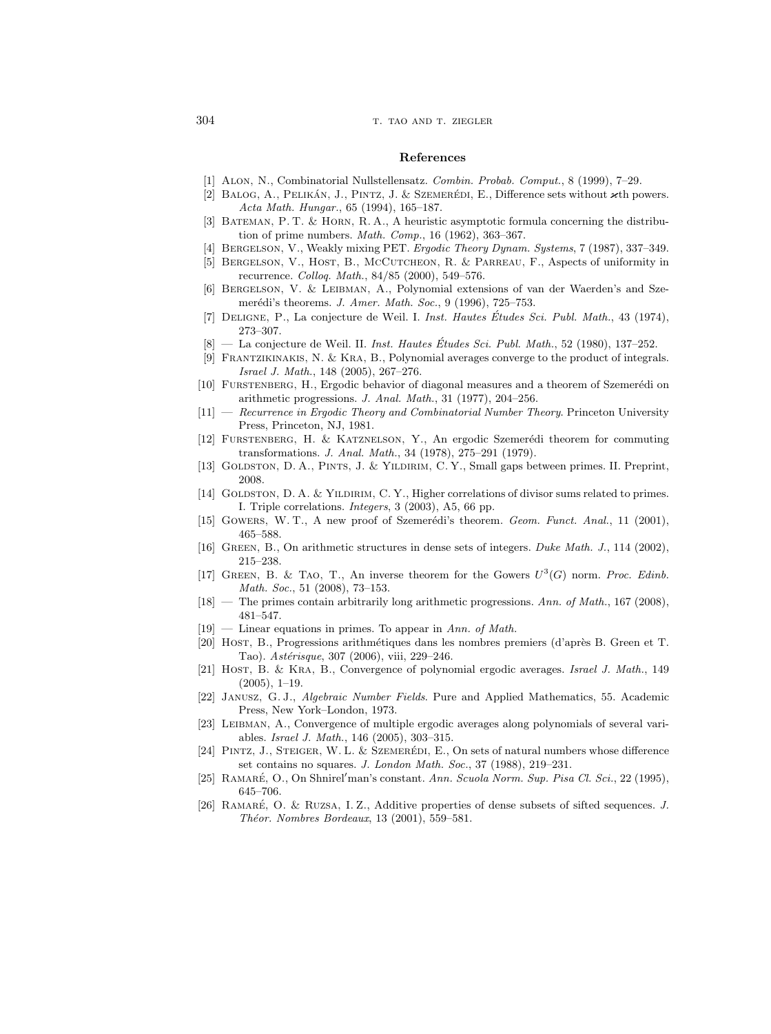## References

[1] Alon, N., Combinatorial Nullstellensatz. *Combin. Probab. Comput.*, 8 (1999), 7–29.

[2] Balog, A., Pelikán, J., Pintz, J. & Szemerédi, E., Difference sets without $\varkappa$th powers. *Acta Math. Hungar.*, 65 (1994), 165–187.

[3] Bateman, P. T. & Horn, R. A., A heuristic asymptotic formula concerning the distribution of prime numbers. *Math. Comp.*, 16 (1962), 363–367.

[4] Bergelson, V., Weakly mixing PET. *Ergodic Theory Dynam. Systems*, 7 (1987), 337–349.

[5] Bergelson, V., Host, B., McCutcheon, R. & Parreau, F., Aspects of uniformity in recurrence. *Colloq. Math.*, 84/85 (2000), 549–576.

[6] Bergelson, V. & Leibman, A., Polynomial extensions of van der Waerden's and Szemerédi's theorems. *J. Amer. Math. Soc.*, 9 (1996), 725–753.

[7] Deligne, P., La conjecture de Weil. I. *Inst. Hautes Études Sci. Publ. Math.*, 43 (1974), 273–307.

[8] — La conjecture de Weil. II. *Inst. Hautes Études Sci. Publ. Math.*, 52 (1980), 137–252.

[9] Frantzikinakis, N. & Kra, B., Polynomial averages converge to the product of integrals. *Israel J. Math.*, 148 (2005), 267–276.

[10] Furstenberg, H., Ergodic behavior of diagonal measures and a theorem of Szemerédi on arithmetic progressions. *J. Anal. Math.*, 31 (1977), 204–256.

[11] — *Recurrence in Ergodic Theory and Combinatorial Number Theory*. Princeton University Press, Princeton, NJ, 1981.

[12] Furstenberg, H. & Katznelson, Y., An ergodic Szemerédi theorem for commuting transformations. *J. Anal. Math.*, 34 (1978), 275–291 (1979).

[13] Goldston, D. A., Pints, J. & Yildirim, C. Y., Small gaps between primes. II. Preprint, 2008.

[14] Goldston, D. A. & Yildirim, C. Y., Higher correlations of divisor sums related to primes. I. Triple correlations. *Integers*, 3 (2003), A5, 66 pp.

[15] Gowers, W. T., A new proof of Szemerédi's theorem. *Geom. Funct. Anal.*, 11 (2001), 465–588.

[16] Green, B., On arithmetic structures in dense sets of integers. *Duke Math. J.*, 114 (2002), 215–238.

[17] Green, B. & Tao, T., An inverse theorem for the Gowers $U^3(G)$ norm. *Proc. Edinb. Math. Soc.*, 51 (2008), 73–153.

[18] — The primes contain arbitrarily long arithmetic progressions. *Ann. of Math.*, 167 (2008), 481–547.

[19] — Linear equations in primes. To appear in *Ann. of Math.*

[20] Host, B., Progressions arithmétiques dans les nombres premiers (d'après B. Green et T. Tao). *Astérisque*, 307 (2006), viii, 229–246.

[21] Host, B. & Kra, B., Convergence of polynomial ergodic averages. *Israel J. Math.*, 149 (2005), 1–19.

[22] Janusz, G. J., *Algebraic Number Fields*. Pure and Applied Mathematics, 55. Academic Press, New York–London, 1973.

[23] Leibman, A., Convergence of multiple ergodic averages along polynomials of several variables. *Israel J. Math.*, 146 (2005), 303–315.

[24] Pintz, J., Steiger, W. L. & Szemerédi, E., On sets of natural numbers whose difference set contains no squares. *J. London Math. Soc.*, 37 (1988), 219–231.

[25] Ramaré, O., On Shnirel′man's constant. *Ann. Scuola Norm. Sup. Pisa Cl. Sci.*, 22 (1995), 645–706.

[26] Ramaré, O. & Ruzsa, I. Z., Additive properties of dense subsets of sifted sequences. *J. Théor. Nombres Bordeaux*, 13 (2001), 559–581.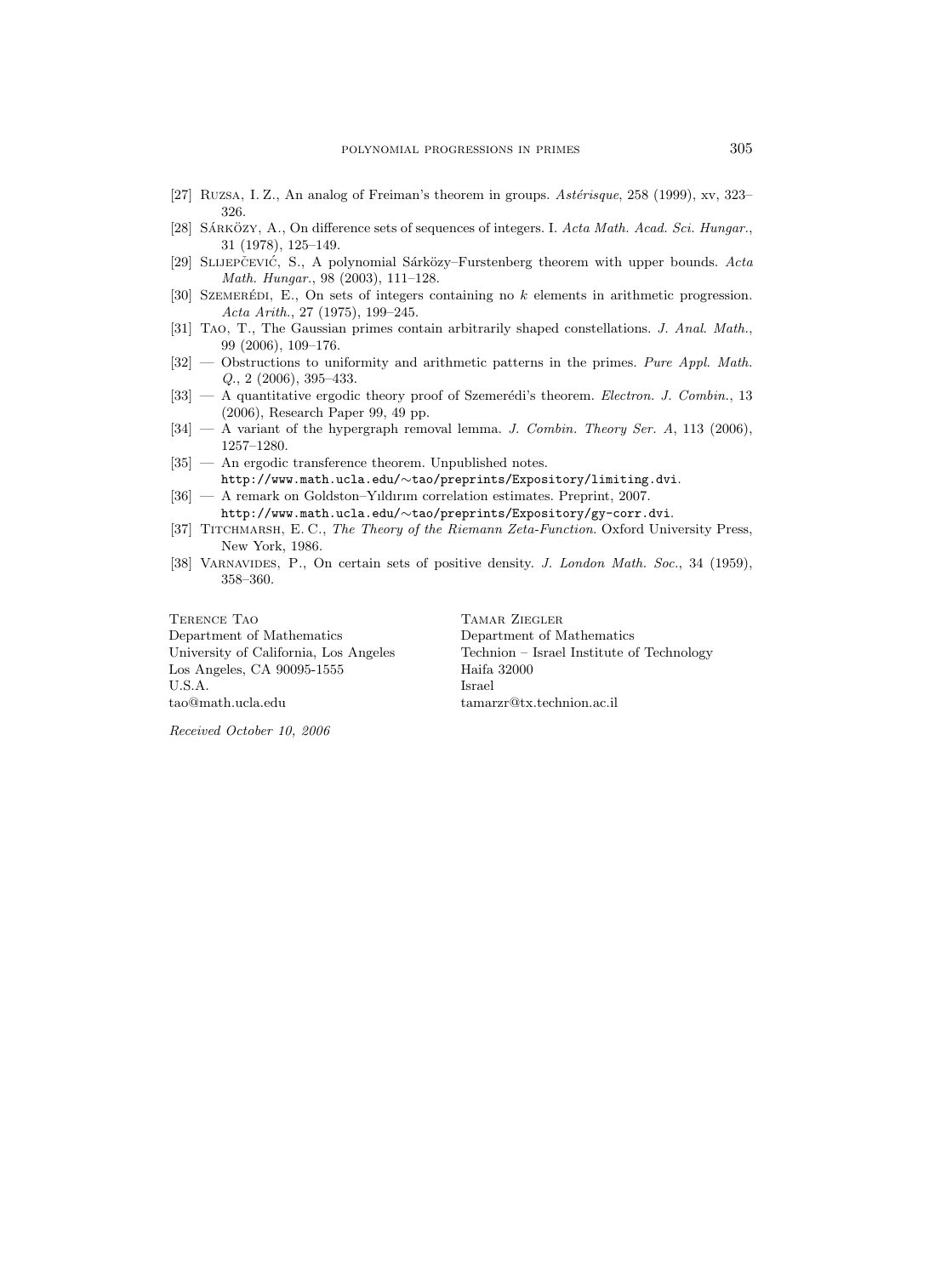[27] Ruzsa, I. Z., An analog of Freiman's theorem in groups. *Astérisque*, 258 (1999), xv, 323–326.

[28] Sárközy, A., On difference sets of sequences of integers. I. *Acta Math. Acad. Sci. Hungar.*, 31 (1978), 125–149.

[29] Slijepčević, S., A polynomial Sárközy–Furstenberg theorem with upper bounds. *Acta Math. Hungar.*, 98 (2003), 111–128.

[30] Szemerédi, E., On sets of integers containing no $k$ elements in arithmetic progression. *Acta Arith.*, 27 (1975), 199–245.

[31] Tao, T., The Gaussian primes contain arbitrarily shaped constellations. *J. Anal. Math.*, 99 (2006), 109–176.

[32] — Obstructions to uniformity and arithmetic patterns in the primes. *Pure Appl. Math. Q.*, 2 (2006), 395–433.

[33] — A quantitative ergodic theory proof of Szemerédi's theorem. *Electron. J. Combin.*, 13 (2006), Research Paper 99, 49 pp.

[34] — A variant of the hypergraph removal lemma. *J. Combin. Theory Ser. A*, 113 (2006), 1257–1280.

[35] — An ergodic transference theorem. Unpublished notes. `http://www.math.ucla.edu/~tao/preprints/Expository/limiting.dvi`.

[36] — A remark on Goldston–Yıldırım correlation estimates. Preprint, 2007. `http://www.math.ucla.edu/~tao/preprints/Expository/gy-corr.dvi`.

[37] Titchmarsh, E. C., *The Theory of the Riemann Zeta-Function*. Oxford University Press, New York, 1986.

[38] Varnavides, P., On certain sets of positive density. *J. London Math. Soc.*, 34 (1959), 358–360.

Terence Tao
Department of Mathematics
University of California, Los Angeles
Los Angeles, CA 90095-1555
U.S.A.
tao@math.ucla.edu

Tamar Ziegler
Department of Mathematics
Technion – Israel Institute of Technology
Haifa 32000
Israel
tamarzr@tx.technion.ac.il

*Received October 10, 2006*